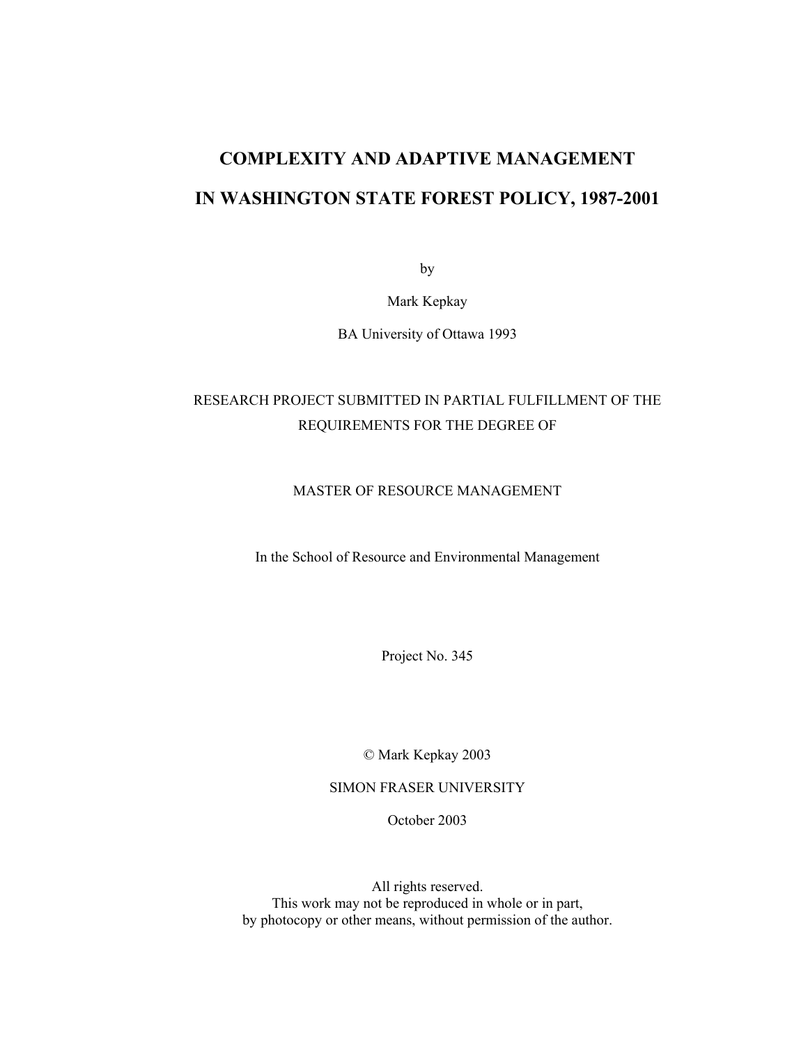# COMPLEXITY AND ADAPTIVE MANAGEMENT IN WASHINGTON STATE FOREST POLICY, 1987-2001

by

Mark Kepkay

BA University of Ottawa 1993

RESEARCH PROJECT SUBMITTED IN PARTIAL FULFILLMENT OF THE REQUIREMENTS FOR THE DEGREE OF

MASTER OF RESOURCE MANAGEMENT

In the School of Resource and Environmental Management

Project No. 345

© Mark Kepkay 2003

SIMON FRASER UNIVERSITY

October 2003

All rights reserved.
This work may not be reproduced in whole or in part,
by photocopy or other means, without permission of the author.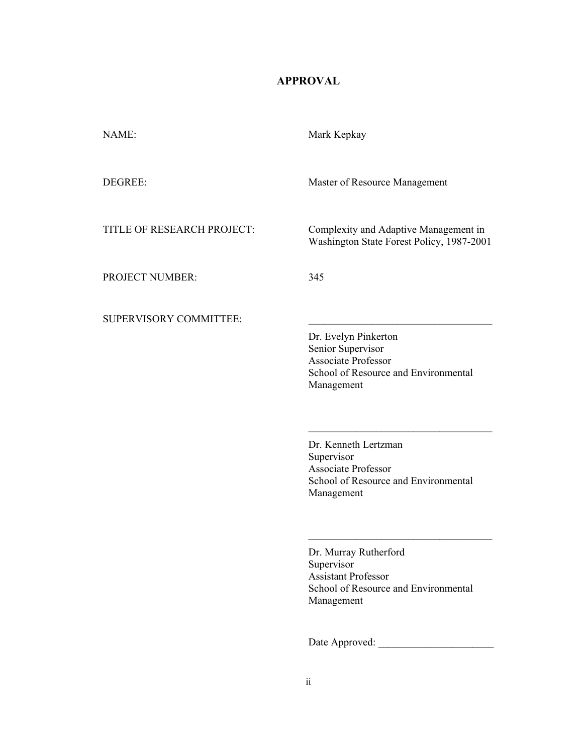# APPROVAL

NAME: Mark Kepkay

DEGREE: Master of Resource Management

TITLE OF RESEARCH PROJECT: Complexity and Adaptive Management in Washington State Forest Policy, 1987-2001

PROJECT NUMBER: 345

SUPERVISORY COMMITTEE:

___________________________________

Dr. Evelyn Pinkerton
Senior Supervisor
Associate Professor
School of Resource and Environmental Management

___________________________________

Dr. Kenneth Lertzman
Supervisor
Associate Professor
School of Resource and Environmental Management

___________________________________

Dr. Murray Rutherford
Supervisor
Assistant Professor
School of Resource and Environmental Management

Date Approved: ______________________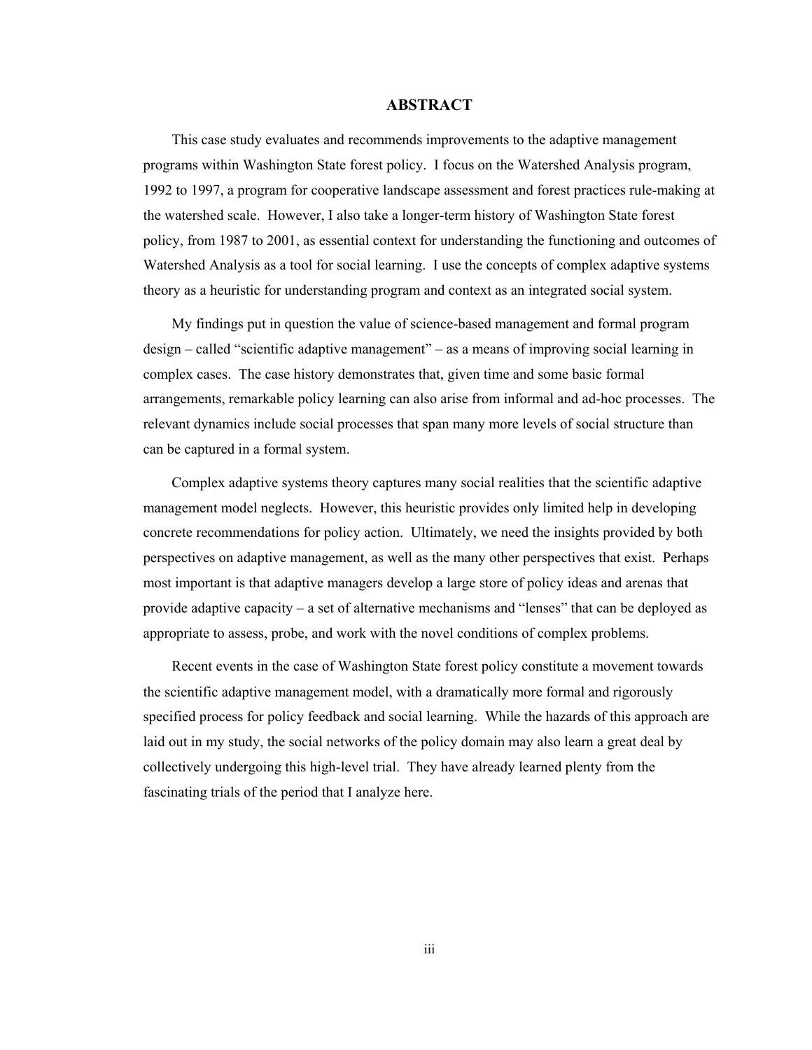# ABSTRACT

This case study evaluates and recommends improvements to the adaptive management programs within Washington State forest policy. I focus on the Watershed Analysis program, 1992 to 1997, a program for cooperative landscape assessment and forest practices rule-making at the watershed scale. However, I also take a longer-term history of Washington State forest policy, from 1987 to 2001, as essential context for understanding the functioning and outcomes of Watershed Analysis as a tool for social learning. I use the concepts of complex adaptive systems theory as a heuristic for understanding program and context as an integrated social system.

My findings put in question the value of science-based management and formal program design – called "scientific adaptive management" – as a means of improving social learning in complex cases. The case history demonstrates that, given time and some basic formal arrangements, remarkable policy learning can also arise from informal and ad-hoc processes. The relevant dynamics include social processes that span many more levels of social structure than can be captured in a formal system.

Complex adaptive systems theory captures many social realities that the scientific adaptive management model neglects. However, this heuristic provides only limited help in developing concrete recommendations for policy action. Ultimately, we need the insights provided by both perspectives on adaptive management, as well as the many other perspectives that exist. Perhaps most important is that adaptive managers develop a large store of policy ideas and arenas that provide adaptive capacity – a set of alternative mechanisms and "lenses" that can be deployed as appropriate to assess, probe, and work with the novel conditions of complex problems.

Recent events in the case of Washington State forest policy constitute a movement towards the scientific adaptive management model, with a dramatically more formal and rigorously specified process for policy feedback and social learning. While the hazards of this approach are laid out in my study, the social networks of the policy domain may also learn a great deal by collectively undergoing this high-level trial. They have already learned plenty from the fascinating trials of the period that I analyze here.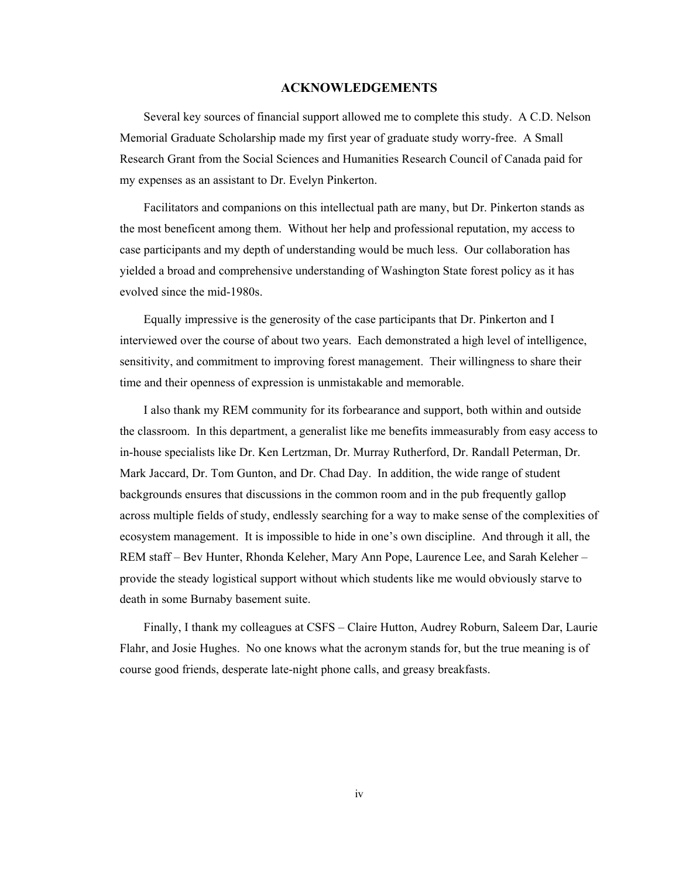## ACKNOWLEDGEMENTS

Several key sources of financial support allowed me to complete this study. A C.D. Nelson Memorial Graduate Scholarship made my first year of graduate study worry-free. A Small Research Grant from the Social Sciences and Humanities Research Council of Canada paid for my expenses as an assistant to Dr. Evelyn Pinkerton.

Facilitators and companions on this intellectual path are many, but Dr. Pinkerton stands as the most beneficent among them. Without her help and professional reputation, my access to case participants and my depth of understanding would be much less. Our collaboration has yielded a broad and comprehensive understanding of Washington State forest policy as it has evolved since the mid-1980s.

Equally impressive is the generosity of the case participants that Dr. Pinkerton and I interviewed over the course of about two years. Each demonstrated a high level of intelligence, sensitivity, and commitment to improving forest management. Their willingness to share their time and their openness of expression is unmistakable and memorable.

I also thank my REM community for its forbearance and support, both within and outside the classroom. In this department, a generalist like me benefits immeasurably from easy access to in-house specialists like Dr. Ken Lertzman, Dr. Murray Rutherford, Dr. Randall Peterman, Dr. Mark Jaccard, Dr. Tom Gunton, and Dr. Chad Day. In addition, the wide range of student backgrounds ensures that discussions in the common room and in the pub frequently gallop across multiple fields of study, endlessly searching for a way to make sense of the complexities of ecosystem management. It is impossible to hide in one's own discipline. And through it all, the REM staff – Bev Hunter, Rhonda Keleher, Mary Ann Pope, Laurence Lee, and Sarah Keleher – provide the steady logistical support without which students like me would obviously starve to death in some Burnaby basement suite.

Finally, I thank my colleagues at CSFS – Claire Hutton, Audrey Roburn, Saleem Dar, Laurie Flahr, and Josie Hughes. No one knows what the acronym stands for, but the true meaning is of course good friends, desperate late-night phone calls, and greasy breakfasts.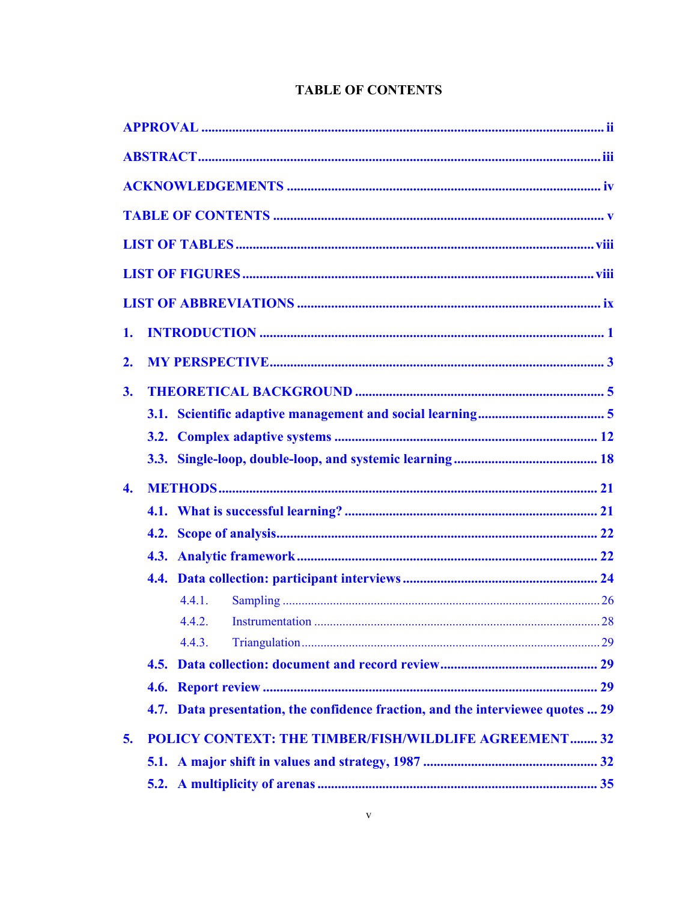# TABLE OF CONTENTS

**APPROVAL** ..................................................................................................................... ii

**ABSTRACT** ...................................................................................................................... iii

**ACKNOWLEDGEMENTS** ............................................................................................... iv

**TABLE OF CONTENTS** .................................................................................................. v

**LIST OF TABLES** ........................................................................................................... viii

**LIST OF FIGURES** .......................................................................................................... viii

**LIST OF ABBREVIATIONS** ........................................................................................... ix

**1. INTRODUCTION** .......................................................................................................... 1

**2. MY PERSPECTIVE** ....................................................................................................... 3

**3. THEORETICAL BACKGROUND** ............................................................................... 5

- **3.1. Scientific adaptive management and social learning** .............................................. 5
- **3.2. Complex adaptive systems** ........................................................................................ 12
- **3.3. Single-loop, double-loop, and systemic learning** ..................................................... 18

**4. METHODS** ..................................................................................................................... 21

- **4.1. What is successful learning?** .................................................................................... 21
- **4.2. Scope of analysis** ....................................................................................................... 22
- **4.3. Analytic framework** ................................................................................................... 22
- **4.4. Data collection: participant interviews** ..................................................................... 24
  - 4.4.1. Sampling ................................................................................................................. 26
  - 4.4.2. Instrumentation ...................................................................................................... 28
  - 4.4.3. Triangulation .......................................................................................................... 29
- **4.5. Data collection: document and record review** .......................................................... 29
- **4.6. Report review** ............................................................................................................. 29
- **4.7. Data presentation, the confidence fraction, and the interviewee quotes** ... 29

**5. POLICY CONTEXT: THE TIMBER/FISH/WILDLIFE AGREEMENT** ........ 32

- **5.1. A major shift in values and strategy, 1987** ............................................................... 32
- **5.2. A multiplicity of arenas** ............................................................................................. 35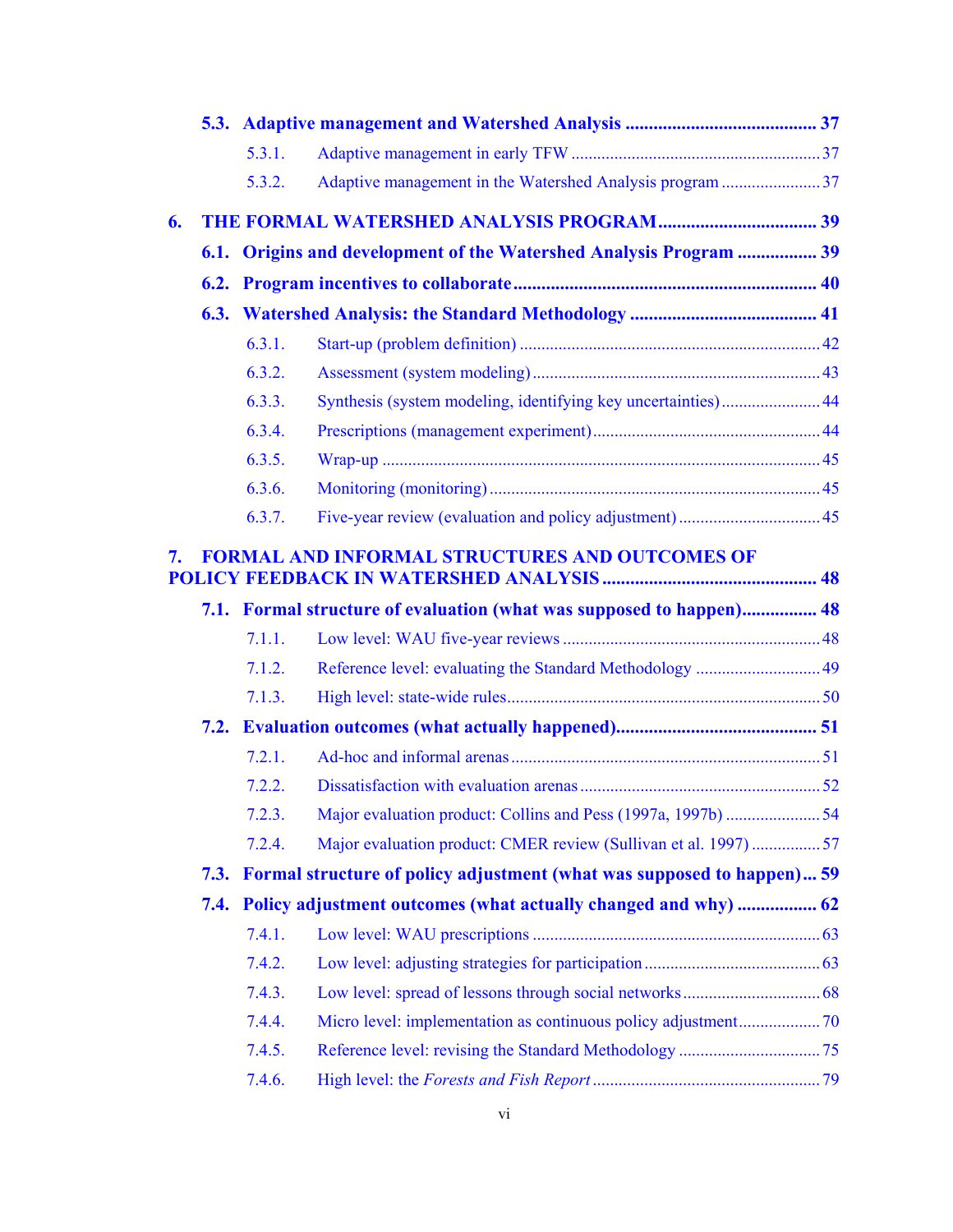**5.3. Adaptive management and Watershed Analysis ........................................ 37**

5.3.1. Adaptive management in early TFW ........................................................ 37

5.3.2. Adaptive management in the Watershed Analysis program ...................... 37

**6. THE FORMAL WATERSHED ANALYSIS PROGRAM ................................. 39**

**6.1. Origins and development of the Watershed Analysis Program ................ 39**

**6.2. Program incentives to collaborate ................................................................ 40**

**6.3. Watershed Analysis: the Standard Methodology ....................................... 41**

6.3.1. Start-up (problem definition) .................................................................... 42

6.3.2. Assessment (system modeling) ................................................................. 43

6.3.3. Synthesis (system modeling, identifying key uncertainties) ...................... 44

6.3.4. Prescriptions (management experiment) ................................................... 44

6.3.5. Wrap-up .................................................................................................... 45

6.3.6. Monitoring (monitoring) ........................................................................... 45

6.3.7. Five-year review (evaluation and policy adjustment) ................................ 45

**7. FORMAL AND INFORMAL STRUCTURES AND OUTCOMES OF POLICY FEEDBACK IN WATERSHED ANALYSIS ............................................ 48**

**7.1. Formal structure of evaluation (what was supposed to happen)................ 48**

7.1.1. Low level: WAU five-year reviews .......................................................... 48

7.1.2. Reference level: evaluating the Standard Methodology ............................ 49

7.1.3. High level: state-wide rules ....................................................................... 50

**7.2. Evaluation outcomes (what actually happened).......................................... 51**

7.2.1. Ad-hoc and informal arenas ...................................................................... 51

7.2.2. Dissatisfaction with evaluation arenas ....................................................... 52

7.2.3. Major evaluation product: Collins and Pess (1997a, 1997b) ..................... 54

7.2.4. Major evaluation product: CMER review (Sullivan et al. 1997) ............... 57

**7.3. Formal structure of policy adjustment (what was supposed to happen)... 59**

**7.4. Policy adjustment outcomes (what actually changed and why) ................. 62**

7.4.1. Low level: WAU prescriptions ................................................................. 63

7.4.2. Low level: adjusting strategies for participation ........................................ 63

7.4.3. Low level: spread of lessons through social networks ............................... 68

7.4.4. Micro level: implementation as continuous policy adjustment.................. 70

7.4.5. Reference level: revising the Standard Methodology ................................ 75

7.4.6. High level: the *Forests and Fish Report* .................................................... 79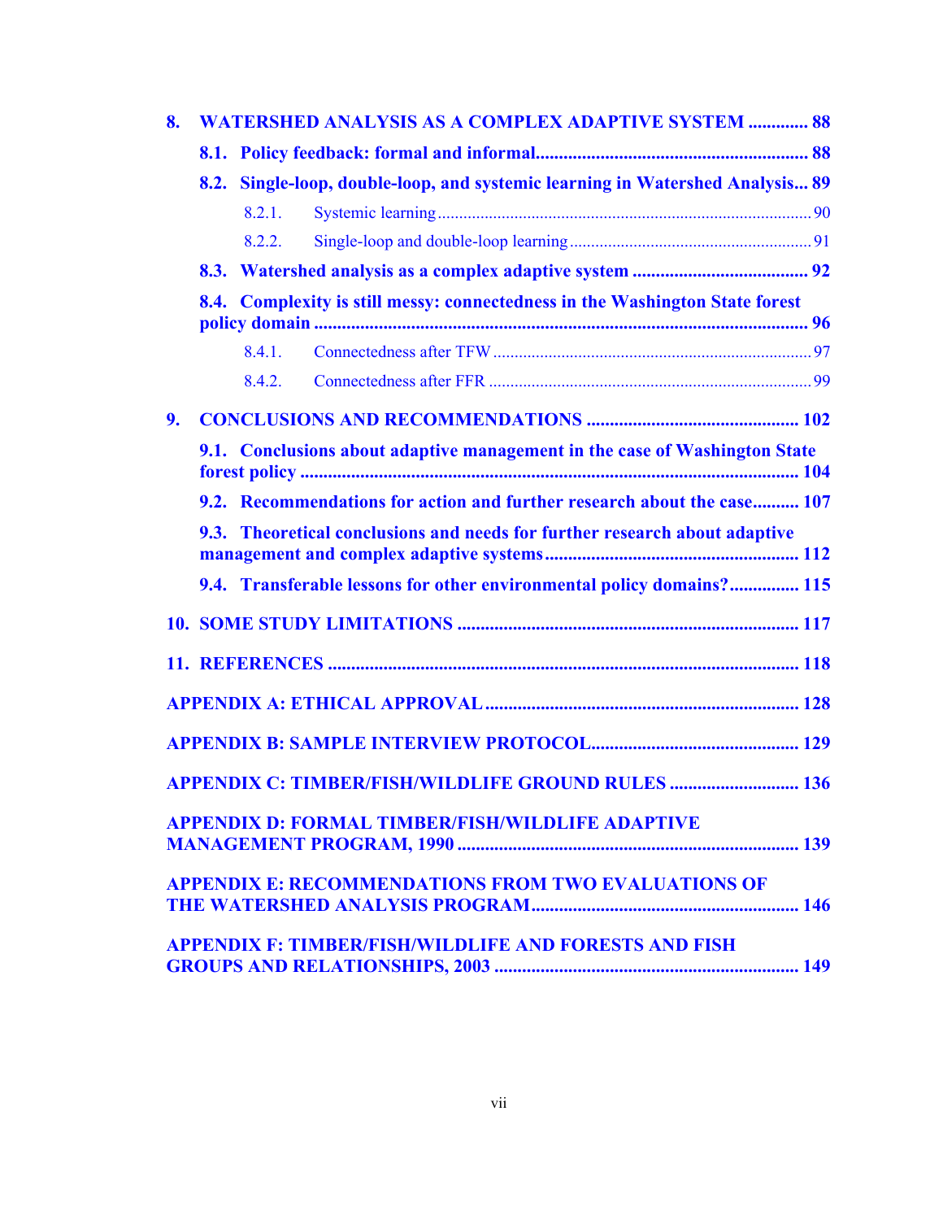**8. WATERSHED ANALYSIS AS A COMPLEX ADAPTIVE SYSTEM ............. 88**

**8.1. Policy feedback: formal and informal............................................................ 88**

**8.2. Single-loop, double-loop, and systemic learning in Watershed Analysis... 89**

8.2.1. Systemic learning ........................................................................................ 90

8.2.2. Single-loop and double-loop learning ........................................................ 91

**8.3. Watershed analysis as a complex adaptive system ...................................... 92**

**8.4. Complexity is still messy: connectedness in the Washington State forest policy domain .......................................................................................................... 96**

8.4.1. Connectedness after TFW ......................................................................... 97

8.4.2. Connectedness after FFR .......................................................................... 99

**9. CONCLUSIONS AND RECOMMENDATIONS ............................................. 102**

**9.1. Conclusions about adaptive management in the case of Washington State forest policy ........................................................................................................... 104**

**9.2. Recommendations for action and further research about the case.......... 107**

**9.3. Theoretical conclusions and needs for further research about adaptive management and complex adaptive systems...................................................... 112**

**9.4. Transferable lessons for other environmental policy domains?............... 115**

**10. SOME STUDY LIMITATIONS ........................................................................ 117**

**11. REFERENCES ................................................................................................... 118**

**APPENDIX A: ETHICAL APPROVAL .................................................................. 128**

**APPENDIX B: SAMPLE INTERVIEW PROTOCOL............................................ 129**

**APPENDIX C: TIMBER/FISH/WILDLIFE GROUND RULES ........................... 136**

**APPENDIX D: FORMAL TIMBER/FISH/WILDLIFE ADAPTIVE MANAGEMENT PROGRAM, 1990 ......................................................................... 139**

**APPENDIX E: RECOMMENDATIONS FROM TWO EVALUATIONS OF THE WATERSHED ANALYSIS PROGRAM......................................................... 146**

**APPENDIX F: TIMBER/FISH/WILDLIFE AND FORESTS AND FISH GROUPS AND RELATIONSHIPS, 2003 ................................................................. 149**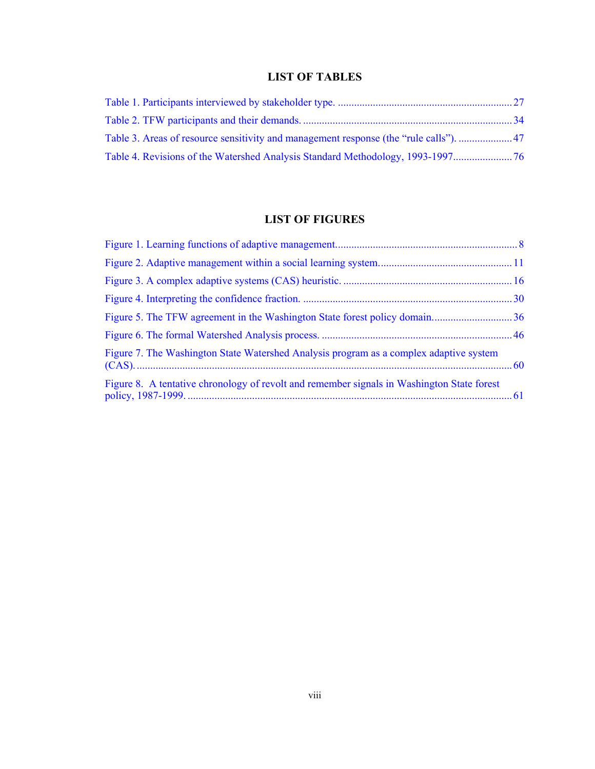## LIST OF TABLES

Table 1. Participants interviewed by stakeholder type. ........................................ 27

Table 2. TFW participants and their demands. ........................................ 34

Table 3. Areas of resource sensitivity and management response (the "rule calls"). ........................................ 47

Table 4. Revisions of the Watershed Analysis Standard Methodology, 1993-1997 ........................................ 76

## LIST OF FIGURES

Figure 1. Learning functions of adaptive management. ........................................ 8

Figure 2. Adaptive management within a social learning system. ........................................ 11

Figure 3. A complex adaptive systems (CAS) heuristic. ........................................ 16

Figure 4. Interpreting the confidence fraction. ........................................ 30

Figure 5. The TFW agreement in the Washington State forest policy domain. ........................................ 36

Figure 6. The formal Watershed Analysis process. ........................................ 46

Figure 7. The Washington State Watershed Analysis program as a complex adaptive system (CAS). ........................................ 60

Figure 8. A tentative chronology of revolt and remember signals in Washington State forest policy, 1987-1999. ........................................ 61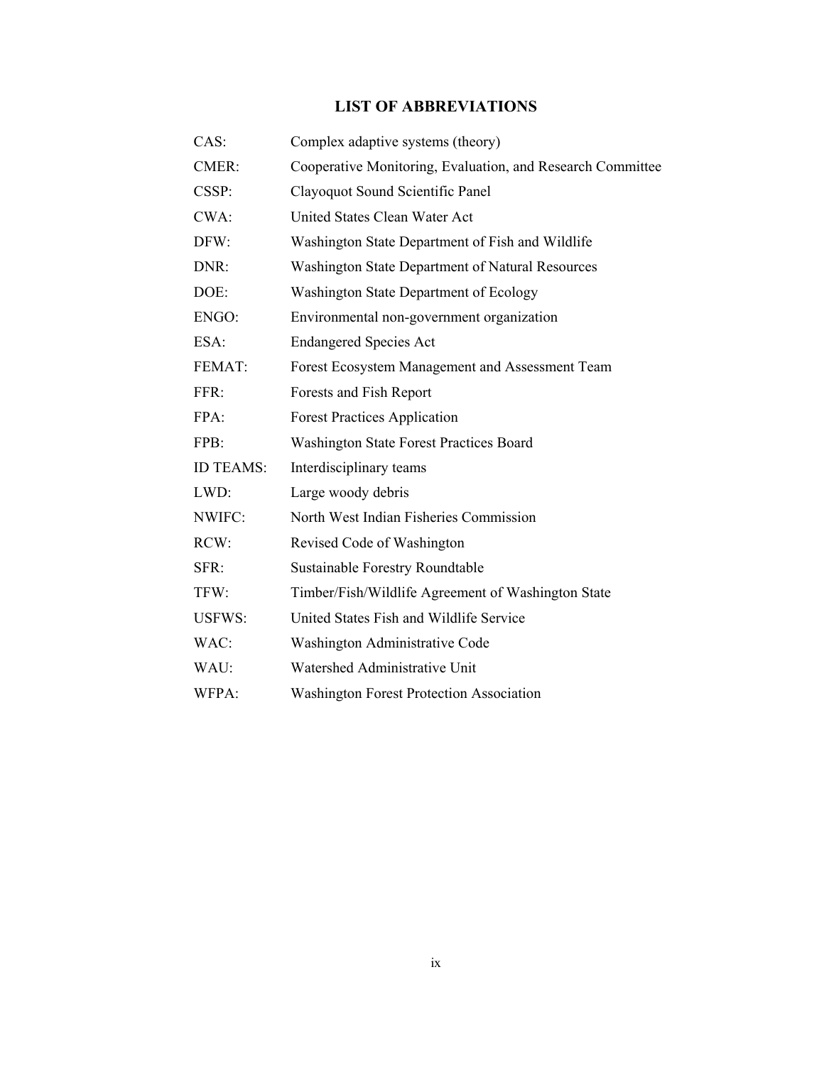# LIST OF ABBREVIATIONS

| | |
|---|---|
| CAS: | Complex adaptive systems (theory) |
| CMER: | Cooperative Monitoring, Evaluation, and Research Committee |
| CSSP: | Clayoquot Sound Scientific Panel |
| CWA: | United States Clean Water Act |
| DFW: | Washington State Department of Fish and Wildlife |
| DNR: | Washington State Department of Natural Resources |
| DOE: | Washington State Department of Ecology |
| ENGO: | Environmental non-government organization |
| ESA: | Endangered Species Act |
| FEMAT: | Forest Ecosystem Management and Assessment Team |
| FFR: | Forests and Fish Report |
| FPA: | Forest Practices Application |
| FPB: | Washington State Forest Practices Board |
| ID TEAMS: | Interdisciplinary teams |
| LWD: | Large woody debris |
| NWIFC: | North West Indian Fisheries Commission |
| RCW: | Revised Code of Washington |
| SFR: | Sustainable Forestry Roundtable |
| TFW: | Timber/Fish/Wildlife Agreement of Washington State |
| USFWS: | United States Fish and Wildlife Service |
| WAC: | Washington Administrative Code |
| WAU: | Watershed Administrative Unit |
| WFPA: | Washington Forest Protection Association |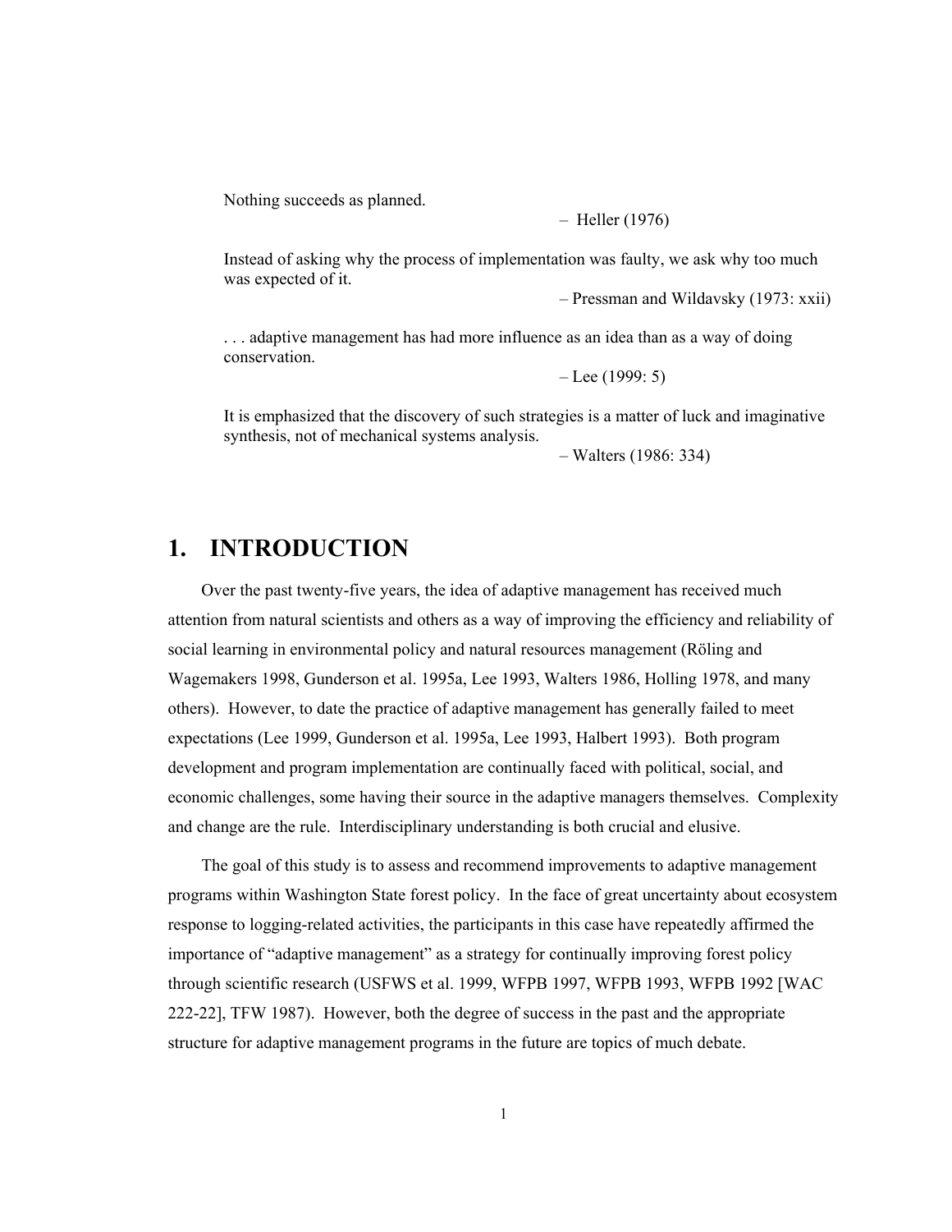> Nothing succeeds as planned.
>
> – Heller (1976)

> Instead of asking why the process of implementation was faulty, we ask why too much was expected of it.
>
> – Pressman and Wildavsky (1973: xxii)

> . . . adaptive management has had more influence as an idea than as a way of doing conservation.
>
> – Lee (1999: 5)

> It is emphasized that the discovery of such strategies is a matter of luck and imaginative synthesis, not of mechanical systems analysis.
>
> – Walters (1986: 334)

# 1. INTRODUCTION

Over the past twenty-five years, the idea of adaptive management has received much attention from natural scientists and others as a way of improving the efficiency and reliability of social learning in environmental policy and natural resources management (Röling and Wagemakers 1998, Gunderson et al. 1995a, Lee 1993, Walters 1986, Holling 1978, and many others). However, to date the practice of adaptive management has generally failed to meet expectations (Lee 1999, Gunderson et al. 1995a, Lee 1993, Halbert 1993). Both program development and program implementation are continually faced with political, social, and economic challenges, some having their source in the adaptive managers themselves. Complexity and change are the rule. Interdisciplinary understanding is both crucial and elusive.

The goal of this study is to assess and recommend improvements to adaptive management programs within Washington State forest policy. In the face of great uncertainty about ecosystem response to logging-related activities, the participants in this case have repeatedly affirmed the importance of "adaptive management" as a strategy for continually improving forest policy through scientific research (USFWS et al. 1999, WFPB 1997, WFPB 1993, WFPB 1992 [WAC 222-22], TFW 1987). However, both the degree of success in the past and the appropriate structure for adaptive management programs in the future are topics of much debate.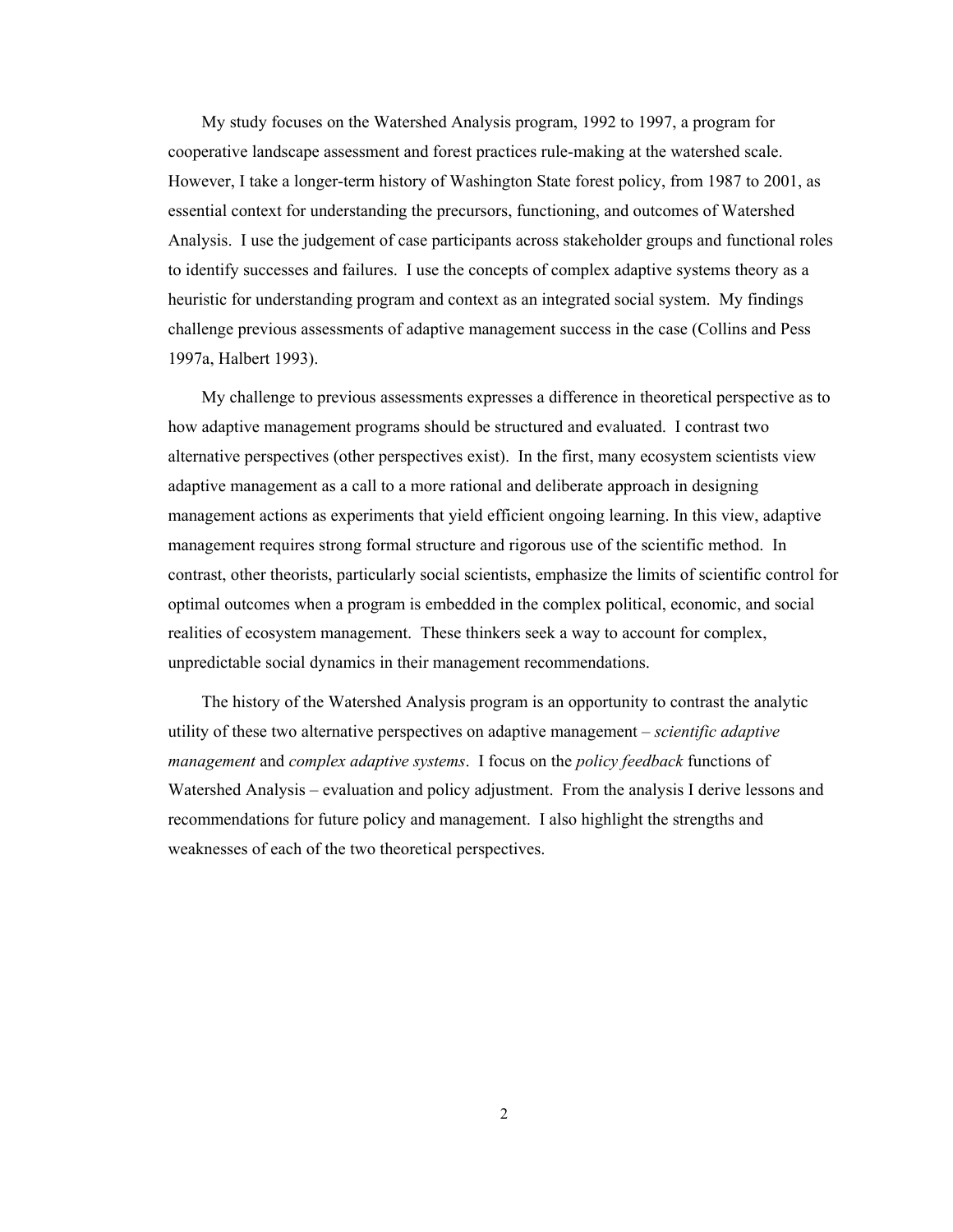My study focuses on the Watershed Analysis program, 1992 to 1997, a program for cooperative landscape assessment and forest practices rule-making at the watershed scale. However, I take a longer-term history of Washington State forest policy, from 1987 to 2001, as essential context for understanding the precursors, functioning, and outcomes of Watershed Analysis. I use the judgement of case participants across stakeholder groups and functional roles to identify successes and failures. I use the concepts of complex adaptive systems theory as a heuristic for understanding program and context as an integrated social system. My findings challenge previous assessments of adaptive management success in the case (Collins and Pess 1997a, Halbert 1993).

My challenge to previous assessments expresses a difference in theoretical perspective as to how adaptive management programs should be structured and evaluated. I contrast two alternative perspectives (other perspectives exist). In the first, many ecosystem scientists view adaptive management as a call to a more rational and deliberate approach in designing management actions as experiments that yield efficient ongoing learning. In this view, adaptive management requires strong formal structure and rigorous use of the scientific method. In contrast, other theorists, particularly social scientists, emphasize the limits of scientific control for optimal outcomes when a program is embedded in the complex political, economic, and social realities of ecosystem management. These thinkers seek a way to account for complex, unpredictable social dynamics in their management recommendations.

The history of the Watershed Analysis program is an opportunity to contrast the analytic utility of these two alternative perspectives on adaptive management – *scientific adaptive management* and *complex adaptive systems*. I focus on the *policy feedback* functions of Watershed Analysis – evaluation and policy adjustment. From the analysis I derive lessons and recommendations for future policy and management. I also highlight the strengths and weaknesses of each of the two theoretical perspectives.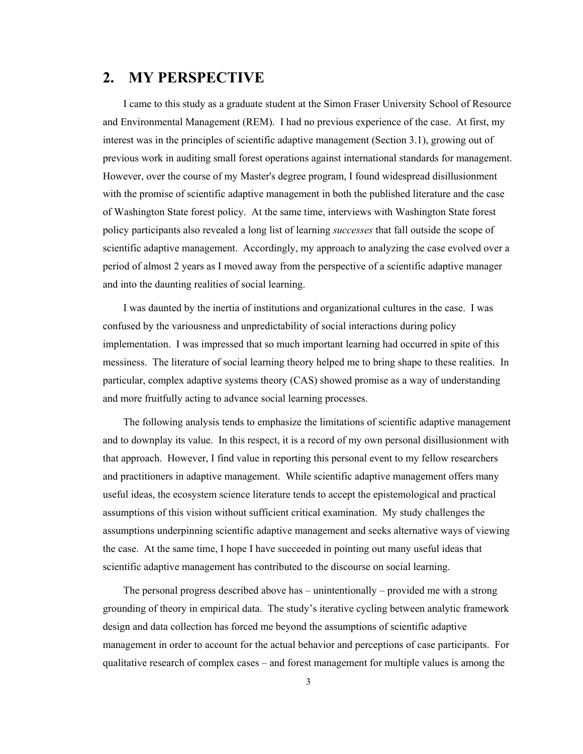# 2. MY PERSPECTIVE

I came to this study as a graduate student at the Simon Fraser University School of Resource and Environmental Management (REM). I had no previous experience of the case. At first, my interest was in the principles of scientific adaptive management (Section 3.1), growing out of previous work in auditing small forest operations against international standards for management. However, over the course of my Master's degree program, I found widespread disillusionment with the promise of scientific adaptive management in both the published literature and the case of Washington State forest policy. At the same time, interviews with Washington State forest policy participants also revealed a long list of learning *successes* that fall outside the scope of scientific adaptive management. Accordingly, my approach to analyzing the case evolved over a period of almost 2 years as I moved away from the perspective of a scientific adaptive manager and into the daunting realities of social learning.

I was daunted by the inertia of institutions and organizational cultures in the case. I was confused by the variousness and unpredictability of social interactions during policy implementation. I was impressed that so much important learning had occurred in spite of this messiness. The literature of social learning theory helped me to bring shape to these realities. In particular, complex adaptive systems theory (CAS) showed promise as a way of understanding and more fruitfully acting to advance social learning processes.

The following analysis tends to emphasize the limitations of scientific adaptive management and to downplay its value. In this respect, it is a record of my own personal disillusionment with that approach. However, I find value in reporting this personal event to my fellow researchers and practitioners in adaptive management. While scientific adaptive management offers many useful ideas, the ecosystem science literature tends to accept the epistemological and practical assumptions of this vision without sufficient critical examination. My study challenges the assumptions underpinning scientific adaptive management and seeks alternative ways of viewing the case. At the same time, I hope I have succeeded in pointing out many useful ideas that scientific adaptive management has contributed to the discourse on social learning.

The personal progress described above has – unintentionally – provided me with a strong grounding of theory in empirical data. The study's iterative cycling between analytic framework design and data collection has forced me beyond the assumptions of scientific adaptive management in order to account for the actual behavior and perceptions of case participants. For qualitative research of complex cases – and forest management for multiple values is among the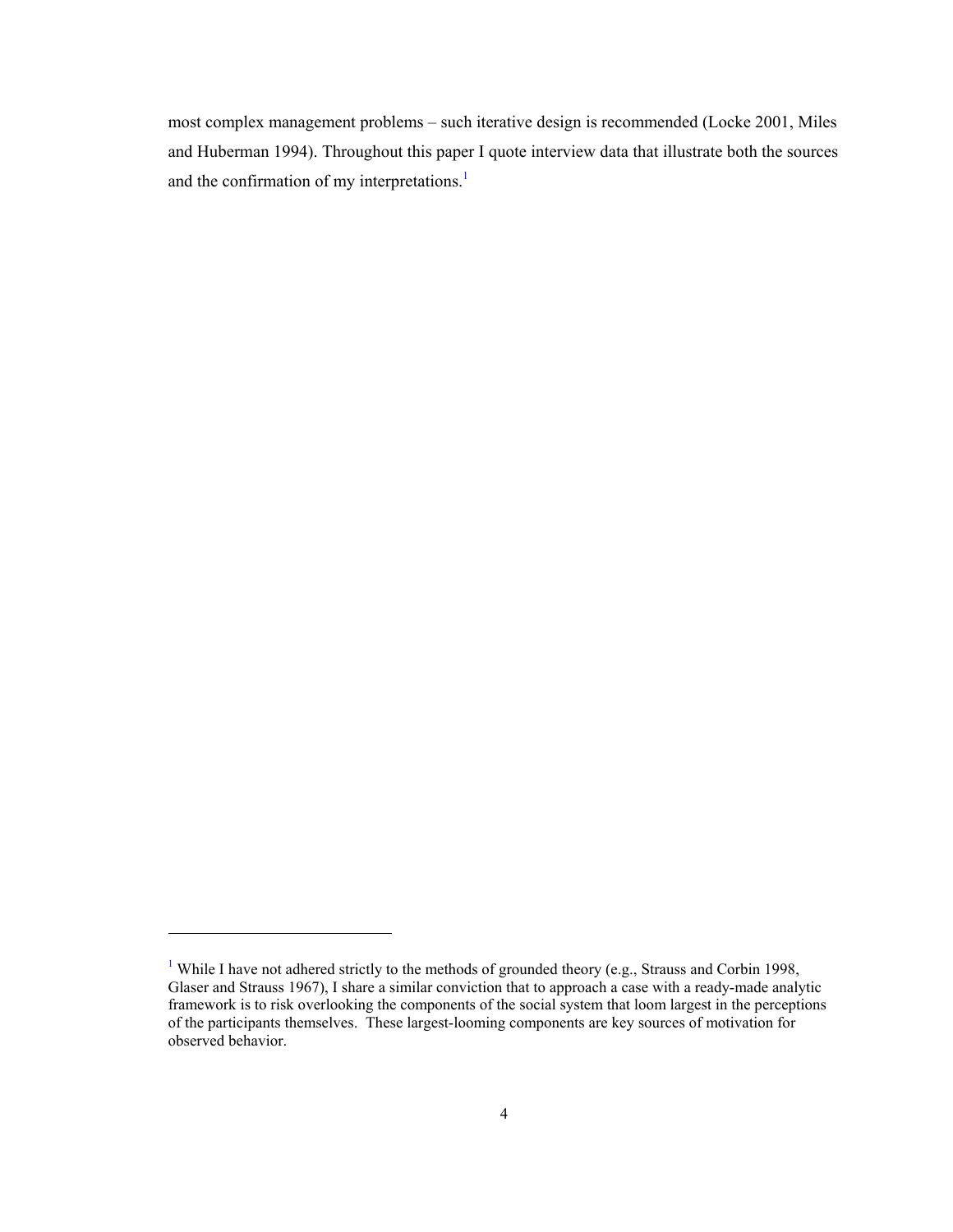most complex management problems – such iterative design is recommended (Locke 2001, Miles and Huberman 1994). Throughout this paper I quote interview data that illustrate both the sources and the confirmation of my interpretations.[1]

---

[1] While I have not adhered strictly to the methods of grounded theory (e.g., Strauss and Corbin 1998, Glaser and Strauss 1967), I share a similar conviction that to approach a case with a ready-made analytic framework is to risk overlooking the components of the social system that loom largest in the perceptions of the participants themselves. These largest-looming components are key sources of motivation for observed behavior.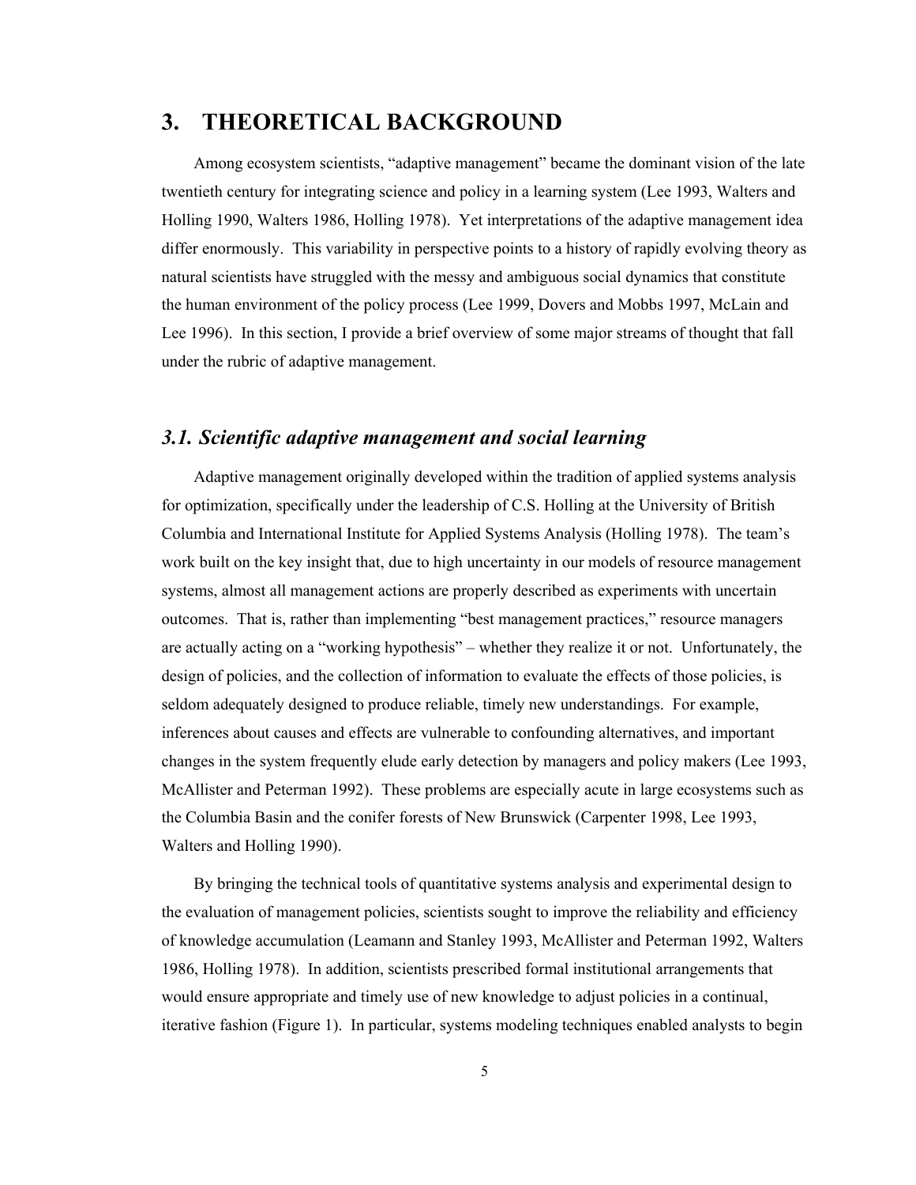# 3. THEORETICAL BACKGROUND

Among ecosystem scientists, "adaptive management" became the dominant vision of the late twentieth century for integrating science and policy in a learning system (Lee 1993, Walters and Holling 1990, Walters 1986, Holling 1978). Yet interpretations of the adaptive management idea differ enormously. This variability in perspective points to a history of rapidly evolving theory as natural scientists have struggled with the messy and ambiguous social dynamics that constitute the human environment of the policy process (Lee 1999, Dovers and Mobbs 1997, McLain and Lee 1996). In this section, I provide a brief overview of some major streams of thought that fall under the rubric of adaptive management.

## *3.1. Scientific adaptive management and social learning*

Adaptive management originally developed within the tradition of applied systems analysis for optimization, specifically under the leadership of C.S. Holling at the University of British Columbia and International Institute for Applied Systems Analysis (Holling 1978). The team's work built on the key insight that, due to high uncertainty in our models of resource management systems, almost all management actions are properly described as experiments with uncertain outcomes. That is, rather than implementing "best management practices," resource managers are actually acting on a "working hypothesis" – whether they realize it or not. Unfortunately, the design of policies, and the collection of information to evaluate the effects of those policies, is seldom adequately designed to produce reliable, timely new understandings. For example, inferences about causes and effects are vulnerable to confounding alternatives, and important changes in the system frequently elude early detection by managers and policy makers (Lee 1993, McAllister and Peterman 1992). These problems are especially acute in large ecosystems such as the Columbia Basin and the conifer forests of New Brunswick (Carpenter 1998, Lee 1993, Walters and Holling 1990).

By bringing the technical tools of quantitative systems analysis and experimental design to the evaluation of management policies, scientists sought to improve the reliability and efficiency of knowledge accumulation (Leamann and Stanley 1993, McAllister and Peterman 1992, Walters 1986, Holling 1978). In addition, scientists prescribed formal institutional arrangements that would ensure appropriate and timely use of new knowledge to adjust policies in a continual, iterative fashion (Figure 1). In particular, systems modeling techniques enabled analysts to begin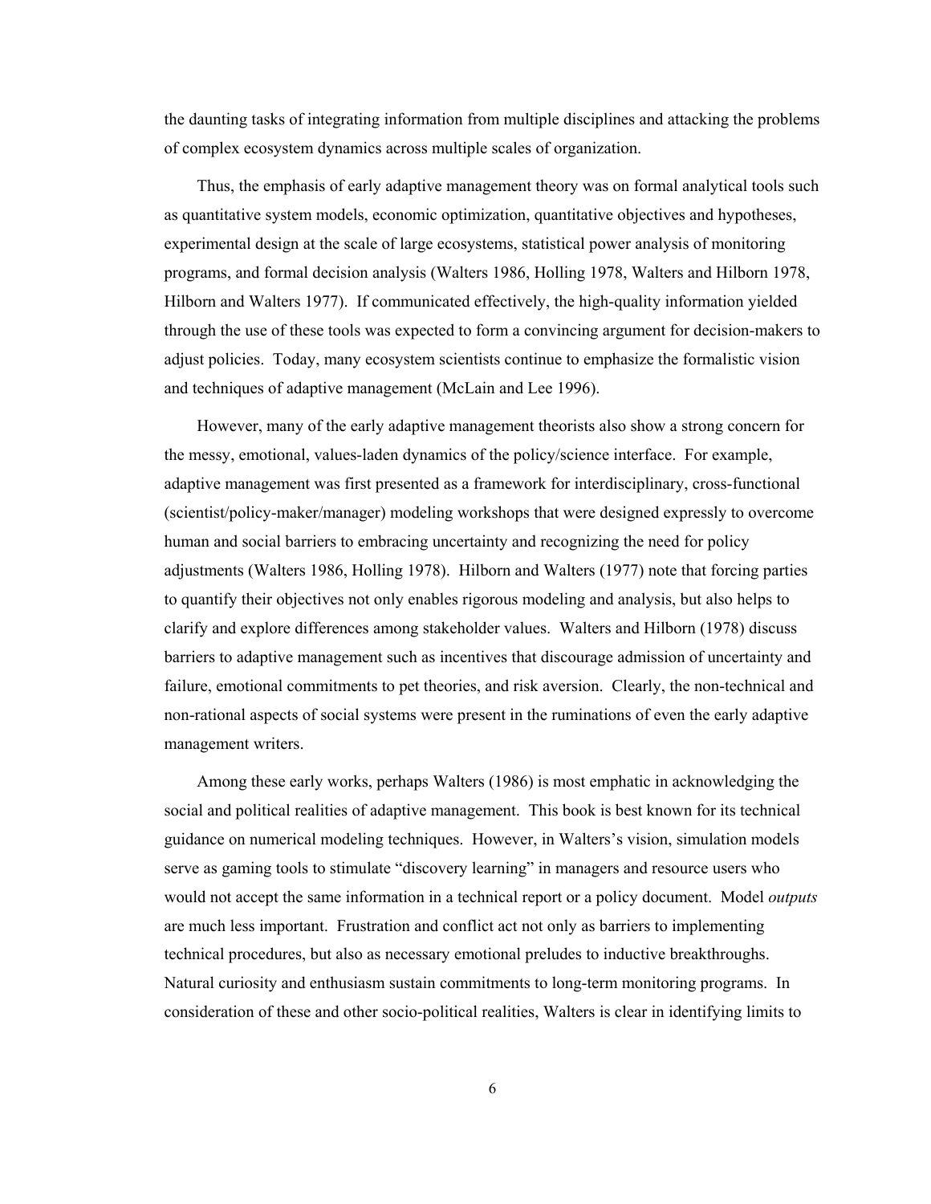the daunting tasks of integrating information from multiple disciplines and attacking the problems of complex ecosystem dynamics across multiple scales of organization.

Thus, the emphasis of early adaptive management theory was on formal analytical tools such as quantitative system models, economic optimization, quantitative objectives and hypotheses, experimental design at the scale of large ecosystems, statistical power analysis of monitoring programs, and formal decision analysis (Walters 1986, Holling 1978, Walters and Hilborn 1978, Hilborn and Walters 1977). If communicated effectively, the high-quality information yielded through the use of these tools was expected to form a convincing argument for decision-makers to adjust policies. Today, many ecosystem scientists continue to emphasize the formalistic vision and techniques of adaptive management (McLain and Lee 1996).

However, many of the early adaptive management theorists also show a strong concern for the messy, emotional, values-laden dynamics of the policy/science interface. For example, adaptive management was first presented as a framework for interdisciplinary, cross-functional (scientist/policy-maker/manager) modeling workshops that were designed expressly to overcome human and social barriers to embracing uncertainty and recognizing the need for policy adjustments (Walters 1986, Holling 1978). Hilborn and Walters (1977) note that forcing parties to quantify their objectives not only enables rigorous modeling and analysis, but also helps to clarify and explore differences among stakeholder values. Walters and Hilborn (1978) discuss barriers to adaptive management such as incentives that discourage admission of uncertainty and failure, emotional commitments to pet theories, and risk aversion. Clearly, the non-technical and non-rational aspects of social systems were present in the ruminations of even the early adaptive management writers.

Among these early works, perhaps Walters (1986) is most emphatic in acknowledging the social and political realities of adaptive management. This book is best known for its technical guidance on numerical modeling techniques. However, in Walters's vision, simulation models serve as gaming tools to stimulate "discovery learning" in managers and resource users who would not accept the same information in a technical report or a policy document. Model *outputs* are much less important. Frustration and conflict act not only as barriers to implementing technical procedures, but also as necessary emotional preludes to inductive breakthroughs. Natural curiosity and enthusiasm sustain commitments to long-term monitoring programs. In consideration of these and other socio-political realities, Walters is clear in identifying limits to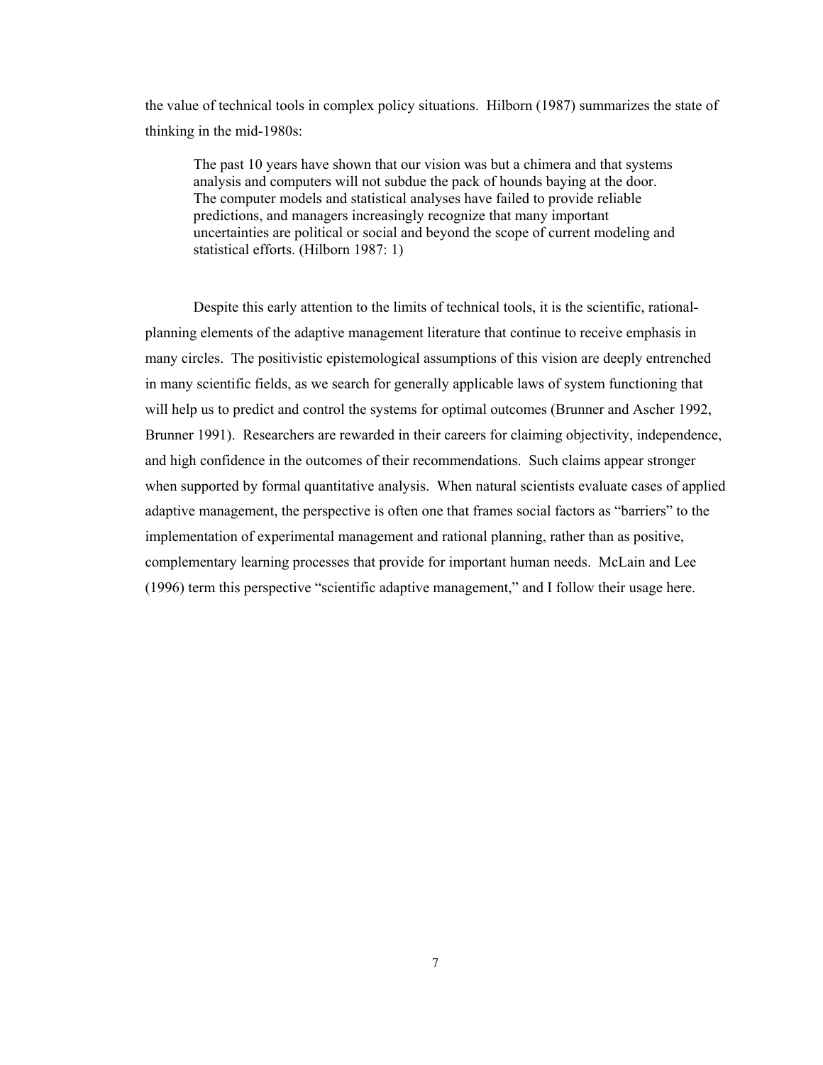the value of technical tools in complex policy situations. Hilborn (1987) summarizes the state of thinking in the mid-1980s:

> The past 10 years have shown that our vision was but a chimera and that systems analysis and computers will not subdue the pack of hounds baying at the door. The computer models and statistical analyses have failed to provide reliable predictions, and managers increasingly recognize that many important uncertainties are political or social and beyond the scope of current modeling and statistical efforts. (Hilborn 1987: 1)

Despite this early attention to the limits of technical tools, it is the scientific, rational-planning elements of the adaptive management literature that continue to receive emphasis in many circles. The positivistic epistemological assumptions of this vision are deeply entrenched in many scientific fields, as we search for generally applicable laws of system functioning that will help us to predict and control the systems for optimal outcomes (Brunner and Ascher 1992, Brunner 1991). Researchers are rewarded in their careers for claiming objectivity, independence, and high confidence in the outcomes of their recommendations. Such claims appear stronger when supported by formal quantitative analysis. When natural scientists evaluate cases of applied adaptive management, the perspective is often one that frames social factors as "barriers" to the implementation of experimental management and rational planning, rather than as positive, complementary learning processes that provide for important human needs. McLain and Lee (1996) term this perspective "scientific adaptive management," and I follow their usage here.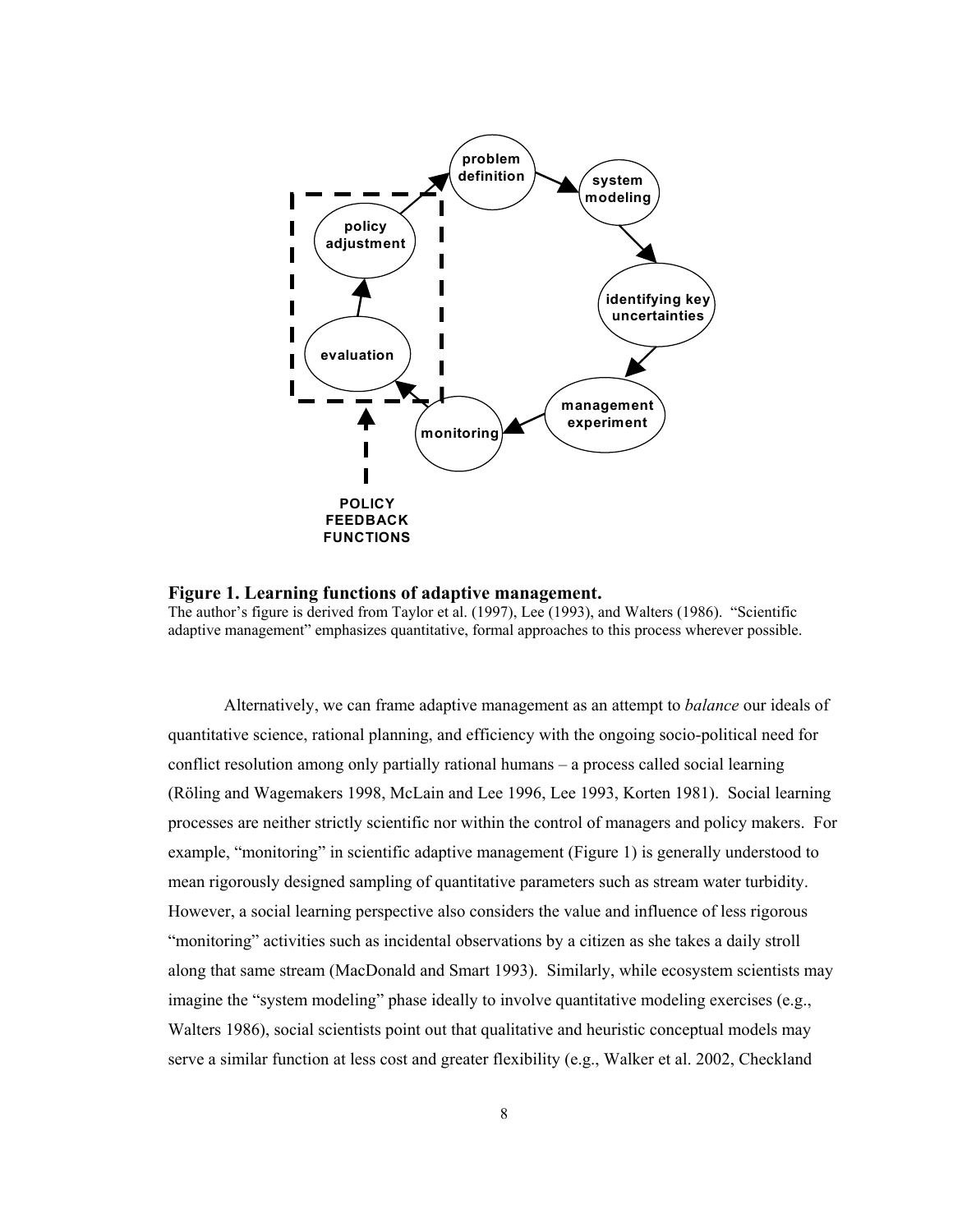**Figure 1. Learning functions of adaptive management.**
The author's figure is derived from Taylor et al. (1997), Lee (1993), and Walters (1986). "Scientific adaptive management" emphasizes quantitative, formal approaches to this process wherever possible.

Alternatively, we can frame adaptive management as an attempt to *balance* our ideals of quantitative science, rational planning, and efficiency with the ongoing socio-political need for conflict resolution among only partially rational humans – a process called social learning (Röling and Wagemakers 1998, McLain and Lee 1996, Lee 1993, Korten 1981). Social learning processes are neither strictly scientific nor within the control of managers and policy makers. For example, "monitoring" in scientific adaptive management (Figure 1) is generally understood to mean rigorously designed sampling of quantitative parameters such as stream water turbidity. However, a social learning perspective also considers the value and influence of less rigorous "monitoring" activities such as incidental observations by a citizen as she takes a daily stroll along that same stream (MacDonald and Smart 1993). Similarly, while ecosystem scientists may imagine the "system modeling" phase ideally to involve quantitative modeling exercises (e.g., Walters 1986), social scientists point out that qualitative and heuristic conceptual models may serve a similar function at less cost and greater flexibility (e.g., Walker et al. 2002, Checkland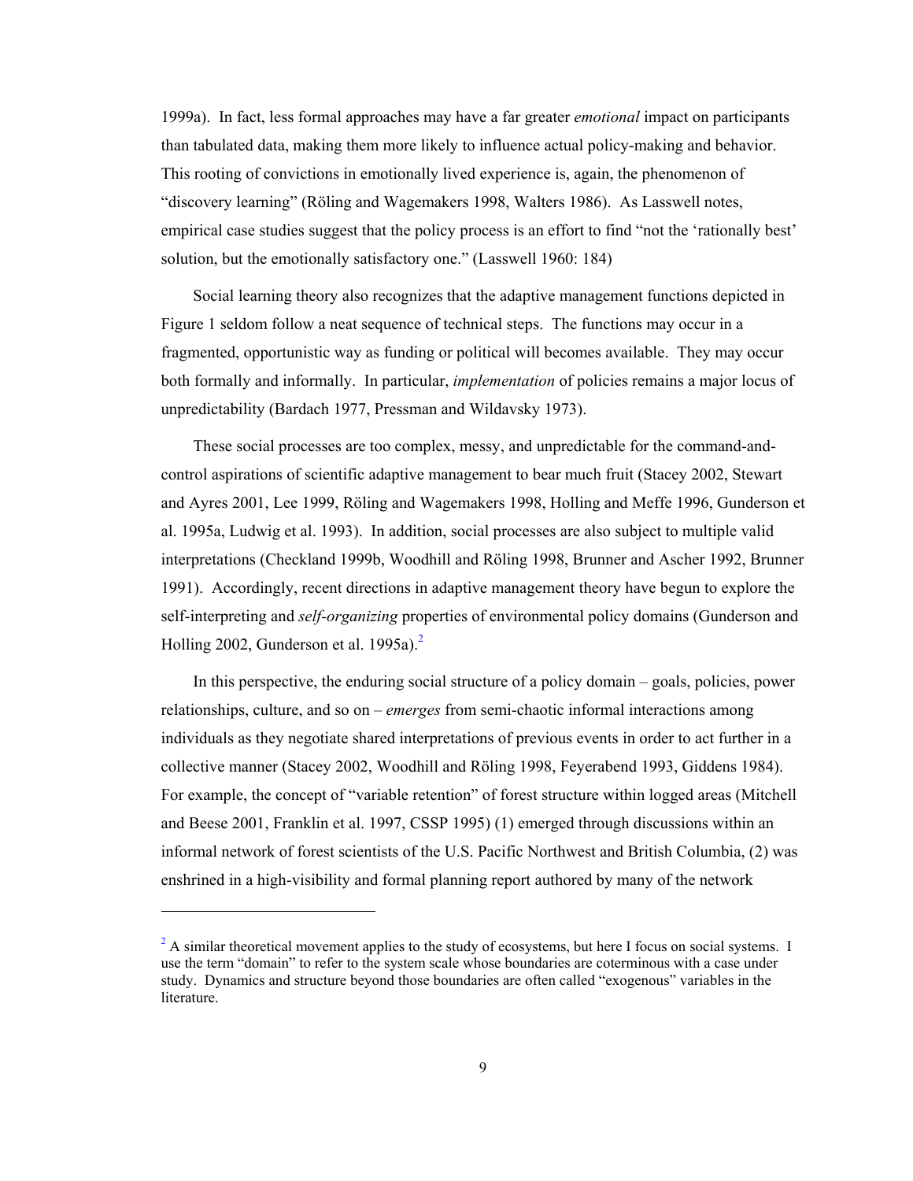1999a). In fact, less formal approaches may have a far greater *emotional* impact on participants than tabulated data, making them more likely to influence actual policy-making and behavior. This rooting of convictions in emotionally lived experience is, again, the phenomenon of "discovery learning" (Röling and Wagemakers 1998, Walters 1986). As Lasswell notes, empirical case studies suggest that the policy process is an effort to find "not the 'rationally best' solution, but the emotionally satisfactory one." (Lasswell 1960: 184)

Social learning theory also recognizes that the adaptive management functions depicted in Figure 1 seldom follow a neat sequence of technical steps. The functions may occur in a fragmented, opportunistic way as funding or political will becomes available. They may occur both formally and informally. In particular, *implementation* of policies remains a major locus of unpredictability (Bardach 1977, Pressman and Wildavsky 1973).

These social processes are too complex, messy, and unpredictable for the command-and-control aspirations of scientific adaptive management to bear much fruit (Stacey 2002, Stewart and Ayres 2001, Lee 1999, Röling and Wagemakers 1998, Holling and Meffe 1996, Gunderson et al. 1995a, Ludwig et al. 1993). In addition, social processes are also subject to multiple valid interpretations (Checkland 1999b, Woodhill and Röling 1998, Brunner and Ascher 1992, Brunner 1991). Accordingly, recent directions in adaptive management theory have begun to explore the self-interpreting and *self-organizing* properties of environmental policy domains (Gunderson and Holling 2002, Gunderson et al. 1995a).[2]

In this perspective, the enduring social structure of a policy domain – goals, policies, power relationships, culture, and so on – *emerges* from semi-chaotic informal interactions among individuals as they negotiate shared interpretations of previous events in order to act further in a collective manner (Stacey 2002, Woodhill and Röling 1998, Feyerabend 1993, Giddens 1984). For example, the concept of "variable retention" of forest structure within logged areas (Mitchell and Beese 2001, Franklin et al. 1997, CSSP 1995) (1) emerged through discussions within an informal network of forest scientists of the U.S. Pacific Northwest and British Columbia, (2) was enshrined in a high-visibility and formal planning report authored by many of the network

---

[2] A similar theoretical movement applies to the study of ecosystems, but here I focus on social systems. I use the term "domain" to refer to the system scale whose boundaries are coterminous with a case under study. Dynamics and structure beyond those boundaries are often called "exogenous" variables in the literature.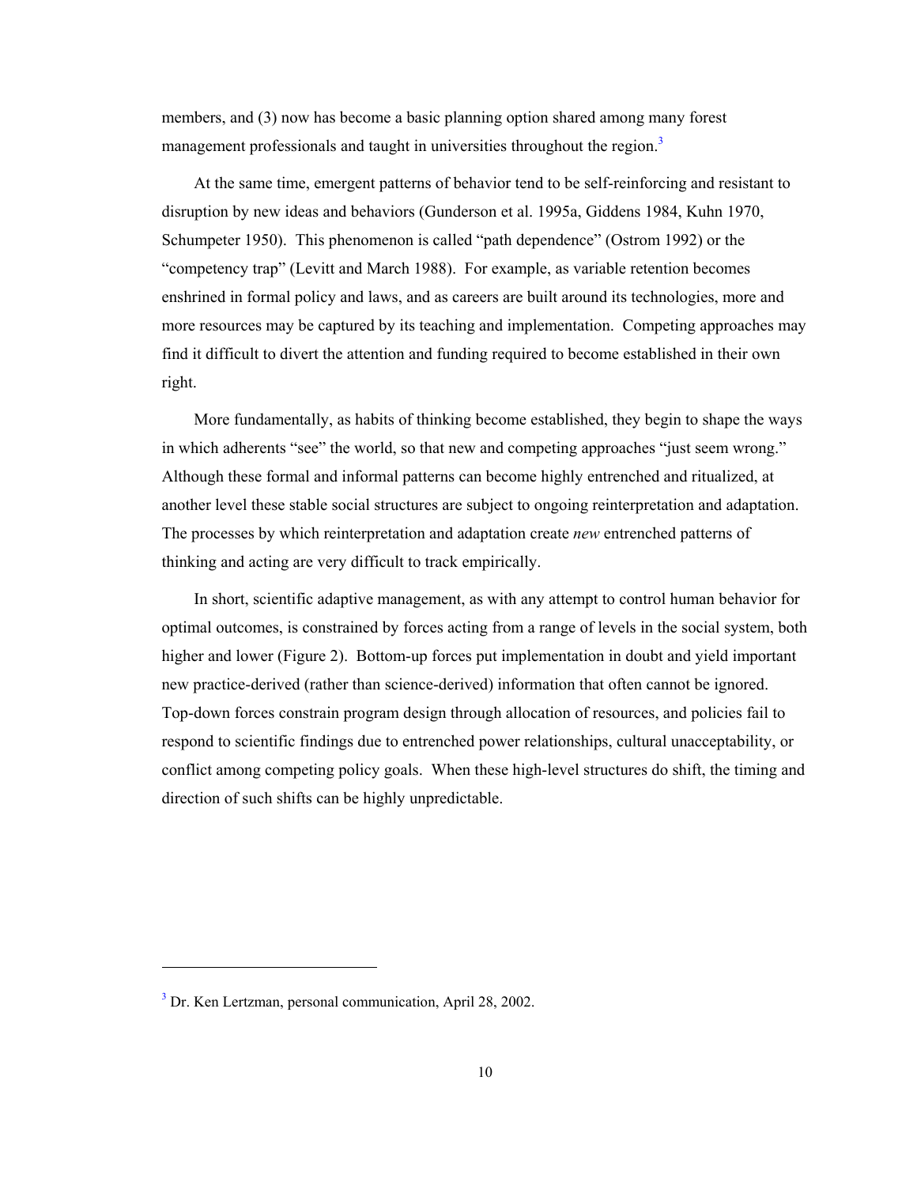members, and (3) now has become a basic planning option shared among many forest management professionals and taught in universities throughout the region.[3]

At the same time, emergent patterns of behavior tend to be self-reinforcing and resistant to disruption by new ideas and behaviors (Gunderson et al. 1995a, Giddens 1984, Kuhn 1970, Schumpeter 1950). This phenomenon is called "path dependence" (Ostrom 1992) or the "competency trap" (Levitt and March 1988). For example, as variable retention becomes enshrined in formal policy and laws, and as careers are built around its technologies, more and more resources may be captured by its teaching and implementation. Competing approaches may find it difficult to divert the attention and funding required to become established in their own right.

More fundamentally, as habits of thinking become established, they begin to shape the ways in which adherents "see" the world, so that new and competing approaches "just seem wrong." Although these formal and informal patterns can become highly entrenched and ritualized, at another level these stable social structures are subject to ongoing reinterpretation and adaptation. The processes by which reinterpretation and adaptation create *new* entrenched patterns of thinking and acting are very difficult to track empirically.

In short, scientific adaptive management, as with any attempt to control human behavior for optimal outcomes, is constrained by forces acting from a range of levels in the social system, both higher and lower (Figure 2). Bottom-up forces put implementation in doubt and yield important new practice-derived (rather than science-derived) information that often cannot be ignored. Top-down forces constrain program design through allocation of resources, and policies fail to respond to scientific findings due to entrenched power relationships, cultural unacceptability, or conflict among competing policy goals. When these high-level structures do shift, the timing and direction of such shifts can be highly unpredictable.

[3] Dr. Ken Lertzman, personal communication, April 28, 2002.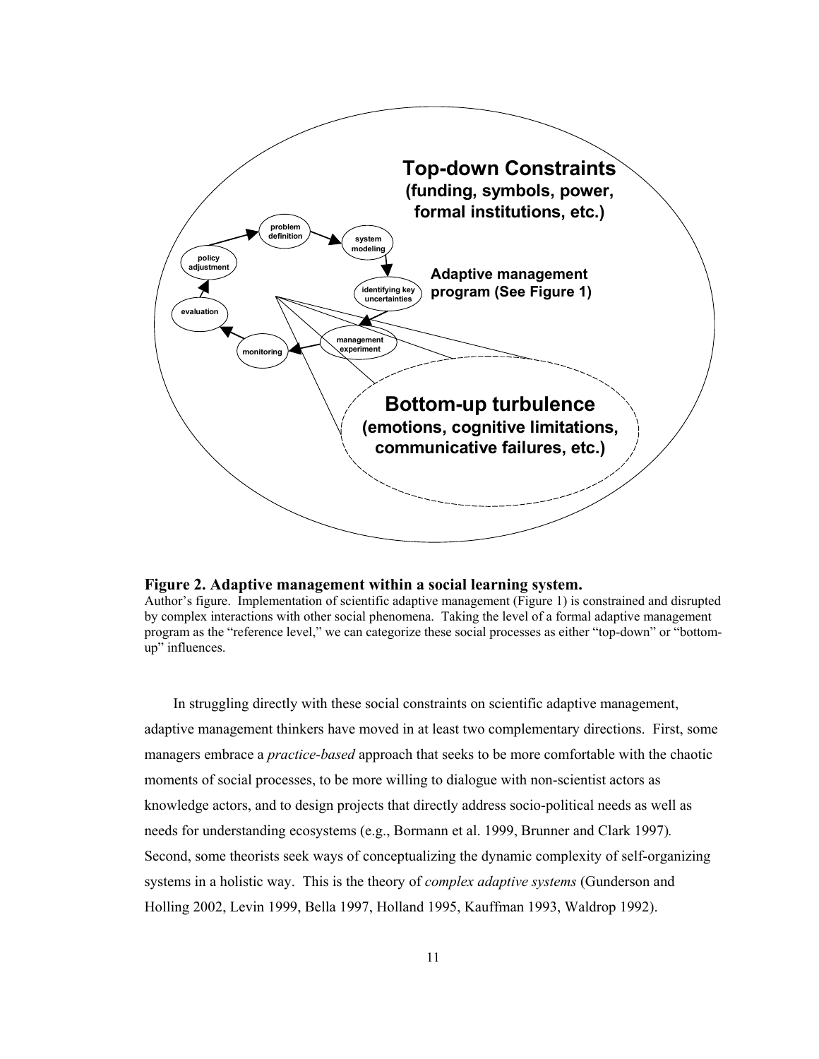**Figure 2. Adaptive management within a social learning system.**
Author's figure. Implementation of scientific adaptive management (Figure 1) is constrained and disrupted by complex interactions with other social phenomena. Taking the level of a formal adaptive management program as the "reference level," we can categorize these social processes as either "top-down" or "bottom-up" influences.

In struggling directly with these social constraints on scientific adaptive management, adaptive management thinkers have moved in at least two complementary directions. First, some managers embrace a *practice-based* approach that seeks to be more comfortable with the chaotic moments of social processes, to be more willing to dialogue with non-scientist actors as knowledge actors, and to design projects that directly address socio-political needs as well as needs for understanding ecosystems (e.g., Bormann et al. 1999, Brunner and Clark 1997). Second, some theorists seek ways of conceptualizing the dynamic complexity of self-organizing systems in a holistic way. This is the theory of *complex adaptive systems* (Gunderson and Holling 2002, Levin 1999, Bella 1997, Holland 1995, Kauffman 1993, Waldrop 1992).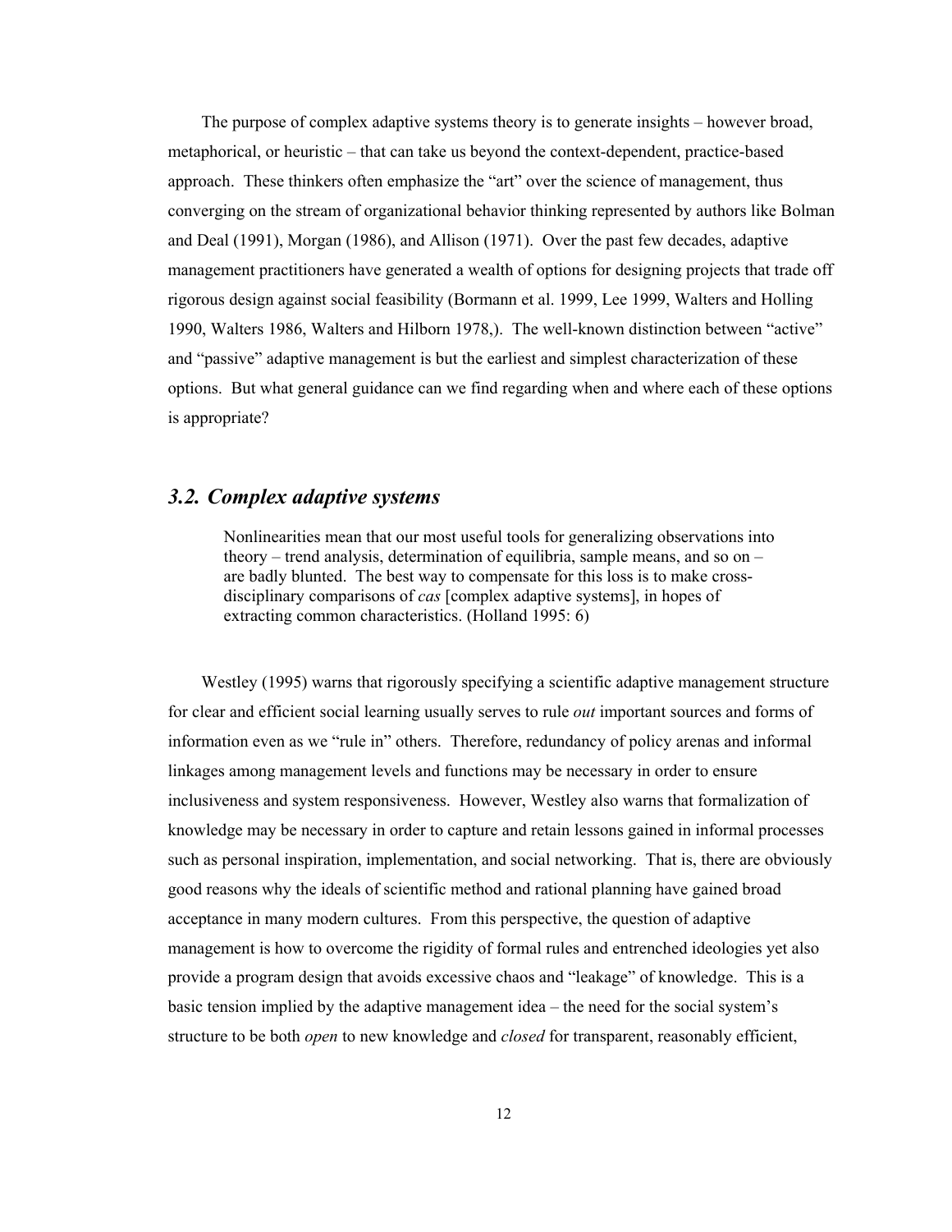The purpose of complex adaptive systems theory is to generate insights – however broad, metaphorical, or heuristic – that can take us beyond the context-dependent, practice-based approach. These thinkers often emphasize the "art" over the science of management, thus converging on the stream of organizational behavior thinking represented by authors like Bolman and Deal (1991), Morgan (1986), and Allison (1971). Over the past few decades, adaptive management practitioners have generated a wealth of options for designing projects that trade off rigorous design against social feasibility (Bormann et al. 1999, Lee 1999, Walters and Holling 1990, Walters 1986, Walters and Hilborn 1978,). The well-known distinction between "active" and "passive" adaptive management is but the earliest and simplest characterization of these options. But what general guidance can we find regarding when and where each of these options is appropriate?

### *3.2. Complex adaptive systems*

> Nonlinearities mean that our most useful tools for generalizing observations into theory – trend analysis, determination of equilibria, sample means, and so on – are badly blunted. The best way to compensate for this loss is to make cross-disciplinary comparisons of *cas* [complex adaptive systems], in hopes of extracting common characteristics. (Holland 1995: 6)

Westley (1995) warns that rigorously specifying a scientific adaptive management structure for clear and efficient social learning usually serves to rule *out* important sources and forms of information even as we "rule in" others. Therefore, redundancy of policy arenas and informal linkages among management levels and functions may be necessary in order to ensure inclusiveness and system responsiveness. However, Westley also warns that formalization of knowledge may be necessary in order to capture and retain lessons gained in informal processes such as personal inspiration, implementation, and social networking. That is, there are obviously good reasons why the ideals of scientific method and rational planning have gained broad acceptance in many modern cultures. From this perspective, the question of adaptive management is how to overcome the rigidity of formal rules and entrenched ideologies yet also provide a program design that avoids excessive chaos and "leakage" of knowledge. This is a basic tension implied by the adaptive management idea – the need for the social system's structure to be both *open* to new knowledge and *closed* for transparent, reasonably efficient,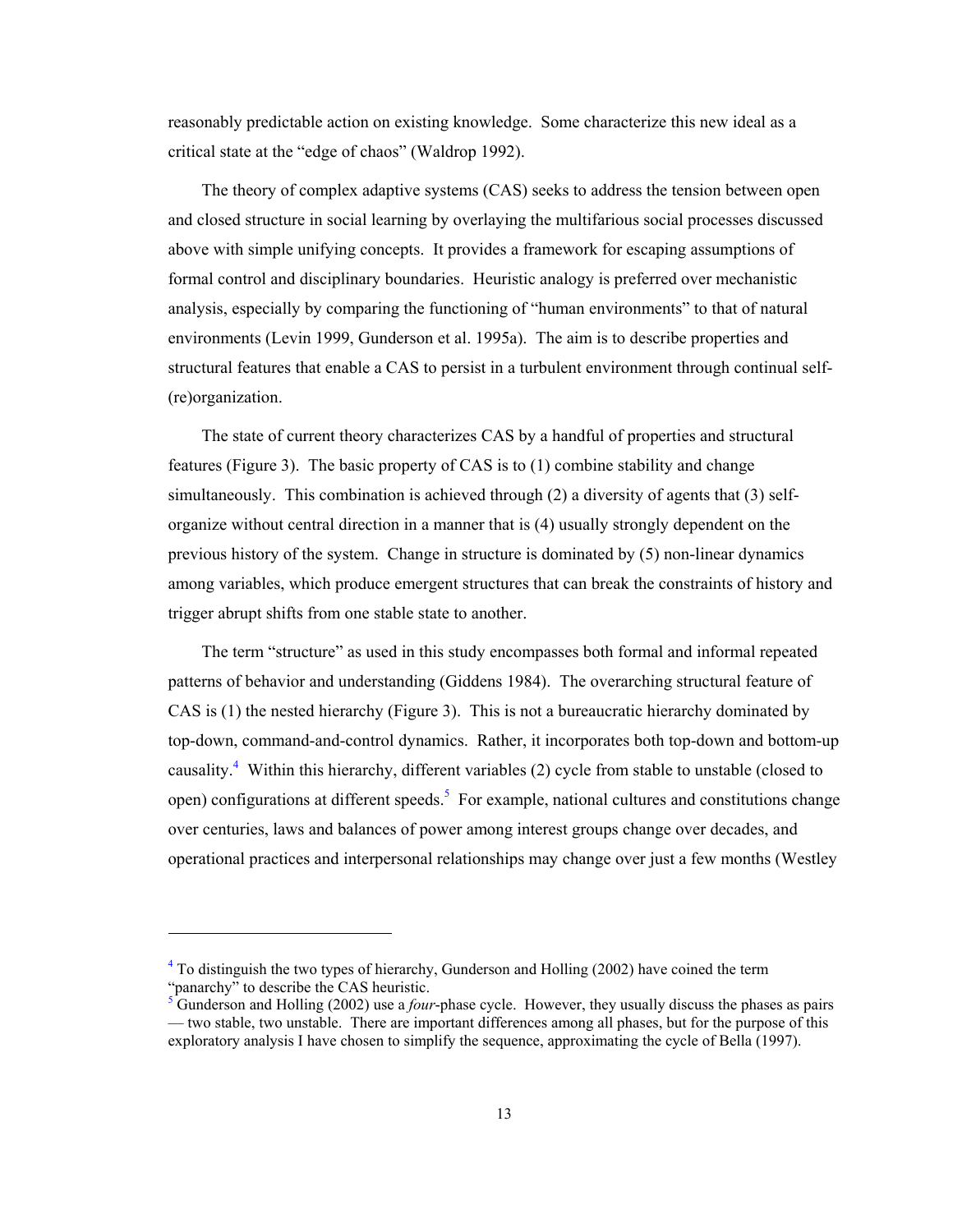reasonably predictable action on existing knowledge. Some characterize this new ideal as a critical state at the "edge of chaos" (Waldrop 1992).

The theory of complex adaptive systems (CAS) seeks to address the tension between open and closed structure in social learning by overlaying the multifarious social processes discussed above with simple unifying concepts. It provides a framework for escaping assumptions of formal control and disciplinary boundaries. Heuristic analogy is preferred over mechanistic analysis, especially by comparing the functioning of "human environments" to that of natural environments (Levin 1999, Gunderson et al. 1995a). The aim is to describe properties and structural features that enable a CAS to persist in a turbulent environment through continual self-(re)organization.

The state of current theory characterizes CAS by a handful of properties and structural features (Figure 3). The basic property of CAS is to (1) combine stability and change simultaneously. This combination is achieved through (2) a diversity of agents that (3) self-organize without central direction in a manner that is (4) usually strongly dependent on the previous history of the system. Change in structure is dominated by (5) non-linear dynamics among variables, which produce emergent structures that can break the constraints of history and trigger abrupt shifts from one stable state to another.

The term "structure" as used in this study encompasses both formal and informal repeated patterns of behavior and understanding (Giddens 1984). The overarching structural feature of CAS is (1) the nested hierarchy (Figure 3). This is not a bureaucratic hierarchy dominated by top-down, command-and-control dynamics. Rather, it incorporates both top-down and bottom-up causality.[4] Within this hierarchy, different variables (2) cycle from stable to unstable (closed to open) configurations at different speeds.[5] For example, national cultures and constitutions change over centuries, laws and balances of power among interest groups change over decades, and operational practices and interpersonal relationships may change over just a few months (Westley

---

[4] To distinguish the two types of hierarchy, Gunderson and Holling (2002) have coined the term "panarchy" to describe the CAS heuristic.

[5] Gunderson and Holling (2002) use a *four*-phase cycle. However, they usually discuss the phases as pairs — two stable, two unstable. There are important differences among all phases, but for the purpose of this exploratory analysis I have chosen to simplify the sequence, approximating the cycle of Bella (1997).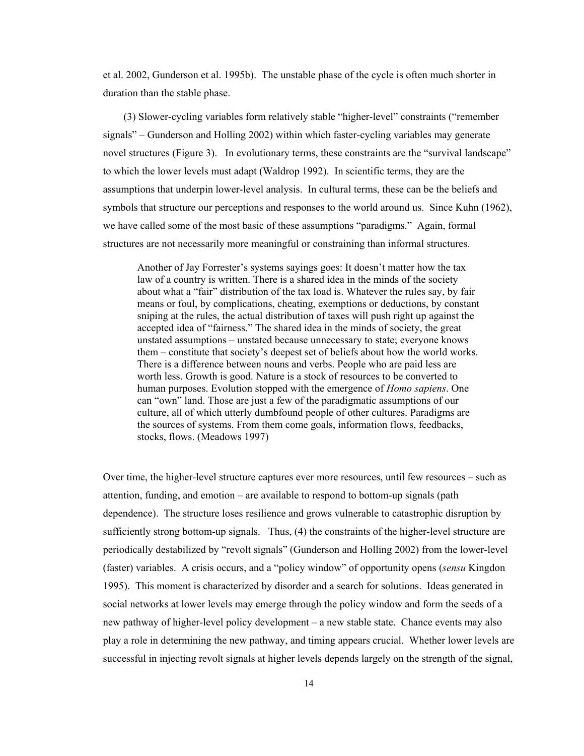et al. 2002, Gunderson et al. 1995b). The unstable phase of the cycle is often much shorter in duration than the stable phase.

(3) Slower-cycling variables form relatively stable "higher-level" constraints ("remember signals" – Gunderson and Holling 2002) within which faster-cycling variables may generate novel structures (Figure 3). In evolutionary terms, these constraints are the "survival landscape" to which the lower levels must adapt (Waldrop 1992). In scientific terms, they are the assumptions that underpin lower-level analysis. In cultural terms, these can be the beliefs and symbols that structure our perceptions and responses to the world around us. Since Kuhn (1962), we have called some of the most basic of these assumptions "paradigms." Again, formal structures are not necessarily more meaningful or constraining than informal structures.

> Another of Jay Forrester's systems sayings goes: It doesn't matter how the tax law of a country is written. There is a shared idea in the minds of the society about what a "fair" distribution of the tax load is. Whatever the rules say, by fair means or foul, by complications, cheating, exemptions or deductions, by constant sniping at the rules, the actual distribution of taxes will push right up against the accepted idea of "fairness." The shared idea in the minds of society, the great unstated assumptions – unstated because unnecessary to state; everyone knows them – constitute that society's deepest set of beliefs about how the world works. There is a difference between nouns and verbs. People who are paid less are worth less. Growth is good. Nature is a stock of resources to be converted to human purposes. Evolution stopped with the emergence of *Homo sapiens*. One can "own" land. Those are just a few of the paradigmatic assumptions of our culture, all of which utterly dumbfound people of other cultures. Paradigms are the sources of systems. From them come goals, information flows, feedbacks, stocks, flows. (Meadows 1997)

Over time, the higher-level structure captures ever more resources, until few resources – such as attention, funding, and emotion – are available to respond to bottom-up signals (path dependence). The structure loses resilience and grows vulnerable to catastrophic disruption by sufficiently strong bottom-up signals. Thus, (4) the constraints of the higher-level structure are periodically destabilized by "revolt signals" (Gunderson and Holling 2002) from the lower-level (faster) variables. A crisis occurs, and a "policy window" of opportunity opens (*sensu* Kingdon 1995). This moment is characterized by disorder and a search for solutions. Ideas generated in social networks at lower levels may emerge through the policy window and form the seeds of a new pathway of higher-level policy development – a new stable state. Chance events may also play a role in determining the new pathway, and timing appears crucial. Whether lower levels are successful in injecting revolt signals at higher levels depends largely on the strength of the signal,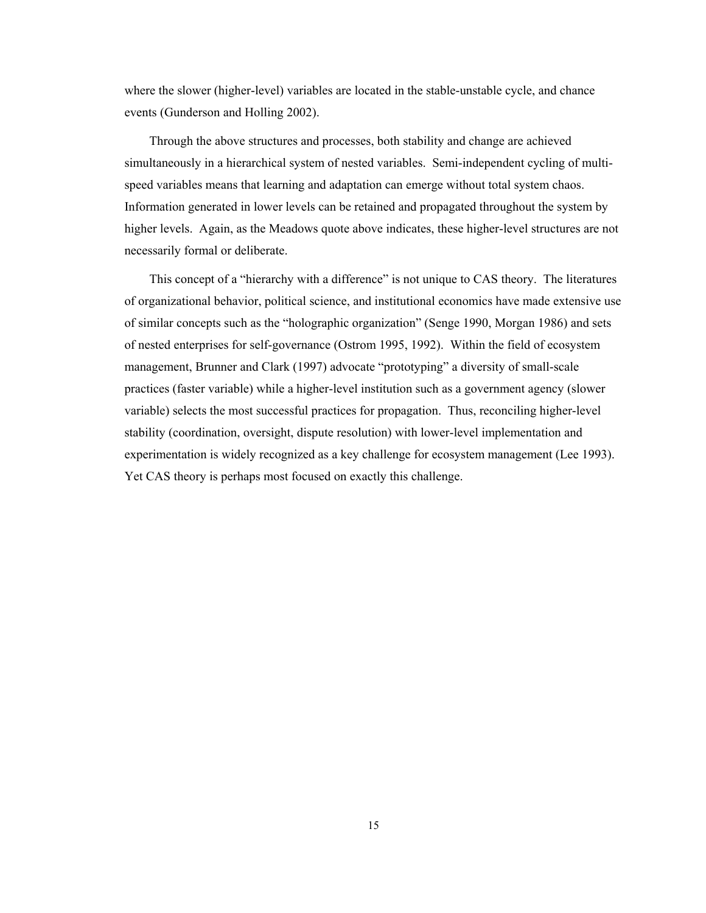where the slower (higher-level) variables are located in the stable-unstable cycle, and chance events (Gunderson and Holling 2002).

Through the above structures and processes, both stability and change are achieved simultaneously in a hierarchical system of nested variables. Semi-independent cycling of multi-speed variables means that learning and adaptation can emerge without total system chaos. Information generated in lower levels can be retained and propagated throughout the system by higher levels. Again, as the Meadows quote above indicates, these higher-level structures are not necessarily formal or deliberate.

This concept of a "hierarchy with a difference" is not unique to CAS theory. The literatures of organizational behavior, political science, and institutional economics have made extensive use of similar concepts such as the "holographic organization" (Senge 1990, Morgan 1986) and sets of nested enterprises for self-governance (Ostrom 1995, 1992). Within the field of ecosystem management, Brunner and Clark (1997) advocate "prototyping" a diversity of small-scale practices (faster variable) while a higher-level institution such as a government agency (slower variable) selects the most successful practices for propagation. Thus, reconciling higher-level stability (coordination, oversight, dispute resolution) with lower-level implementation and experimentation is widely recognized as a key challenge for ecosystem management (Lee 1993). Yet CAS theory is perhaps most focused on exactly this challenge.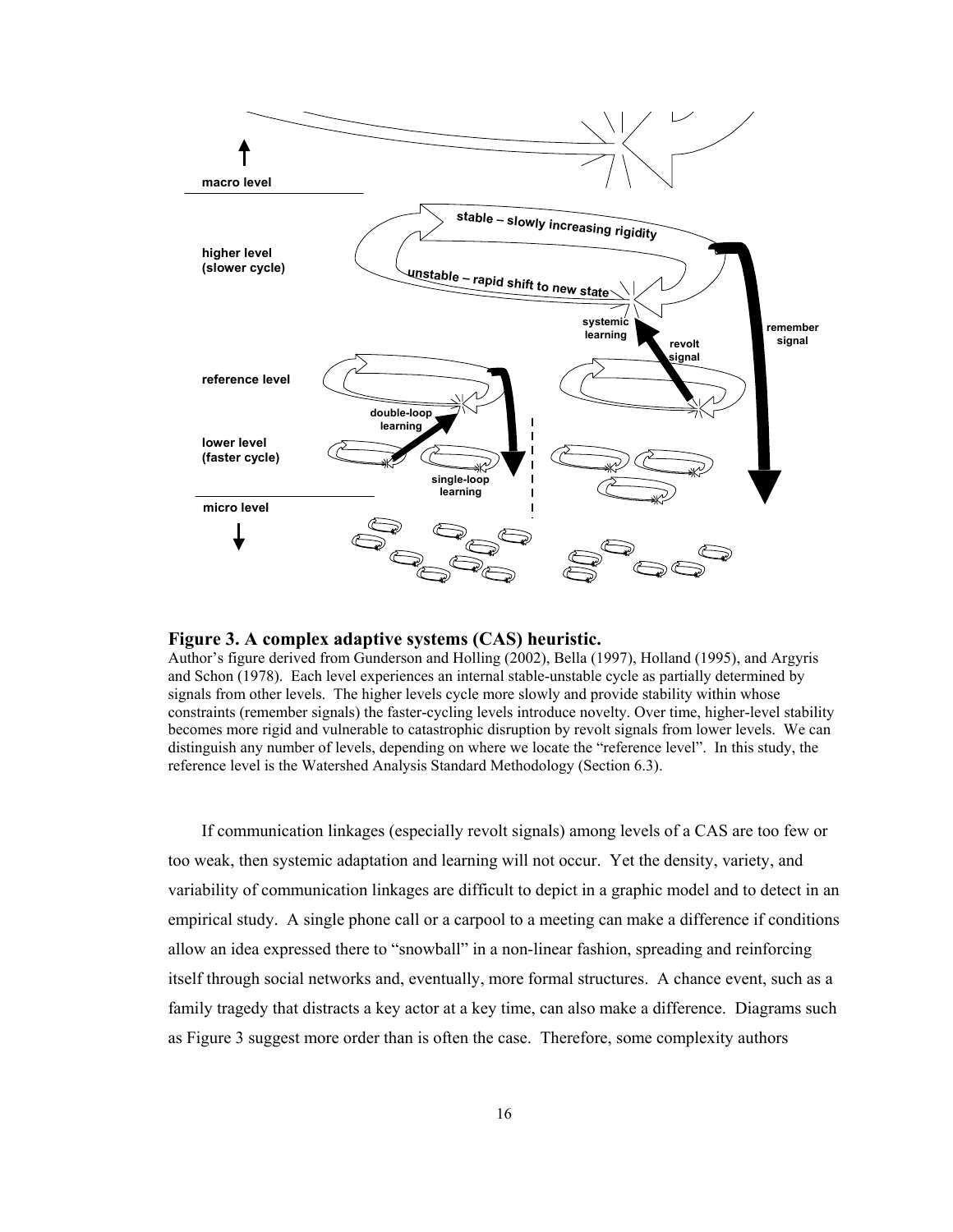**Figure 3. A complex adaptive systems (CAS) heuristic.**

Author's figure derived from Gunderson and Holling (2002), Bella (1997), Holland (1995), and Argyris and Schon (1978). Each level experiences an internal stable-unstable cycle as partially determined by signals from other levels. The higher levels cycle more slowly and provide stability within whose constraints (remember signals) the faster-cycling levels introduce novelty. Over time, higher-level stability becomes more rigid and vulnerable to catastrophic disruption by revolt signals from lower levels. We can distinguish any number of levels, depending on where we locate the "reference level". In this study, the reference level is the Watershed Analysis Standard Methodology (Section 6.3).

If communication linkages (especially revolt signals) among levels of a CAS are too few or too weak, then systemic adaptation and learning will not occur. Yet the density, variety, and variability of communication linkages are difficult to depict in a graphic model and to detect in an empirical study. A single phone call or a carpool to a meeting can make a difference if conditions allow an idea expressed there to "snowball" in a non-linear fashion, spreading and reinforcing itself through social networks and, eventually, more formal structures. A chance event, such as a family tragedy that distracts a key actor at a key time, can also make a difference. Diagrams such as Figure 3 suggest more order than is often the case. Therefore, some complexity authors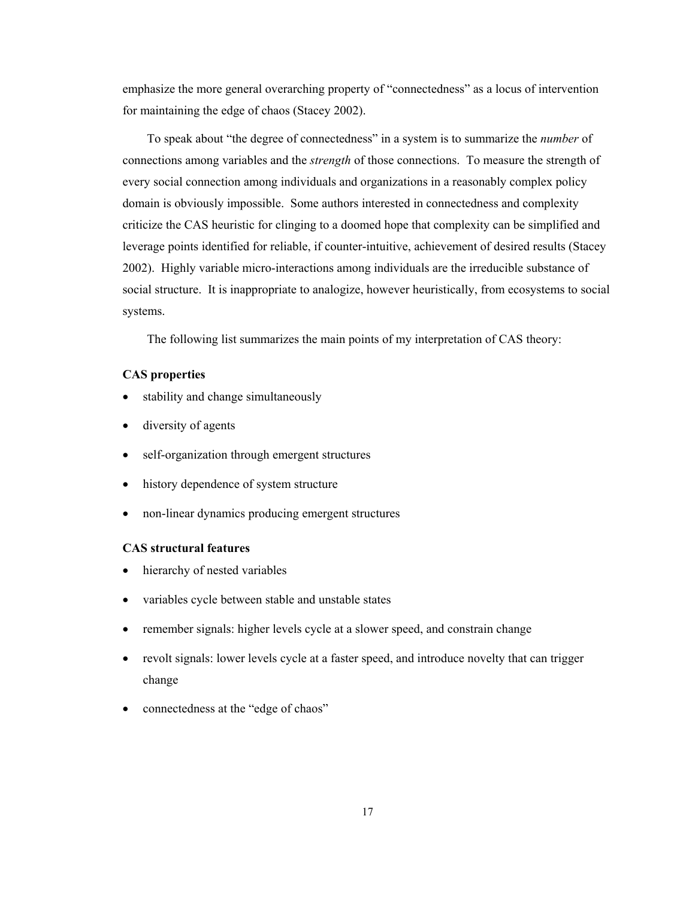emphasize the more general overarching property of "connectedness" as a locus of intervention for maintaining the edge of chaos (Stacey 2002).

To speak about "the degree of connectedness" in a system is to summarize the *number* of connections among variables and the *strength* of those connections. To measure the strength of every social connection among individuals and organizations in a reasonably complex policy domain is obviously impossible. Some authors interested in connectedness and complexity criticize the CAS heuristic for clinging to a doomed hope that complexity can be simplified and leverage points identified for reliable, if counter-intuitive, achievement of desired results (Stacey 2002). Highly variable micro-interactions among individuals are the irreducible substance of social structure. It is inappropriate to analogize, however heuristically, from ecosystems to social systems.

The following list summarizes the main points of my interpretation of CAS theory:

**CAS properties**

- stability and change simultaneously
- diversity of agents
- self-organization through emergent structures
- history dependence of system structure
- non-linear dynamics producing emergent structures

**CAS structural features**

- hierarchy of nested variables
- variables cycle between stable and unstable states
- remember signals: higher levels cycle at a slower speed, and constrain change
- revolt signals: lower levels cycle at a faster speed, and introduce novelty that can trigger change
- connectedness at the "edge of chaos"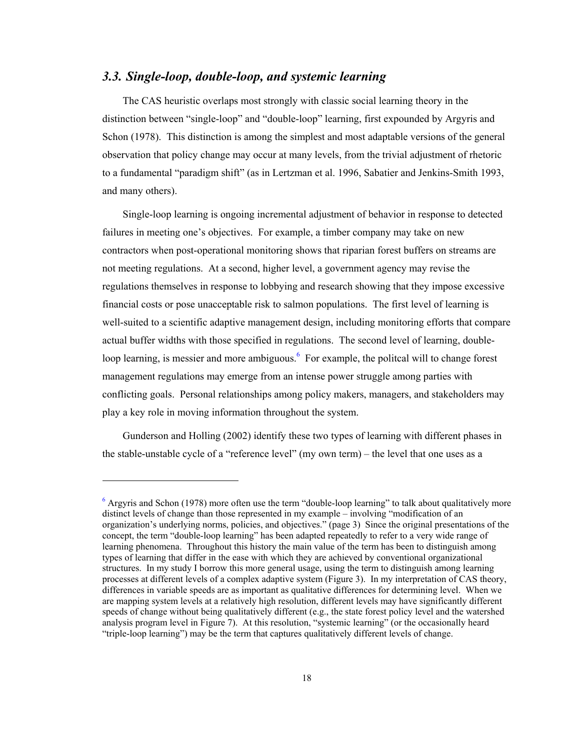### *3.3. Single-loop, double-loop, and systemic learning*

The CAS heuristic overlaps most strongly with classic social learning theory in the distinction between "single-loop" and "double-loop" learning, first expounded by Argyris and Schon (1978). This distinction is among the simplest and most adaptable versions of the general observation that policy change may occur at many levels, from the trivial adjustment of rhetoric to a fundamental "paradigm shift" (as in Lertzman et al. 1996, Sabatier and Jenkins-Smith 1993, and many others).

Single-loop learning is ongoing incremental adjustment of behavior in response to detected failures in meeting one's objectives. For example, a timber company may take on new contractors when post-operational monitoring shows that riparian forest buffers on streams are not meeting regulations. At a second, higher level, a government agency may revise the regulations themselves in response to lobbying and research showing that they impose excessive financial costs or pose unacceptable risk to salmon populations. The first level of learning is well-suited to a scientific adaptive management design, including monitoring efforts that compare actual buffer widths with those specified in regulations. The second level of learning, double-loop learning, is messier and more ambiguous.[6] For example, the politcal will to change forest management regulations may emerge from an intense power struggle among parties with conflicting goals. Personal relationships among policy makers, managers, and stakeholders may play a key role in moving information throughout the system.

Gunderson and Holling (2002) identify these two types of learning with different phases in the stable-unstable cycle of a "reference level" (my own term) – the level that one uses as a

---

[6] Argyris and Schon (1978) more often use the term "double-loop learning" to talk about qualitatively more distinct levels of change than those represented in my example – involving "modification of an organization's underlying norms, policies, and objectives." (page 3) Since the original presentations of the concept, the term "double-loop learning" has been adapted repeatedly to refer to a very wide range of learning phenomena. Throughout this history the main value of the term has been to distinguish among types of learning that differ in the ease with which they are achieved by conventional organizational structures. In my study I borrow this more general usage, using the term to distinguish among learning processes at different levels of a complex adaptive system (Figure 3). In my interpretation of CAS theory, differences in variable speeds are as important as qualitative differences for determining level. When we are mapping system levels at a relatively high resolution, different levels may have significantly different speeds of change without being qualitatively different (e.g., the state forest policy level and the watershed analysis program level in Figure 7). At this resolution, "systemic learning" (or the occasionally heard "triple-loop learning") may be the term that captures qualitatively different levels of change.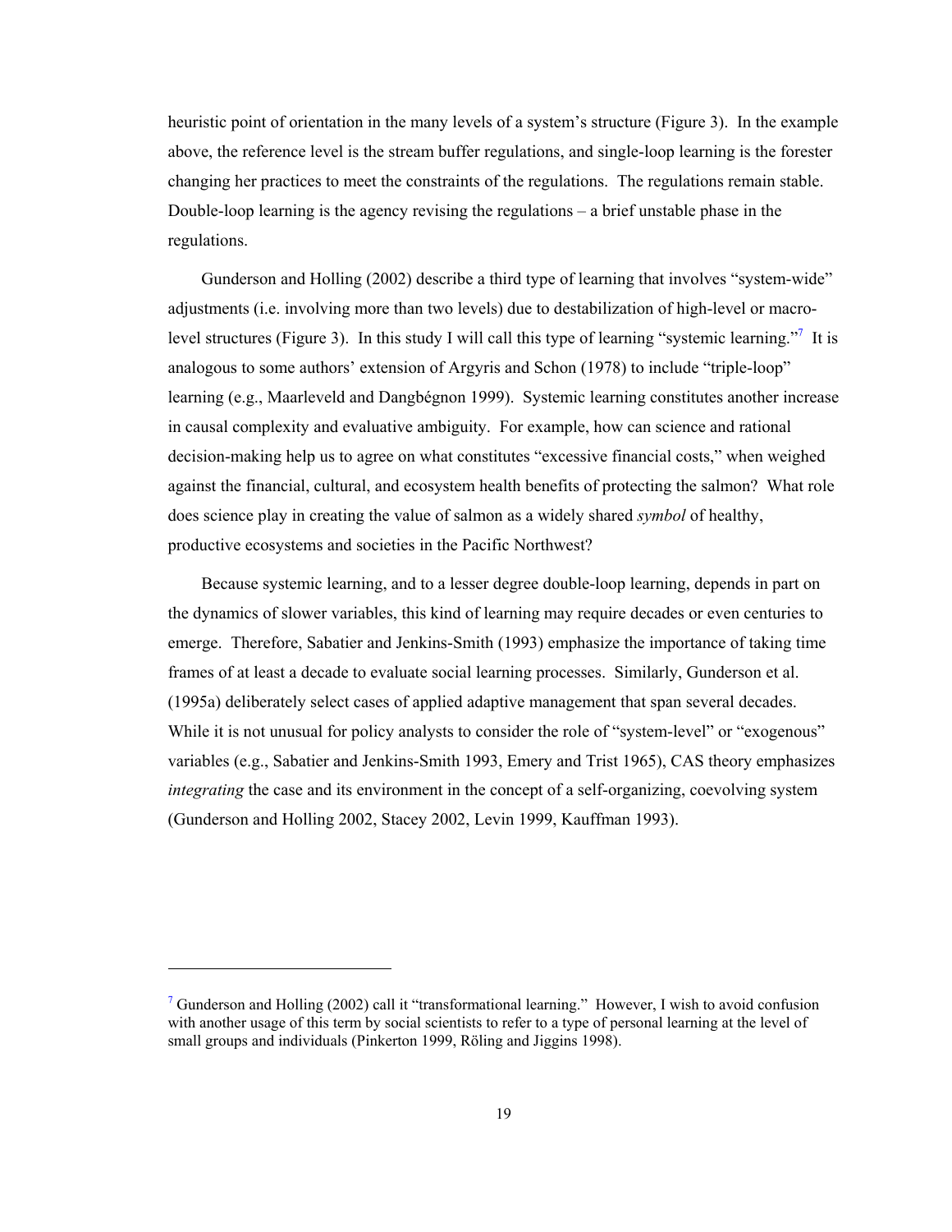heuristic point of orientation in the many levels of a system's structure (Figure 3). In the example above, the reference level is the stream buffer regulations, and single-loop learning is the forester changing her practices to meet the constraints of the regulations. The regulations remain stable. Double-loop learning is the agency revising the regulations – a brief unstable phase in the regulations.

Gunderson and Holling (2002) describe a third type of learning that involves "system-wide" adjustments (i.e. involving more than two levels) due to destabilization of high-level or macro-level structures (Figure 3). In this study I will call this type of learning "systemic learning."[7] It is analogous to some authors' extension of Argyris and Schon (1978) to include "triple-loop" learning (e.g., Maarleveld and Dangbégnon 1999). Systemic learning constitutes another increase in causal complexity and evaluative ambiguity. For example, how can science and rational decision-making help us to agree on what constitutes "excessive financial costs," when weighed against the financial, cultural, and ecosystem health benefits of protecting the salmon? What role does science play in creating the value of salmon as a widely shared *symbol* of healthy, productive ecosystems and societies in the Pacific Northwest?

Because systemic learning, and to a lesser degree double-loop learning, depends in part on the dynamics of slower variables, this kind of learning may require decades or even centuries to emerge. Therefore, Sabatier and Jenkins-Smith (1993) emphasize the importance of taking time frames of at least a decade to evaluate social learning processes. Similarly, Gunderson et al. (1995a) deliberately select cases of applied adaptive management that span several decades. While it is not unusual for policy analysts to consider the role of "system-level" or "exogenous" variables (e.g., Sabatier and Jenkins-Smith 1993, Emery and Trist 1965), CAS theory emphasizes *integrating* the case and its environment in the concept of a self-organizing, coevolving system (Gunderson and Holling 2002, Stacey 2002, Levin 1999, Kauffman 1993).

---

[7] Gunderson and Holling (2002) call it "transformational learning." However, I wish to avoid confusion with another usage of this term by social scientists to refer to a type of personal learning at the level of small groups and individuals (Pinkerton 1999, Röling and Jiggins 1998).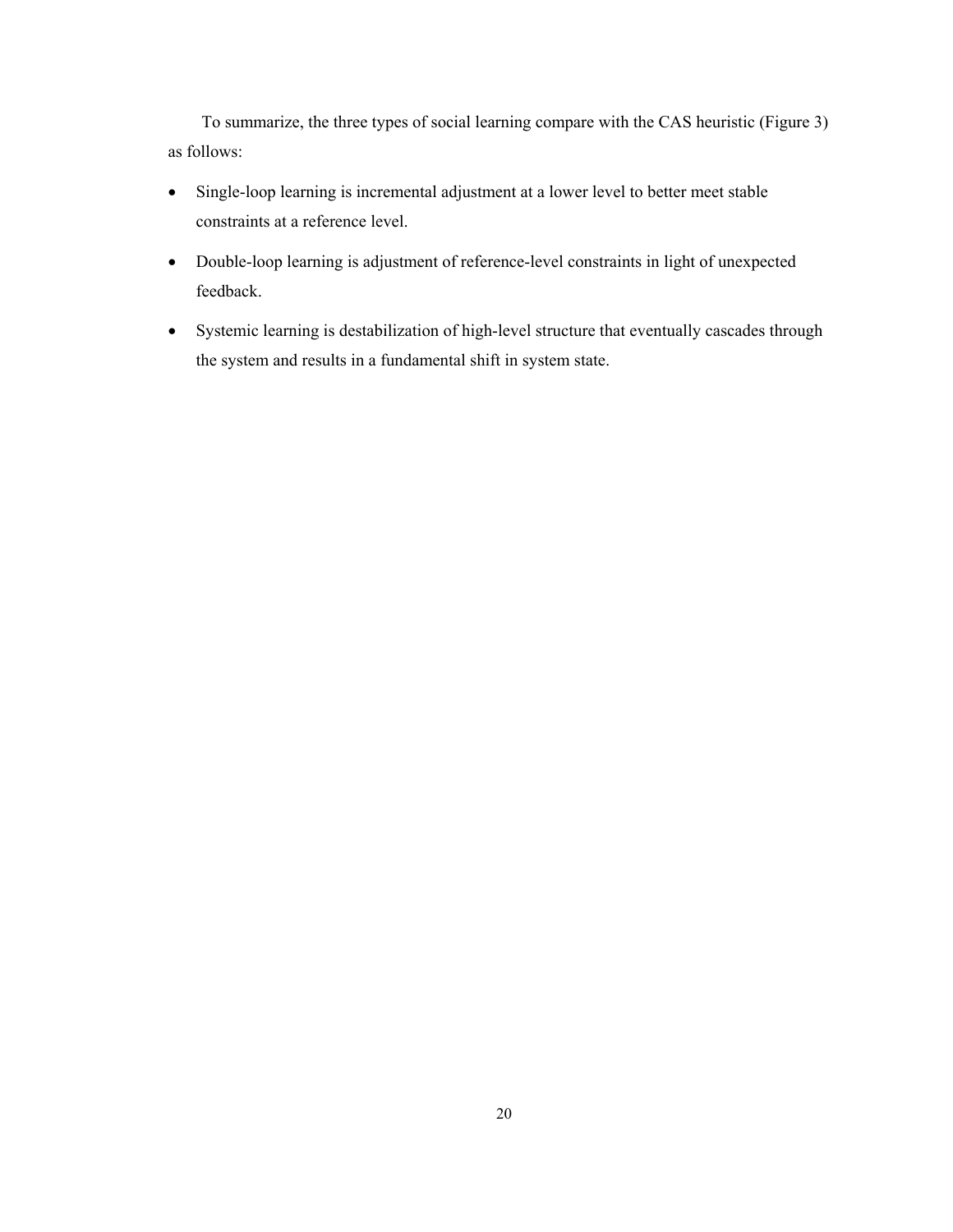To summarize, the three types of social learning compare with the CAS heuristic (Figure 3) as follows:

- Single-loop learning is incremental adjustment at a lower level to better meet stable constraints at a reference level.
- Double-loop learning is adjustment of reference-level constraints in light of unexpected feedback.
- Systemic learning is destabilization of high-level structure that eventually cascades through the system and results in a fundamental shift in system state.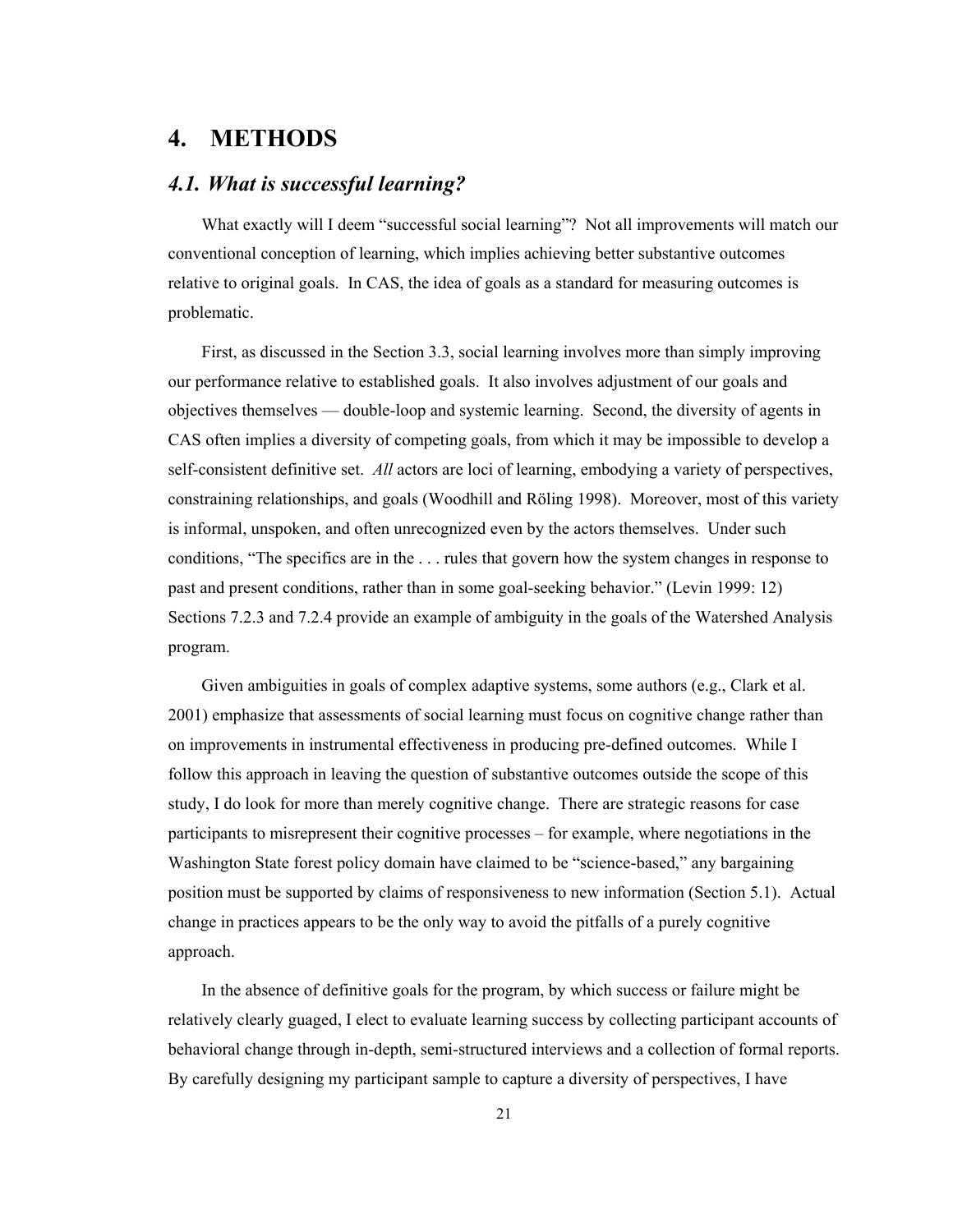# 4. METHODS

## *4.1. What is successful learning?*

What exactly will I deem "successful social learning"? Not all improvements will match our conventional conception of learning, which implies achieving better substantive outcomes relative to original goals. In CAS, the idea of goals as a standard for measuring outcomes is problematic.

First, as discussed in the Section 3.3, social learning involves more than simply improving our performance relative to established goals. It also involves adjustment of our goals and objectives themselves — double-loop and systemic learning. Second, the diversity of agents in CAS often implies a diversity of competing goals, from which it may be impossible to develop a self-consistent definitive set. *All* actors are loci of learning, embodying a variety of perspectives, constraining relationships, and goals (Woodhill and Röling 1998). Moreover, most of this variety is informal, unspoken, and often unrecognized even by the actors themselves. Under such conditions, "The specifics are in the . . . rules that govern how the system changes in response to past and present conditions, rather than in some goal-seeking behavior." (Levin 1999: 12) Sections 7.2.3 and 7.2.4 provide an example of ambiguity in the goals of the Watershed Analysis program.

Given ambiguities in goals of complex adaptive systems, some authors (e.g., Clark et al. 2001) emphasize that assessments of social learning must focus on cognitive change rather than on improvements in instrumental effectiveness in producing pre-defined outcomes. While I follow this approach in leaving the question of substantive outcomes outside the scope of this study, I do look for more than merely cognitive change. There are strategic reasons for case participants to misrepresent their cognitive processes – for example, where negotiations in the Washington State forest policy domain have claimed to be "science-based," any bargaining position must be supported by claims of responsiveness to new information (Section 5.1). Actual change in practices appears to be the only way to avoid the pitfalls of a purely cognitive approach.

In the absence of definitive goals for the program, by which success or failure might be relatively clearly guaged, I elect to evaluate learning success by collecting participant accounts of behavioral change through in-depth, semi-structured interviews and a collection of formal reports. By carefully designing my participant sample to capture a diversity of perspectives, I have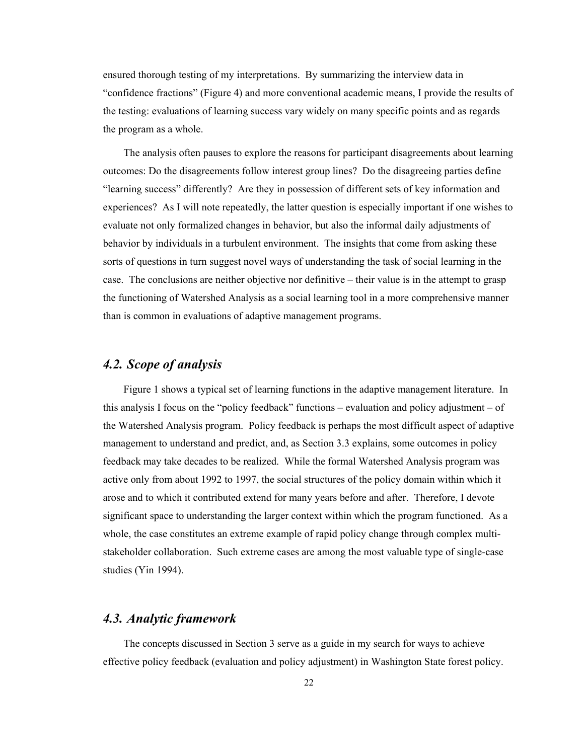ensured thorough testing of my interpretations. By summarizing the interview data in "confidence fractions" (Figure 4) and more conventional academic means, I provide the results of the testing: evaluations of learning success vary widely on many specific points and as regards the program as a whole.

The analysis often pauses to explore the reasons for participant disagreements about learning outcomes: Do the disagreements follow interest group lines? Do the disagreeing parties define "learning success" differently? Are they in possession of different sets of key information and experiences? As I will note repeatedly, the latter question is especially important if one wishes to evaluate not only formalized changes in behavior, but also the informal daily adjustments of behavior by individuals in a turbulent environment. The insights that come from asking these sorts of questions in turn suggest novel ways of understanding the task of social learning in the case. The conclusions are neither objective nor definitive – their value is in the attempt to grasp the functioning of Watershed Analysis as a social learning tool in a more comprehensive manner than is common in evaluations of adaptive management programs.

## *4.2. Scope of analysis*

Figure 1 shows a typical set of learning functions in the adaptive management literature. In this analysis I focus on the "policy feedback" functions – evaluation and policy adjustment – of the Watershed Analysis program. Policy feedback is perhaps the most difficult aspect of adaptive management to understand and predict, and, as Section 3.3 explains, some outcomes in policy feedback may take decades to be realized. While the formal Watershed Analysis program was active only from about 1992 to 1997, the social structures of the policy domain within which it arose and to which it contributed extend for many years before and after. Therefore, I devote significant space to understanding the larger context within which the program functioned. As a whole, the case constitutes an extreme example of rapid policy change through complex multi-stakeholder collaboration. Such extreme cases are among the most valuable type of single-case studies (Yin 1994).

## *4.3. Analytic framework*

The concepts discussed in Section 3 serve as a guide in my search for ways to achieve effective policy feedback (evaluation and policy adjustment) in Washington State forest policy.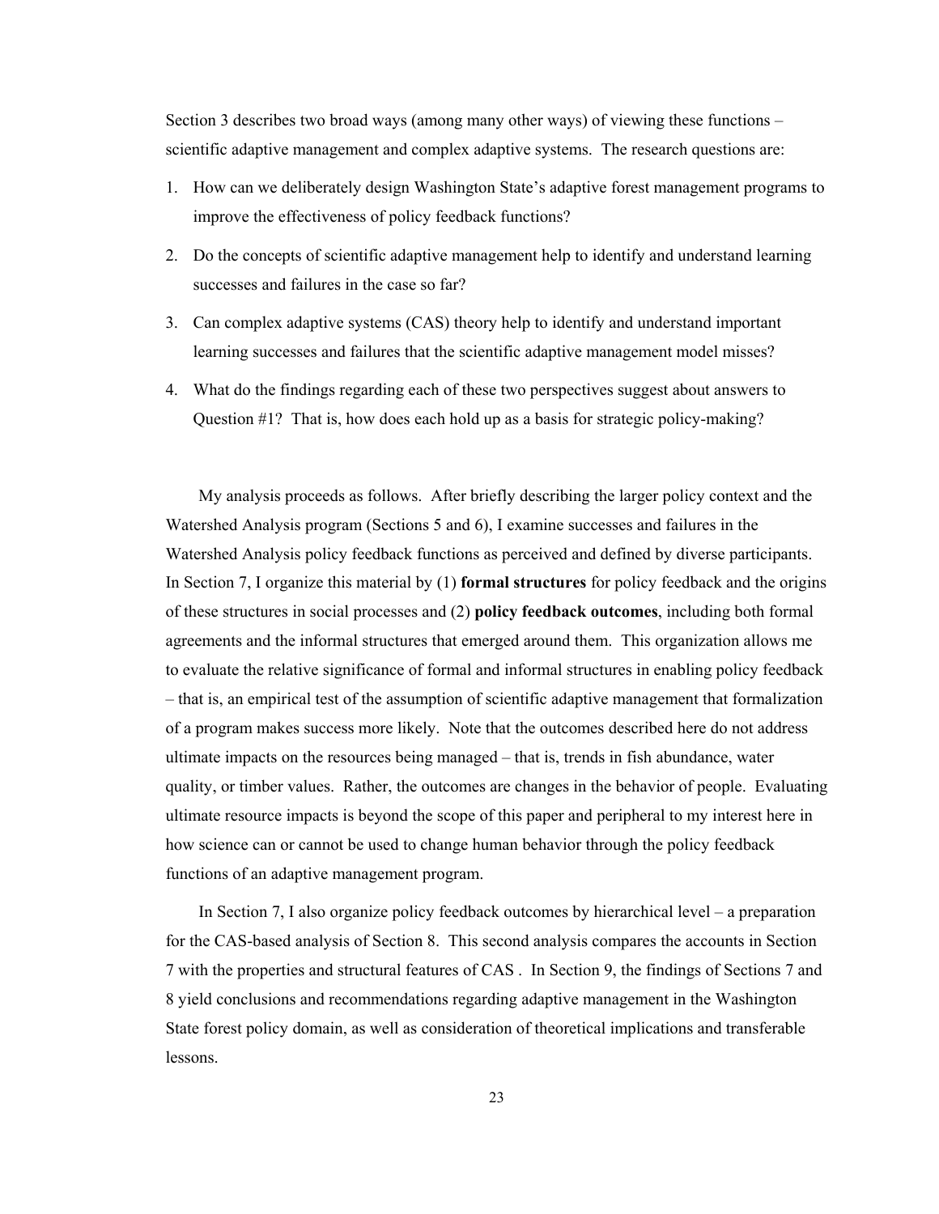Section 3 describes two broad ways (among many other ways) of viewing these functions – scientific adaptive management and complex adaptive systems. The research questions are:

1. How can we deliberately design Washington State's adaptive forest management programs to improve the effectiveness of policy feedback functions?
2. Do the concepts of scientific adaptive management help to identify and understand learning successes and failures in the case so far?
3. Can complex adaptive systems (CAS) theory help to identify and understand important learning successes and failures that the scientific adaptive management model misses?
4. What do the findings regarding each of these two perspectives suggest about answers to Question #1? That is, how does each hold up as a basis for strategic policy-making?

My analysis proceeds as follows. After briefly describing the larger policy context and the Watershed Analysis program (Sections 5 and 6), I examine successes and failures in the Watershed Analysis policy feedback functions as perceived and defined by diverse participants. In Section 7, I organize this material by (1) **formal structures** for policy feedback and the origins of these structures in social processes and (2) **policy feedback outcomes**, including both formal agreements and the informal structures that emerged around them. This organization allows me to evaluate the relative significance of formal and informal structures in enabling policy feedback – that is, an empirical test of the assumption of scientific adaptive management that formalization of a program makes success more likely. Note that the outcomes described here do not address ultimate impacts on the resources being managed – that is, trends in fish abundance, water quality, or timber values. Rather, the outcomes are changes in the behavior of people. Evaluating ultimate resource impacts is beyond the scope of this paper and peripheral to my interest here in how science can or cannot be used to change human behavior through the policy feedback functions of an adaptive management program.

In Section 7, I also organize policy feedback outcomes by hierarchical level – a preparation for the CAS-based analysis of Section 8. This second analysis compares the accounts in Section 7 with the properties and structural features of CAS . In Section 9, the findings of Sections 7 and 8 yield conclusions and recommendations regarding adaptive management in the Washington State forest policy domain, as well as consideration of theoretical implications and transferable lessons.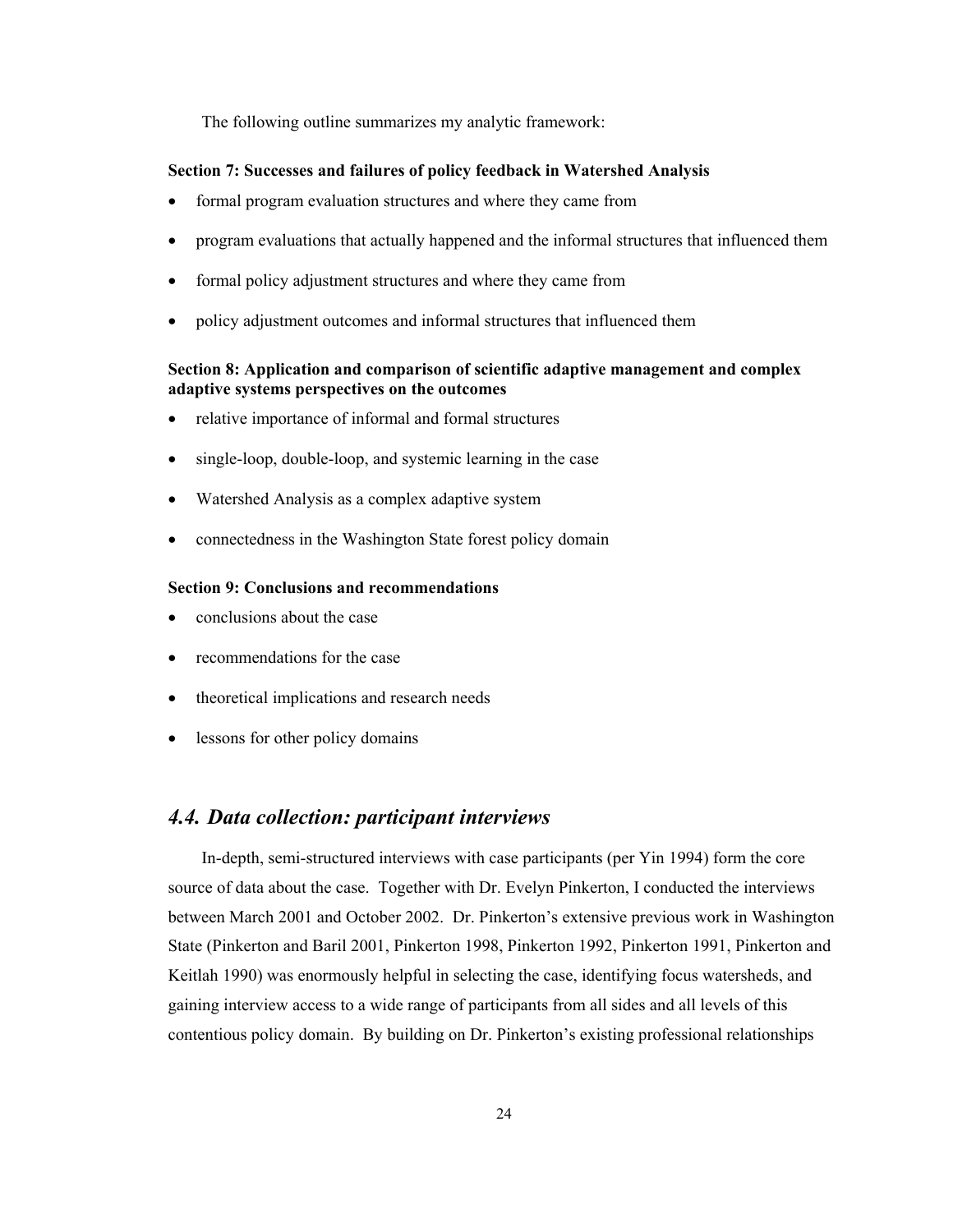The following outline summarizes my analytic framework:

**Section 7: Successes and failures of policy feedback in Watershed Analysis**

- formal program evaluation structures and where they came from
- program evaluations that actually happened and the informal structures that influenced them
- formal policy adjustment structures and where they came from
- policy adjustment outcomes and informal structures that influenced them

**Section 8: Application and comparison of scientific adaptive management and complex adaptive systems perspectives on the outcomes**

- relative importance of informal and formal structures
- single-loop, double-loop, and systemic learning in the case
- Watershed Analysis as a complex adaptive system
- connectedness in the Washington State forest policy domain

**Section 9: Conclusions and recommendations**

- conclusions about the case
- recommendations for the case
- theoretical implications and research needs
- lessons for other policy domains

## *4.4. Data collection: participant interviews*

In-depth, semi-structured interviews with case participants (per Yin 1994) form the core source of data about the case. Together with Dr. Evelyn Pinkerton, I conducted the interviews between March 2001 and October 2002. Dr. Pinkerton's extensive previous work in Washington State (Pinkerton and Baril 2001, Pinkerton 1998, Pinkerton 1992, Pinkerton 1991, Pinkerton and Keitlah 1990) was enormously helpful in selecting the case, identifying focus watersheds, and gaining interview access to a wide range of participants from all sides and all levels of this contentious policy domain. By building on Dr. Pinkerton's existing professional relationships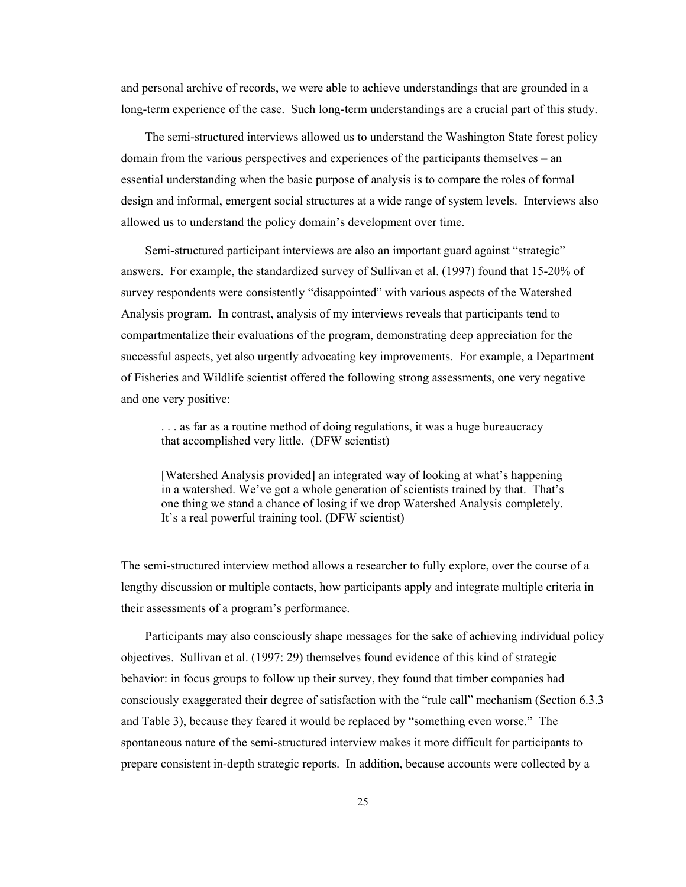and personal archive of records, we were able to achieve understandings that are grounded in a long-term experience of the case. Such long-term understandings are a crucial part of this study.

The semi-structured interviews allowed us to understand the Washington State forest policy domain from the various perspectives and experiences of the participants themselves – an essential understanding when the basic purpose of analysis is to compare the roles of formal design and informal, emergent social structures at a wide range of system levels. Interviews also allowed us to understand the policy domain's development over time.

Semi-structured participant interviews are also an important guard against "strategic" answers. For example, the standardized survey of Sullivan et al. (1997) found that 15-20% of survey respondents were consistently "disappointed" with various aspects of the Watershed Analysis program. In contrast, analysis of my interviews reveals that participants tend to compartmentalize their evaluations of the program, demonstrating deep appreciation for the successful aspects, yet also urgently advocating key improvements. For example, a Department of Fisheries and Wildlife scientist offered the following strong assessments, one very negative and one very positive:

> . . . as far as a routine method of doing regulations, it was a huge bureaucracy that accomplished very little. (DFW scientist)

> [Watershed Analysis provided] an integrated way of looking at what's happening in a watershed. We've got a whole generation of scientists trained by that. That's one thing we stand a chance of losing if we drop Watershed Analysis completely. It's a real powerful training tool. (DFW scientist)

The semi-structured interview method allows a researcher to fully explore, over the course of a lengthy discussion or multiple contacts, how participants apply and integrate multiple criteria in their assessments of a program's performance.

Participants may also consciously shape messages for the sake of achieving individual policy objectives. Sullivan et al. (1997: 29) themselves found evidence of this kind of strategic behavior: in focus groups to follow up their survey, they found that timber companies had consciously exaggerated their degree of satisfaction with the "rule call" mechanism (Section 6.3.3 and Table 3), because they feared it would be replaced by "something even worse." The spontaneous nature of the semi-structured interview makes it more difficult for participants to prepare consistent in-depth strategic reports. In addition, because accounts were collected by a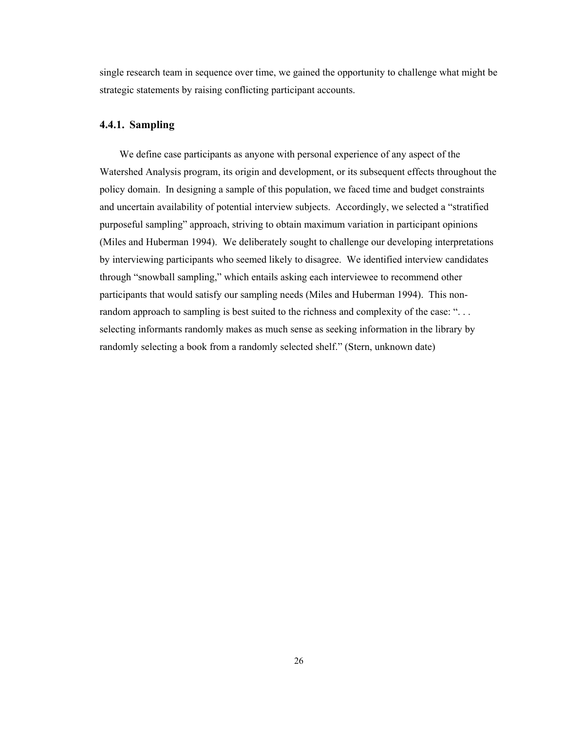single research team in sequence over time, we gained the opportunity to challenge what might be strategic statements by raising conflicting participant accounts.

### 4.4.1. Sampling

We define case participants as anyone with personal experience of any aspect of the Watershed Analysis program, its origin and development, or its subsequent effects throughout the policy domain. In designing a sample of this population, we faced time and budget constraints and uncertain availability of potential interview subjects. Accordingly, we selected a "stratified purposeful sampling" approach, striving to obtain maximum variation in participant opinions (Miles and Huberman 1994). We deliberately sought to challenge our developing interpretations by interviewing participants who seemed likely to disagree. We identified interview candidates through "snowball sampling," which entails asking each interviewee to recommend other participants that would satisfy our sampling needs (Miles and Huberman 1994). This non-random approach to sampling is best suited to the richness and complexity of the case: ". . . selecting informants randomly makes as much sense as seeking information in the library by randomly selecting a book from a randomly selected shelf." (Stern, unknown date)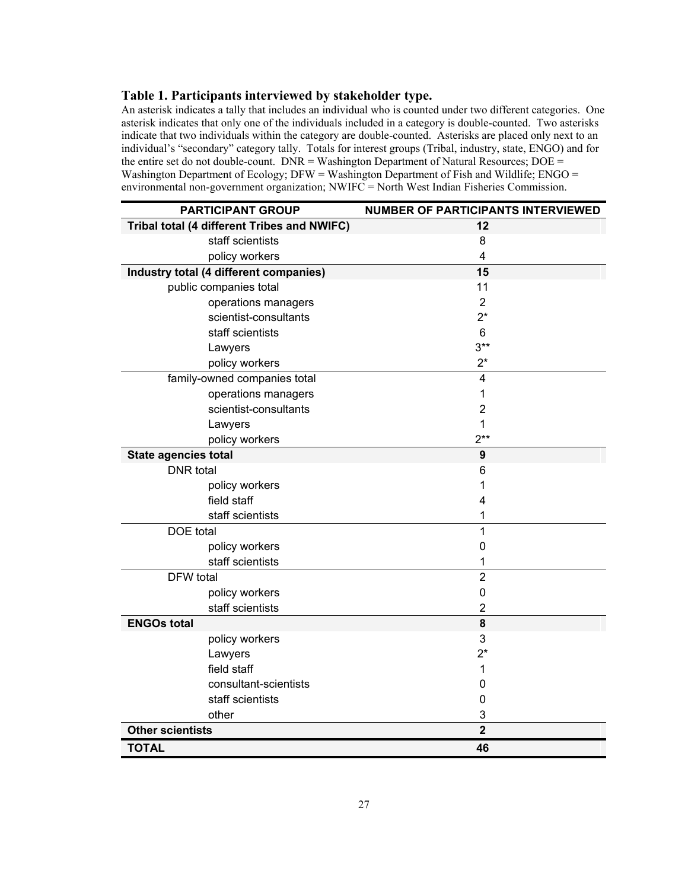**Table 1. Participants interviewed by stakeholder type.**

An asterisk indicates a tally that includes an individual who is counted under two different categories. One asterisk indicates that only one of the individuals included in a category is double-counted. Two asterisks indicate that two individuals within the category are double-counted. Asterisks are placed only next to an individual's "secondary" category tally. Totals for interest groups (Tribal, industry, state, ENGO) and for the entire set do not double-count. DNR = Washington Department of Natural Resources; DOE = Washington Department of Ecology; DFW = Washington Department of Fish and Wildlife; ENGO = environmental non-government organization; NWIFC = North West Indian Fisheries Commission.

| PARTICIPANT GROUP | NUMBER OF PARTICIPANTS INTERVIEWED |
|---|---|
| **Tribal total (4 different Tribes and NWIFC)** | **12** |
| staff scientists | 8 |
| policy workers | 4 |
| **Industry total (4 different companies)** | **15** |
| public companies total | 11 |
| operations managers | 2 |
| scientist-consultants | 2* |
| staff scientists | 6 |
| Lawyers | 3** |
| policy workers | 2* |
| family-owned companies total | 4 |
| operations managers | 1 |
| scientist-consultants | 2 |
| Lawyers | 1 |
| policy workers | 2** |
| **State agencies total** | **9** |
| DNR total | 6 |
| policy workers | 1 |
| field staff | 4 |
| staff scientists | 1 |
| DOE total | 1 |
| policy workers | 0 |
| staff scientists | 1 |
| DFW total | 2 |
| policy workers | 0 |
| staff scientists | 2 |
| **ENGOs total** | **8** |
| policy workers | 3 |
| Lawyers | 2* |
| field staff | 1 |
| consultant-scientists | 0 |
| staff scientists | 0 |
| other | 3 |
| **Other scientists** | **2** |
| **TOTAL** | **46** |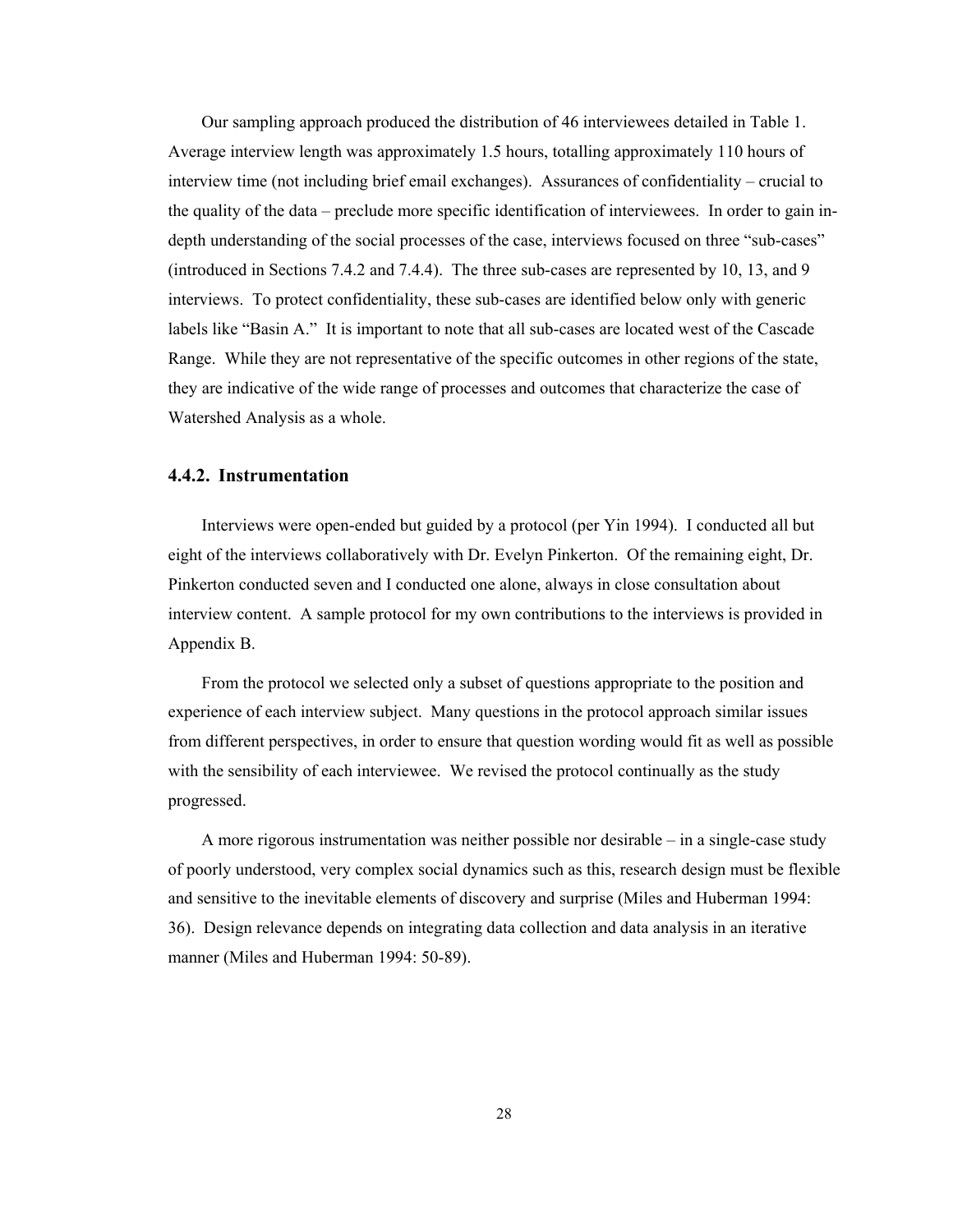Our sampling approach produced the distribution of 46 interviewees detailed in Table 1. Average interview length was approximately 1.5 hours, totalling approximately 110 hours of interview time (not including brief email exchanges). Assurances of confidentiality – crucial to the quality of the data – preclude more specific identification of interviewees. In order to gain in-depth understanding of the social processes of the case, interviews focused on three "sub-cases" (introduced in Sections 7.4.2 and 7.4.4). The three sub-cases are represented by 10, 13, and 9 interviews. To protect confidentiality, these sub-cases are identified below only with generic labels like "Basin A." It is important to note that all sub-cases are located west of the Cascade Range. While they are not representative of the specific outcomes in other regions of the state, they are indicative of the wide range of processes and outcomes that characterize the case of Watershed Analysis as a whole.

### 4.4.2. Instrumentation

Interviews were open-ended but guided by a protocol (per Yin 1994). I conducted all but eight of the interviews collaboratively with Dr. Evelyn Pinkerton. Of the remaining eight, Dr. Pinkerton conducted seven and I conducted one alone, always in close consultation about interview content. A sample protocol for my own contributions to the interviews is provided in Appendix B.

From the protocol we selected only a subset of questions appropriate to the position and experience of each interview subject. Many questions in the protocol approach similar issues from different perspectives, in order to ensure that question wording would fit as well as possible with the sensibility of each interviewee. We revised the protocol continually as the study progressed.

A more rigorous instrumentation was neither possible nor desirable – in a single-case study of poorly understood, very complex social dynamics such as this, research design must be flexible and sensitive to the inevitable elements of discovery and surprise (Miles and Huberman 1994: 36). Design relevance depends on integrating data collection and data analysis in an iterative manner (Miles and Huberman 1994: 50-89).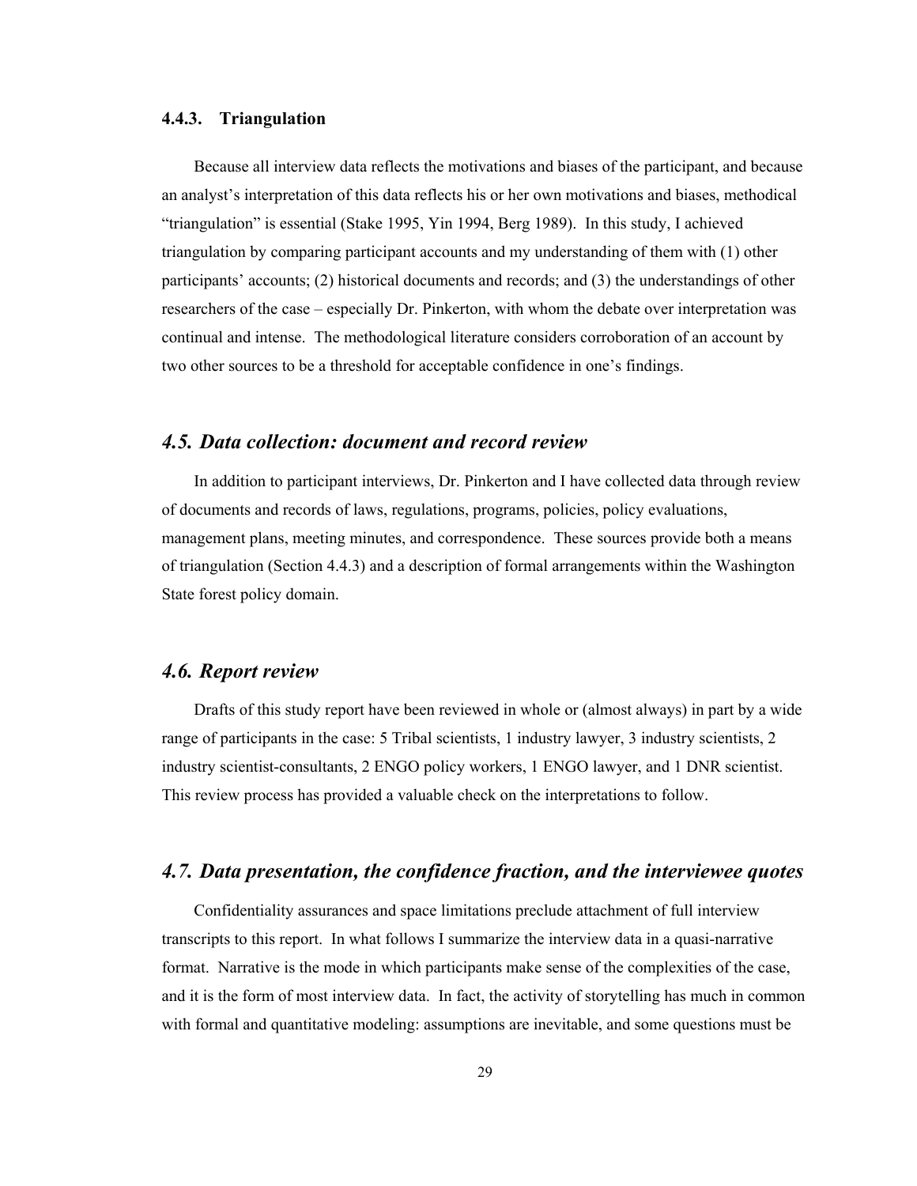### 4.4.3. Triangulation

Because all interview data reflects the motivations and biases of the participant, and because an analyst's interpretation of this data reflects his or her own motivations and biases, methodical "triangulation" is essential (Stake 1995, Yin 1994, Berg 1989). In this study, I achieved triangulation by comparing participant accounts and my understanding of them with (1) other participants' accounts; (2) historical documents and records; and (3) the understandings of other researchers of the case – especially Dr. Pinkerton, with whom the debate over interpretation was continual and intense. The methodological literature considers corroboration of an account by two other sources to be a threshold for acceptable confidence in one's findings.

## *4.5. Data collection: document and record review*

In addition to participant interviews, Dr. Pinkerton and I have collected data through review of documents and records of laws, regulations, programs, policies, policy evaluations, management plans, meeting minutes, and correspondence. These sources provide both a means of triangulation (Section 4.4.3) and a description of formal arrangements within the Washington State forest policy domain.

## *4.6. Report review*

Drafts of this study report have been reviewed in whole or (almost always) in part by a wide range of participants in the case: 5 Tribal scientists, 1 industry lawyer, 3 industry scientists, 2 industry scientist-consultants, 2 ENGO policy workers, 1 ENGO lawyer, and 1 DNR scientist. This review process has provided a valuable check on the interpretations to follow.

## *4.7. Data presentation, the confidence fraction, and the interviewee quotes*

Confidentiality assurances and space limitations preclude attachment of full interview transcripts to this report. In what follows I summarize the interview data in a quasi-narrative format. Narrative is the mode in which participants make sense of the complexities of the case, and it is the form of most interview data. In fact, the activity of storytelling has much in common with formal and quantitative modeling: assumptions are inevitable, and some questions must be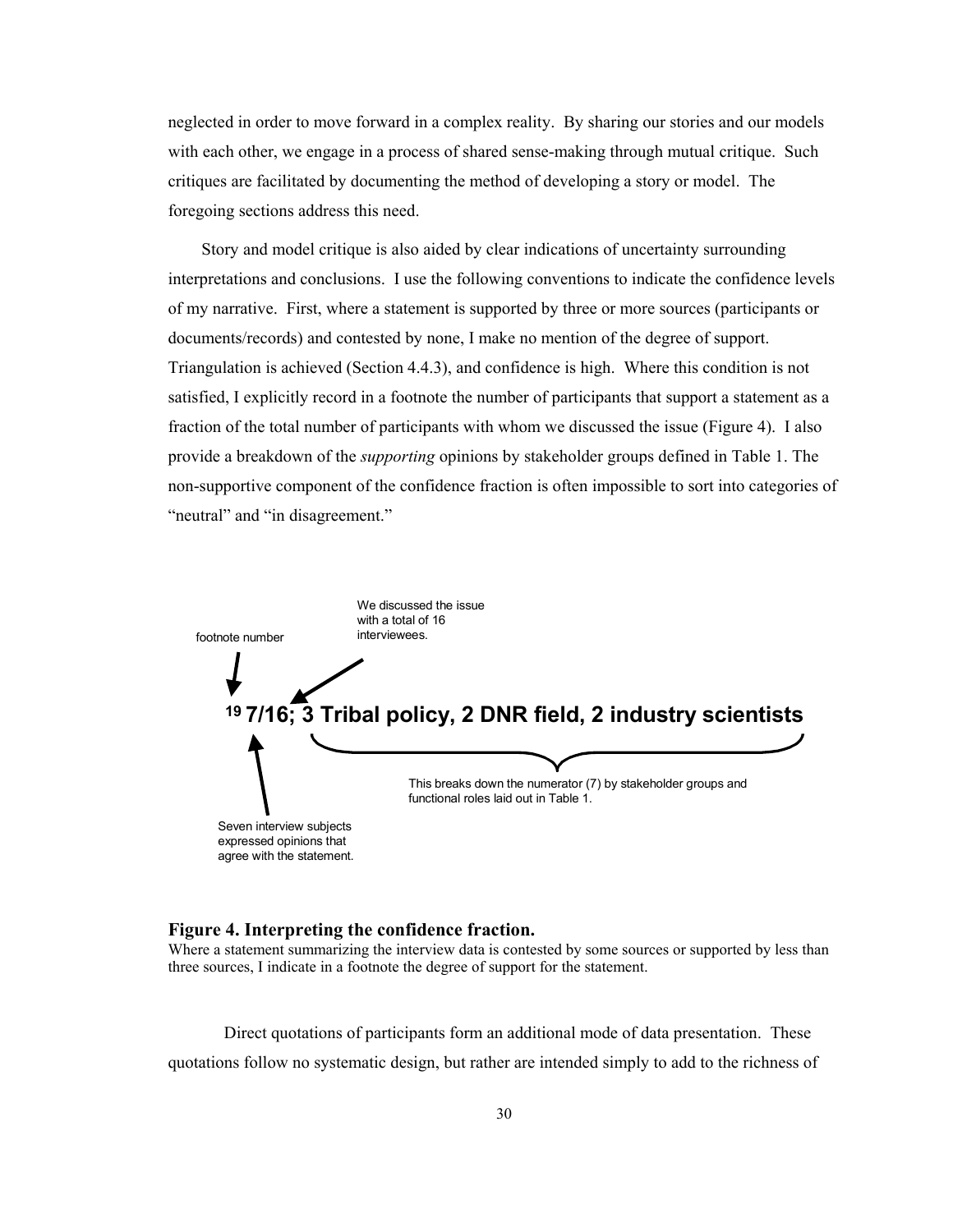neglected in order to move forward in a complex reality. By sharing our stories and our models with each other, we engage in a process of shared sense-making through mutual critique. Such critiques are facilitated by documenting the method of developing a story or model. The foregoing sections address this need.

Story and model critique is also aided by clear indications of uncertainty surrounding interpretations and conclusions. I use the following conventions to indicate the confidence levels of my narrative. First, where a statement is supported by three or more sources (participants or documents/records) and contested by none, I make no mention of the degree of support. Triangulation is achieved (Section 4.4.3), and confidence is high. Where this condition is not satisfied, I explicitly record in a footnote the number of participants that support a statement as a fraction of the total number of participants with whom we discussed the issue (Figure 4). I also provide a breakdown of the *supporting* opinions by stakeholder groups defined in Table 1. The non-supportive component of the confidence fraction is often impossible to sort into categories of "neutral" and "in disagreement."

footnote number

We discussed the issue with a total of 16 interviewees.

**[19] 7/16; 3 Tribal policy, 2 DNR field, 2 industry scientists**

This breaks down the numerator (7) by stakeholder groups and functional roles laid out in Table 1.

Seven interview subjects expressed opinions that agree with the statement.

**Figure 4. Interpreting the confidence fraction.**
Where a statement summarizing the interview data is contested by some sources or supported by less than three sources, I indicate in a footnote the degree of support for the statement.

Direct quotations of participants form an additional mode of data presentation. These quotations follow no systematic design, but rather are intended simply to add to the richness of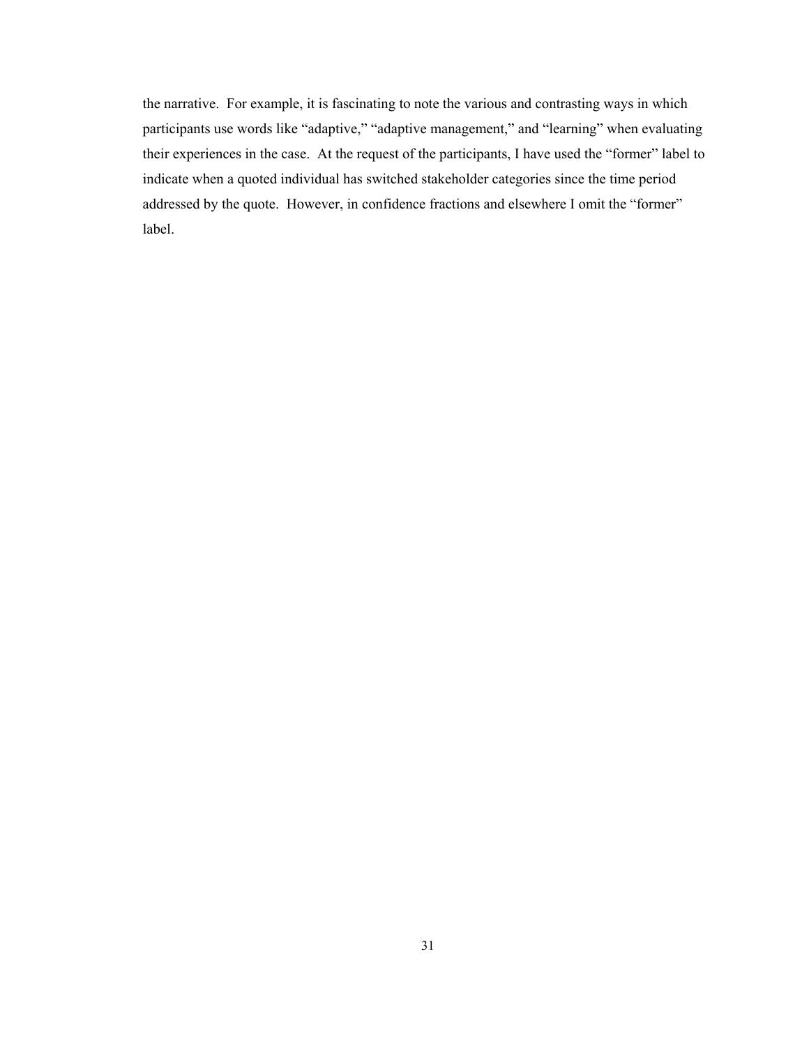the narrative. For example, it is fascinating to note the various and contrasting ways in which participants use words like “adaptive,” “adaptive management,” and “learning” when evaluating their experiences in the case. At the request of the participants, I have used the “former” label to indicate when a quoted individual has switched stakeholder categories since the time period addressed by the quote. However, in confidence fractions and elsewhere I omit the “former” label.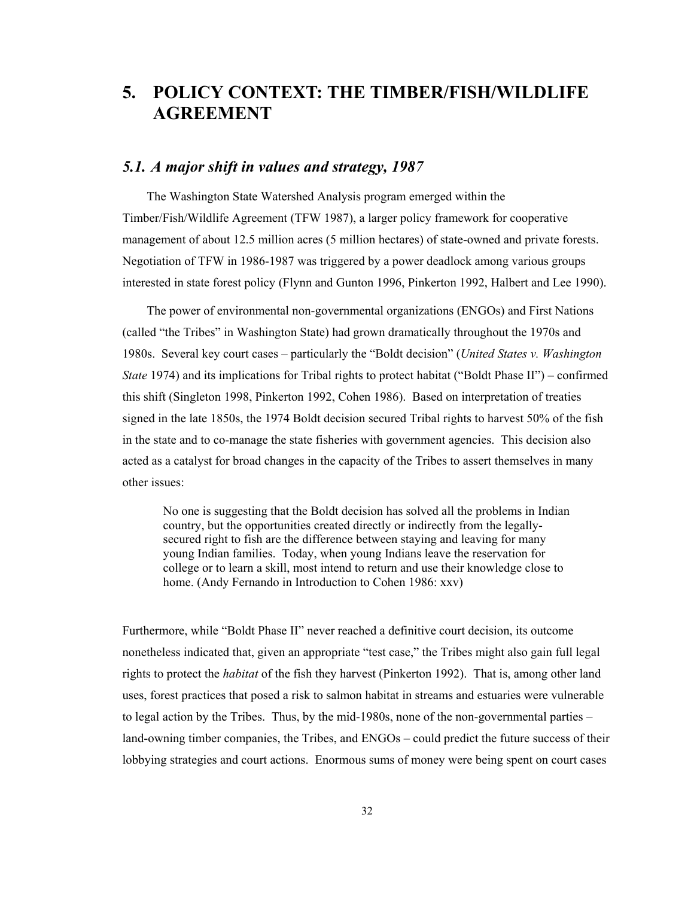# 5. POLICY CONTEXT: THE TIMBER/FISH/WILDLIFE AGREEMENT

## *5.1. A major shift in values and strategy, 1987*

The Washington State Watershed Analysis program emerged within the Timber/Fish/Wildlife Agreement (TFW 1987), a larger policy framework for cooperative management of about 12.5 million acres (5 million hectares) of state-owned and private forests. Negotiation of TFW in 1986-1987 was triggered by a power deadlock among various groups interested in state forest policy (Flynn and Gunton 1996, Pinkerton 1992, Halbert and Lee 1990).

The power of environmental non-governmental organizations (ENGOs) and First Nations (called "the Tribes" in Washington State) had grown dramatically throughout the 1970s and 1980s. Several key court cases – particularly the "Boldt decision" (*United States v. Washington State* 1974) and its implications for Tribal rights to protect habitat ("Boldt Phase II") – confirmed this shift (Singleton 1998, Pinkerton 1992, Cohen 1986). Based on interpretation of treaties signed in the late 1850s, the 1974 Boldt decision secured Tribal rights to harvest 50% of the fish in the state and to co-manage the state fisheries with government agencies. This decision also acted as a catalyst for broad changes in the capacity of the Tribes to assert themselves in many other issues:

> No one is suggesting that the Boldt decision has solved all the problems in Indian country, but the opportunities created directly or indirectly from the legally-secured right to fish are the difference between staying and leaving for many young Indian families. Today, when young Indians leave the reservation for college or to learn a skill, most intend to return and use their knowledge close to home. (Andy Fernando in Introduction to Cohen 1986: xxv)

Furthermore, while "Boldt Phase II" never reached a definitive court decision, its outcome nonetheless indicated that, given an appropriate "test case," the Tribes might also gain full legal rights to protect the *habitat* of the fish they harvest (Pinkerton 1992). That is, among other land uses, forest practices that posed a risk to salmon habitat in streams and estuaries were vulnerable to legal action by the Tribes. Thus, by the mid-1980s, none of the non-governmental parties – land-owning timber companies, the Tribes, and ENGOs – could predict the future success of their lobbying strategies and court actions. Enormous sums of money were being spent on court cases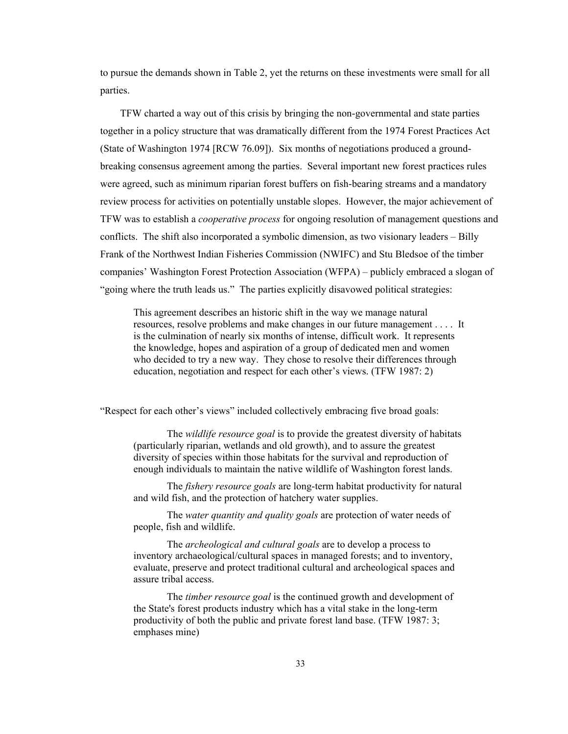to pursue the demands shown in Table 2, yet the returns on these investments were small for all parties.

TFW charted a way out of this crisis by bringing the non-governmental and state parties together in a policy structure that was dramatically different from the 1974 Forest Practices Act (State of Washington 1974 [RCW 76.09]). Six months of negotiations produced a ground-breaking consensus agreement among the parties. Several important new forest practices rules were agreed, such as minimum riparian forest buffers on fish-bearing streams and a mandatory review process for activities on potentially unstable slopes. However, the major achievement of TFW was to establish a *cooperative process* for ongoing resolution of management questions and conflicts. The shift also incorporated a symbolic dimension, as two visionary leaders – Billy Frank of the Northwest Indian Fisheries Commission (NWIFC) and Stu Bledsoe of the timber companies' Washington Forest Protection Association (WFPA) – publicly embraced a slogan of "going where the truth leads us." The parties explicitly disavowed political strategies:

> This agreement describes an historic shift in the way we manage natural resources, resolve problems and make changes in our future management . . . . It is the culmination of nearly six months of intense, difficult work. It represents the knowledge, hopes and aspiration of a group of dedicated men and women who decided to try a new way. They chose to resolve their differences through education, negotiation and respect for each other's views. (TFW 1987: 2)

"Respect for each other's views" included collectively embracing five broad goals:

> The *wildlife resource goal* is to provide the greatest diversity of habitats (particularly riparian, wetlands and old growth), and to assure the greatest diversity of species within those habitats for the survival and reproduction of enough individuals to maintain the native wildlife of Washington forest lands.
>
> The *fishery resource goals* are long-term habitat productivity for natural and wild fish, and the protection of hatchery water supplies.
>
> The *water quantity and quality goals* are protection of water needs of people, fish and wildlife.
>
> The *archeological and cultural goals* are to develop a process to inventory archaeological/cultural spaces in managed forests; and to inventory, evaluate, preserve and protect traditional cultural and archeological spaces and assure tribal access.
>
> The *timber resource goal* is the continued growth and development of the State's forest products industry which has a vital stake in the long-term productivity of both the public and private forest land base. (TFW 1987: 3; emphases mine)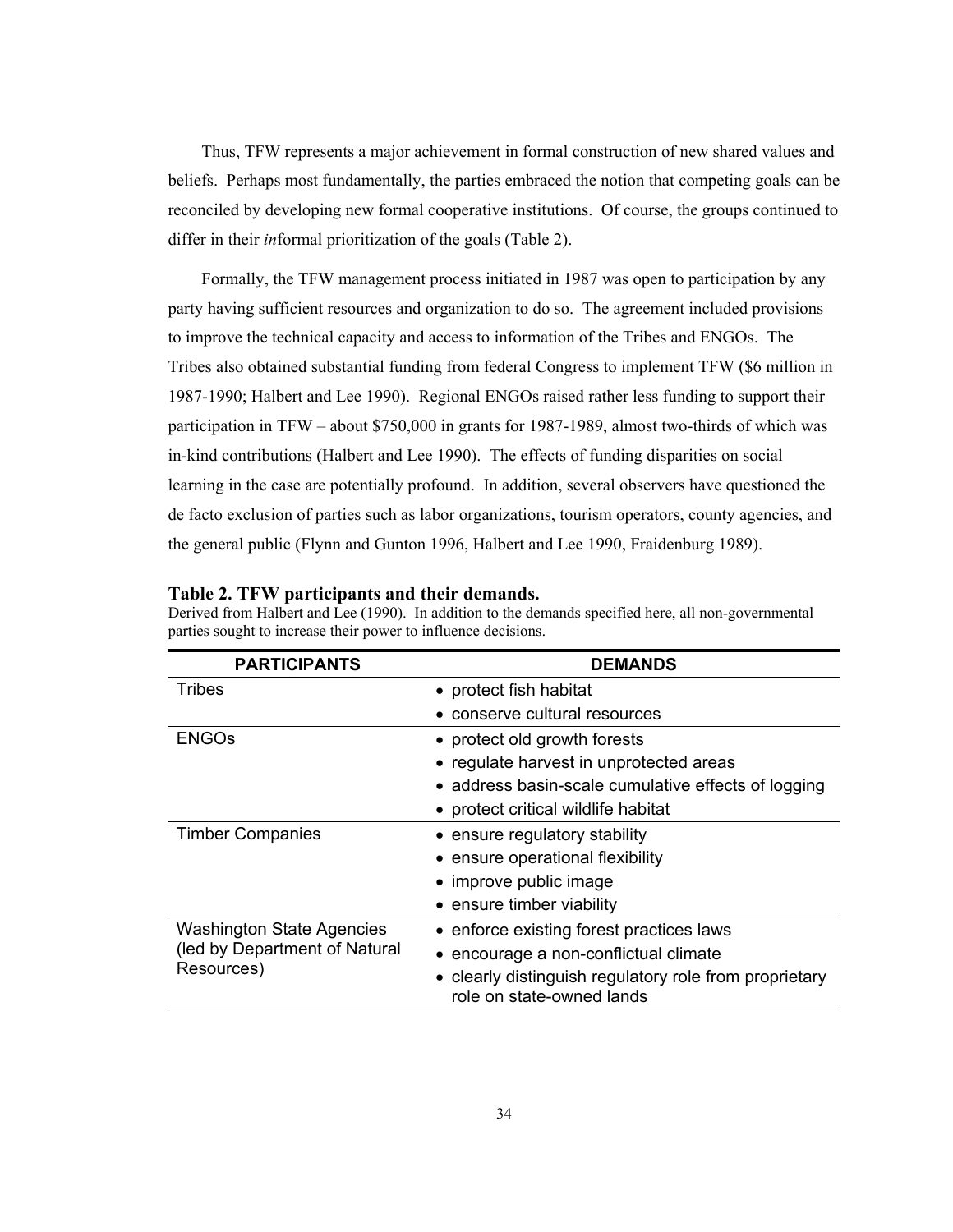Thus, TFW represents a major achievement in formal construction of new shared values and beliefs. Perhaps most fundamentally, the parties embraced the notion that competing goals can be reconciled by developing new formal cooperative institutions. Of course, the groups continued to differ in their *in*formal prioritization of the goals (Table 2).

Formally, the TFW management process initiated in 1987 was open to participation by any party having sufficient resources and organization to do so. The agreement included provisions to improve the technical capacity and access to information of the Tribes and ENGOs. The Tribes also obtained substantial funding from federal Congress to implement TFW ($6 million in 1987-1990; Halbert and Lee 1990). Regional ENGOs raised rather less funding to support their participation in TFW – about $750,000 in grants for 1987-1989, almost two-thirds of which was in-kind contributions (Halbert and Lee 1990). The effects of funding disparities on social learning in the case are potentially profound. In addition, several observers have questioned the de facto exclusion of parties such as labor organizations, tourism operators, county agencies, and the general public (Flynn and Gunton 1996, Halbert and Lee 1990, Fraidenburg 1989).

**Table 2. TFW participants and their demands.**

Derived from Halbert and Lee (1990). In addition to the demands specified here, all non-governmental parties sought to increase their power to influence decisions.

| PARTICIPANTS | DEMANDS |
|---|---|
| Tribes | • protect fish habitat<br>• conserve cultural resources |
| ENGOs | • protect old growth forests<br>• regulate harvest in unprotected areas<br>• address basin-scale cumulative effects of logging<br>• protect critical wildlife habitat |
| Timber Companies | • ensure regulatory stability<br>• ensure operational flexibility<br>• improve public image<br>• ensure timber viability |
| Washington State Agencies (led by Department of Natural Resources) | • enforce existing forest practices laws<br>• encourage a non-conflictual climate<br>• clearly distinguish regulatory role from proprietary role on state-owned lands |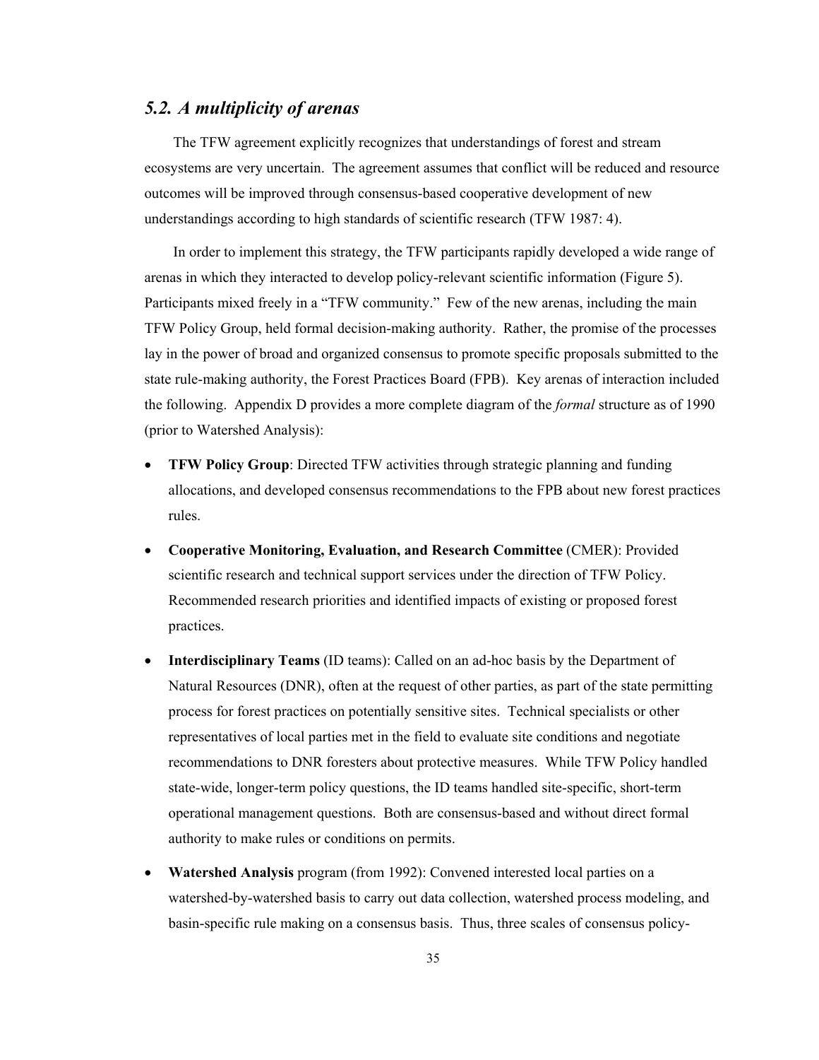## *5.2. A multiplicity of arenas*

The TFW agreement explicitly recognizes that understandings of forest and stream ecosystems are very uncertain. The agreement assumes that conflict will be reduced and resource outcomes will be improved through consensus-based cooperative development of new understandings according to high standards of scientific research (TFW 1987: 4).

In order to implement this strategy, the TFW participants rapidly developed a wide range of arenas in which they interacted to develop policy-relevant scientific information (Figure 5). Participants mixed freely in a "TFW community." Few of the new arenas, including the main TFW Policy Group, held formal decision-making authority. Rather, the promise of the processes lay in the power of broad and organized consensus to promote specific proposals submitted to the state rule-making authority, the Forest Practices Board (FPB). Key arenas of interaction included the following. Appendix D provides a more complete diagram of the *formal* structure as of 1990 (prior to Watershed Analysis):

- **TFW Policy Group**: Directed TFW activities through strategic planning and funding allocations, and developed consensus recommendations to the FPB about new forest practices rules.
- **Cooperative Monitoring, Evaluation, and Research Committee** (CMER): Provided scientific research and technical support services under the direction of TFW Policy. Recommended research priorities and identified impacts of existing or proposed forest practices.
- **Interdisciplinary Teams** (ID teams): Called on an ad-hoc basis by the Department of Natural Resources (DNR), often at the request of other parties, as part of the state permitting process for forest practices on potentially sensitive sites. Technical specialists or other representatives of local parties met in the field to evaluate site conditions and negotiate recommendations to DNR foresters about protective measures. While TFW Policy handled state-wide, longer-term policy questions, the ID teams handled site-specific, short-term operational management questions. Both are consensus-based and without direct formal authority to make rules or conditions on permits.
- **Watershed Analysis** program (from 1992): Convened interested local parties on a watershed-by-watershed basis to carry out data collection, watershed process modeling, and basin-specific rule making on a consensus basis. Thus, three scales of consensus policy-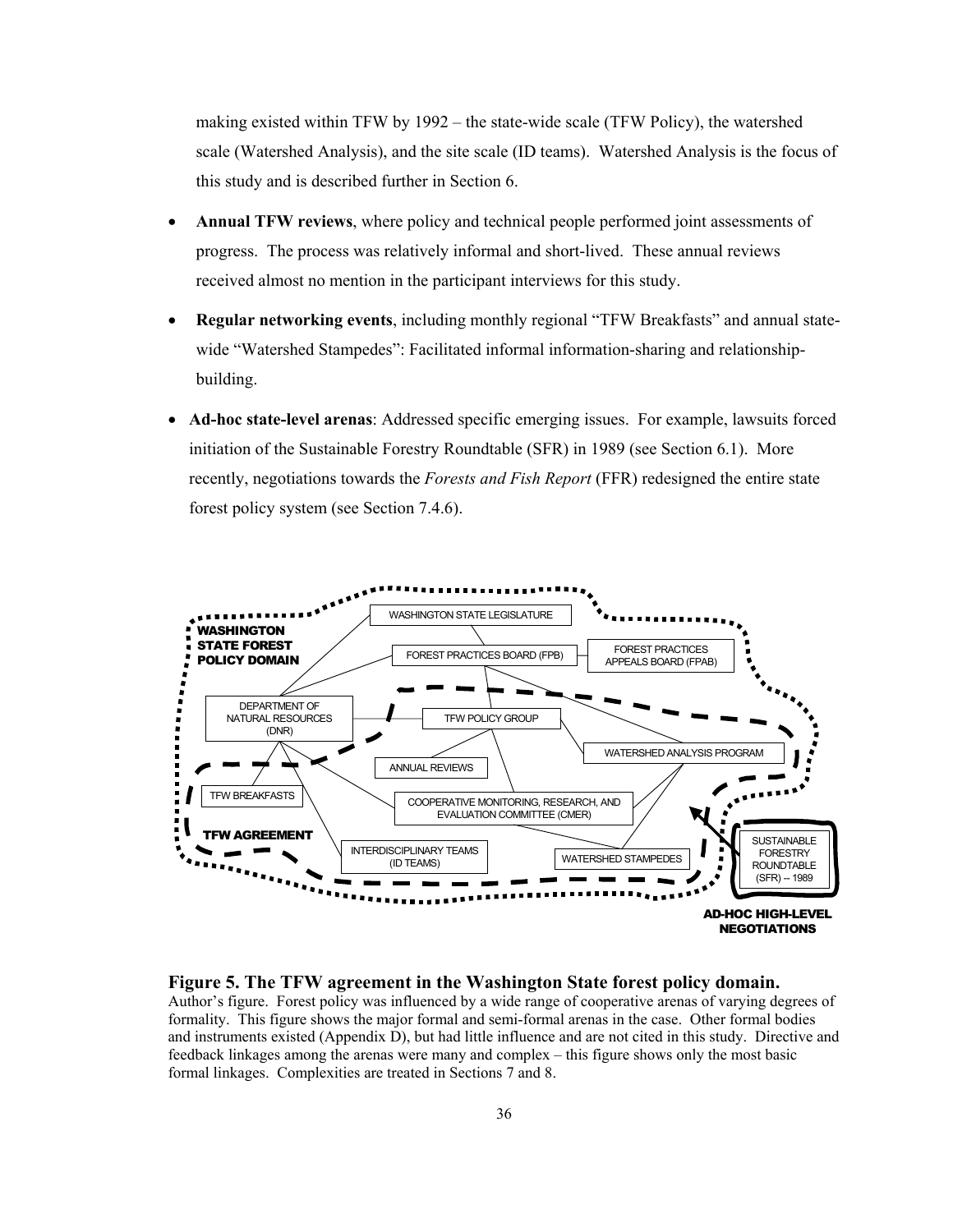making existed within TFW by 1992 – the state-wide scale (TFW Policy), the watershed scale (Watershed Analysis), and the site scale (ID teams). Watershed Analysis is the focus of this study and is described further in Section 6.

- **Annual TFW reviews**, where policy and technical people performed joint assessments of progress. The process was relatively informal and short-lived. These annual reviews received almost no mention in the participant interviews for this study.
- **Regular networking events**, including monthly regional "TFW Breakfasts" and annual state-wide "Watershed Stampedes": Facilitated informal information-sharing and relationship-building.
- **Ad-hoc state-level arenas**: Addressed specific emerging issues. For example, lawsuits forced initiation of the Sustainable Forestry Roundtable (SFR) in 1989 (see Section 6.1). More recently, negotiations towards the *Forests and Fish Report* (FFR) redesigned the entire state forest policy system (see Section 7.4.6).

WASHINGTON STATE FOREST POLICY DOMAIN

WASHINGTON STATE LEGISLATURE

FOREST PRACTICES BOARD (FPB)

FOREST PRACTICES APPEALS BOARD (FPAB)

DEPARTMENT OF NATURAL RESOURCES (DNR)

TFW POLICY GROUP

WATERSHED ANALYSIS PROGRAM

ANNUAL REVIEWS

TFW BREAKFASTS

COOPERATIVE MONITORING, RESEARCH, AND EVALUATION COMMITTEE (CMER)

TFW AGREEMENT

INTERDISCIPLINARY TEAMS (ID TEAMS)

WATERSHED STAMPEDES

SUSTAINABLE FORESTRY ROUNDTABLE (SFR) -- 1989

AD-HOC HIGH-LEVEL NEGOTIATIONS

**Figure 5. The TFW agreement in the Washington State forest policy domain.**
Author's figure. Forest policy was influenced by a wide range of cooperative arenas of varying degrees of formality. This figure shows the major formal and semi-formal arenas in the case. Other formal bodies and instruments existed (Appendix D), but had little influence and are not cited in this study. Directive and feedback linkages among the arenas were many and complex – this figure shows only the most basic formal linkages. Complexities are treated in Sections 7 and 8.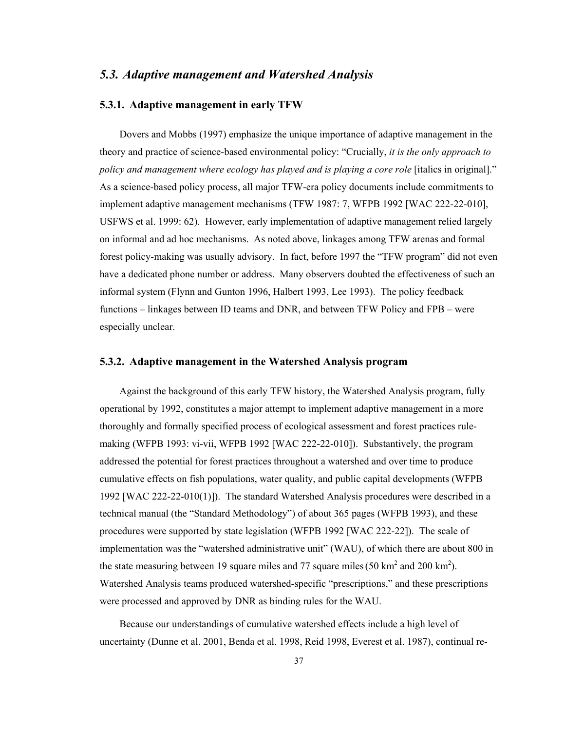## *5.3. Adaptive management and Watershed Analysis*

### 5.3.1. Adaptive management in early TFW

Dovers and Mobbs (1997) emphasize the unique importance of adaptive management in the theory and practice of science-based environmental policy: "Crucially, *it is the only approach to policy and management where ecology has played and is playing a core role* [italics in original]." As a science-based policy process, all major TFW-era policy documents include commitments to implement adaptive management mechanisms (TFW 1987: 7, WFPB 1992 [WAC 222-22-010], USFWS et al. 1999: 62). However, early implementation of adaptive management relied largely on informal and ad hoc mechanisms. As noted above, linkages among TFW arenas and formal forest policy-making was usually advisory. In fact, before 1997 the "TFW program" did not even have a dedicated phone number or address. Many observers doubted the effectiveness of such an informal system (Flynn and Gunton 1996, Halbert 1993, Lee 1993). The policy feedback functions – linkages between ID teams and DNR, and between TFW Policy and FPB – were especially unclear.

### 5.3.2. Adaptive management in the Watershed Analysis program

Against the background of this early TFW history, the Watershed Analysis program, fully operational by 1992, constitutes a major attempt to implement adaptive management in a more thoroughly and formally specified process of ecological assessment and forest practices rule-making (WFPB 1993: vi-vii, WFPB 1992 [WAC 222-22-010]). Substantively, the program addressed the potential for forest practices throughout a watershed and over time to produce cumulative effects on fish populations, water quality, and public capital developments (WFPB 1992 [WAC 222-22-010(1)]). The standard Watershed Analysis procedures were described in a technical manual (the "Standard Methodology") of about 365 pages (WFPB 1993), and these procedures were supported by state legislation (WFPB 1992 [WAC 222-22]). The scale of implementation was the "watershed administrative unit" (WAU), of which there are about 800 in the state measuring between 19 square miles and 77 square miles (50 $km^2$ and 200 $km^2$). Watershed Analysis teams produced watershed-specific "prescriptions," and these prescriptions were processed and approved by DNR as binding rules for the WAU.

Because our understandings of cumulative watershed effects include a high level of uncertainty (Dunne et al. 2001, Benda et al. 1998, Reid 1998, Everest et al. 1987), continual re-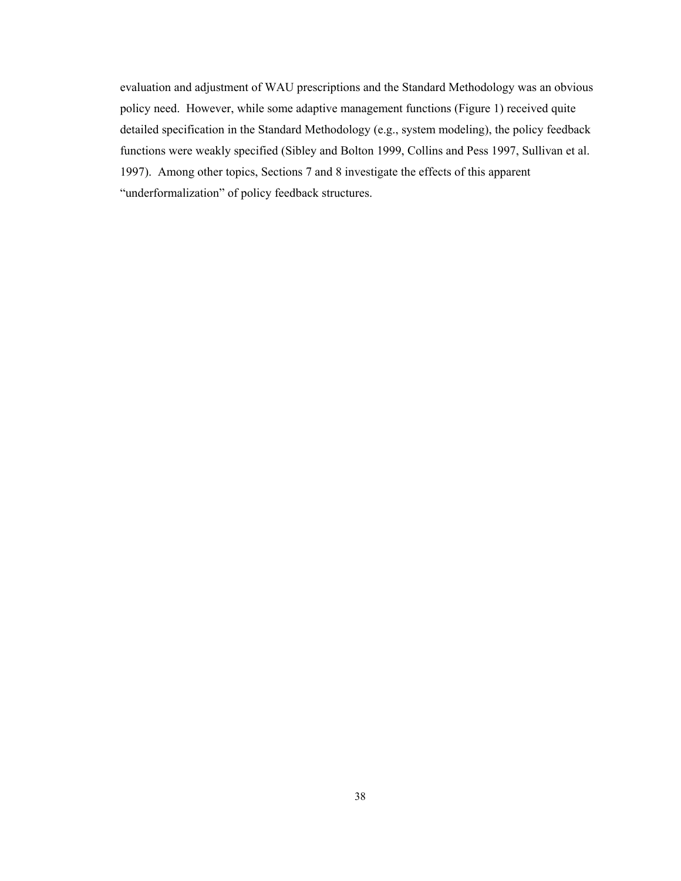evaluation and adjustment of WAU prescriptions and the Standard Methodology was an obvious policy need. However, while some adaptive management functions (Figure 1) received quite detailed specification in the Standard Methodology (e.g., system modeling), the policy feedback functions were weakly specified (Sibley and Bolton 1999, Collins and Pess 1997, Sullivan et al. 1997). Among other topics, Sections 7 and 8 investigate the effects of this apparent "underformalization" of policy feedback structures.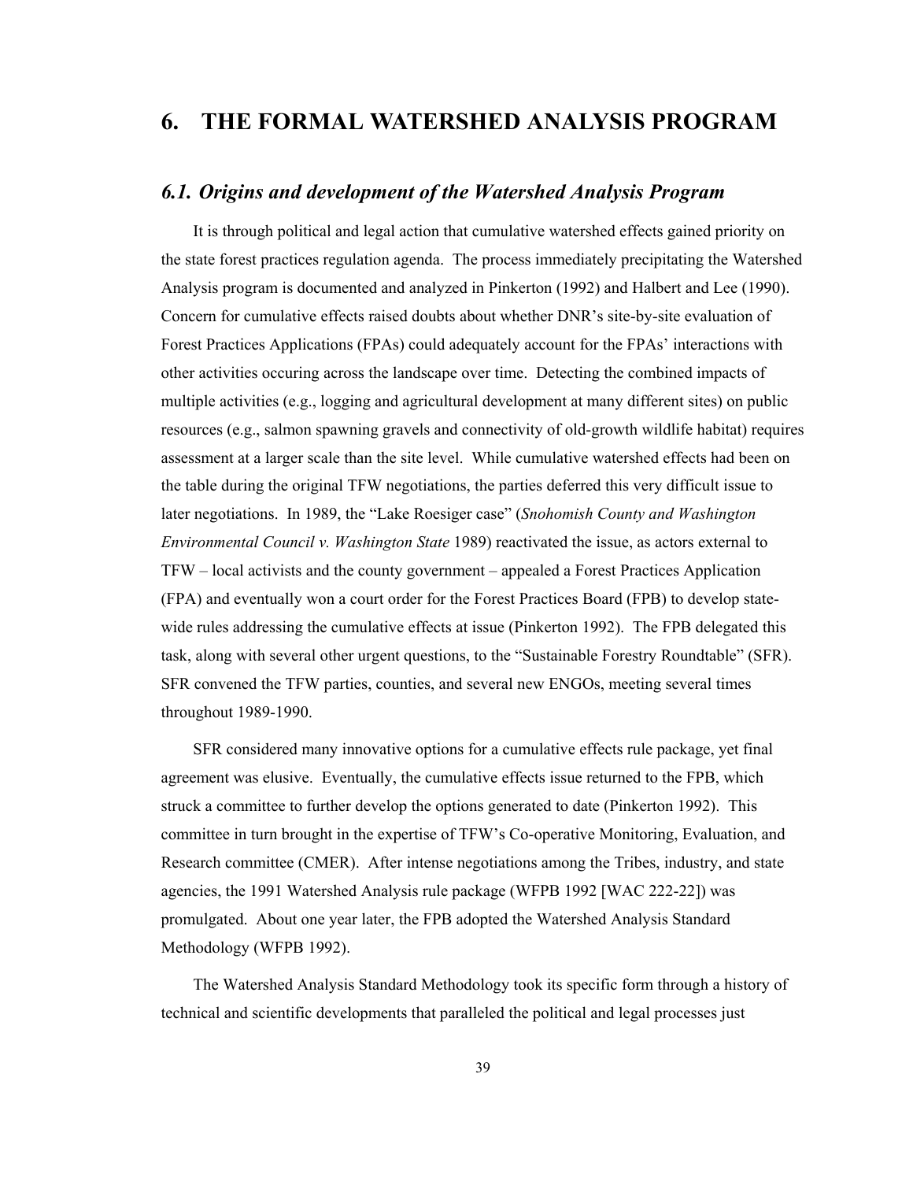# 6. THE FORMAL WATERSHED ANALYSIS PROGRAM

## *6.1. Origins and development of the Watershed Analysis Program*

It is through political and legal action that cumulative watershed effects gained priority on the state forest practices regulation agenda. The process immediately precipitating the Watershed Analysis program is documented and analyzed in Pinkerton (1992) and Halbert and Lee (1990). Concern for cumulative effects raised doubts about whether DNR's site-by-site evaluation of Forest Practices Applications (FPAs) could adequately account for the FPAs' interactions with other activities occuring across the landscape over time. Detecting the combined impacts of multiple activities (e.g., logging and agricultural development at many different sites) on public resources (e.g., salmon spawning gravels and connectivity of old-growth wildlife habitat) requires assessment at a larger scale than the site level. While cumulative watershed effects had been on the table during the original TFW negotiations, the parties deferred this very difficult issue to later negotiations. In 1989, the "Lake Roesiger case" (*Snohomish County and Washington Environmental Council v. Washington State* 1989) reactivated the issue, as actors external to TFW – local activists and the county government – appealed a Forest Practices Application (FPA) and eventually won a court order for the Forest Practices Board (FPB) to develop state-wide rules addressing the cumulative effects at issue (Pinkerton 1992). The FPB delegated this task, along with several other urgent questions, to the "Sustainable Forestry Roundtable" (SFR). SFR convened the TFW parties, counties, and several new ENGOs, meeting several times throughout 1989-1990.

SFR considered many innovative options for a cumulative effects rule package, yet final agreement was elusive. Eventually, the cumulative effects issue returned to the FPB, which struck a committee to further develop the options generated to date (Pinkerton 1992). This committee in turn brought in the expertise of TFW's Co-operative Monitoring, Evaluation, and Research committee (CMER). After intense negotiations among the Tribes, industry, and state agencies, the 1991 Watershed Analysis rule package (WFPB 1992 [WAC 222-22]) was promulgated. About one year later, the FPB adopted the Watershed Analysis Standard Methodology (WFPB 1992).

The Watershed Analysis Standard Methodology took its specific form through a history of technical and scientific developments that paralleled the political and legal processes just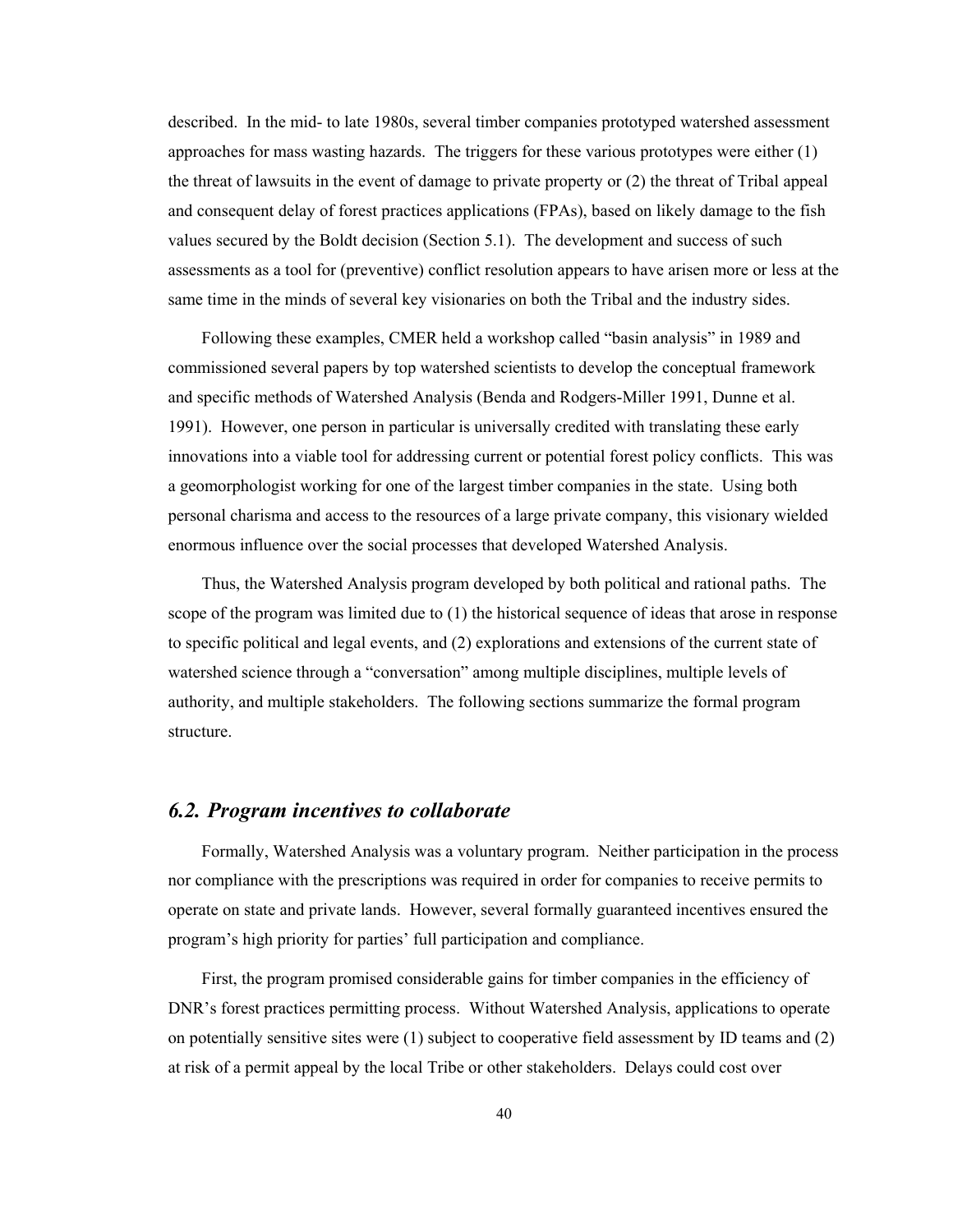described. In the mid- to late 1980s, several timber companies prototyped watershed assessment approaches for mass wasting hazards. The triggers for these various prototypes were either (1) the threat of lawsuits in the event of damage to private property or (2) the threat of Tribal appeal and consequent delay of forest practices applications (FPAs), based on likely damage to the fish values secured by the Boldt decision (Section 5.1). The development and success of such assessments as a tool for (preventive) conflict resolution appears to have arisen more or less at the same time in the minds of several key visionaries on both the Tribal and the industry sides.

Following these examples, CMER held a workshop called "basin analysis" in 1989 and commissioned several papers by top watershed scientists to develop the conceptual framework and specific methods of Watershed Analysis (Benda and Rodgers-Miller 1991, Dunne et al. 1991). However, one person in particular is universally credited with translating these early innovations into a viable tool for addressing current or potential forest policy conflicts. This was a geomorphologist working for one of the largest timber companies in the state. Using both personal charisma and access to the resources of a large private company, this visionary wielded enormous influence over the social processes that developed Watershed Analysis.

Thus, the Watershed Analysis program developed by both political and rational paths. The scope of the program was limited due to (1) the historical sequence of ideas that arose in response to specific political and legal events, and (2) explorations and extensions of the current state of watershed science through a "conversation" among multiple disciplines, multiple levels of authority, and multiple stakeholders. The following sections summarize the formal program structure.

## *6.2. Program incentives to collaborate*

Formally, Watershed Analysis was a voluntary program. Neither participation in the process nor compliance with the prescriptions was required in order for companies to receive permits to operate on state and private lands. However, several formally guaranteed incentives ensured the program's high priority for parties' full participation and compliance.

First, the program promised considerable gains for timber companies in the efficiency of DNR's forest practices permitting process. Without Watershed Analysis, applications to operate on potentially sensitive sites were (1) subject to cooperative field assessment by ID teams and (2) at risk of a permit appeal by the local Tribe or other stakeholders. Delays could cost over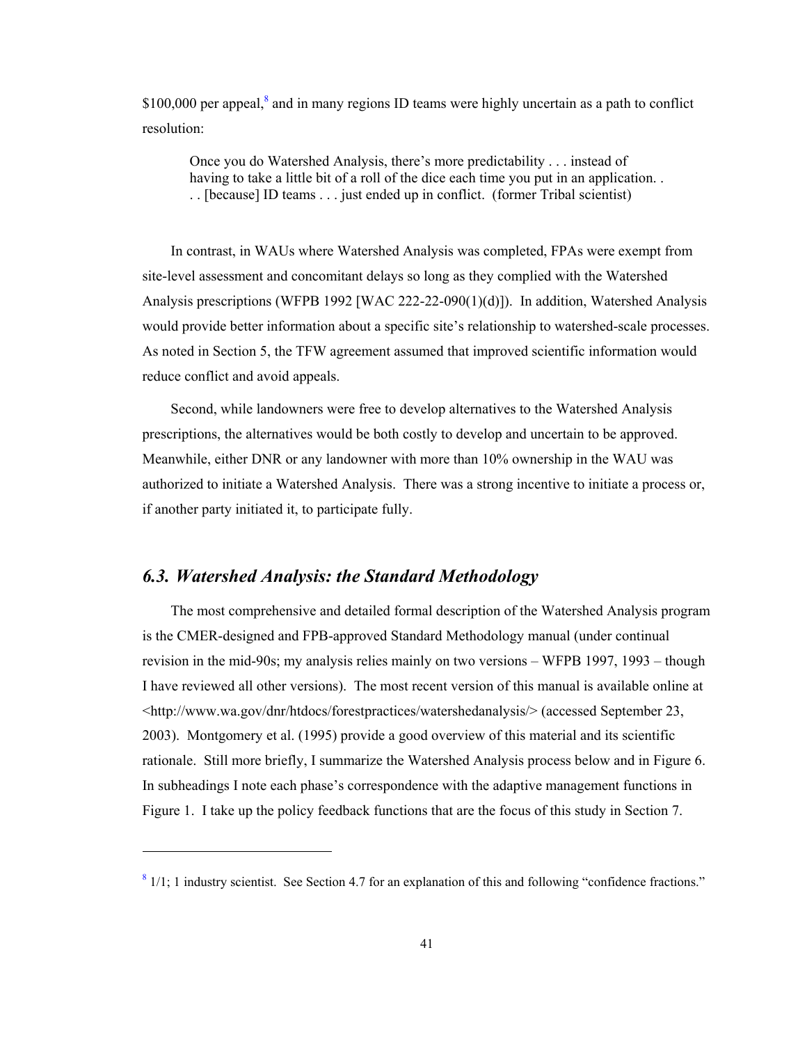$100,000 per appeal,[8] and in many regions ID teams were highly uncertain as a path to conflict resolution:

> Once you do Watershed Analysis, there's more predictability . . . instead of having to take a little bit of a roll of the dice each time you put in an application. . . . [because] ID teams . . . just ended up in conflict. (former Tribal scientist)

In contrast, in WAUs where Watershed Analysis was completed, FPAs were exempt from site-level assessment and concomitant delays so long as they complied with the Watershed Analysis prescriptions (WFPB 1992 [WAC 222-22-090(1)(d)]). In addition, Watershed Analysis would provide better information about a specific site's relationship to watershed-scale processes. As noted in Section 5, the TFW agreement assumed that improved scientific information would reduce conflict and avoid appeals.

Second, while landowners were free to develop alternatives to the Watershed Analysis prescriptions, the alternatives would be both costly to develop and uncertain to be approved. Meanwhile, either DNR or any landowner with more than 10% ownership in the WAU was authorized to initiate a Watershed Analysis. There was a strong incentive to initiate a process or, if another party initiated it, to participate fully.

## *6.3. Watershed Analysis: the Standard Methodology*

The most comprehensive and detailed formal description of the Watershed Analysis program is the CMER-designed and FPB-approved Standard Methodology manual (under continual revision in the mid-90s; my analysis relies mainly on two versions – WFPB 1997, 1993 – though I have reviewed all other versions). The most recent version of this manual is available online at <http://www.wa.gov/dnr/htdocs/forestpractices/watershedanalysis/> (accessed September 23, 2003). Montgomery et al. (1995) provide a good overview of this material and its scientific rationale. Still more briefly, I summarize the Watershed Analysis process below and in Figure 6. In subheadings I note each phase's correspondence with the adaptive management functions in Figure 1. I take up the policy feedback functions that are the focus of this study in Section 7.

---

[8] 1/1; 1 industry scientist. See Section 4.7 for an explanation of this and following "confidence fractions."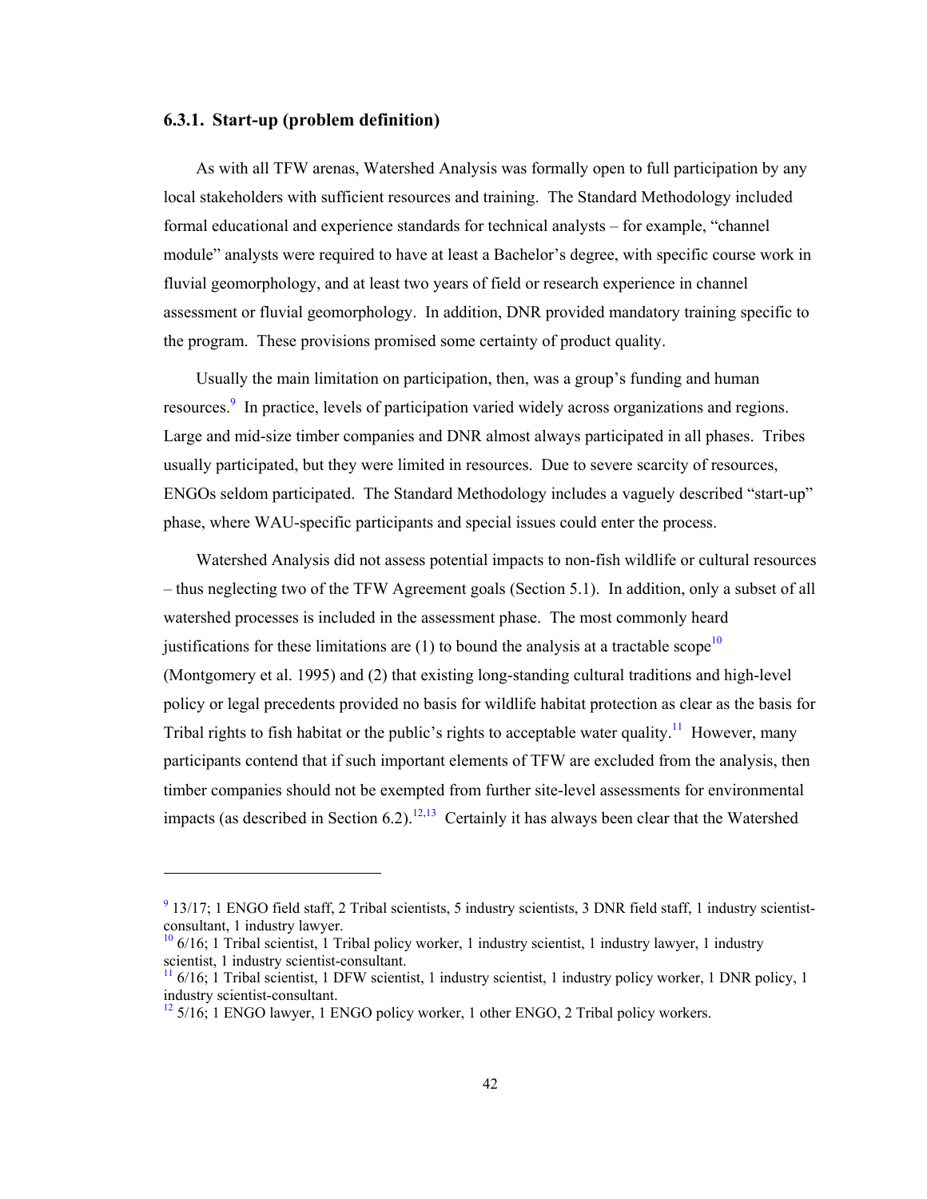### 6.3.1. Start-up (problem definition)

As with all TFW arenas, Watershed Analysis was formally open to full participation by any local stakeholders with sufficient resources and training. The Standard Methodology included formal educational and experience standards for technical analysts – for example, "channel module" analysts were required to have at least a Bachelor's degree, with specific course work in fluvial geomorphology, and at least two years of field or research experience in channel assessment or fluvial geomorphology. In addition, DNR provided mandatory training specific to the program. These provisions promised some certainty of product quality.

Usually the main limitation on participation, then, was a group's funding and human resources.[9] In practice, levels of participation varied widely across organizations and regions. Large and mid-size timber companies and DNR almost always participated in all phases. Tribes usually participated, but they were limited in resources. Due to severe scarcity of resources, ENGOs seldom participated. The Standard Methodology includes a vaguely described "start-up" phase, where WAU-specific participants and special issues could enter the process.

Watershed Analysis did not assess potential impacts to non-fish wildlife or cultural resources – thus neglecting two of the TFW Agreement goals (Section 5.1). In addition, only a subset of all watershed processes is included in the assessment phase. The most commonly heard justifications for these limitations are (1) to bound the analysis at a tractable scope[10] (Montgomery et al. 1995) and (2) that existing long-standing cultural traditions and high-level policy or legal precedents provided no basis for wildlife habitat protection as clear as the basis for Tribal rights to fish habitat or the public's rights to acceptable water quality.[11] However, many participants contend that if such important elements of TFW are excluded from the analysis, then timber companies should not be exempted from further site-level assessments for environmental impacts (as described in Section 6.2).[12,13] Certainly it has always been clear that the Watershed

---

[9] 13/17; 1 ENGO field staff, 2 Tribal scientists, 5 industry scientists, 3 DNR field staff, 1 industry scientist-consultant, 1 industry lawyer.

[10] 6/16; 1 Tribal scientist, 1 Tribal policy worker, 1 industry scientist, 1 industry lawyer, 1 industry scientist, 1 industry scientist-consultant.

[11] 6/16; 1 Tribal scientist, 1 DFW scientist, 1 industry scientist, 1 industry policy worker, 1 DNR policy, 1 industry scientist-consultant.

[12] 5/16; 1 ENGO lawyer, 1 ENGO policy worker, 1 other ENGO, 2 Tribal policy workers.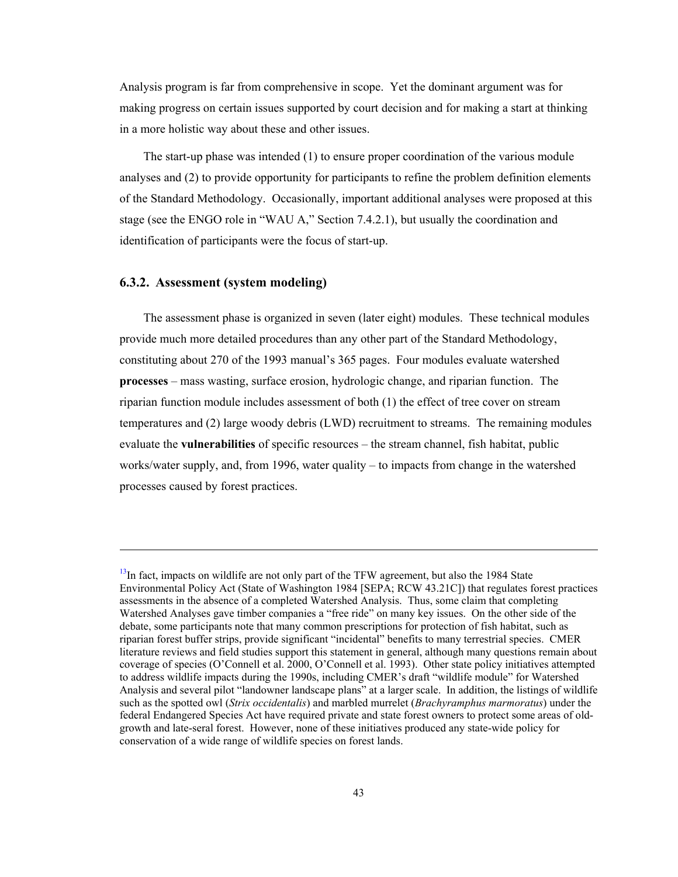Analysis program is far from comprehensive in scope. Yet the dominant argument was for making progress on certain issues supported by court decision and for making a start at thinking in a more holistic way about these and other issues.

The start-up phase was intended (1) to ensure proper coordination of the various module analyses and (2) to provide opportunity for participants to refine the problem definition elements of the Standard Methodology. Occasionally, important additional analyses were proposed at this stage (see the ENGO role in "WAU A," Section 7.4.2.1), but usually the coordination and identification of participants were the focus of start-up.

### 6.3.2. Assessment (system modeling)

The assessment phase is organized in seven (later eight) modules. These technical modules provide much more detailed procedures than any other part of the Standard Methodology, constituting about 270 of the 1993 manual's 365 pages. Four modules evaluate watershed **processes** – mass wasting, surface erosion, hydrologic change, and riparian function. The riparian function module includes assessment of both (1) the effect of tree cover on stream temperatures and (2) large woody debris (LWD) recruitment to streams. The remaining modules evaluate the **vulnerabilities** of specific resources – the stream channel, fish habitat, public works/water supply, and, from 1996, water quality – to impacts from change in the watershed processes caused by forest practices.

---

[13] In fact, impacts on wildlife are not only part of the TFW agreement, but also the 1984 State Environmental Policy Act (State of Washington 1984 [SEPA; RCW 43.21C]) that regulates forest practices assessments in the absence of a completed Watershed Analysis. Thus, some claim that completing Watershed Analyses gave timber companies a "free ride" on many key issues. On the other side of the debate, some participants note that many common prescriptions for protection of fish habitat, such as riparian forest buffer strips, provide significant "incidental" benefits to many terrestrial species. CMER literature reviews and field studies support this statement in general, although many questions remain about coverage of species (O'Connell et al. 2000, O'Connell et al. 1993). Other state policy initiatives attempted to address wildlife impacts during the 1990s, including CMER's draft "wildlife module" for Watershed Analysis and several pilot "landowner landscape plans" at a larger scale. In addition, the listings of wildlife such as the spotted owl (*Strix occidentalis*) and marbled murrelet (*Brachyramphus marmoratus*) under the federal Endangered Species Act have required private and state forest owners to protect some areas of old-growth and late-seral forest. However, none of these initiatives produced any state-wide policy for conservation of a wide range of wildlife species on forest lands.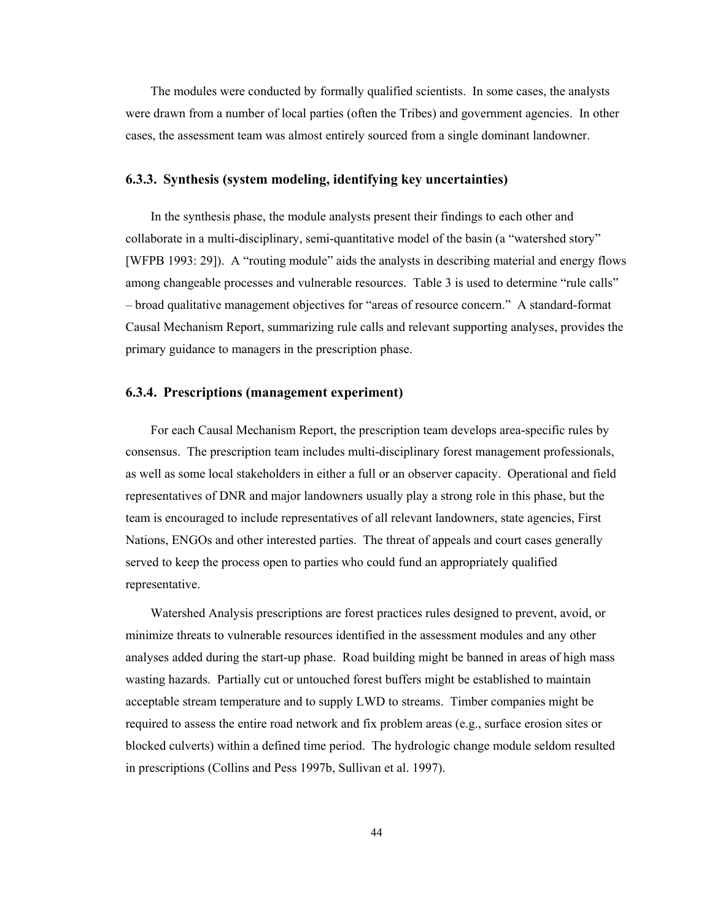The modules were conducted by formally qualified scientists. In some cases, the analysts were drawn from a number of local parties (often the Tribes) and government agencies. In other cases, the assessment team was almost entirely sourced from a single dominant landowner.

### 6.3.3. Synthesis (system modeling, identifying key uncertainties)

In the synthesis phase, the module analysts present their findings to each other and collaborate in a multi-disciplinary, semi-quantitative model of the basin (a "watershed story" [WFPB 1993: 29]). A "routing module" aids the analysts in describing material and energy flows among changeable processes and vulnerable resources. Table 3 is used to determine "rule calls" – broad qualitative management objectives for "areas of resource concern." A standard-format Causal Mechanism Report, summarizing rule calls and relevant supporting analyses, provides the primary guidance to managers in the prescription phase.

### 6.3.4. Prescriptions (management experiment)

For each Causal Mechanism Report, the prescription team develops area-specific rules by consensus. The prescription team includes multi-disciplinary forest management professionals, as well as some local stakeholders in either a full or an observer capacity. Operational and field representatives of DNR and major landowners usually play a strong role in this phase, but the team is encouraged to include representatives of all relevant landowners, state agencies, First Nations, ENGOs and other interested parties. The threat of appeals and court cases generally served to keep the process open to parties who could fund an appropriately qualified representative.

Watershed Analysis prescriptions are forest practices rules designed to prevent, avoid, or minimize threats to vulnerable resources identified in the assessment modules and any other analyses added during the start-up phase. Road building might be banned in areas of high mass wasting hazards. Partially cut or untouched forest buffers might be established to maintain acceptable stream temperature and to supply LWD to streams. Timber companies might be required to assess the entire road network and fix problem areas (e.g., surface erosion sites or blocked culverts) within a defined time period. The hydrologic change module seldom resulted in prescriptions (Collins and Pess 1997b, Sullivan et al. 1997).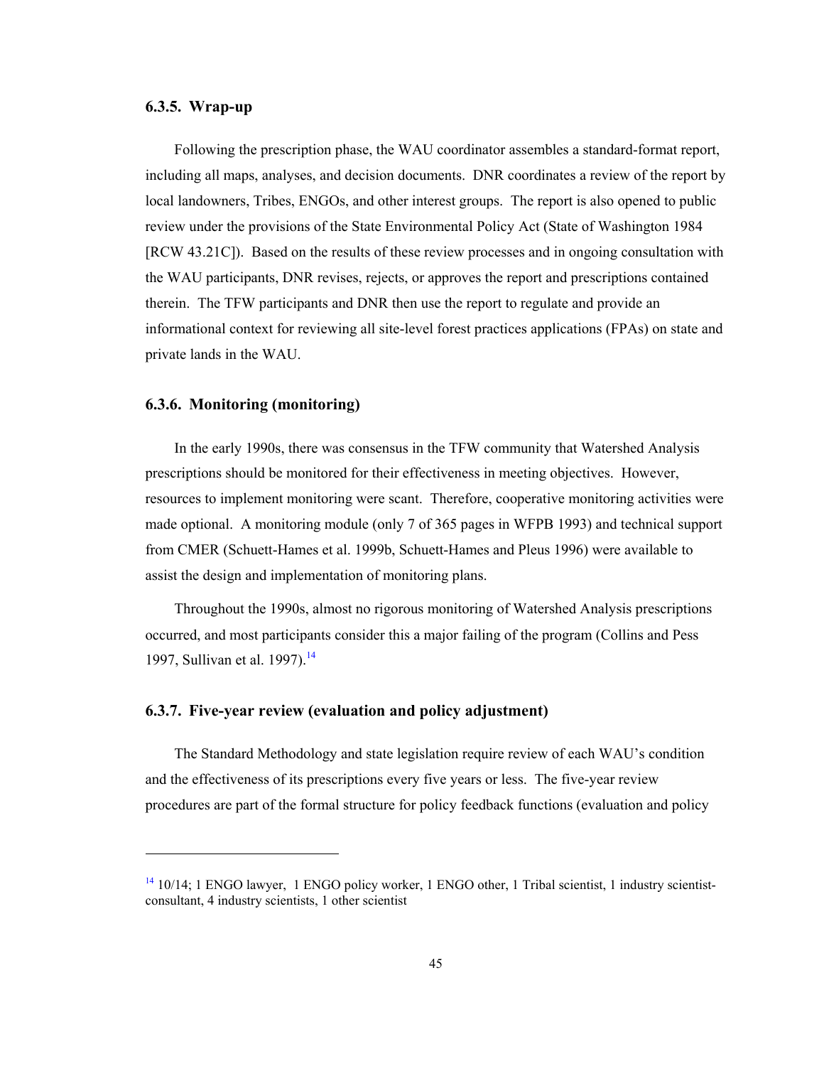### 6.3.5. Wrap-up

Following the prescription phase, the WAU coordinator assembles a standard-format report, including all maps, analyses, and decision documents. DNR coordinates a review of the report by local landowners, Tribes, ENGOs, and other interest groups. The report is also opened to public review under the provisions of the State Environmental Policy Act (State of Washington 1984 [RCW 43.21C]). Based on the results of these review processes and in ongoing consultation with the WAU participants, DNR revises, rejects, or approves the report and prescriptions contained therein. The TFW participants and DNR then use the report to regulate and provide an informational context for reviewing all site-level forest practices applications (FPAs) on state and private lands in the WAU.

### 6.3.6. Monitoring (monitoring)

In the early 1990s, there was consensus in the TFW community that Watershed Analysis prescriptions should be monitored for their effectiveness in meeting objectives. However, resources to implement monitoring were scant. Therefore, cooperative monitoring activities were made optional. A monitoring module (only 7 of 365 pages in WFPB 1993) and technical support from CMER (Schuett-Hames et al. 1999b, Schuett-Hames and Pleus 1996) were available to assist the design and implementation of monitoring plans.

Throughout the 1990s, almost no rigorous monitoring of Watershed Analysis prescriptions occurred, and most participants consider this a major failing of the program (Collins and Pess 1997, Sullivan et al. 1997).[14]

### 6.3.7. Five-year review (evaluation and policy adjustment)

The Standard Methodology and state legislation require review of each WAU's condition and the effectiveness of its prescriptions every five years or less. The five-year review procedures are part of the formal structure for policy feedback functions (evaluation and policy

---

[14] 10/14; 1 ENGO lawyer, 1 ENGO policy worker, 1 ENGO other, 1 Tribal scientist, 1 industry scientist-consultant, 4 industry scientists, 1 other scientist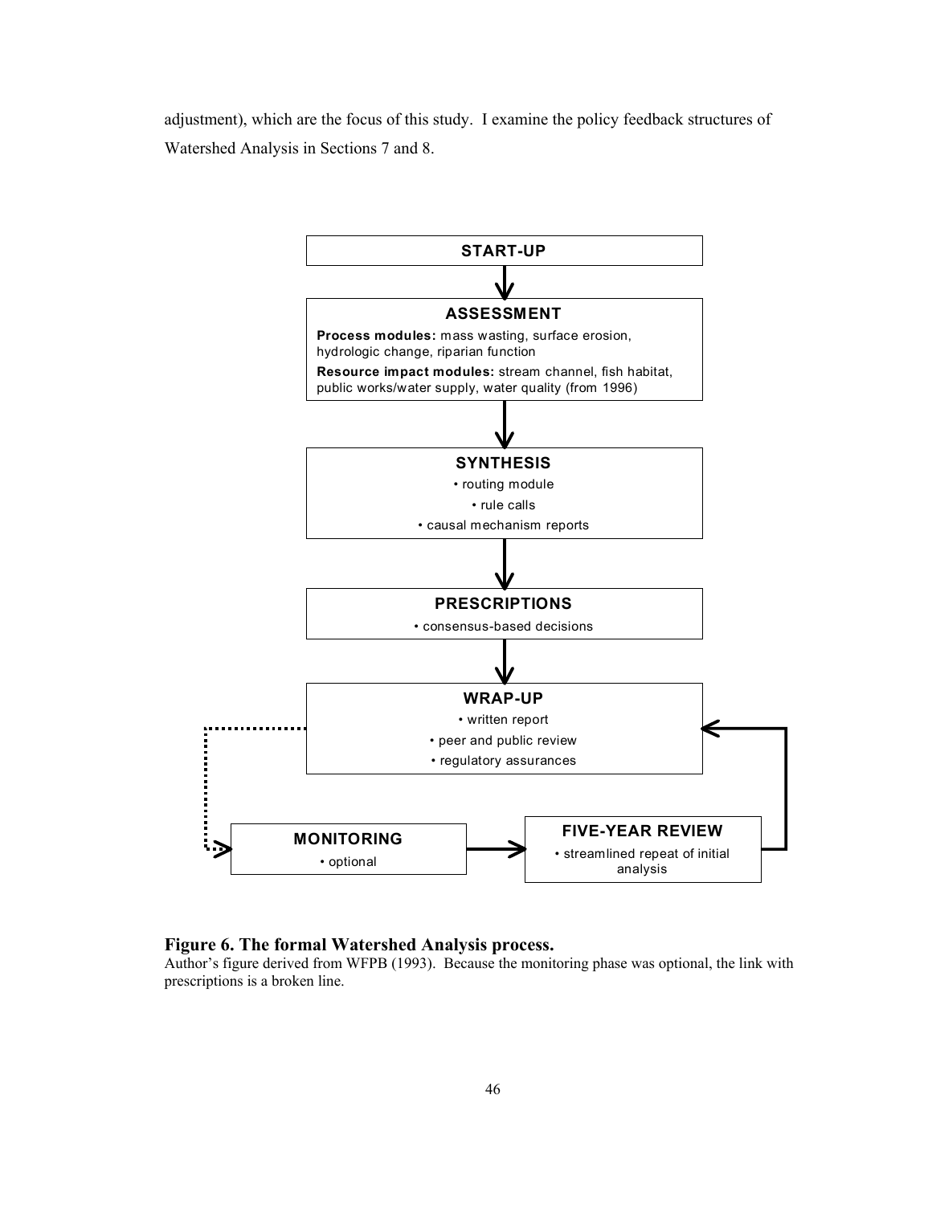adjustment), which are the focus of this study. I examine the policy feedback structures of Watershed Analysis in Sections 7 and 8.

**START-UP**

**ASSESSMENT**

**Process modules:** mass wasting, surface erosion, hydrologic change, riparian function

**Resource impact modules:** stream channel, fish habitat, public works/water supply, water quality (from 1996)

**SYNTHESIS**

- routing module
- rule calls
- causal mechanism reports

**PRESCRIPTIONS**

- consensus-based decisions

**WRAP-UP**

- written report
- peer and public review
- regulatory assurances

**MONITORING**

- optional

**FIVE-YEAR REVIEW**

- streamlined repeat of initial analysis

**Figure 6. The formal Watershed Analysis process.**
Author's figure derived from WFPB (1993). Because the monitoring phase was optional, the link with prescriptions is a broken line.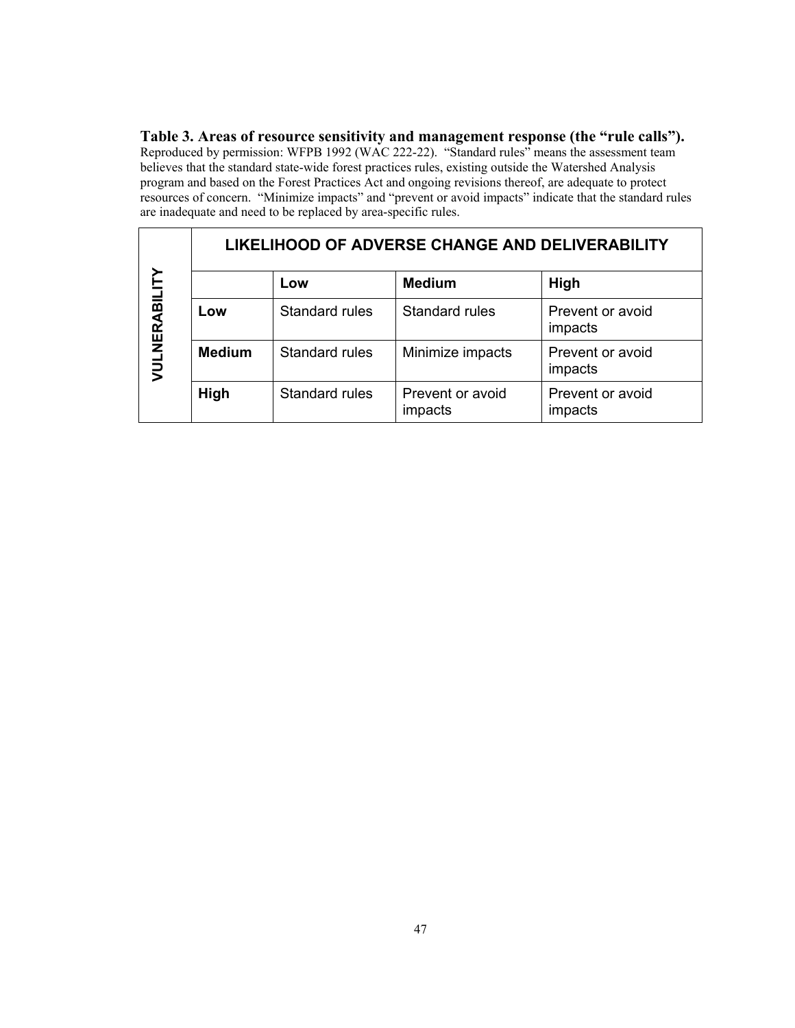**Table 3. Areas of resource sensitivity and management response (the "rule calls").** Reproduced by permission: WFPB 1992 (WAC 222-22). "Standard rules" means the assessment team believes that the standard state-wide forest practices rules, existing outside the Watershed Analysis program and based on the Forest Practices Act and ongoing revisions thereof, are adequate to protect resources of concern. "Minimize impacts" and "prevent or avoid impacts" indicate that the standard rules are inadequate and need to be replaced by area-specific rules.

| | | **LIKELIHOOD OF ADVERSE CHANGE AND DELIVERABILITY** | | |
|---|---|---|---|---|
| **VULNERABILITY** | | **Low** | **Medium** | **High** |
| | **Low** | Standard rules | Standard rules | Prevent or avoid impacts |
| | **Medium** | Standard rules | Minimize impacts | Prevent or avoid impacts |
| | **High** | Standard rules | Prevent or avoid impacts | Prevent or avoid impacts |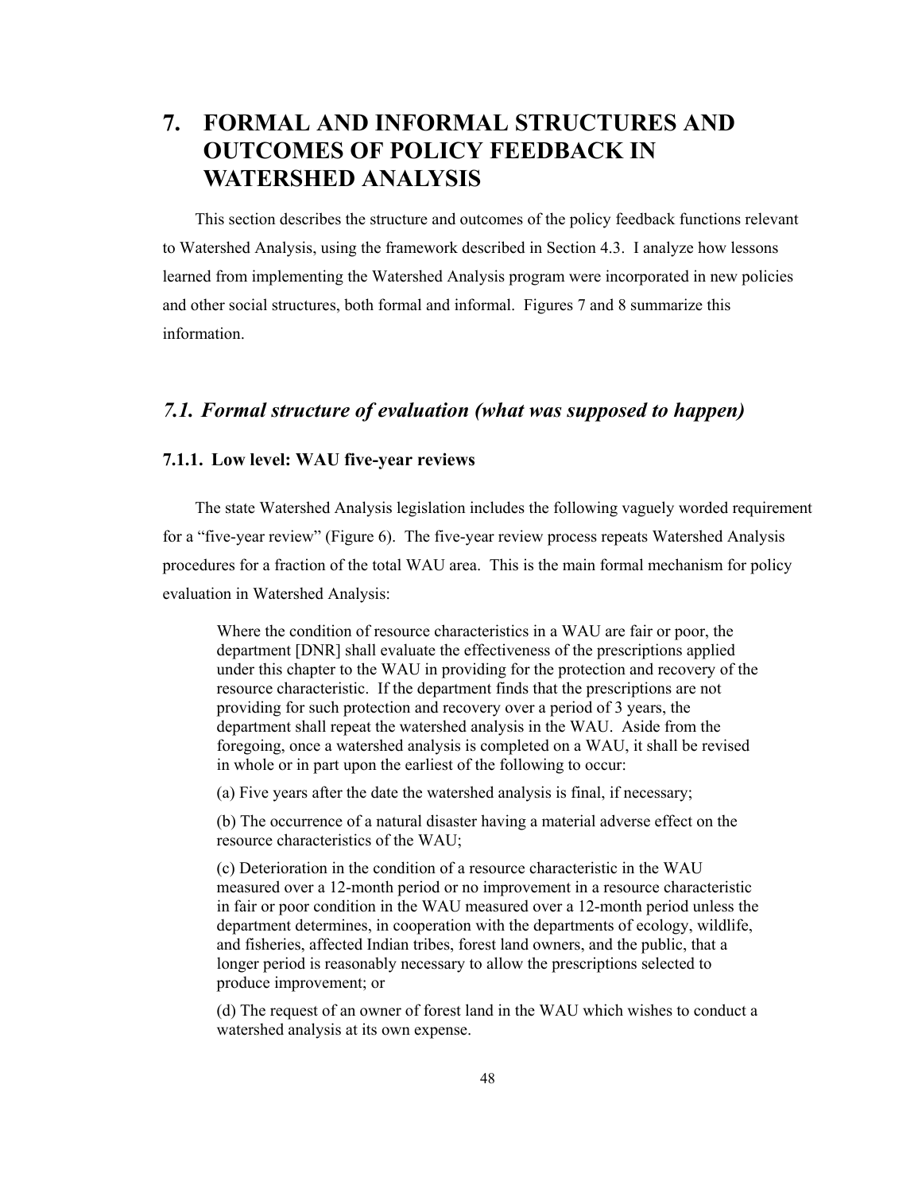# 7. FORMAL AND INFORMAL STRUCTURES AND OUTCOMES OF POLICY FEEDBACK IN WATERSHED ANALYSIS

This section describes the structure and outcomes of the policy feedback functions relevant to Watershed Analysis, using the framework described in Section 4.3. I analyze how lessons learned from implementing the Watershed Analysis program were incorporated in new policies and other social structures, both formal and informal. Figures 7 and 8 summarize this information.

## *7.1. Formal structure of evaluation (what was supposed to happen)*

### 7.1.1. Low level: WAU five-year reviews

The state Watershed Analysis legislation includes the following vaguely worded requirement for a "five-year review" (Figure 6). The five-year review process repeats Watershed Analysis procedures for a fraction of the total WAU area. This is the main formal mechanism for policy evaluation in Watershed Analysis:

> Where the condition of resource characteristics in a WAU are fair or poor, the department [DNR] shall evaluate the effectiveness of the prescriptions applied under this chapter to the WAU in providing for the protection and recovery of the resource characteristic. If the department finds that the prescriptions are not providing for such protection and recovery over a period of 3 years, the department shall repeat the watershed analysis in the WAU. Aside from the foregoing, once a watershed analysis is completed on a WAU, it shall be revised in whole or in part upon the earliest of the following to occur:
>
> (a) Five years after the date the watershed analysis is final, if necessary;
>
> (b) The occurrence of a natural disaster having a material adverse effect on the resource characteristics of the WAU;
>
> (c) Deterioration in the condition of a resource characteristic in the WAU measured over a 12-month period or no improvement in a resource characteristic in fair or poor condition in the WAU measured over a 12-month period unless the department determines, in cooperation with the departments of ecology, wildlife, and fisheries, affected Indian tribes, forest land owners, and the public, that a longer period is reasonably necessary to allow the prescriptions selected to produce improvement; or
>
> (d) The request of an owner of forest land in the WAU which wishes to conduct a watershed analysis at its own expense.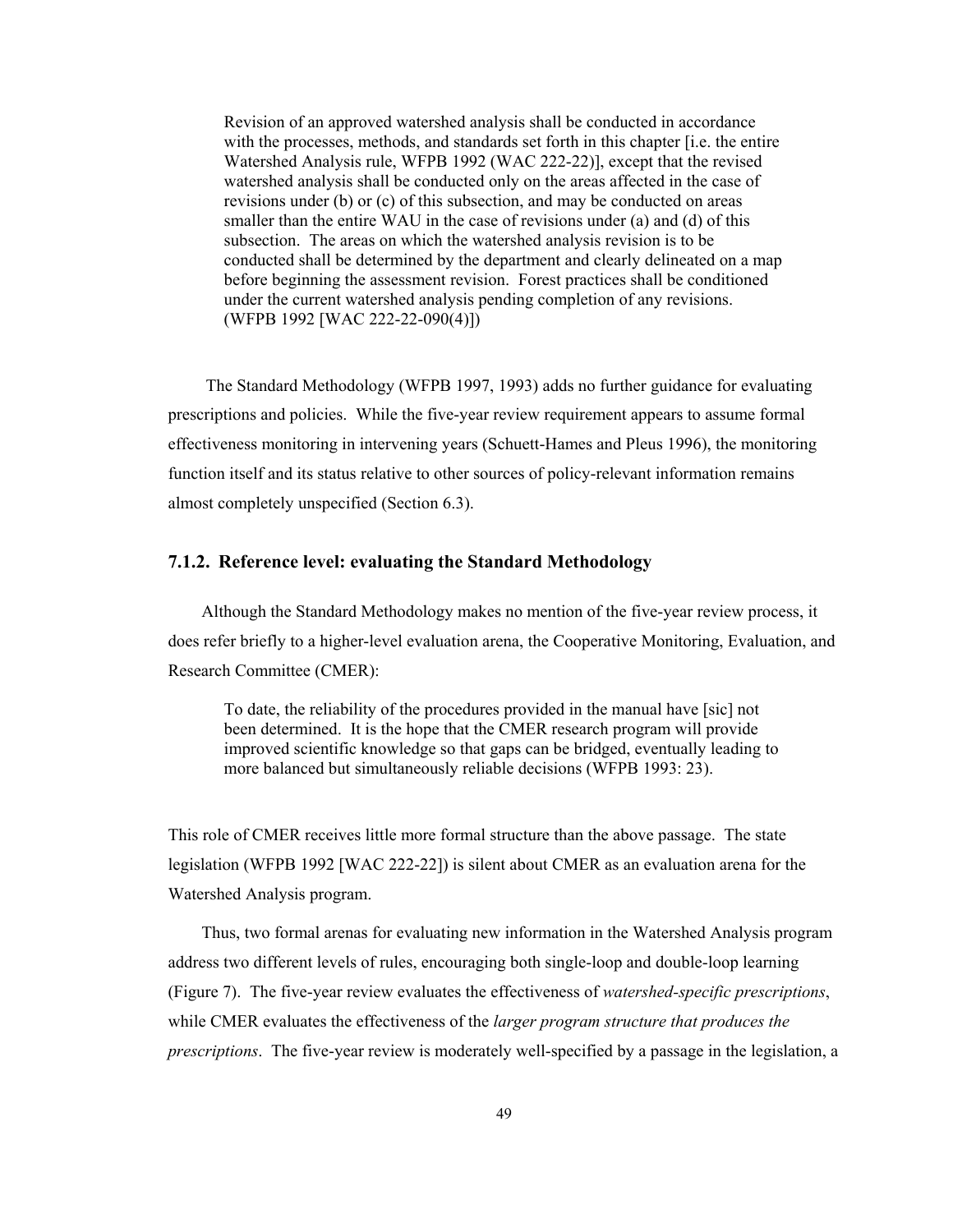> Revision of an approved watershed analysis shall be conducted in accordance with the processes, methods, and standards set forth in this chapter [i.e. the entire Watershed Analysis rule, WFPB 1992 (WAC 222-22)], except that the revised watershed analysis shall be conducted only on the areas affected in the case of revisions under (b) or (c) of this subsection, and may be conducted on areas smaller than the entire WAU in the case of revisions under (a) and (d) of this subsection. The areas on which the watershed analysis revision is to be conducted shall be determined by the department and clearly delineated on a map before beginning the assessment revision. Forest practices shall be conditioned under the current watershed analysis pending completion of any revisions. (WFPB 1992 [WAC 222-22-090(4)])

The Standard Methodology (WFPB 1997, 1993) adds no further guidance for evaluating prescriptions and policies. While the five-year review requirement appears to assume formal effectiveness monitoring in intervening years (Schuett-Hames and Pleus 1996), the monitoring function itself and its status relative to other sources of policy-relevant information remains almost completely unspecified (Section 6.3).

### 7.1.2. Reference level: evaluating the Standard Methodology

Although the Standard Methodology makes no mention of the five-year review process, it does refer briefly to a higher-level evaluation arena, the Cooperative Monitoring, Evaluation, and Research Committee (CMER):

> To date, the reliability of the procedures provided in the manual have [sic] not been determined. It is the hope that the CMER research program will provide improved scientific knowledge so that gaps can be bridged, eventually leading to more balanced but simultaneously reliable decisions (WFPB 1993: 23).

This role of CMER receives little more formal structure than the above passage. The state legislation (WFPB 1992 [WAC 222-22]) is silent about CMER as an evaluation arena for the Watershed Analysis program.

Thus, two formal arenas for evaluating new information in the Watershed Analysis program address two different levels of rules, encouraging both single-loop and double-loop learning (Figure 7). The five-year review evaluates the effectiveness of *watershed-specific prescriptions*, while CMER evaluates the effectiveness of the *larger program structure that produces the prescriptions*. The five-year review is moderately well-specified by a passage in the legislation, a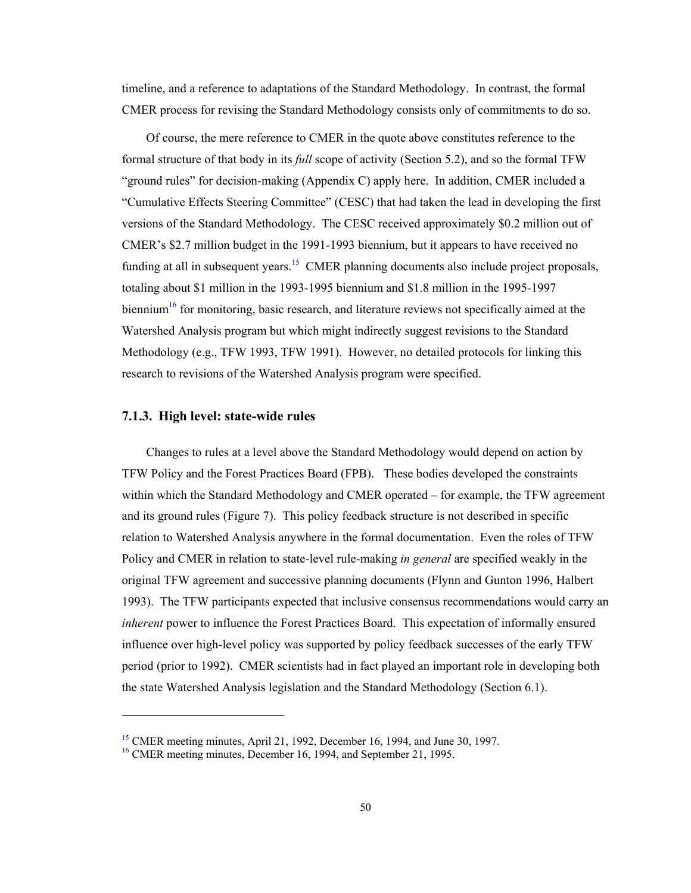timeline, and a reference to adaptations of the Standard Methodology. In contrast, the formal CMER process for revising the Standard Methodology consists only of commitments to do so.

Of course, the mere reference to CMER in the quote above constitutes reference to the formal structure of that body in its *full* scope of activity (Section 5.2), and so the formal TFW "ground rules" for decision-making (Appendix C) apply here. In addition, CMER included a "Cumulative Effects Steering Committee" (CESC) that had taken the lead in developing the first versions of the Standard Methodology. The CESC received approximately $0.2 million out of CMER's $2.7 million budget in the 1991-1993 biennium, but it appears to have received no funding at all in subsequent years.[15] CMER planning documents also include project proposals, totaling about $1 million in the 1993-1995 biennium and $1.8 million in the 1995-1997 biennium[16] for monitoring, basic research, and literature reviews not specifically aimed at the Watershed Analysis program but which might indirectly suggest revisions to the Standard Methodology (e.g., TFW 1993, TFW 1991). However, no detailed protocols for linking this research to revisions of the Watershed Analysis program were specified.

### 7.1.3. High level: state-wide rules

Changes to rules at a level above the Standard Methodology would depend on action by TFW Policy and the Forest Practices Board (FPB). These bodies developed the constraints within which the Standard Methodology and CMER operated – for example, the TFW agreement and its ground rules (Figure 7). This policy feedback structure is not described in specific relation to Watershed Analysis anywhere in the formal documentation. Even the roles of TFW Policy and CMER in relation to state-level rule-making *in general* are specified weakly in the original TFW agreement and successive planning documents (Flynn and Gunton 1996, Halbert 1993). The TFW participants expected that inclusive consensus recommendations would carry an *inherent* power to influence the Forest Practices Board. This expectation of informally ensured influence over high-level policy was supported by policy feedback successes of the early TFW period (prior to 1992). CMER scientists had in fact played an important role in developing both the state Watershed Analysis legislation and the Standard Methodology (Section 6.1).

---

[15] CMER meeting minutes, April 21, 1992, December 16, 1994, and June 30, 1997.

[16] CMER meeting minutes, December 16, 1994, and September 21, 1995.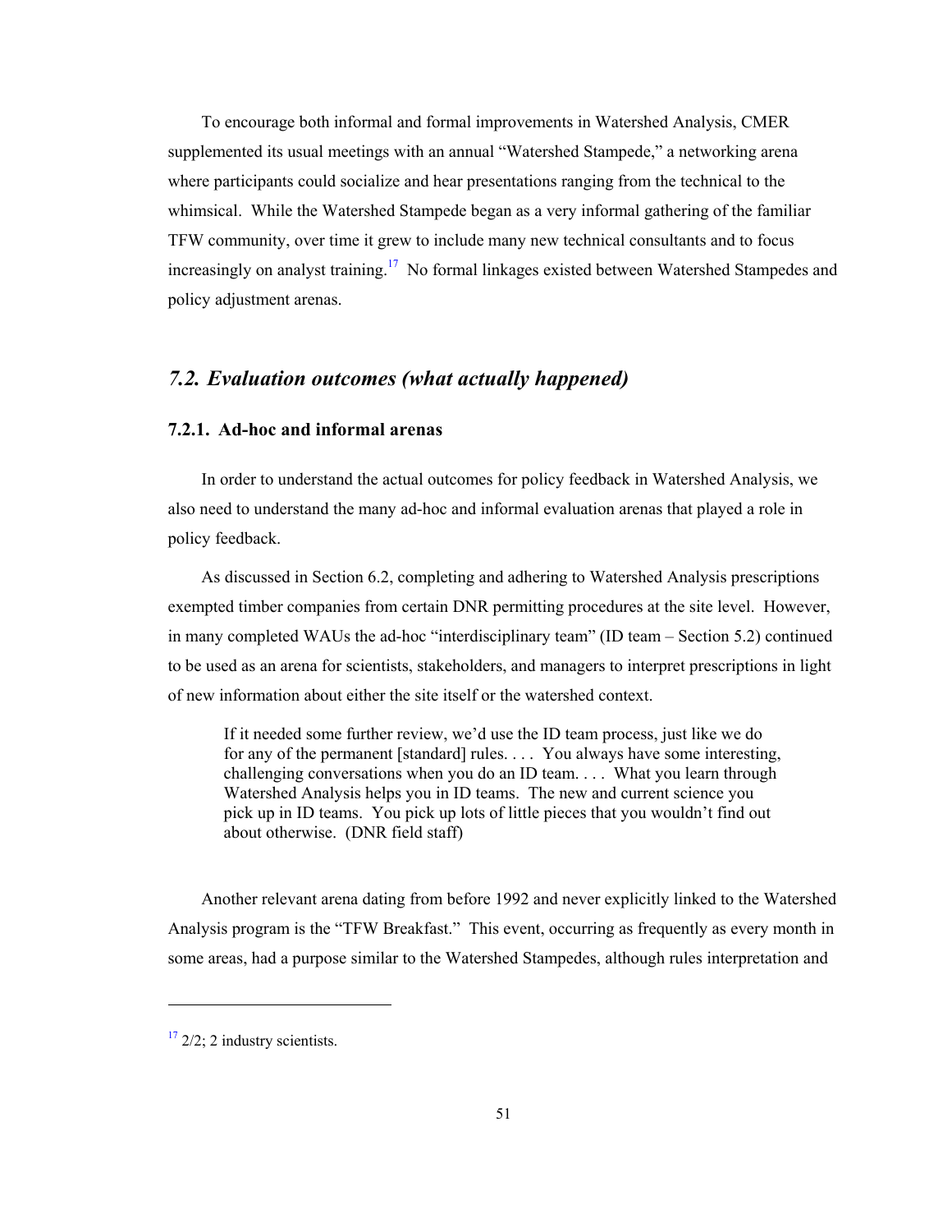To encourage both informal and formal improvements in Watershed Analysis, CMER supplemented its usual meetings with an annual "Watershed Stampede," a networking arena where participants could socialize and hear presentations ranging from the technical to the whimsical. While the Watershed Stampede began as a very informal gathering of the familiar TFW community, over time it grew to include many new technical consultants and to focus increasingly on analyst training.[17] No formal linkages existed between Watershed Stampedes and policy adjustment arenas.

## *7.2. Evaluation outcomes (what actually happened)*

### 7.2.1. Ad-hoc and informal arenas

In order to understand the actual outcomes for policy feedback in Watershed Analysis, we also need to understand the many ad-hoc and informal evaluation arenas that played a role in policy feedback.

As discussed in Section 6.2, completing and adhering to Watershed Analysis prescriptions exempted timber companies from certain DNR permitting procedures at the site level. However, in many completed WAUs the ad-hoc "interdisciplinary team" (ID team – Section 5.2) continued to be used as an arena for scientists, stakeholders, and managers to interpret prescriptions in light of new information about either the site itself or the watershed context.

> If it needed some further review, we'd use the ID team process, just like we do for any of the permanent [standard] rules. . . . You always have some interesting, challenging conversations when you do an ID team. . . . What you learn through Watershed Analysis helps you in ID teams. The new and current science you pick up in ID teams. You pick up lots of little pieces that you wouldn't find out about otherwise. (DNR field staff)

Another relevant arena dating from before 1992 and never explicitly linked to the Watershed Analysis program is the "TFW Breakfast." This event, occurring as frequently as every month in some areas, had a purpose similar to the Watershed Stampedes, although rules interpretation and

---

[17] 2/2; 2 industry scientists.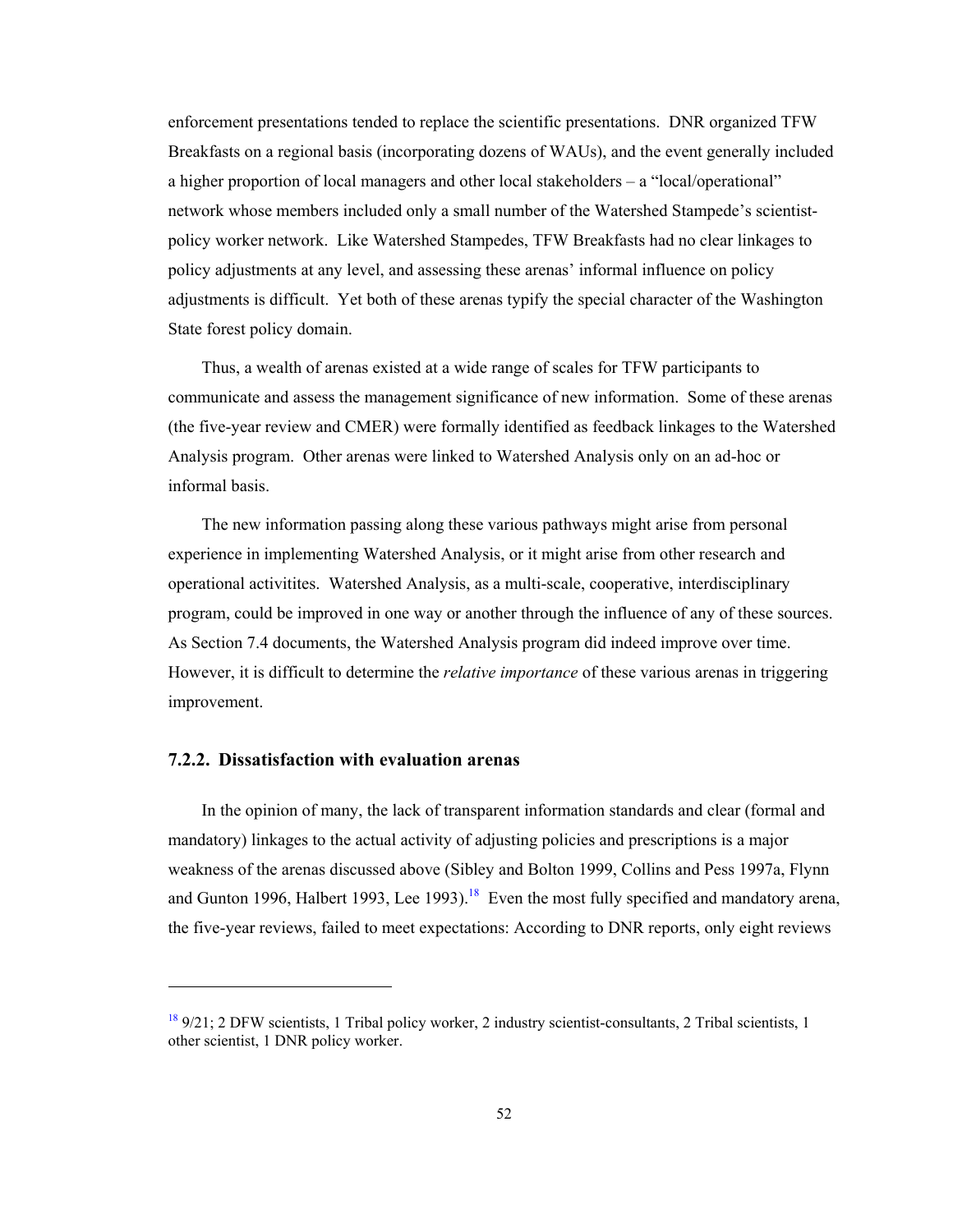enforcement presentations tended to replace the scientific presentations. DNR organized TFW Breakfasts on a regional basis (incorporating dozens of WAUs), and the event generally included a higher proportion of local managers and other local stakeholders – a "local/operational" network whose members included only a small number of the Watershed Stampede's scientist-policy worker network. Like Watershed Stampedes, TFW Breakfasts had no clear linkages to policy adjustments at any level, and assessing these arenas' informal influence on policy adjustments is difficult. Yet both of these arenas typify the special character of the Washington State forest policy domain.

Thus, a wealth of arenas existed at a wide range of scales for TFW participants to communicate and assess the management significance of new information. Some of these arenas (the five-year review and CMER) were formally identified as feedback linkages to the Watershed Analysis program. Other arenas were linked to Watershed Analysis only on an ad-hoc or informal basis.

The new information passing along these various pathways might arise from personal experience in implementing Watershed Analysis, or it might arise from other research and operational activitites. Watershed Analysis, as a multi-scale, cooperative, interdisciplinary program, could be improved in one way or another through the influence of any of these sources. As Section 7.4 documents, the Watershed Analysis program did indeed improve over time. However, it is difficult to determine the *relative importance* of these various arenas in triggering improvement.

### 7.2.2. Dissatisfaction with evaluation arenas

In the opinion of many, the lack of transparent information standards and clear (formal and mandatory) linkages to the actual activity of adjusting policies and prescriptions is a major weakness of the arenas discussed above (Sibley and Bolton 1999, Collins and Pess 1997a, Flynn and Gunton 1996, Halbert 1993, Lee 1993).[18] Even the most fully specified and mandatory arena, the five-year reviews, failed to meet expectations: According to DNR reports, only eight reviews

[18] 9/21; 2 DFW scientists, 1 Tribal policy worker, 2 industry scientist-consultants, 2 Tribal scientists, 1 other scientist, 1 DNR policy worker.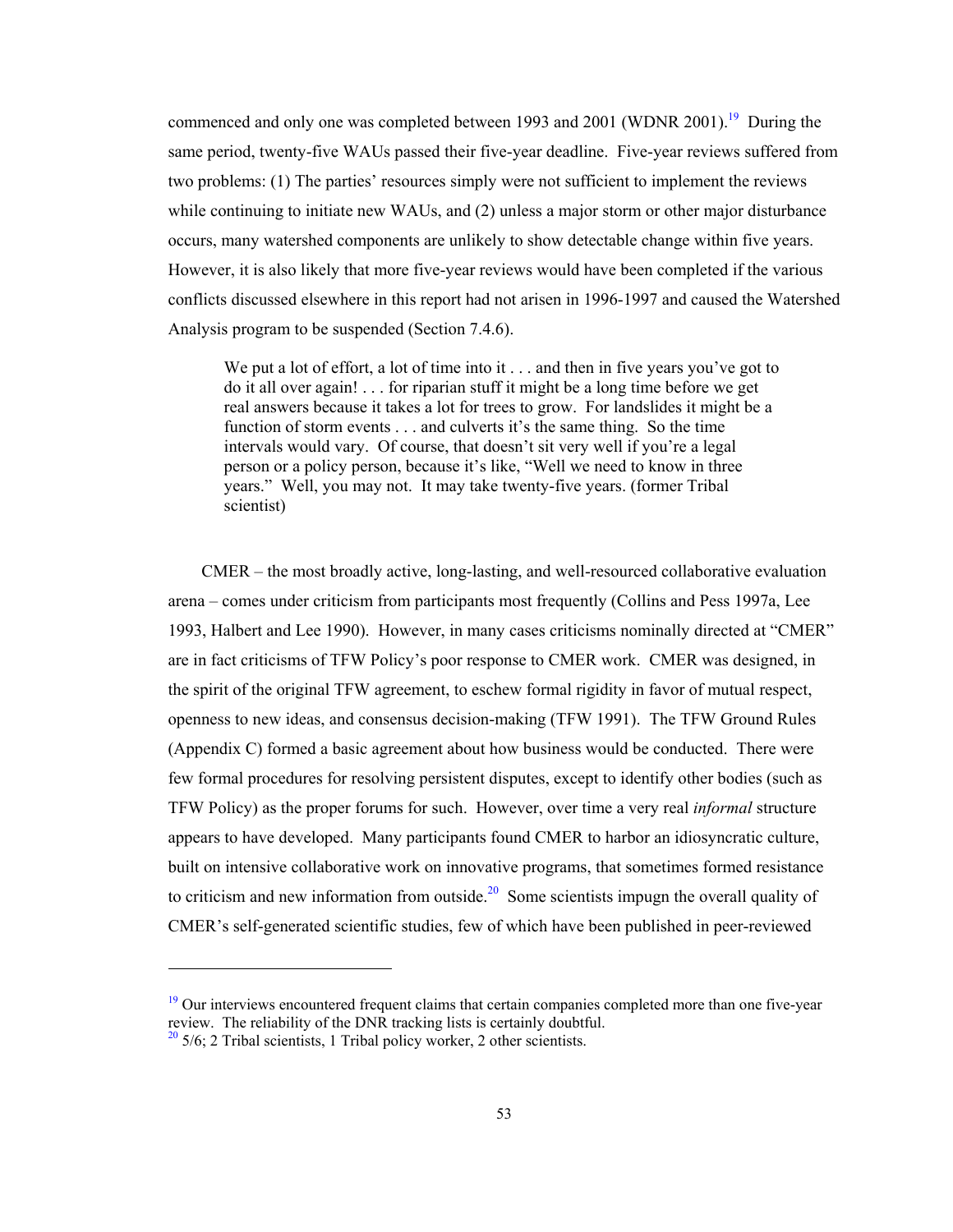commenced and only one was completed between 1993 and 2001 (WDNR 2001).[19] During the same period, twenty-five WAUs passed their five-year deadline. Five-year reviews suffered from two problems: (1) The parties' resources simply were not sufficient to implement the reviews while continuing to initiate new WAUs, and (2) unless a major storm or other major disturbance occurs, many watershed components are unlikely to show detectable change within five years. However, it is also likely that more five-year reviews would have been completed if the various conflicts discussed elsewhere in this report had not arisen in 1996-1997 and caused the Watershed Analysis program to be suspended (Section 7.4.6).

> We put a lot of effort, a lot of time into it . . . and then in five years you've got to do it all over again! . . . for riparian stuff it might be a long time before we get real answers because it takes a lot for trees to grow. For landslides it might be a function of storm events . . . and culverts it's the same thing. So the time intervals would vary. Of course, that doesn't sit very well if you're a legal person or a policy person, because it's like, "Well we need to know in three years." Well, you may not. It may take twenty-five years. (former Tribal scientist)

CMER – the most broadly active, long-lasting, and well-resourced collaborative evaluation arena – comes under criticism from participants most frequently (Collins and Pess 1997a, Lee 1993, Halbert and Lee 1990). However, in many cases criticisms nominally directed at "CMER" are in fact criticisms of TFW Policy's poor response to CMER work. CMER was designed, in the spirit of the original TFW agreement, to eschew formal rigidity in favor of mutual respect, openness to new ideas, and consensus decision-making (TFW 1991). The TFW Ground Rules (Appendix C) formed a basic agreement about how business would be conducted. There were few formal procedures for resolving persistent disputes, except to identify other bodies (such as TFW Policy) as the proper forums for such. However, over time a very real *informal* structure appears to have developed. Many participants found CMER to harbor an idiosyncratic culture, built on intensive collaborative work on innovative programs, that sometimes formed resistance to criticism and new information from outside.[20] Some scientists impugn the overall quality of CMER's self-generated scientific studies, few of which have been published in peer-reviewed

[19] Our interviews encountered frequent claims that certain companies completed more than one five-year review. The reliability of the DNR tracking lists is certainly doubtful.

[20] 5/6; 2 Tribal scientists, 1 Tribal policy worker, 2 other scientists.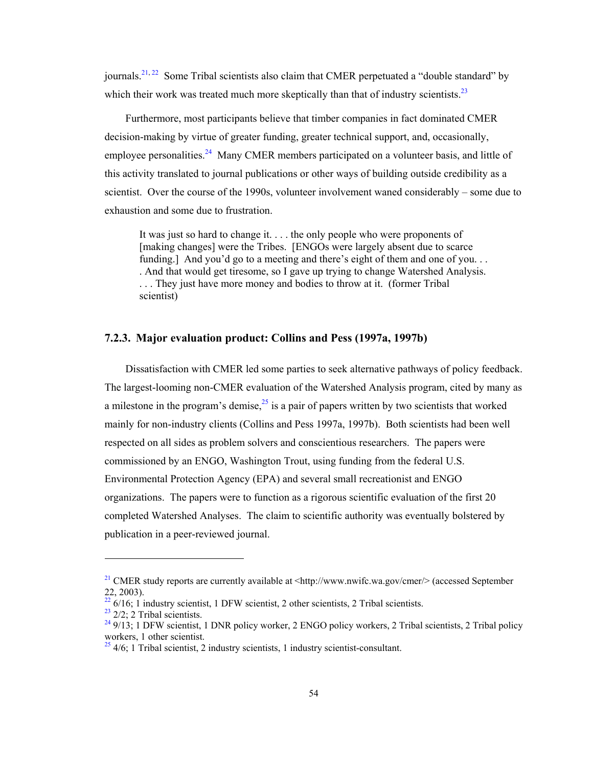journals.[21, 22] Some Tribal scientists also claim that CMER perpetuated a "double standard" by which their work was treated much more skeptically than that of industry scientists.[23]

Furthermore, most participants believe that timber companies in fact dominated CMER decision-making by virtue of greater funding, greater technical support, and, occasionally, employee personalities.[24] Many CMER members participated on a volunteer basis, and little of this activity translated to journal publications or other ways of building outside credibility as a scientist. Over the course of the 1990s, volunteer involvement waned considerably – some due to exhaustion and some due to frustration.

> It was just so hard to change it. . . . the only people who were proponents of [making changes] were the Tribes. [ENGOs were largely absent due to scarce funding.] And you'd go to a meeting and there's eight of them and one of you. . . . And that would get tiresome, so I gave up trying to change Watershed Analysis. . . . They just have more money and bodies to throw at it. (former Tribal scientist)

### 7.2.3. Major evaluation product: Collins and Pess (1997a, 1997b)

Dissatisfaction with CMER led some parties to seek alternative pathways of policy feedback. The largest-looming non-CMER evaluation of the Watershed Analysis program, cited by many as a milestone in the program's demise,[25] is a pair of papers written by two scientists that worked mainly for non-industry clients (Collins and Pess 1997a, 1997b). Both scientists had been well respected on all sides as problem solvers and conscientious researchers. The papers were commissioned by an ENGO, Washington Trout, using funding from the federal U.S. Environmental Protection Agency (EPA) and several small recreationist and ENGO organizations. The papers were to function as a rigorous scientific evaluation of the first 20 completed Watershed Analyses. The claim to scientific authority was eventually bolstered by publication in a peer-reviewed journal.

---

[21] CMER study reports are currently available at <http://www.nwifc.wa.gov/cmer/> (accessed September 22, 2003).

[22] 6/16; 1 industry scientist, 1 DFW scientist, 2 other scientists, 2 Tribal scientists.

[23] 2/2; 2 Tribal scientists.

[24] 9/13; 1 DFW scientist, 1 DNR policy worker, 2 ENGO policy workers, 2 Tribal scientists, 2 Tribal policy workers, 1 other scientist.

[25] 4/6; 1 Tribal scientist, 2 industry scientists, 1 industry scientist-consultant.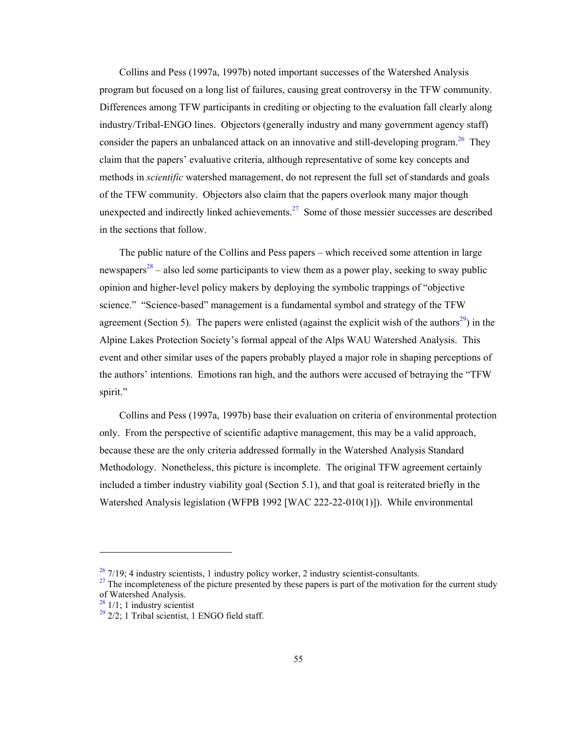Collins and Pess (1997a, 1997b) noted important successes of the Watershed Analysis program but focused on a long list of failures, causing great controversy in the TFW community. Differences among TFW participants in crediting or objecting to the evaluation fall clearly along industry/Tribal-ENGO lines. Objectors (generally industry and many government agency staff) consider the papers an unbalanced attack on an innovative and still-developing program.[26] They claim that the papers' evaluative criteria, although representative of some key concepts and methods in *scientific* watershed management, do not represent the full set of standards and goals of the TFW community. Objectors also claim that the papers overlook many major though unexpected and indirectly linked achievements.[27] Some of those messier successes are described in the sections that follow.

The public nature of the Collins and Pess papers – which received some attention in large newspapers[28] – also led some participants to view them as a power play, seeking to sway public opinion and higher-level policy makers by deploying the symbolic trappings of "objective science." "Science-based" management is a fundamental symbol and strategy of the TFW agreement (Section 5). The papers were enlisted (against the explicit wish of the authors[29]) in the Alpine Lakes Protection Society's formal appeal of the Alps WAU Watershed Analysis. This event and other similar uses of the papers probably played a major role in shaping perceptions of the authors' intentions. Emotions ran high, and the authors were accused of betraying the "TFW spirit."

Collins and Pess (1997a, 1997b) base their evaluation on criteria of environmental protection only. From the perspective of scientific adaptive management, this may be a valid approach, because these are the only criteria addressed formally in the Watershed Analysis Standard Methodology. Nonetheless, this picture is incomplete. The original TFW agreement certainly included a timber industry viability goal (Section 5.1), and that goal is reiterated briefly in the Watershed Analysis legislation (WFPB 1992 [WAC 222-22-010(1)]). While environmental

---

[26] 7/19; 4 industry scientists, 1 industry policy worker, 2 industry scientist-consultants.

[27] The incompleteness of the picture presented by these papers is part of the motivation for the current study of Watershed Analysis.

[28] 1/1; 1 industry scientist

[29] 2/2; 1 Tribal scientist, 1 ENGO field staff.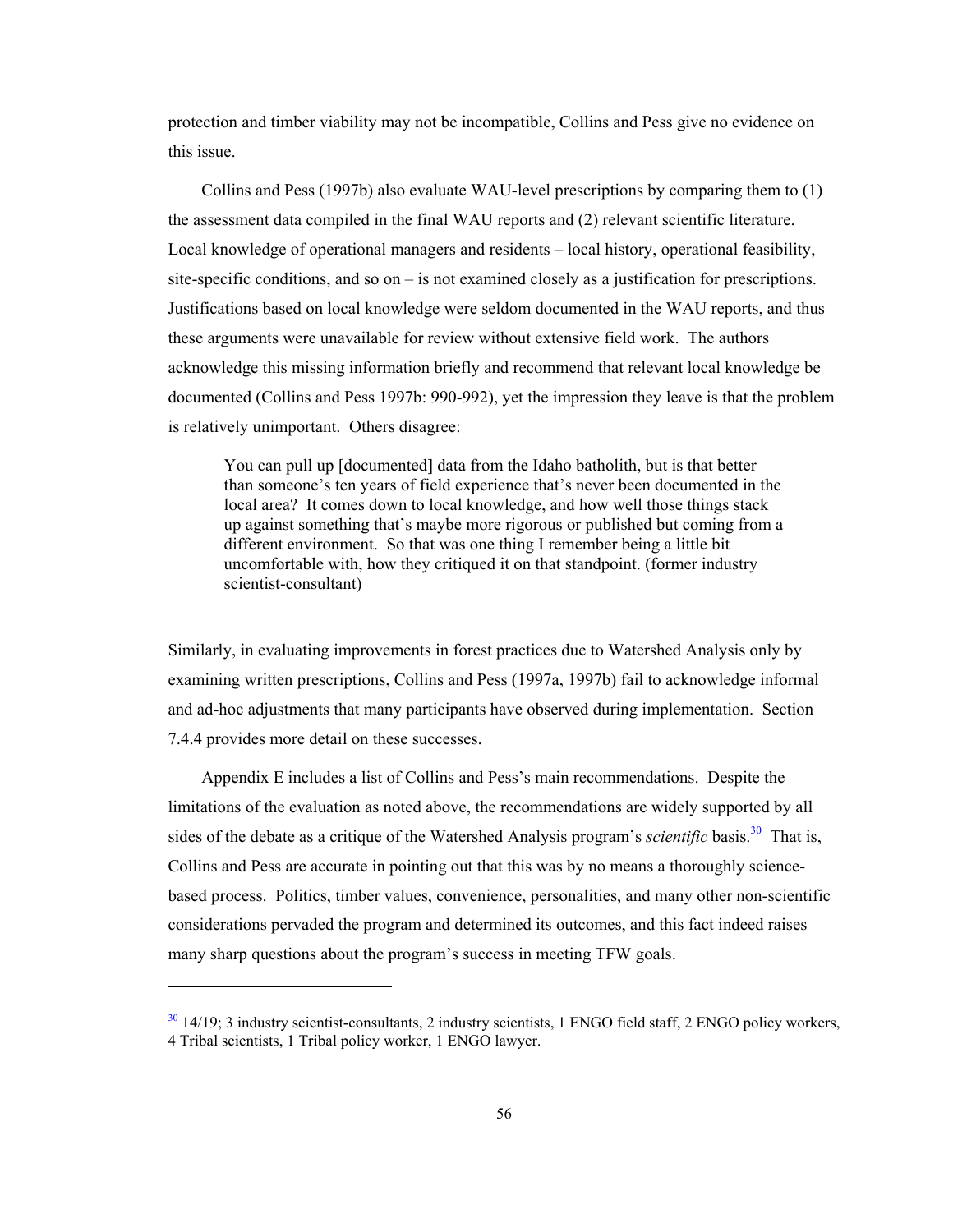protection and timber viability may not be incompatible, Collins and Pess give no evidence on this issue.

Collins and Pess (1997b) also evaluate WAU-level prescriptions by comparing them to (1) the assessment data compiled in the final WAU reports and (2) relevant scientific literature. Local knowledge of operational managers and residents – local history, operational feasibility, site-specific conditions, and so on – is not examined closely as a justification for prescriptions. Justifications based on local knowledge were seldom documented in the WAU reports, and thus these arguments were unavailable for review without extensive field work. The authors acknowledge this missing information briefly and recommend that relevant local knowledge be documented (Collins and Pess 1997b: 990-992), yet the impression they leave is that the problem is relatively unimportant. Others disagree:

> You can pull up [documented] data from the Idaho batholith, but is that better than someone's ten years of field experience that's never been documented in the local area? It comes down to local knowledge, and how well those things stack up against something that's maybe more rigorous or published but coming from a different environment. So that was one thing I remember being a little bit uncomfortable with, how they critiqued it on that standpoint. (former industry scientist-consultant)

Similarly, in evaluating improvements in forest practices due to Watershed Analysis only by examining written prescriptions, Collins and Pess (1997a, 1997b) fail to acknowledge informal and ad-hoc adjustments that many participants have observed during implementation. Section 7.4.4 provides more detail on these successes.

Appendix E includes a list of Collins and Pess's main recommendations. Despite the limitations of the evaluation as noted above, the recommendations are widely supported by all sides of the debate as a critique of the Watershed Analysis program's *scientific* basis.[30] That is, Collins and Pess are accurate in pointing out that this was by no means a thoroughly science-based process. Politics, timber values, convenience, personalities, and many other non-scientific considerations pervaded the program and determined its outcomes, and this fact indeed raises many sharp questions about the program's success in meeting TFW goals.

---

[30] 14/19; 3 industry scientist-consultants, 2 industry scientists, 1 ENGO field staff, 2 ENGO policy workers, 4 Tribal scientists, 1 Tribal policy worker, 1 ENGO lawyer.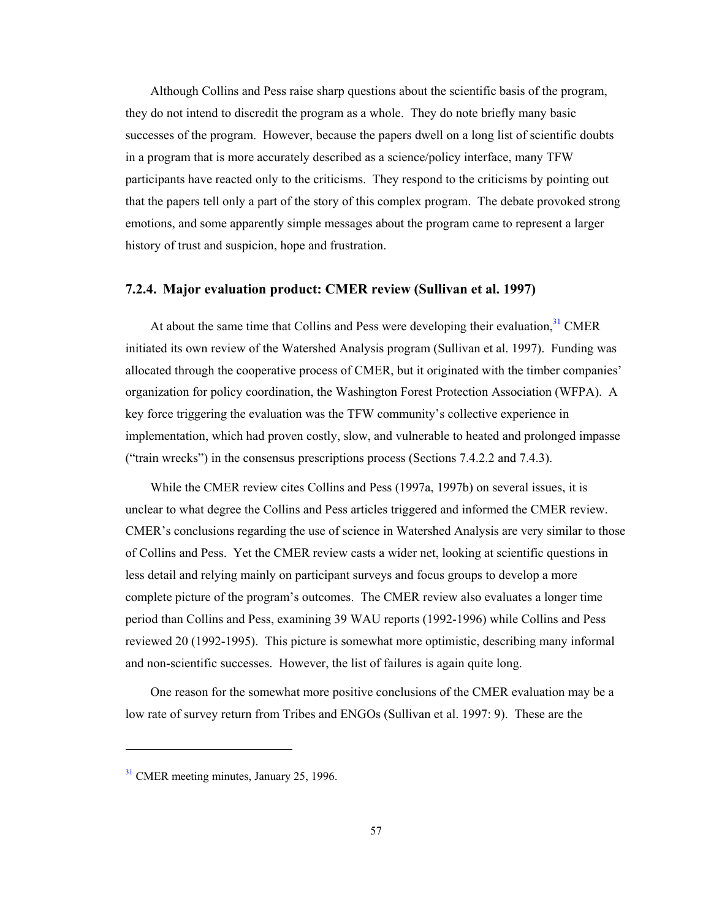Although Collins and Pess raise sharp questions about the scientific basis of the program, they do not intend to discredit the program as a whole. They do note briefly many basic successes of the program. However, because the papers dwell on a long list of scientific doubts in a program that is more accurately described as a science/policy interface, many TFW participants have reacted only to the criticisms. They respond to the criticisms by pointing out that the papers tell only a part of the story of this complex program. The debate provoked strong emotions, and some apparently simple messages about the program came to represent a larger history of trust and suspicion, hope and frustration.

### 7.2.4. Major evaluation product: CMER review (Sullivan et al. 1997)

At about the same time that Collins and Pess were developing their evaluation,[31] CMER initiated its own review of the Watershed Analysis program (Sullivan et al. 1997). Funding was allocated through the cooperative process of CMER, but it originated with the timber companies' organization for policy coordination, the Washington Forest Protection Association (WFPA). A key force triggering the evaluation was the TFW community's collective experience in implementation, which had proven costly, slow, and vulnerable to heated and prolonged impasse ("train wrecks") in the consensus prescriptions process (Sections 7.4.2.2 and 7.4.3).

While the CMER review cites Collins and Pess (1997a, 1997b) on several issues, it is unclear to what degree the Collins and Pess articles triggered and informed the CMER review. CMER's conclusions regarding the use of science in Watershed Analysis are very similar to those of Collins and Pess. Yet the CMER review casts a wider net, looking at scientific questions in less detail and relying mainly on participant surveys and focus groups to develop a more complete picture of the program's outcomes. The CMER review also evaluates a longer time period than Collins and Pess, examining 39 WAU reports (1992-1996) while Collins and Pess reviewed 20 (1992-1995). This picture is somewhat more optimistic, describing many informal and non-scientific successes. However, the list of failures is again quite long.

One reason for the somewhat more positive conclusions of the CMER evaluation may be a low rate of survey return from Tribes and ENGOs (Sullivan et al. 1997: 9). These are the

[31] CMER meeting minutes, January 25, 1996.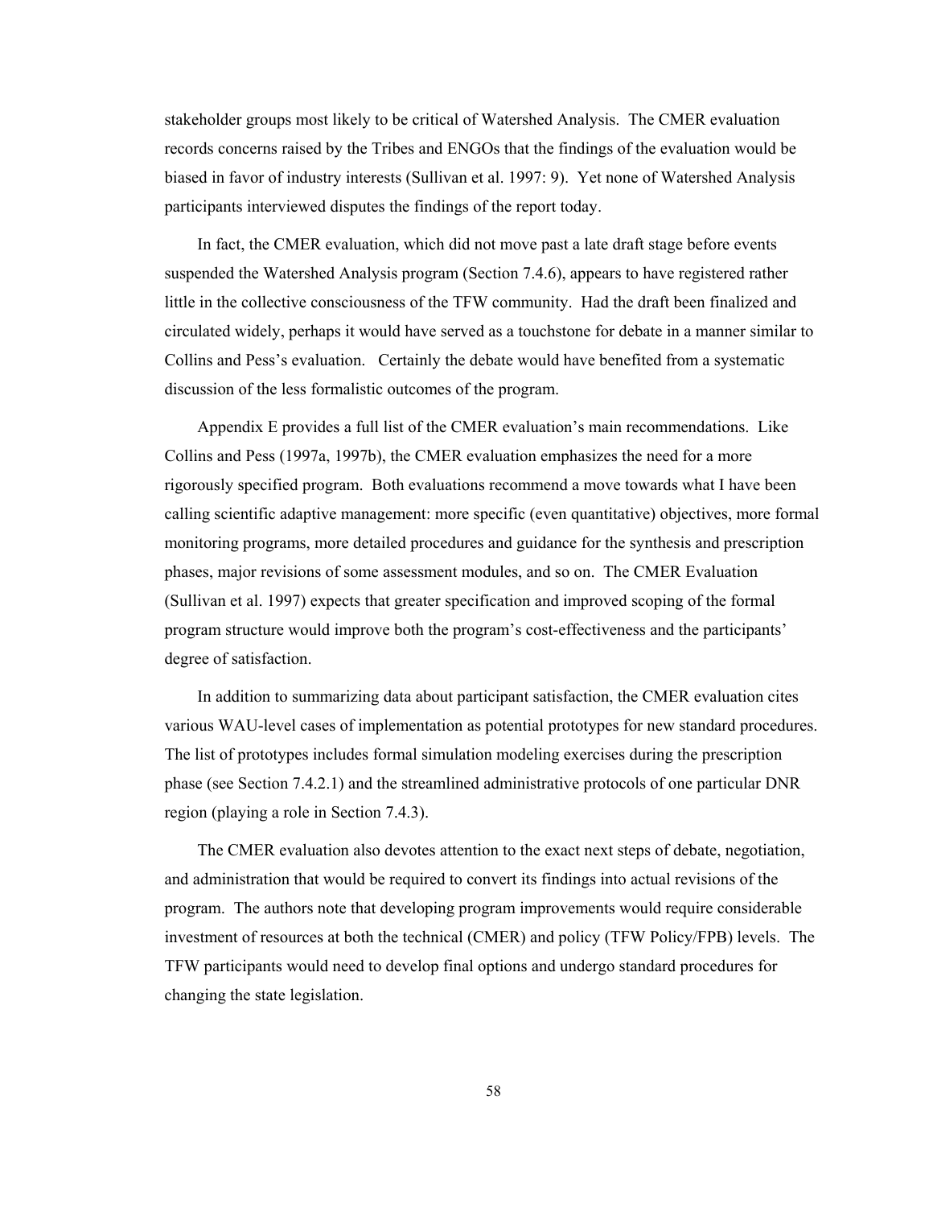stakeholder groups most likely to be critical of Watershed Analysis. The CMER evaluation records concerns raised by the Tribes and ENGOs that the findings of the evaluation would be biased in favor of industry interests (Sullivan et al. 1997: 9). Yet none of Watershed Analysis participants interviewed disputes the findings of the report today.

In fact, the CMER evaluation, which did not move past a late draft stage before events suspended the Watershed Analysis program (Section 7.4.6), appears to have registered rather little in the collective consciousness of the TFW community. Had the draft been finalized and circulated widely, perhaps it would have served as a touchstone for debate in a manner similar to Collins and Pess's evaluation. Certainly the debate would have benefited from a systematic discussion of the less formalistic outcomes of the program.

Appendix E provides a full list of the CMER evaluation's main recommendations. Like Collins and Pess (1997a, 1997b), the CMER evaluation emphasizes the need for a more rigorously specified program. Both evaluations recommend a move towards what I have been calling scientific adaptive management: more specific (even quantitative) objectives, more formal monitoring programs, more detailed procedures and guidance for the synthesis and prescription phases, major revisions of some assessment modules, and so on. The CMER Evaluation (Sullivan et al. 1997) expects that greater specification and improved scoping of the formal program structure would improve both the program's cost-effectiveness and the participants' degree of satisfaction.

In addition to summarizing data about participant satisfaction, the CMER evaluation cites various WAU-level cases of implementation as potential prototypes for new standard procedures. The list of prototypes includes formal simulation modeling exercises during the prescription phase (see Section 7.4.2.1) and the streamlined administrative protocols of one particular DNR region (playing a role in Section 7.4.3).

The CMER evaluation also devotes attention to the exact next steps of debate, negotiation, and administration that would be required to convert its findings into actual revisions of the program. The authors note that developing program improvements would require considerable investment of resources at both the technical (CMER) and policy (TFW Policy/FPB) levels. The TFW participants would need to develop final options and undergo standard procedures for changing the state legislation.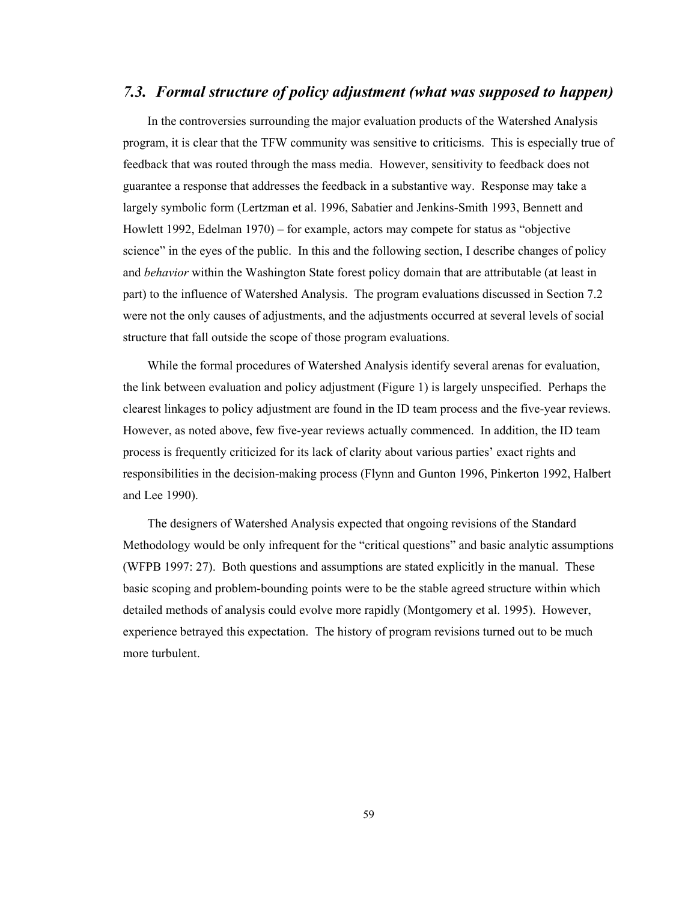## *7.3. Formal structure of policy adjustment (what was supposed to happen)*

In the controversies surrounding the major evaluation products of the Watershed Analysis program, it is clear that the TFW community was sensitive to criticisms. This is especially true of feedback that was routed through the mass media. However, sensitivity to feedback does not guarantee a response that addresses the feedback in a substantive way. Response may take a largely symbolic form (Lertzman et al. 1996, Sabatier and Jenkins-Smith 1993, Bennett and Howlett 1992, Edelman 1970) – for example, actors may compete for status as "objective science" in the eyes of the public. In this and the following section, I describe changes of policy and *behavior* within the Washington State forest policy domain that are attributable (at least in part) to the influence of Watershed Analysis. The program evaluations discussed in Section 7.2 were not the only causes of adjustments, and the adjustments occurred at several levels of social structure that fall outside the scope of those program evaluations.

While the formal procedures of Watershed Analysis identify several arenas for evaluation, the link between evaluation and policy adjustment (Figure 1) is largely unspecified. Perhaps the clearest linkages to policy adjustment are found in the ID team process and the five-year reviews. However, as noted above, few five-year reviews actually commenced. In addition, the ID team process is frequently criticized for its lack of clarity about various parties' exact rights and responsibilities in the decision-making process (Flynn and Gunton 1996, Pinkerton 1992, Halbert and Lee 1990).

The designers of Watershed Analysis expected that ongoing revisions of the Standard Methodology would be only infrequent for the "critical questions" and basic analytic assumptions (WFPB 1997: 27). Both questions and assumptions are stated explicitly in the manual. These basic scoping and problem-bounding points were to be the stable agreed structure within which detailed methods of analysis could evolve more rapidly (Montgomery et al. 1995). However, experience betrayed this expectation. The history of program revisions turned out to be much more turbulent.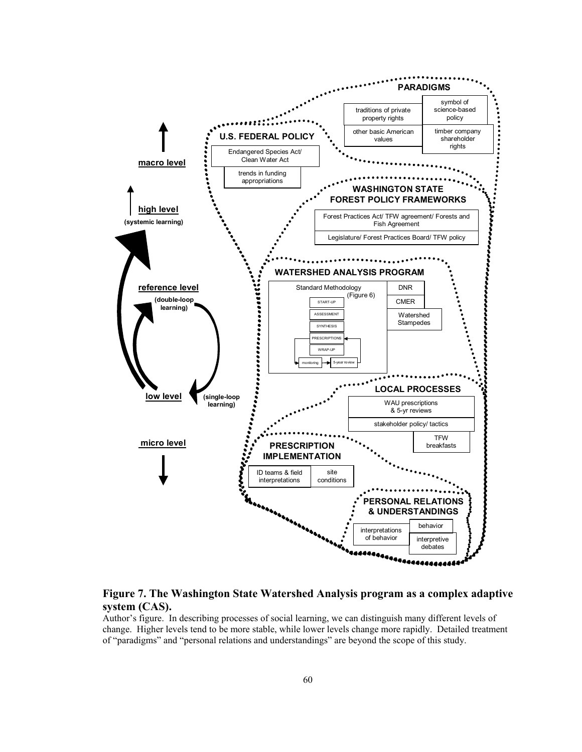**Figure 7. The Washington State Watershed Analysis program as a complex adaptive system (CAS).**

Author's figure. In describing processes of social learning, we can distinguish many different levels of change. Higher levels tend to be more stable, while lower levels change more rapidly. Detailed treatment of "paradigms" and "personal relations and understandings" are beyond the scope of this study.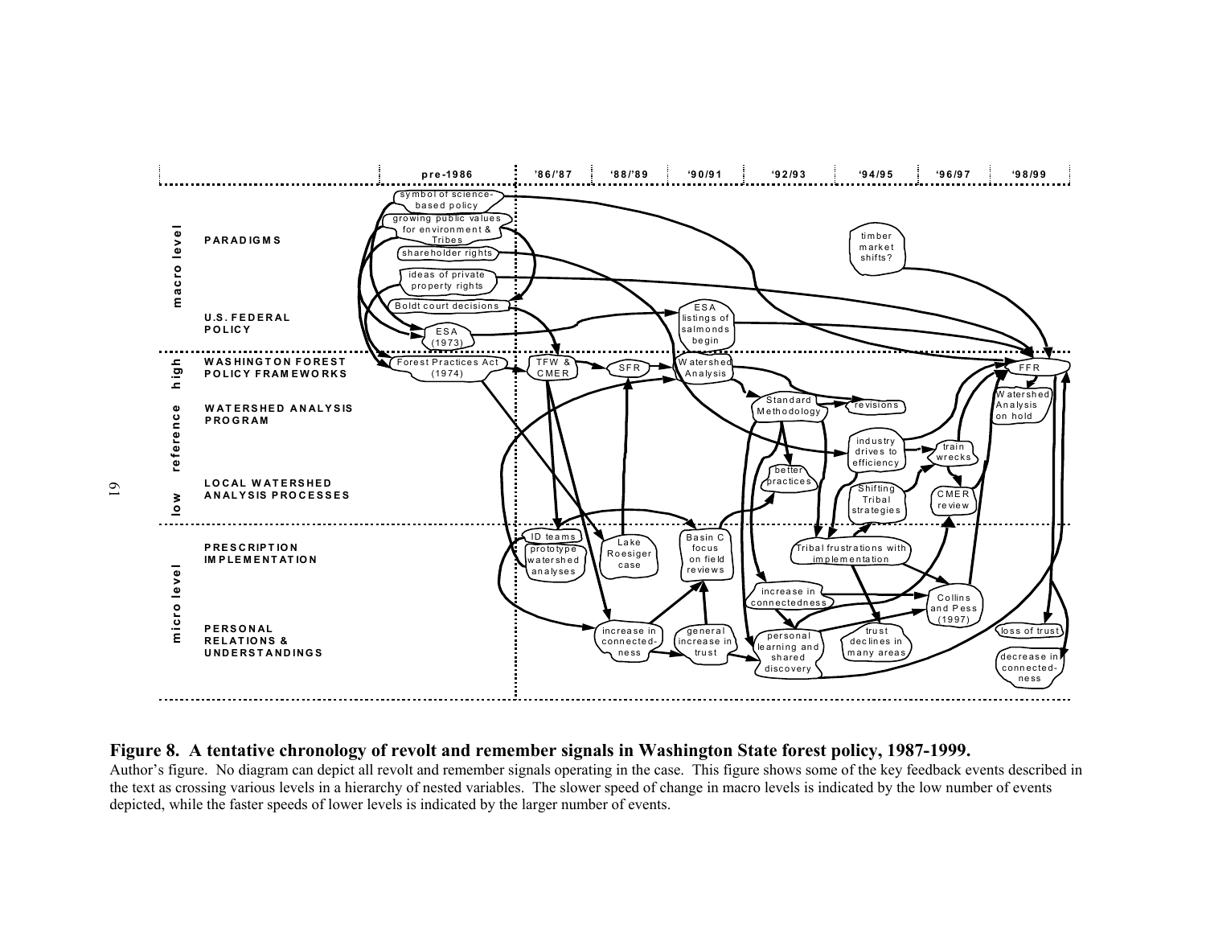**Figure 8. A tentative chronology of revolt and remember signals in Washington State forest policy, 1987-1999.**

Author's figure. No diagram can depict all revolt and remember signals operating in the case. This figure shows some of the key feedback events described in the text as crossing various levels in a hierarchy of nested variables. The slower speed of change in macro levels is indicated by the low number of events depicted, while the faster speeds of lower levels is indicated by the larger number of events.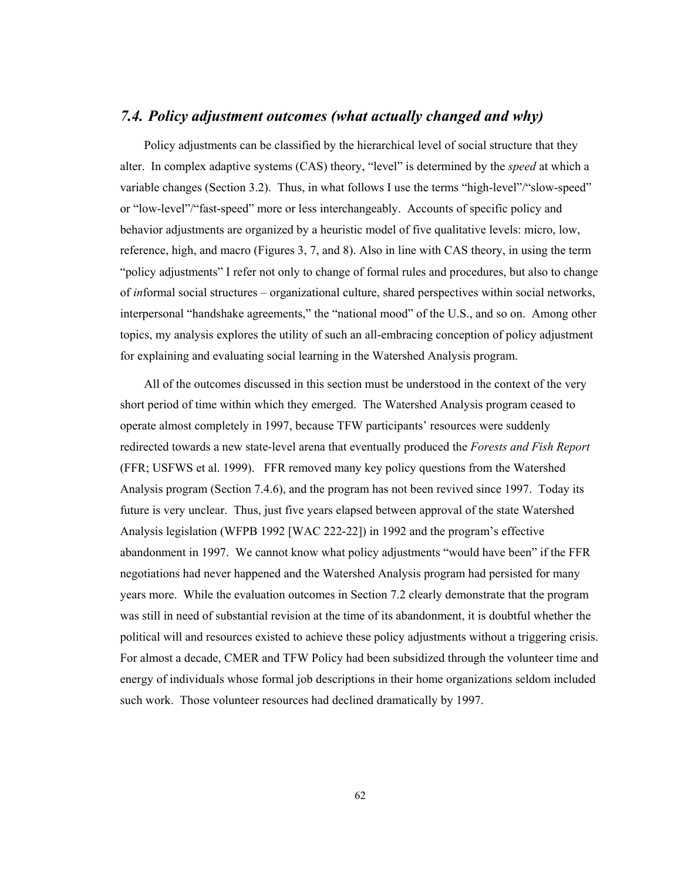## *7.4. Policy adjustment outcomes (what actually changed and why)*

Policy adjustments can be classified by the hierarchical level of social structure that they alter. In complex adaptive systems (CAS) theory, "level" is determined by the *speed* at which a variable changes (Section 3.2). Thus, in what follows I use the terms "high-level"/"slow-speed" or "low-level"/"fast-speed" more or less interchangeably. Accounts of specific policy and behavior adjustments are organized by a heuristic model of five qualitative levels: micro, low, reference, high, and macro (Figures 3, 7, and 8). Also in line with CAS theory, in using the term "policy adjustments" I refer not only to change of formal rules and procedures, but also to change of *in*formal social structures – organizational culture, shared perspectives within social networks, interpersonal "handshake agreements," the "national mood" of the U.S., and so on. Among other topics, my analysis explores the utility of such an all-embracing conception of policy adjustment for explaining and evaluating social learning in the Watershed Analysis program.

All of the outcomes discussed in this section must be understood in the context of the very short period of time within which they emerged. The Watershed Analysis program ceased to operate almost completely in 1997, because TFW participants' resources were suddenly redirected towards a new state-level arena that eventually produced the *Forests and Fish Report* (FFR; USFWS et al. 1999). FFR removed many key policy questions from the Watershed Analysis program (Section 7.4.6), and the program has not been revived since 1997. Today its future is very unclear. Thus, just five years elapsed between approval of the state Watershed Analysis legislation (WFPB 1992 [WAC 222-22]) in 1992 and the program's effective abandonment in 1997. We cannot know what policy adjustments "would have been" if the FFR negotiations had never happened and the Watershed Analysis program had persisted for many years more. While the evaluation outcomes in Section 7.2 clearly demonstrate that the program was still in need of substantial revision at the time of its abandonment, it is doubtful whether the political will and resources existed to achieve these policy adjustments without a triggering crisis. For almost a decade, CMER and TFW Policy had been subsidized through the volunteer time and energy of individuals whose formal job descriptions in their home organizations seldom included such work. Those volunteer resources had declined dramatically by 1997.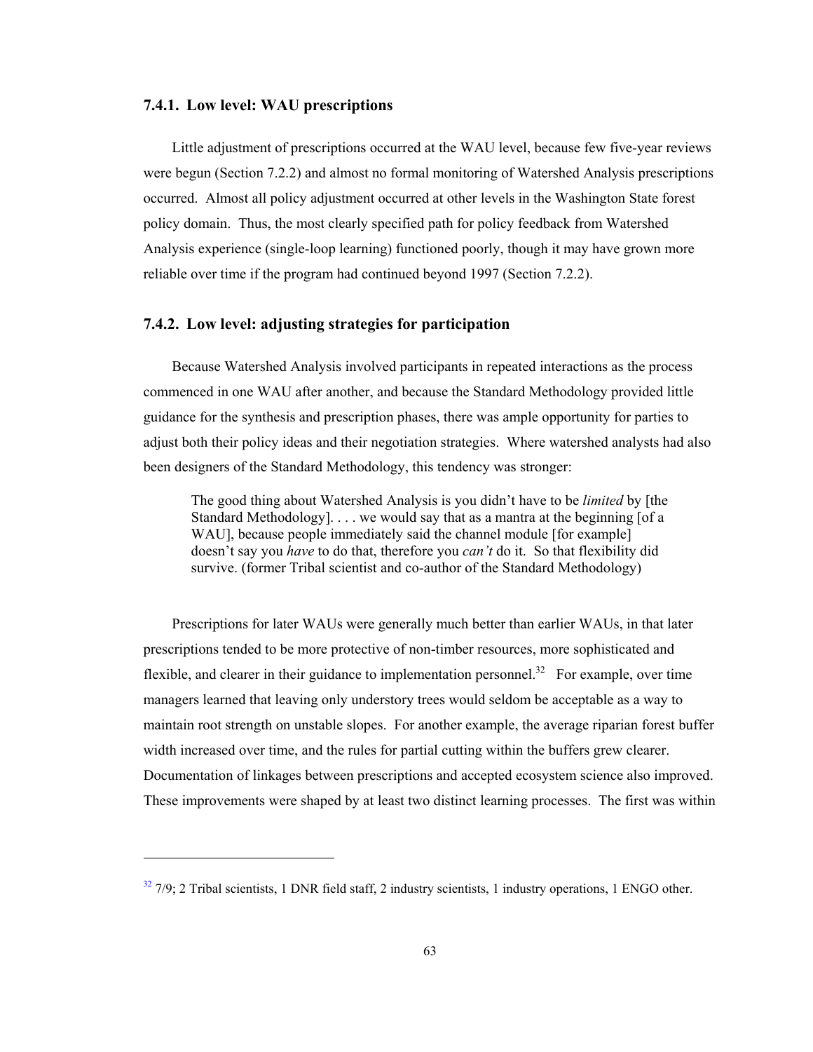### 7.4.1. Low level: WAU prescriptions

Little adjustment of prescriptions occurred at the WAU level, because few five-year reviews were begun (Section 7.2.2) and almost no formal monitoring of Watershed Analysis prescriptions occurred. Almost all policy adjustment occurred at other levels in the Washington State forest policy domain. Thus, the most clearly specified path for policy feedback from Watershed Analysis experience (single-loop learning) functioned poorly, though it may have grown more reliable over time if the program had continued beyond 1997 (Section 7.2.2).

### 7.4.2. Low level: adjusting strategies for participation

Because Watershed Analysis involved participants in repeated interactions as the process commenced in one WAU after another, and because the Standard Methodology provided little guidance for the synthesis and prescription phases, there was ample opportunity for parties to adjust both their policy ideas and their negotiation strategies. Where watershed analysts had also been designers of the Standard Methodology, this tendency was stronger:

> The good thing about Watershed Analysis is you didn't have to be *limited* by [the Standard Methodology]. . . . we would say that as a mantra at the beginning [of a WAU], because people immediately said the channel module [for example] doesn't say you *have* to do that, therefore you *can't* do it. So that flexibility did survive. (former Tribal scientist and co-author of the Standard Methodology)

Prescriptions for later WAUs were generally much better than earlier WAUs, in that later prescriptions tended to be more protective of non-timber resources, more sophisticated and flexible, and clearer in their guidance to implementation personnel.[32] For example, over time managers learned that leaving only understory trees would seldom be acceptable as a way to maintain root strength on unstable slopes. For another example, the average riparian forest buffer width increased over time, and the rules for partial cutting within the buffers grew clearer. Documentation of linkages between prescriptions and accepted ecosystem science also improved. These improvements were shaped by at least two distinct learning processes. The first was within

---

[32] 7/9; 2 Tribal scientists, 1 DNR field staff, 2 industry scientists, 1 industry operations, 1 ENGO other.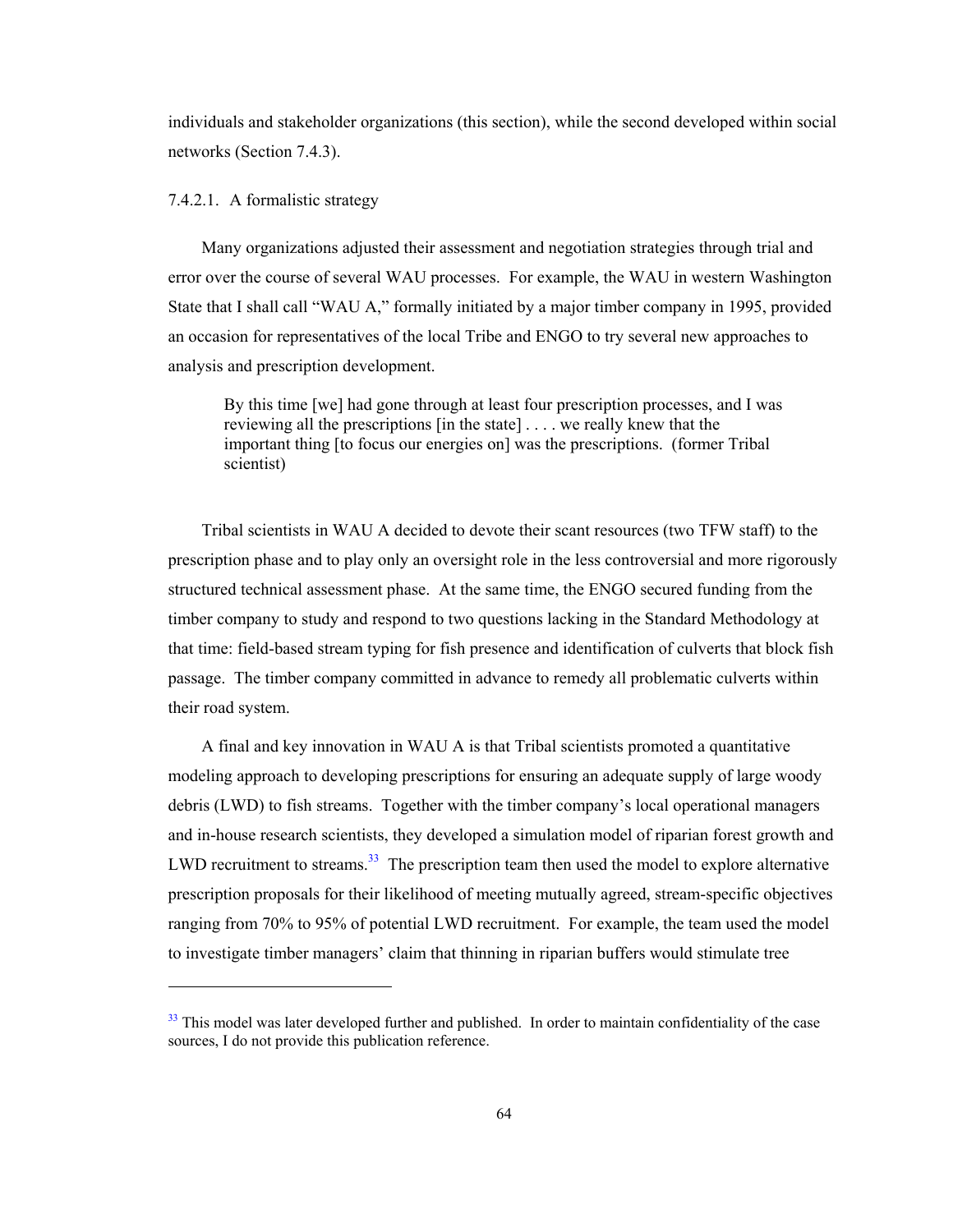individuals and stakeholder organizations (this section), while the second developed within social networks (Section 7.4.3).

#### 7.4.2.1. A formalistic strategy

Many organizations adjusted their assessment and negotiation strategies through trial and error over the course of several WAU processes. For example, the WAU in western Washington State that I shall call "WAU A," formally initiated by a major timber company in 1995, provided an occasion for representatives of the local Tribe and ENGO to try several new approaches to analysis and prescription development.

> By this time [we] had gone through at least four prescription processes, and I was reviewing all the prescriptions [in the state] . . . . we really knew that the important thing [to focus our energies on] was the prescriptions. (former Tribal scientist)

Tribal scientists in WAU A decided to devote their scant resources (two TFW staff) to the prescription phase and to play only an oversight role in the less controversial and more rigorously structured technical assessment phase. At the same time, the ENGO secured funding from the timber company to study and respond to two questions lacking in the Standard Methodology at that time: field-based stream typing for fish presence and identification of culverts that block fish passage. The timber company committed in advance to remedy all problematic culverts within their road system.

A final and key innovation in WAU A is that Tribal scientists promoted a quantitative modeling approach to developing prescriptions for ensuring an adequate supply of large woody debris (LWD) to fish streams. Together with the timber company's local operational managers and in-house research scientists, they developed a simulation model of riparian forest growth and LWD recruitment to streams.[33] The prescription team then used the model to explore alternative prescription proposals for their likelihood of meeting mutually agreed, stream-specific objectives ranging from 70% to 95% of potential LWD recruitment. For example, the team used the model to investigate timber managers' claim that thinning in riparian buffers would stimulate tree

---

[33] This model was later developed further and published. In order to maintain confidentiality of the case sources, I do not provide this publication reference.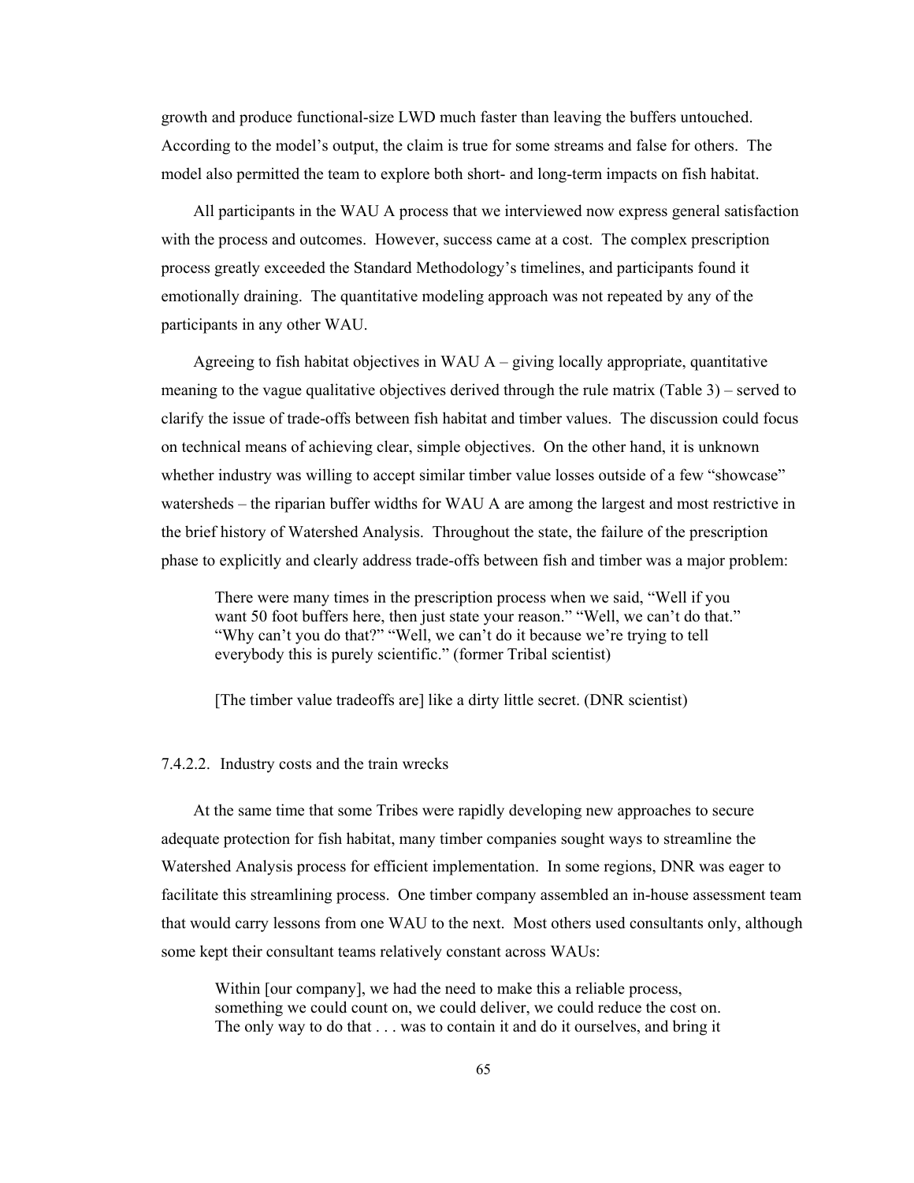growth and produce functional-size LWD much faster than leaving the buffers untouched. According to the model's output, the claim is true for some streams and false for others. The model also permitted the team to explore both short- and long-term impacts on fish habitat.

All participants in the WAU A process that we interviewed now express general satisfaction with the process and outcomes. However, success came at a cost. The complex prescription process greatly exceeded the Standard Methodology's timelines, and participants found it emotionally draining. The quantitative modeling approach was not repeated by any of the participants in any other WAU.

Agreeing to fish habitat objectives in WAU A – giving locally appropriate, quantitative meaning to the vague qualitative objectives derived through the rule matrix (Table 3) – served to clarify the issue of trade-offs between fish habitat and timber values. The discussion could focus on technical means of achieving clear, simple objectives. On the other hand, it is unknown whether industry was willing to accept similar timber value losses outside of a few "showcase" watersheds – the riparian buffer widths for WAU A are among the largest and most restrictive in the brief history of Watershed Analysis. Throughout the state, the failure of the prescription phase to explicitly and clearly address trade-offs between fish and timber was a major problem:

> There were many times in the prescription process when we said, "Well if you want 50 foot buffers here, then just state your reason." "Well, we can't do that." "Why can't you do that?" "Well, we can't do it because we're trying to tell everybody this is purely scientific." (former Tribal scientist)
>
> [The timber value tradeoffs are] like a dirty little secret. (DNR scientist)

#### 7.4.2.2. Industry costs and the train wrecks

At the same time that some Tribes were rapidly developing new approaches to secure adequate protection for fish habitat, many timber companies sought ways to streamline the Watershed Analysis process for efficient implementation. In some regions, DNR was eager to facilitate this streamlining process. One timber company assembled an in-house assessment team that would carry lessons from one WAU to the next. Most others used consultants only, although some kept their consultant teams relatively constant across WAUs:

> Within [our company], we had the need to make this a reliable process, something we could count on, we could deliver, we could reduce the cost on. The only way to do that . . . was to contain it and do it ourselves, and bring it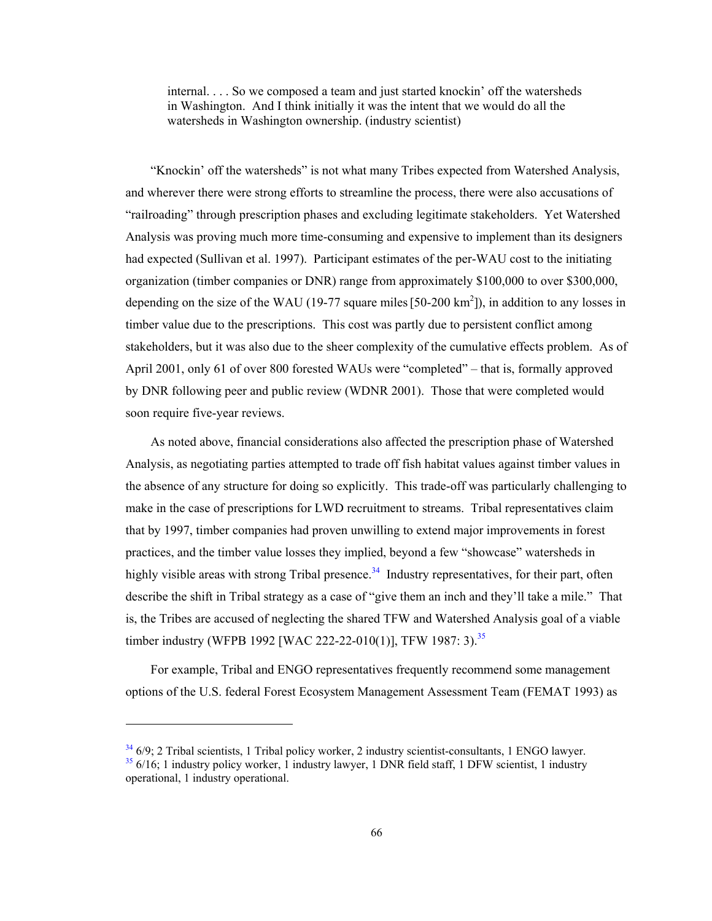> internal. . . . So we composed a team and just started knockin' off the watersheds in Washington. And I think initially it was the intent that we would do all the watersheds in Washington ownership. (industry scientist)

"Knockin' off the watersheds" is not what many Tribes expected from Watershed Analysis, and wherever there were strong efforts to streamline the process, there were also accusations of "railroading" through prescription phases and excluding legitimate stakeholders. Yet Watershed Analysis was proving much more time-consuming and expensive to implement than its designers had expected (Sullivan et al. 1997). Participant estimates of the per-WAU cost to the initiating organization (timber companies or DNR) range from approximately $100,000 to over $300,000, depending on the size of the WAU (19-77 square miles [50-200 $km^2$]), in addition to any losses in timber value due to the prescriptions. This cost was partly due to persistent conflict among stakeholders, but it was also due to the sheer complexity of the cumulative effects problem. As of April 2001, only 61 of over 800 forested WAUs were "completed" – that is, formally approved by DNR following peer and public review (WDNR 2001). Those that were completed would soon require five-year reviews.

As noted above, financial considerations also affected the prescription phase of Watershed Analysis, as negotiating parties attempted to trade off fish habitat values against timber values in the absence of any structure for doing so explicitly. This trade-off was particularly challenging to make in the case of prescriptions for LWD recruitment to streams. Tribal representatives claim that by 1997, timber companies had proven unwilling to extend major improvements in forest practices, and the timber value losses they implied, beyond a few "showcase" watersheds in highly visible areas with strong Tribal presence.[34] Industry representatives, for their part, often describe the shift in Tribal strategy as a case of "give them an inch and they'll take a mile." That is, the Tribes are accused of neglecting the shared TFW and Watershed Analysis goal of a viable timber industry (WFPB 1992 [WAC 222-22-010(1)], TFW 1987: 3).[35]

For example, Tribal and ENGO representatives frequently recommend some management options of the U.S. federal Forest Ecosystem Management Assessment Team (FEMAT 1993) as

---

[34] 6/9; 2 Tribal scientists, 1 Tribal policy worker, 2 industry scientist-consultants, 1 ENGO lawyer.

[35] 6/16; 1 industry policy worker, 1 industry lawyer, 1 DNR field staff, 1 DFW scientist, 1 industry operational, 1 industry operational.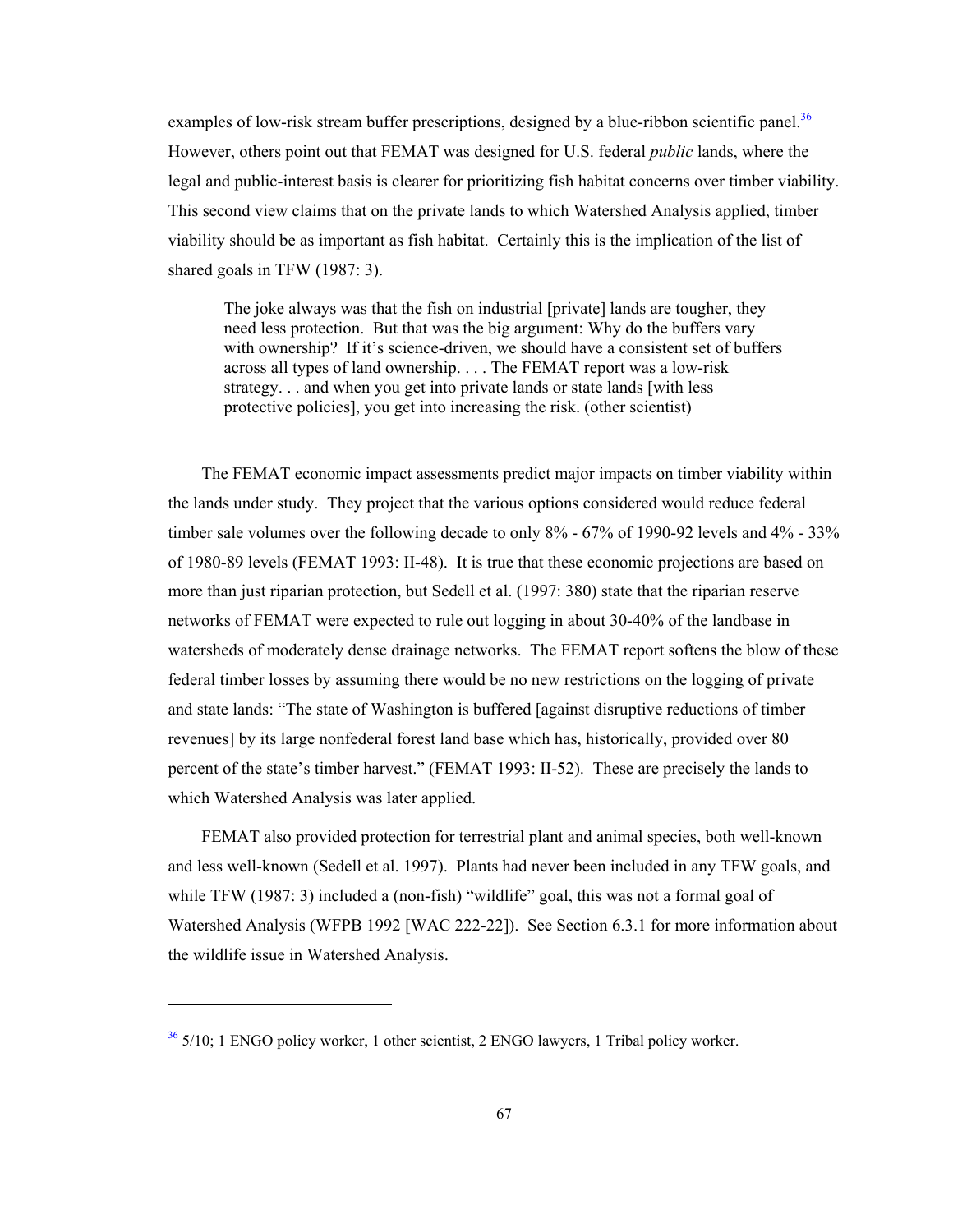examples of low-risk stream buffer prescriptions, designed by a blue-ribbon scientific panel.[36] However, others point out that FEMAT was designed for U.S. federal *public* lands, where the legal and public-interest basis is clearer for prioritizing fish habitat concerns over timber viability. This second view claims that on the private lands to which Watershed Analysis applied, timber viability should be as important as fish habitat. Certainly this is the implication of the list of shared goals in TFW (1987: 3).

> The joke always was that the fish on industrial [private] lands are tougher, they need less protection. But that was the big argument: Why do the buffers vary with ownership? If it's science-driven, we should have a consistent set of buffers across all types of land ownership. . . . The FEMAT report was a low-risk strategy. . . and when you get into private lands or state lands [with less protective policies], you get into increasing the risk. (other scientist)

The FEMAT economic impact assessments predict major impacts on timber viability within the lands under study. They project that the various options considered would reduce federal timber sale volumes over the following decade to only 8% - 67% of 1990-92 levels and 4% - 33% of 1980-89 levels (FEMAT 1993: II-48). It is true that these economic projections are based on more than just riparian protection, but Sedell et al. (1997: 380) state that the riparian reserve networks of FEMAT were expected to rule out logging in about 30-40% of the landbase in watersheds of moderately dense drainage networks. The FEMAT report softens the blow of these federal timber losses by assuming there would be no new restrictions on the logging of private and state lands: "The state of Washington is buffered [against disruptive reductions of timber revenues] by its large nonfederal forest land base which has, historically, provided over 80 percent of the state's timber harvest." (FEMAT 1993: II-52). These are precisely the lands to which Watershed Analysis was later applied.

FEMAT also provided protection for terrestrial plant and animal species, both well-known and less well-known (Sedell et al. 1997). Plants had never been included in any TFW goals, and while TFW (1987: 3) included a (non-fish) "wildlife" goal, this was not a formal goal of Watershed Analysis (WFPB 1992 [WAC 222-22]). See Section 6.3.1 for more information about the wildlife issue in Watershed Analysis.

---

[36] 5/10; 1 ENGO policy worker, 1 other scientist, 2 ENGO lawyers, 1 Tribal policy worker.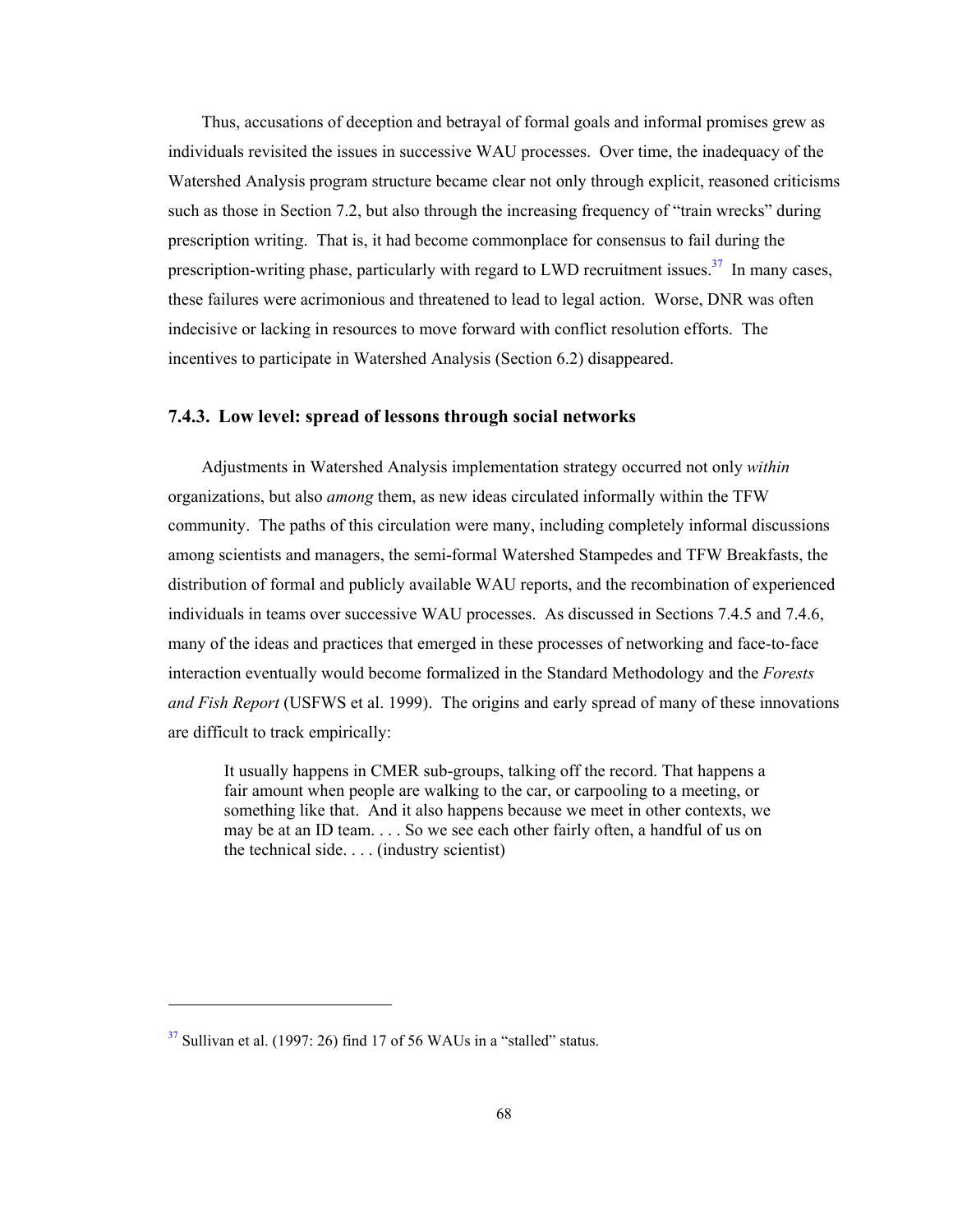Thus, accusations of deception and betrayal of formal goals and informal promises grew as individuals revisited the issues in successive WAU processes. Over time, the inadequacy of the Watershed Analysis program structure became clear not only through explicit, reasoned criticisms such as those in Section 7.2, but also through the increasing frequency of "train wrecks" during prescription writing. That is, it had become commonplace for consensus to fail during the prescription-writing phase, particularly with regard to LWD recruitment issues.[37] In many cases, these failures were acrimonious and threatened to lead to legal action. Worse, DNR was often indecisive or lacking in resources to move forward with conflict resolution efforts. The incentives to participate in Watershed Analysis (Section 6.2) disappeared.

### 7.4.3. Low level: spread of lessons through social networks

Adjustments in Watershed Analysis implementation strategy occurred not only *within* organizations, but also *among* them, as new ideas circulated informally within the TFW community. The paths of this circulation were many, including completely informal discussions among scientists and managers, the semi-formal Watershed Stampedes and TFW Breakfasts, the distribution of formal and publicly available WAU reports, and the recombination of experienced individuals in teams over successive WAU processes. As discussed in Sections 7.4.5 and 7.4.6, many of the ideas and practices that emerged in these processes of networking and face-to-face interaction eventually would become formalized in the Standard Methodology and the *Forests and Fish Report* (USFWS et al. 1999). The origins and early spread of many of these innovations are difficult to track empirically:

> It usually happens in CMER sub-groups, talking off the record. That happens a fair amount when people are walking to the car, or carpooling to a meeting, or something like that. And it also happens because we meet in other contexts, we may be at an ID team. . . . So we see each other fairly often, a handful of us on the technical side. . . . (industry scientist)

---

[37] Sullivan et al. (1997: 26) find 17 of 56 WAUs in a "stalled" status.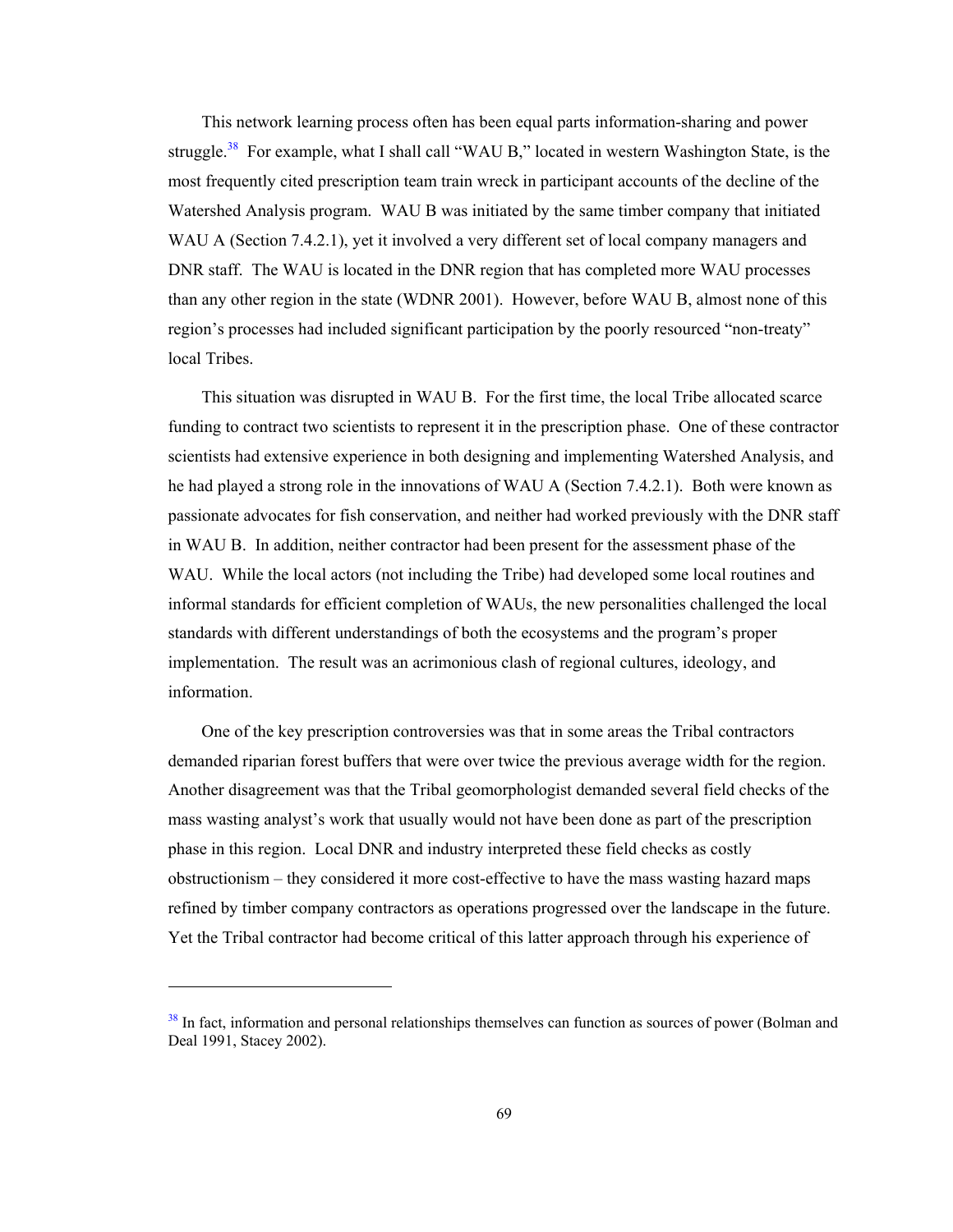This network learning process often has been equal parts information-sharing and power struggle.[38] For example, what I shall call "WAU B," located in western Washington State, is the most frequently cited prescription team train wreck in participant accounts of the decline of the Watershed Analysis program. WAU B was initiated by the same timber company that initiated WAU A (Section 7.4.2.1), yet it involved a very different set of local company managers and DNR staff. The WAU is located in the DNR region that has completed more WAU processes than any other region in the state (WDNR 2001). However, before WAU B, almost none of this region's processes had included significant participation by the poorly resourced "non-treaty" local Tribes.

This situation was disrupted in WAU B. For the first time, the local Tribe allocated scarce funding to contract two scientists to represent it in the prescription phase. One of these contractor scientists had extensive experience in both designing and implementing Watershed Analysis, and he had played a strong role in the innovations of WAU A (Section 7.4.2.1). Both were known as passionate advocates for fish conservation, and neither had worked previously with the DNR staff in WAU B. In addition, neither contractor had been present for the assessment phase of the WAU. While the local actors (not including the Tribe) had developed some local routines and informal standards for efficient completion of WAUs, the new personalities challenged the local standards with different understandings of both the ecosystems and the program's proper implementation. The result was an acrimonious clash of regional cultures, ideology, and information.

One of the key prescription controversies was that in some areas the Tribal contractors demanded riparian forest buffers that were over twice the previous average width for the region. Another disagreement was that the Tribal geomorphologist demanded several field checks of the mass wasting analyst's work that usually would not have been done as part of the prescription phase in this region. Local DNR and industry interpreted these field checks as costly obstructionism – they considered it more cost-effective to have the mass wasting hazard maps refined by timber company contractors as operations progressed over the landscape in the future. Yet the Tribal contractor had become critical of this latter approach through his experience of

[38] In fact, information and personal relationships themselves can function as sources of power (Bolman and Deal 1991, Stacey 2002).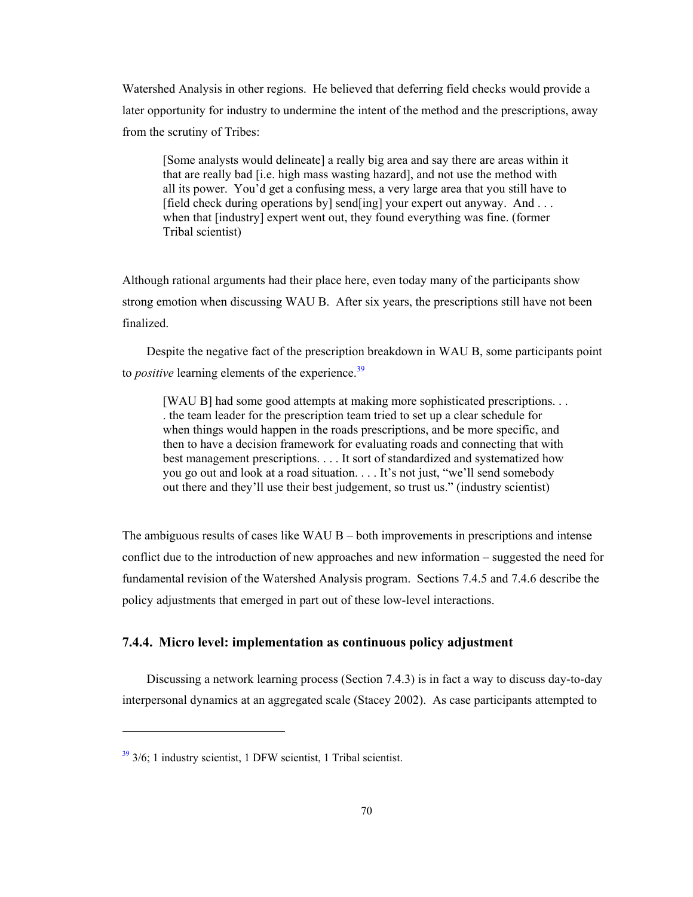Watershed Analysis in other regions. He believed that deferring field checks would provide a later opportunity for industry to undermine the intent of the method and the prescriptions, away from the scrutiny of Tribes:

> [Some analysts would delineate] a really big area and say there are areas within it that are really bad [i.e. high mass wasting hazard], and not use the method with all its power. You'd get a confusing mess, a very large area that you still have to [field check during operations by] send[ing] your expert out anyway. And . . . when that [industry] expert went out, they found everything was fine. (former Tribal scientist)

Although rational arguments had their place here, even today many of the participants show strong emotion when discussing WAU B. After six years, the prescriptions still have not been finalized.

Despite the negative fact of the prescription breakdown in WAU B, some participants point to *positive* learning elements of the experience.[39]

> [WAU B] had some good attempts at making more sophisticated prescriptions. . . . the team leader for the prescription team tried to set up a clear schedule for when things would happen in the roads prescriptions, and be more specific, and then to have a decision framework for evaluating roads and connecting that with best management prescriptions. . . . It sort of standardized and systematized how you go out and look at a road situation. . . . It's not just, "we'll send somebody out there and they'll use their best judgement, so trust us." (industry scientist)

The ambiguous results of cases like WAU B – both improvements in prescriptions and intense conflict due to the introduction of new approaches and new information – suggested the need for fundamental revision of the Watershed Analysis program. Sections 7.4.5 and 7.4.6 describe the policy adjustments that emerged in part out of these low-level interactions.

### 7.4.4. Micro level: implementation as continuous policy adjustment

Discussing a network learning process (Section 7.4.3) is in fact a way to discuss day-to-day interpersonal dynamics at an aggregated scale (Stacey 2002). As case participants attempted to

---

[39] 3/6; 1 industry scientist, 1 DFW scientist, 1 Tribal scientist.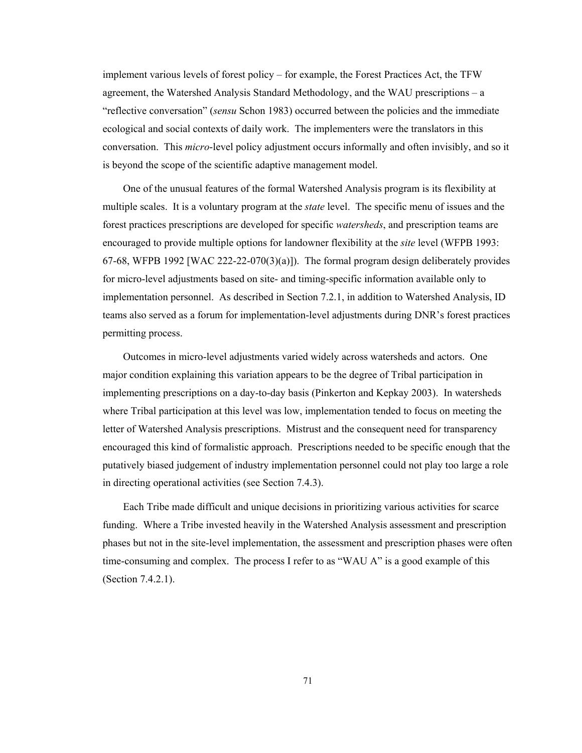implement various levels of forest policy – for example, the Forest Practices Act, the TFW agreement, the Watershed Analysis Standard Methodology, and the WAU prescriptions – a "reflective conversation" (*sensu* Schon 1983) occurred between the policies and the immediate ecological and social contexts of daily work. The implementers were the translators in this conversation. This *micro*-level policy adjustment occurs informally and often invisibly, and so it is beyond the scope of the scientific adaptive management model.

One of the unusual features of the formal Watershed Analysis program is its flexibility at multiple scales. It is a voluntary program at the *state* level. The specific menu of issues and the forest practices prescriptions are developed for specific *watersheds*, and prescription teams are encouraged to provide multiple options for landowner flexibility at the *site* level (WFPB 1993: 67-68, WFPB 1992 [WAC 222-22-070(3)(a)]). The formal program design deliberately provides for micro-level adjustments based on site- and timing-specific information available only to implementation personnel. As described in Section 7.2.1, in addition to Watershed Analysis, ID teams also served as a forum for implementation-level adjustments during DNR's forest practices permitting process.

Outcomes in micro-level adjustments varied widely across watersheds and actors. One major condition explaining this variation appears to be the degree of Tribal participation in implementing prescriptions on a day-to-day basis (Pinkerton and Kepkay 2003). In watersheds where Tribal participation at this level was low, implementation tended to focus on meeting the letter of Watershed Analysis prescriptions. Mistrust and the consequent need for transparency encouraged this kind of formalistic approach. Prescriptions needed to be specific enough that the putatively biased judgement of industry implementation personnel could not play too large a role in directing operational activities (see Section 7.4.3).

Each Tribe made difficult and unique decisions in prioritizing various activities for scarce funding. Where a Tribe invested heavily in the Watershed Analysis assessment and prescription phases but not in the site-level implementation, the assessment and prescription phases were often time-consuming and complex. The process I refer to as "WAU A" is a good example of this (Section 7.4.2.1).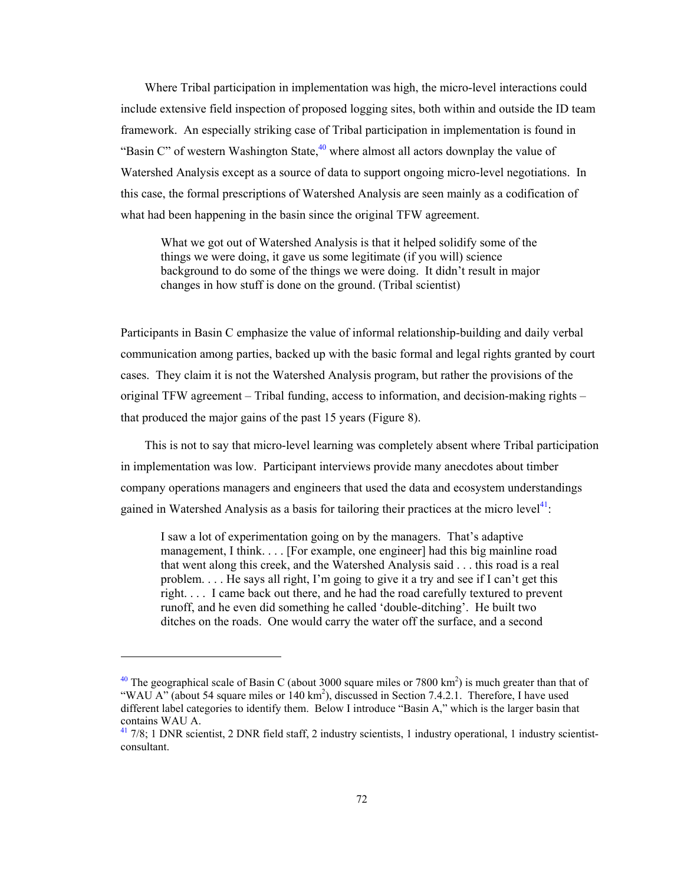Where Tribal participation in implementation was high, the micro-level interactions could include extensive field inspection of proposed logging sites, both within and outside the ID team framework. An especially striking case of Tribal participation in implementation is found in "Basin C" of western Washington State,[40] where almost all actors downplay the value of Watershed Analysis except as a source of data to support ongoing micro-level negotiations. In this case, the formal prescriptions of Watershed Analysis are seen mainly as a codification of what had been happening in the basin since the original TFW agreement.

> What we got out of Watershed Analysis is that it helped solidify some of the things we were doing, it gave us some legitimate (if you will) science background to do some of the things we were doing. It didn't result in major changes in how stuff is done on the ground. (Tribal scientist)

Participants in Basin C emphasize the value of informal relationship-building and daily verbal communication among parties, backed up with the basic formal and legal rights granted by court cases. They claim it is not the Watershed Analysis program, but rather the provisions of the original TFW agreement – Tribal funding, access to information, and decision-making rights – that produced the major gains of the past 15 years (Figure 8).

This is not to say that micro-level learning was completely absent where Tribal participation in implementation was low. Participant interviews provide many anecdotes about timber company operations managers and engineers that used the data and ecosystem understandings gained in Watershed Analysis as a basis for tailoring their practices at the micro level[41]:

> I saw a lot of experimentation going on by the managers. That's adaptive management, I think. . . . [For example, one engineer] had this big mainline road that went along this creek, and the Watershed Analysis said . . . this road is a real problem. . . . He says all right, I'm going to give it a try and see if I can't get this right. . . . I came back out there, and he had the road carefully textured to prevent runoff, and he even did something he called 'double-ditching'. He built two ditches on the roads. One would carry the water off the surface, and a second

---

[40] The geographical scale of Basin C (about 3000 square miles or 7800 km$^2$) is much greater than that of "WAU A" (about 54 square miles or 140 km$^2$), discussed in Section 7.4.2.1. Therefore, I have used different label categories to identify them. Below I introduce "Basin A," which is the larger basin that contains WAU A.

[41] 7/8; 1 DNR scientist, 2 DNR field staff, 2 industry scientists, 1 industry operational, 1 industry scientist-consultant.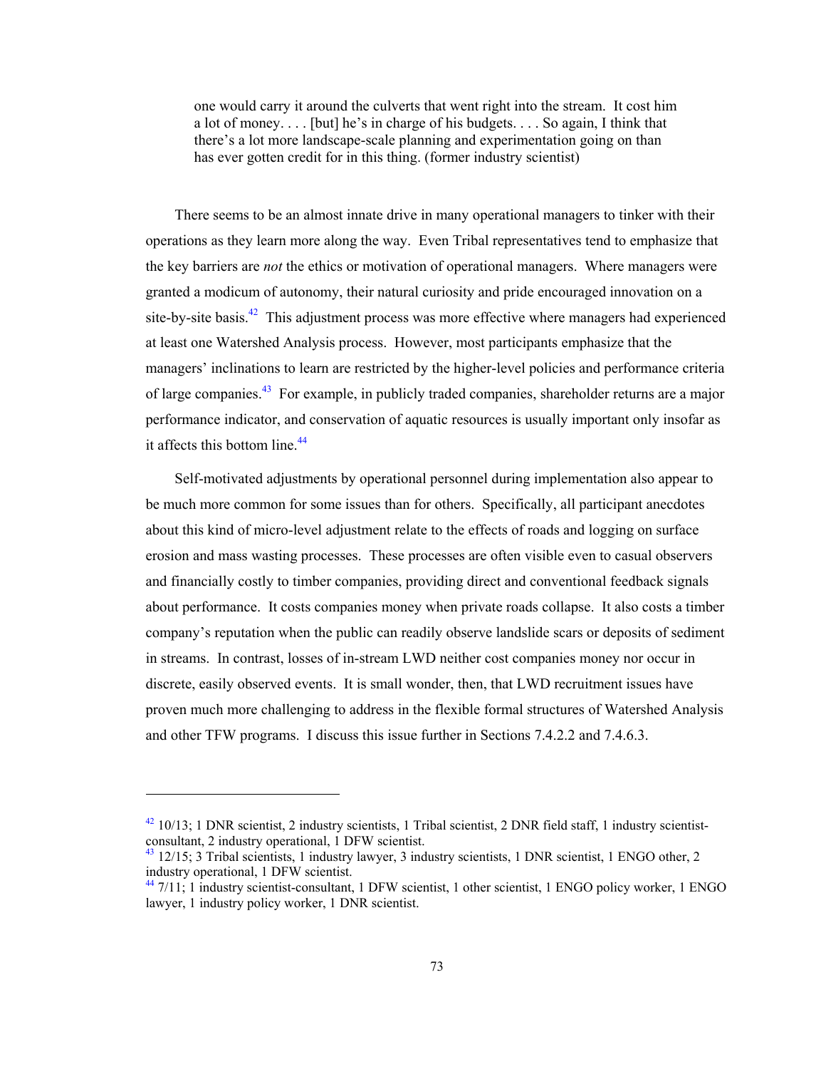> one would carry it around the culverts that went right into the stream. It cost him a lot of money. . . . [but] he's in charge of his budgets. . . . So again, I think that there's a lot more landscape-scale planning and experimentation going on than has ever gotten credit for in this thing. (former industry scientist)

There seems to be an almost innate drive in many operational managers to tinker with their operations as they learn more along the way. Even Tribal representatives tend to emphasize that the key barriers are *not* the ethics or motivation of operational managers. Where managers were granted a modicum of autonomy, their natural curiosity and pride encouraged innovation on a site-by-site basis.[42] This adjustment process was more effective where managers had experienced at least one Watershed Analysis process. However, most participants emphasize that the managers' inclinations to learn are restricted by the higher-level policies and performance criteria of large companies.[43] For example, in publicly traded companies, shareholder returns are a major performance indicator, and conservation of aquatic resources is usually important only insofar as it affects this bottom line.[44]

Self-motivated adjustments by operational personnel during implementation also appear to be much more common for some issues than for others. Specifically, all participant anecdotes about this kind of micro-level adjustment relate to the effects of roads and logging on surface erosion and mass wasting processes. These processes are often visible even to casual observers and financially costly to timber companies, providing direct and conventional feedback signals about performance. It costs companies money when private roads collapse. It also costs a timber company's reputation when the public can readily observe landslide scars or deposits of sediment in streams. In contrast, losses of in-stream LWD neither cost companies money nor occur in discrete, easily observed events. It is small wonder, then, that LWD recruitment issues have proven much more challenging to address in the flexible formal structures of Watershed Analysis and other TFW programs. I discuss this issue further in Sections 7.4.2.2 and 7.4.6.3.

---

[42] 10/13; 1 DNR scientist, 2 industry scientists, 1 Tribal scientist, 2 DNR field staff, 1 industry scientist-consultant, 2 industry operational, 1 DFW scientist.

[43] 12/15; 3 Tribal scientists, 1 industry lawyer, 3 industry scientists, 1 DNR scientist, 1 ENGO other, 2 industry operational, 1 DFW scientist.

[44] 7/11; 1 industry scientist-consultant, 1 DFW scientist, 1 other scientist, 1 ENGO policy worker, 1 ENGO lawyer, 1 industry policy worker, 1 DNR scientist.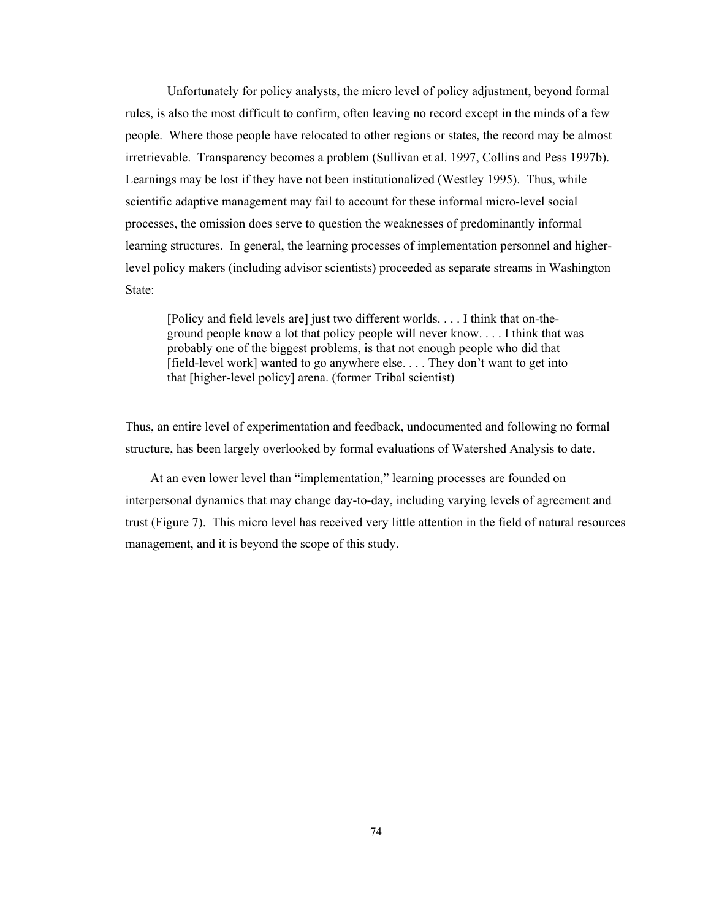Unfortunately for policy analysts, the micro level of policy adjustment, beyond formal rules, is also the most difficult to confirm, often leaving no record except in the minds of a few people. Where those people have relocated to other regions or states, the record may be almost irretrievable. Transparency becomes a problem (Sullivan et al. 1997, Collins and Pess 1997b). Learnings may be lost if they have not been institutionalized (Westley 1995). Thus, while scientific adaptive management may fail to account for these informal micro-level social processes, the omission does serve to question the weaknesses of predominantly informal learning structures. In general, the learning processes of implementation personnel and higher-level policy makers (including advisor scientists) proceeded as separate streams in Washington State:

> [Policy and field levels are] just two different worlds. . . . I think that on-the-ground people know a lot that policy people will never know. . . . I think that was probably one of the biggest problems, is that not enough people who did that [field-level work] wanted to go anywhere else. . . . They don't want to get into that [higher-level policy] arena. (former Tribal scientist)

Thus, an entire level of experimentation and feedback, undocumented and following no formal structure, has been largely overlooked by formal evaluations of Watershed Analysis to date.

At an even lower level than "implementation," learning processes are founded on interpersonal dynamics that may change day-to-day, including varying levels of agreement and trust (Figure 7). This micro level has received very little attention in the field of natural resources management, and it is beyond the scope of this study.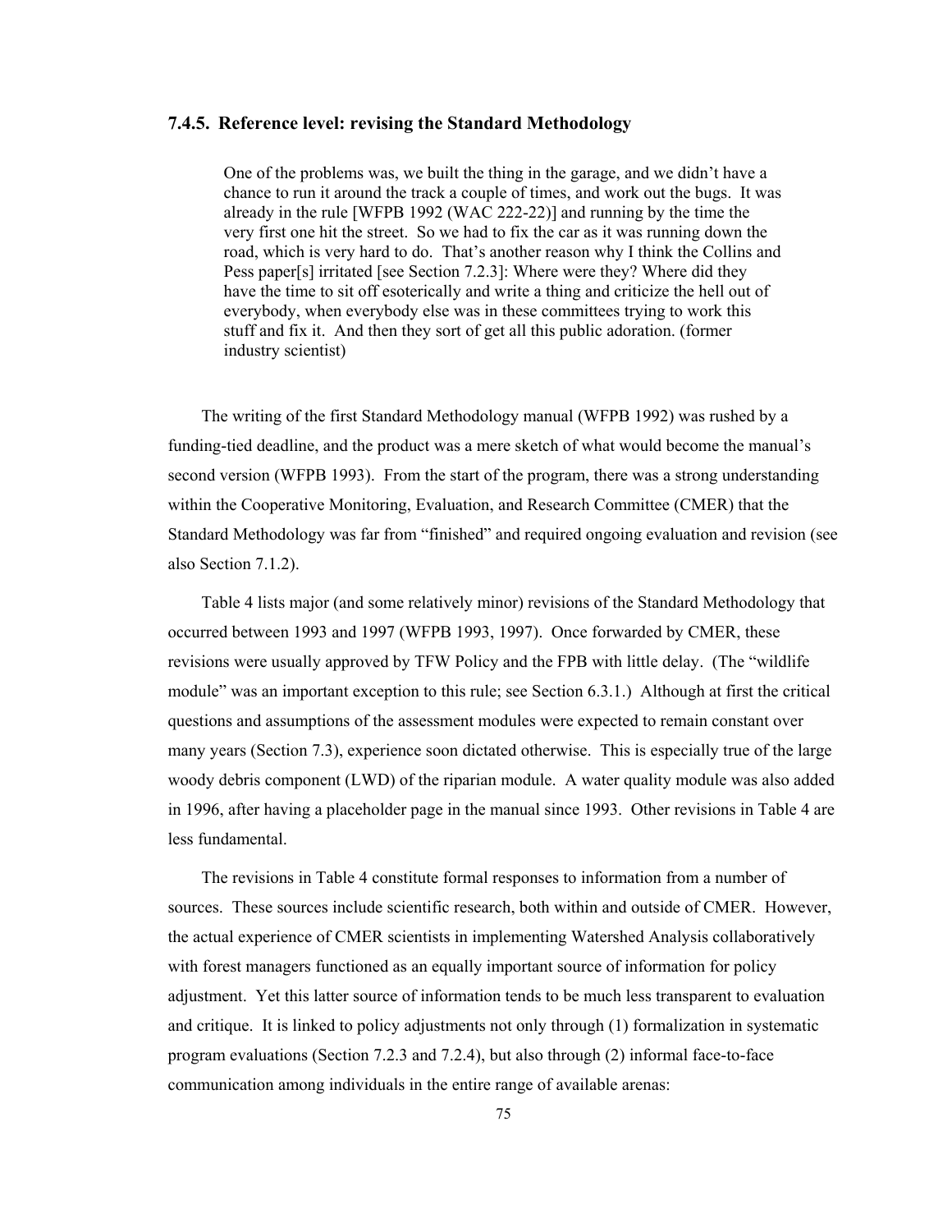### 7.4.5. Reference level: revising the Standard Methodology

> One of the problems was, we built the thing in the garage, and we didn't have a chance to run it around the track a couple of times, and work out the bugs. It was already in the rule [WFPB 1992 (WAC 222-22)] and running by the time the very first one hit the street. So we had to fix the car as it was running down the road, which is very hard to do. That's another reason why I think the Collins and Pess paper[s] irritated [see Section 7.2.3]: Where were they? Where did they have the time to sit off esoterically and write a thing and criticize the hell out of everybody, when everybody else was in these committees trying to work this stuff and fix it. And then they sort of get all this public adoration. (former industry scientist)

The writing of the first Standard Methodology manual (WFPB 1992) was rushed by a funding-tied deadline, and the product was a mere sketch of what would become the manual's second version (WFPB 1993). From the start of the program, there was a strong understanding within the Cooperative Monitoring, Evaluation, and Research Committee (CMER) that the Standard Methodology was far from "finished" and required ongoing evaluation and revision (see also Section 7.1.2).

Table 4 lists major (and some relatively minor) revisions of the Standard Methodology that occurred between 1993 and 1997 (WFPB 1993, 1997). Once forwarded by CMER, these revisions were usually approved by TFW Policy and the FPB with little delay. (The "wildlife module" was an important exception to this rule; see Section 6.3.1.) Although at first the critical questions and assumptions of the assessment modules were expected to remain constant over many years (Section 7.3), experience soon dictated otherwise. This is especially true of the large woody debris component (LWD) of the riparian module. A water quality module was also added in 1996, after having a placeholder page in the manual since 1993. Other revisions in Table 4 are less fundamental.

The revisions in Table 4 constitute formal responses to information from a number of sources. These sources include scientific research, both within and outside of CMER. However, the actual experience of CMER scientists in implementing Watershed Analysis collaboratively with forest managers functioned as an equally important source of information for policy adjustment. Yet this latter source of information tends to be much less transparent to evaluation and critique. It is linked to policy adjustments not only through (1) formalization in systematic program evaluations (Section 7.2.3 and 7.2.4), but also through (2) informal face-to-face communication among individuals in the entire range of available arenas: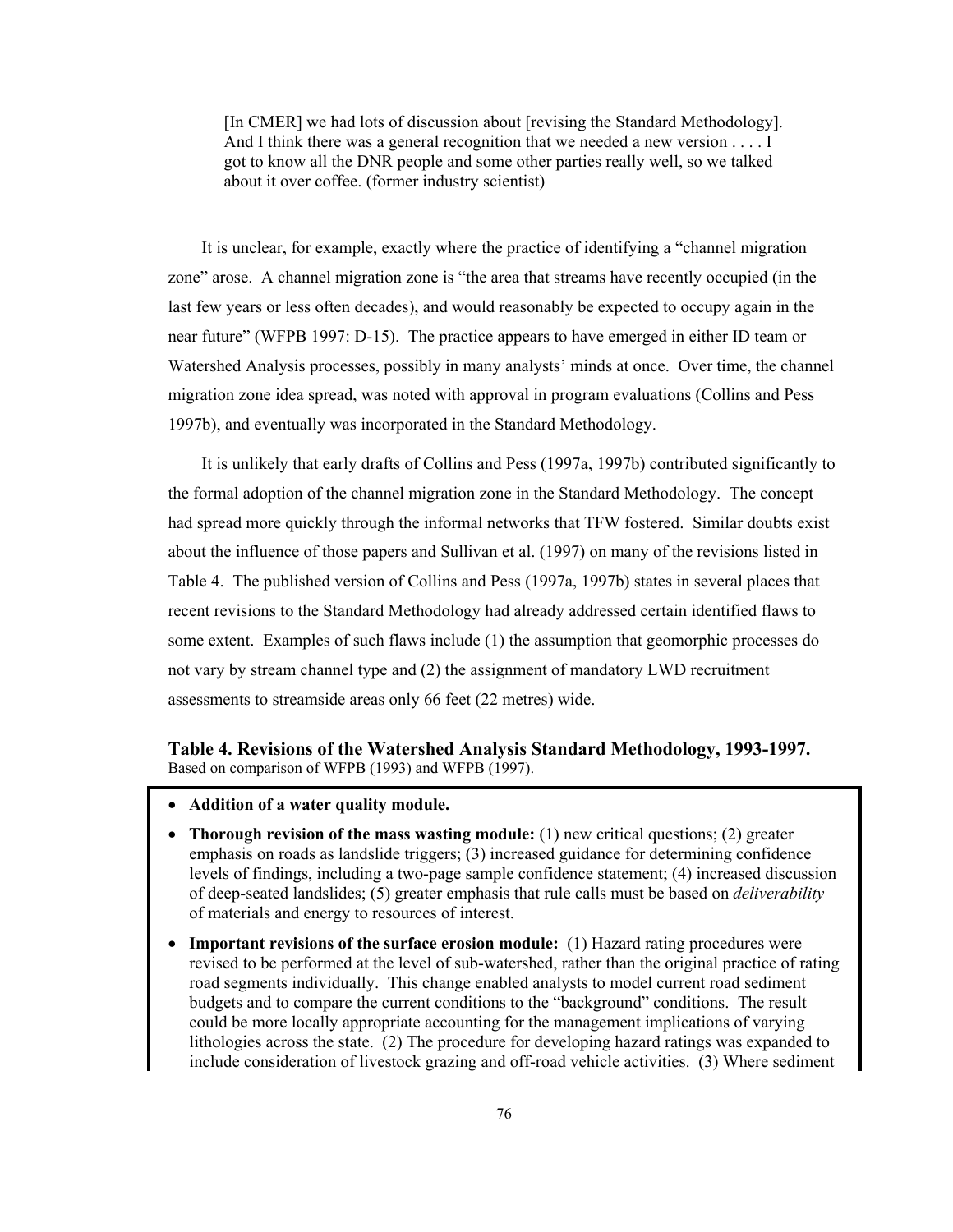> [In CMER] we had lots of discussion about [revising the Standard Methodology]. And I think there was a general recognition that we needed a new version . . . . I got to know all the DNR people and some other parties really well, so we talked about it over coffee. (former industry scientist)

It is unclear, for example, exactly where the practice of identifying a "channel migration zone" arose. A channel migration zone is "the area that streams have recently occupied (in the last few years or less often decades), and would reasonably be expected to occupy again in the near future" (WFPB 1997: D-15). The practice appears to have emerged in either ID team or Watershed Analysis processes, possibly in many analysts' minds at once. Over time, the channel migration zone idea spread, was noted with approval in program evaluations (Collins and Pess 1997b), and eventually was incorporated in the Standard Methodology.

It is unlikely that early drafts of Collins and Pess (1997a, 1997b) contributed significantly to the formal adoption of the channel migration zone in the Standard Methodology. The concept had spread more quickly through the informal networks that TFW fostered. Similar doubts exist about the influence of those papers and Sullivan et al. (1997) on many of the revisions listed in Table 4. The published version of Collins and Pess (1997a, 1997b) states in several places that recent revisions to the Standard Methodology had already addressed certain identified flaws to some extent. Examples of such flaws include (1) the assumption that geomorphic processes do not vary by stream channel type and (2) the assignment of mandatory LWD recruitment assessments to streamside areas only 66 feet (22 metres) wide.

**Table 4. Revisions of the Watershed Analysis Standard Methodology, 1993-1997.**
Based on comparison of WFPB (1993) and WFPB (1997).

- **Addition of a water quality module.**
- **Thorough revision of the mass wasting module:** (1) new critical questions; (2) greater emphasis on roads as landslide triggers; (3) increased guidance for determining confidence levels of findings, including a two-page sample confidence statement; (4) increased discussion of deep-seated landslides; (5) greater emphasis that rule calls must be based on *deliverability* of materials and energy to resources of interest.
- **Important revisions of the surface erosion module:** (1) Hazard rating procedures were revised to be performed at the level of sub-watershed, rather than the original practice of rating road segments individually. This change enabled analysts to model current road sediment budgets and to compare the current conditions to the "background" conditions. The result could be more locally appropriate accounting for the management implications of varying lithologies across the state. (2) The procedure for developing hazard ratings was expanded to include consideration of livestock grazing and off-road vehicle activities. (3) Where sediment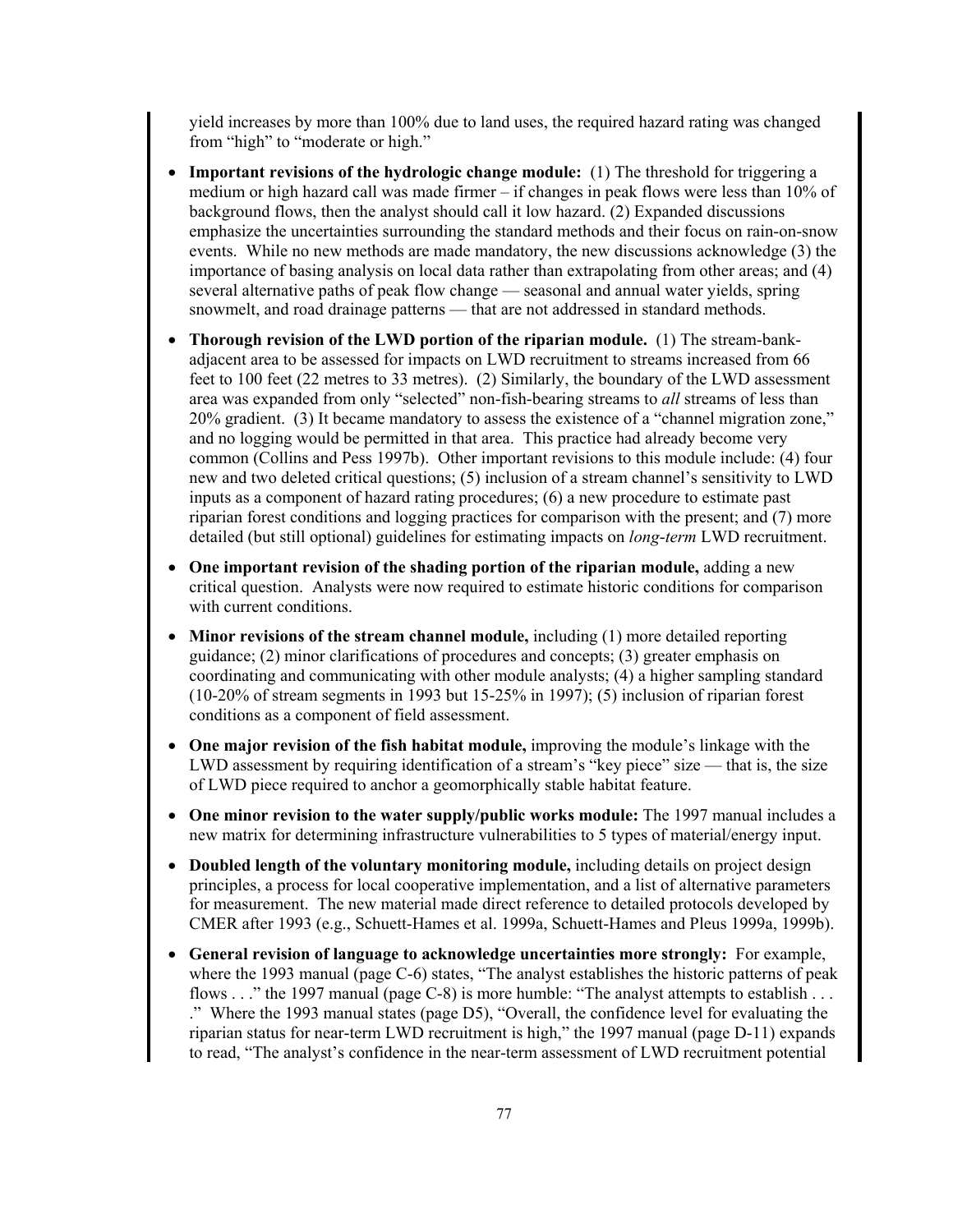yield increases by more than 100% due to land uses, the required hazard rating was changed from "high" to "moderate or high."

- **Important revisions of the hydrologic change module:** (1) The threshold for triggering a medium or high hazard call was made firmer – if changes in peak flows were less than 10% of background flows, then the analyst should call it low hazard. (2) Expanded discussions emphasize the uncertainties surrounding the standard methods and their focus on rain-on-snow events. While no new methods are made mandatory, the new discussions acknowledge (3) the importance of basing analysis on local data rather than extrapolating from other areas; and (4) several alternative paths of peak flow change — seasonal and annual water yields, spring snowmelt, and road drainage patterns — that are not addressed in standard methods.

- **Thorough revision of the LWD portion of the riparian module.** (1) The stream-bank-adjacent area to be assessed for impacts on LWD recruitment to streams increased from 66 feet to 100 feet (22 metres to 33 metres). (2) Similarly, the boundary of the LWD assessment area was expanded from only "selected" non-fish-bearing streams to *all* streams of less than 20% gradient. (3) It became mandatory to assess the existence of a "channel migration zone," and no logging would be permitted in that area. This practice had already become very common (Collins and Pess 1997b). Other important revisions to this module include: (4) four new and two deleted critical questions; (5) inclusion of a stream channel's sensitivity to LWD inputs as a component of hazard rating procedures; (6) a new procedure to estimate past riparian forest conditions and logging practices for comparison with the present; and (7) more detailed (but still optional) guidelines for estimating impacts on *long-term* LWD recruitment.

- **One important revision of the shading portion of the riparian module,** adding a new critical question. Analysts were now required to estimate historic conditions for comparison with current conditions.

- **Minor revisions of the stream channel module,** including (1) more detailed reporting guidance; (2) minor clarifications of procedures and concepts; (3) greater emphasis on coordinating and communicating with other module analysts; (4) a higher sampling standard (10-20% of stream segments in 1993 but 15-25% in 1997); (5) inclusion of riparian forest conditions as a component of field assessment.

- **One major revision of the fish habitat module,** improving the module's linkage with the LWD assessment by requiring identification of a stream's "key piece" size — that is, the size of LWD piece required to anchor a geomorphically stable habitat feature.

- **One minor revision to the water supply/public works module:** The 1997 manual includes a new matrix for determining infrastructure vulnerabilities to 5 types of material/energy input.

- **Doubled length of the voluntary monitoring module,** including details on project design principles, a process for local cooperative implementation, and a list of alternative parameters for measurement. The new material made direct reference to detailed protocols developed by CMER after 1993 (e.g., Schuett-Hames et al. 1999a, Schuett-Hames and Pleus 1999a, 1999b).

- **General revision of language to acknowledge uncertainties more strongly:** For example, where the 1993 manual (page C-6) states, "The analyst establishes the historic patterns of peak flows . . ." the 1997 manual (page C-8) is more humble: "The analyst attempts to establish . . ." Where the 1993 manual states (page D5), "Overall, the confidence level for evaluating the riparian status for near-term LWD recruitment is high," the 1997 manual (page D-11) expands to read, "The analyst's confidence in the near-term assessment of LWD recruitment potential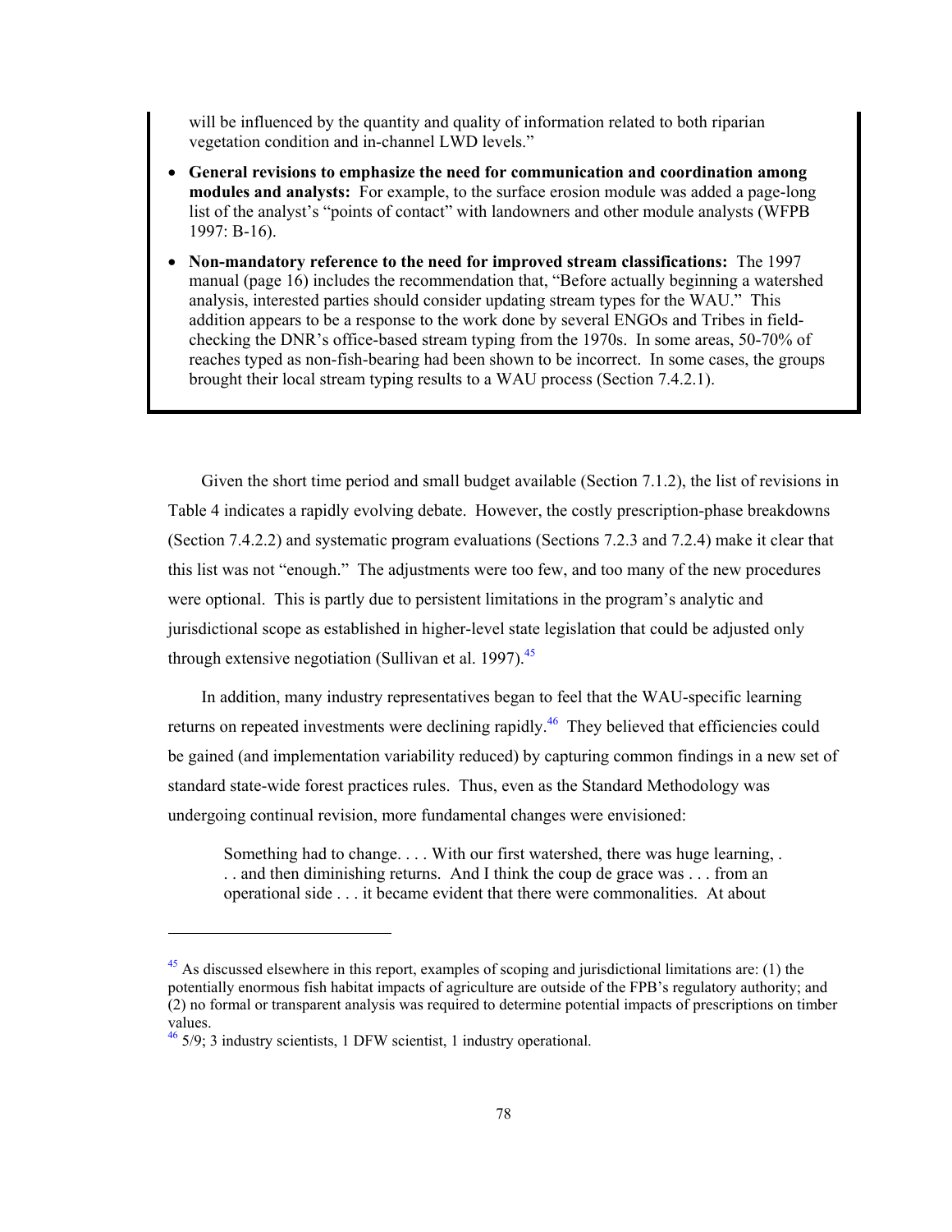will be influenced by the quantity and quality of information related to both riparian vegetation condition and in-channel LWD levels."

- **General revisions to emphasize the need for communication and coordination among modules and analysts:** For example, to the surface erosion module was added a page-long list of the analyst's "points of contact" with landowners and other module analysts (WFPB 1997: B-16).
- **Non-mandatory reference to the need for improved stream classifications:** The 1997 manual (page 16) includes the recommendation that, "Before actually beginning a watershed analysis, interested parties should consider updating stream types for the WAU." This addition appears to be a response to the work done by several ENGOs and Tribes in field-checking the DNR's office-based stream typing from the 1970s. In some areas, 50-70% of reaches typed as non-fish-bearing had been shown to be incorrect. In some cases, the groups brought their local stream typing results to a WAU process (Section 7.4.2.1).

Given the short time period and small budget available (Section 7.1.2), the list of revisions in Table 4 indicates a rapidly evolving debate. However, the costly prescription-phase breakdowns (Section 7.4.2.2) and systematic program evaluations (Sections 7.2.3 and 7.2.4) make it clear that this list was not "enough." The adjustments were too few, and too many of the new procedures were optional. This is partly due to persistent limitations in the program's analytic and jurisdictional scope as established in higher-level state legislation that could be adjusted only through extensive negotiation (Sullivan et al. 1997).[45]

In addition, many industry representatives began to feel that the WAU-specific learning returns on repeated investments were declining rapidly.[46] They believed that efficiencies could be gained (and implementation variability reduced) by capturing common findings in a new set of standard state-wide forest practices rules. Thus, even as the Standard Methodology was undergoing continual revision, more fundamental changes were envisioned:

> Something had to change. . . . With our first watershed, there was huge learning, . . . and then diminishing returns. And I think the coup de grace was . . . from an operational side . . . it became evident that there were commonalities. At about

---

[45] As discussed elsewhere in this report, examples of scoping and jurisdictional limitations are: (1) the potentially enormous fish habitat impacts of agriculture are outside of the FPB's regulatory authority; and (2) no formal or transparent analysis was required to determine potential impacts of prescriptions on timber values.

[46] 5/9; 3 industry scientists, 1 DFW scientist, 1 industry operational.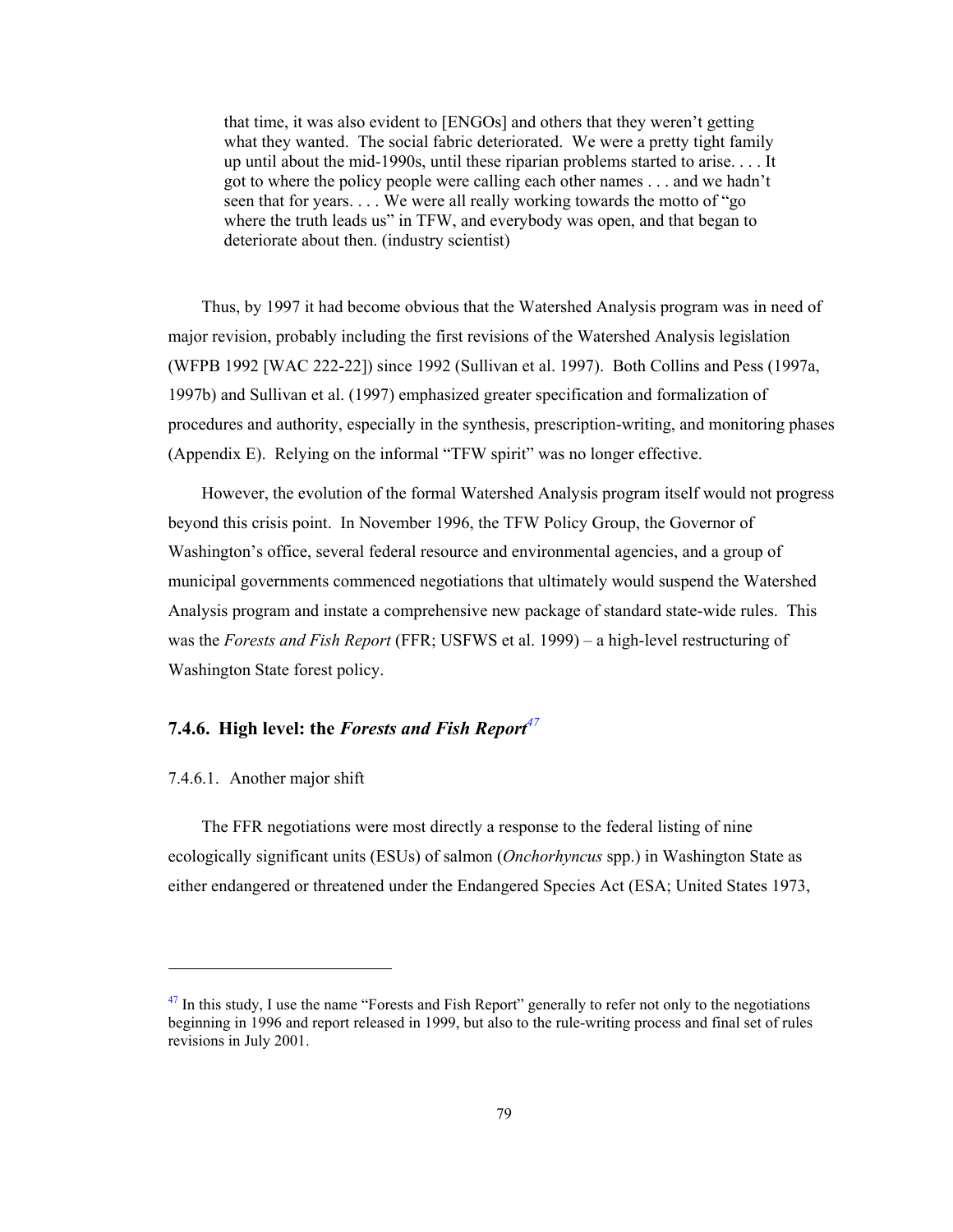> that time, it was also evident to [ENGOs] and others that they weren't getting what they wanted. The social fabric deteriorated. We were a pretty tight family up until about the mid-1990s, until these riparian problems started to arise. . . . It got to where the policy people were calling each other names . . . and we hadn't seen that for years. . . . We were all really working towards the motto of "go where the truth leads us" in TFW, and everybody was open, and that began to deteriorate about then. (industry scientist)

Thus, by 1997 it had become obvious that the Watershed Analysis program was in need of major revision, probably including the first revisions of the Watershed Analysis legislation (WFPB 1992 [WAC 222-22]) since 1992 (Sullivan et al. 1997). Both Collins and Pess (1997a, 1997b) and Sullivan et al. (1997) emphasized greater specification and formalization of procedures and authority, especially in the synthesis, prescription-writing, and monitoring phases (Appendix E). Relying on the informal "TFW spirit" was no longer effective.

However, the evolution of the formal Watershed Analysis program itself would not progress beyond this crisis point. In November 1996, the TFW Policy Group, the Governor of Washington's office, several federal resource and environmental agencies, and a group of municipal governments commenced negotiations that ultimately would suspend the Watershed Analysis program and instate a comprehensive new package of standard state-wide rules. This was the *Forests and Fish Report* (FFR; USFWS et al. 1999) – a high-level restructuring of Washington State forest policy.

### 7.4.6. High level: the *Forests and Fish Report*[47]

#### 7.4.6.1. Another major shift

The FFR negotiations were most directly a response to the federal listing of nine ecologically significant units (ESUs) of salmon (*Onchorhyncus* spp.) in Washington State as either endangered or threatened under the Endangered Species Act (ESA; United States 1973,

---

[47] In this study, I use the name "Forests and Fish Report" generally to refer not only to the negotiations beginning in 1996 and report released in 1999, but also to the rule-writing process and final set of rules revisions in July 2001.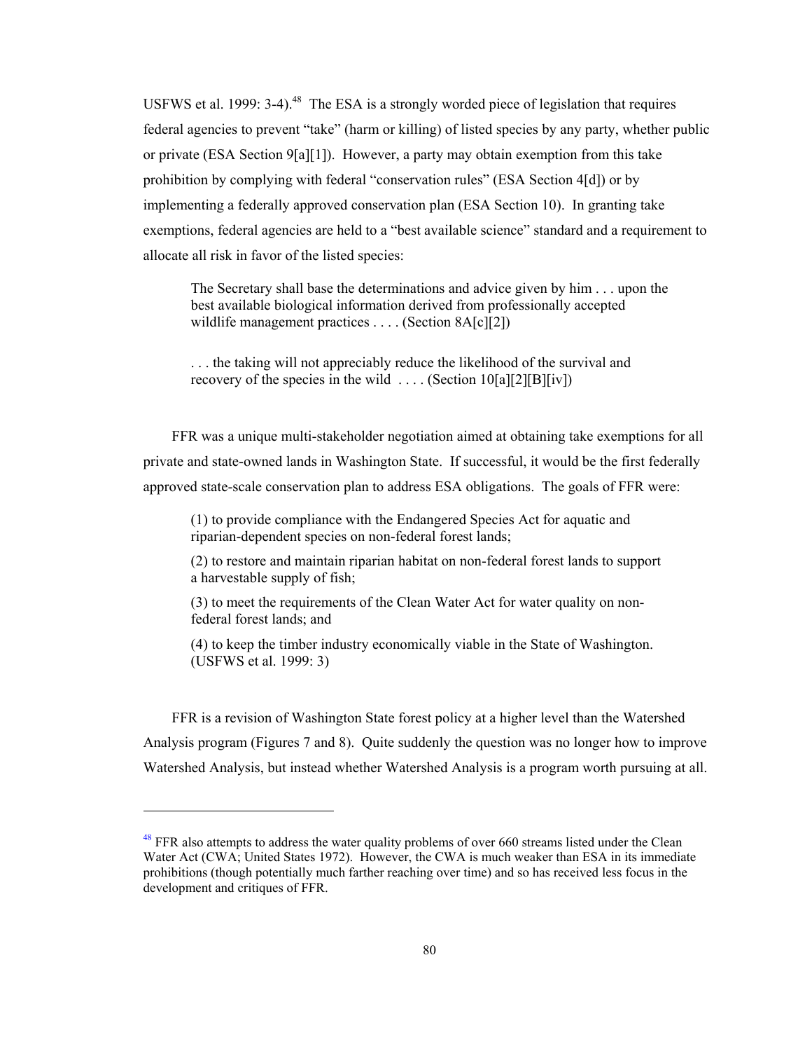USFWS et al. 1999: 3-4).[48] The ESA is a strongly worded piece of legislation that requires federal agencies to prevent "take" (harm or killing) of listed species by any party, whether public or private (ESA Section 9[a][1]). However, a party may obtain exemption from this take prohibition by complying with federal "conservation rules" (ESA Section 4[d]) or by implementing a federally approved conservation plan (ESA Section 10). In granting take exemptions, federal agencies are held to a "best available science" standard and a requirement to allocate all risk in favor of the listed species:

> The Secretary shall base the determinations and advice given by him . . . upon the best available biological information derived from professionally accepted wildlife management practices . . . . (Section 8A[c][2])
>
> . . . the taking will not appreciably reduce the likelihood of the survival and recovery of the species in the wild . . . . (Section 10[a][2][B][iv])

FFR was a unique multi-stakeholder negotiation aimed at obtaining take exemptions for all private and state-owned lands in Washington State. If successful, it would be the first federally approved state-scale conservation plan to address ESA obligations. The goals of FFR were:

> (1) to provide compliance with the Endangered Species Act for aquatic and riparian-dependent species on non-federal forest lands;
>
> (2) to restore and maintain riparian habitat on non-federal forest lands to support a harvestable supply of fish;
>
> (3) to meet the requirements of the Clean Water Act for water quality on non-federal forest lands; and
>
> (4) to keep the timber industry economically viable in the State of Washington. (USFWS et al. 1999: 3)

FFR is a revision of Washington State forest policy at a higher level than the Watershed Analysis program (Figures 7 and 8). Quite suddenly the question was no longer how to improve Watershed Analysis, but instead whether Watershed Analysis is a program worth pursuing at all.

---

[48] FFR also attempts to address the water quality problems of over 660 streams listed under the Clean Water Act (CWA; United States 1972). However, the CWA is much weaker than ESA in its immediate prohibitions (though potentially much farther reaching over time) and so has received less focus in the development and critiques of FFR.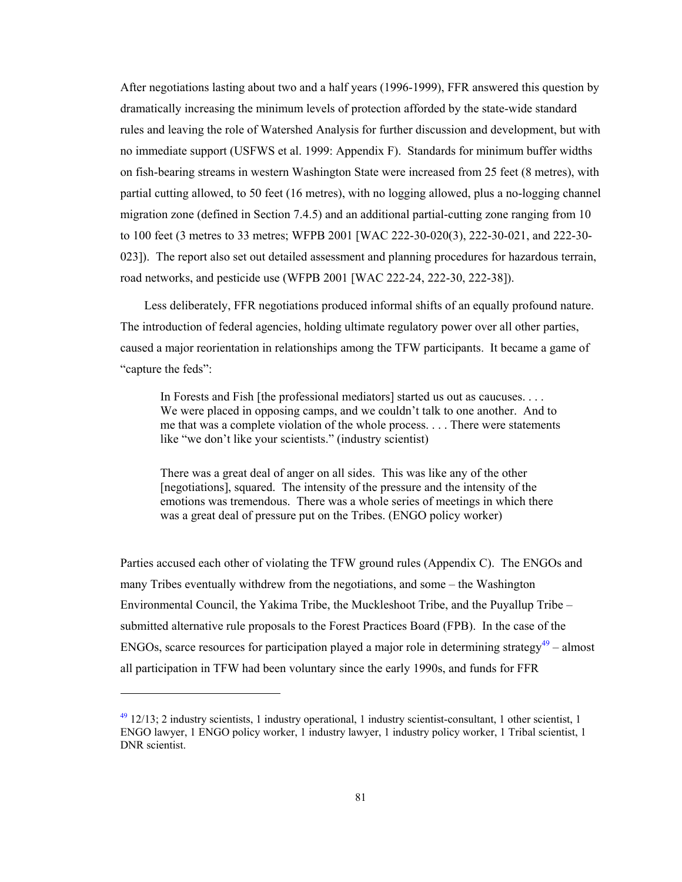After negotiations lasting about two and a half years (1996-1999), FFR answered this question by dramatically increasing the minimum levels of protection afforded by the state-wide standard rules and leaving the role of Watershed Analysis for further discussion and development, but with no immediate support (USFWS et al. 1999: Appendix F). Standards for minimum buffer widths on fish-bearing streams in western Washington State were increased from 25 feet (8 metres), with partial cutting allowed, to 50 feet (16 metres), with no logging allowed, plus a no-logging channel migration zone (defined in Section 7.4.5) and an additional partial-cutting zone ranging from 10 to 100 feet (3 metres to 33 metres; WFPB 2001 [WAC 222-30-020(3), 222-30-021, and 222-30-023]). The report also set out detailed assessment and planning procedures for hazardous terrain, road networks, and pesticide use (WFPB 2001 [WAC 222-24, 222-30, 222-38]).

Less deliberately, FFR negotiations produced informal shifts of an equally profound nature. The introduction of federal agencies, holding ultimate regulatory power over all other parties, caused a major reorientation in relationships among the TFW participants. It became a game of "capture the feds":

> In Forests and Fish [the professional mediators] started us out as caucuses. . . . We were placed in opposing camps, and we couldn't talk to one another. And to me that was a complete violation of the whole process. . . . There were statements like "we don't like your scientists." (industry scientist)

> There was a great deal of anger on all sides. This was like any of the other [negotiations], squared. The intensity of the pressure and the intensity of the emotions was tremendous. There was a whole series of meetings in which there was a great deal of pressure put on the Tribes. (ENGO policy worker)

Parties accused each other of violating the TFW ground rules (Appendix C). The ENGOs and many Tribes eventually withdrew from the negotiations, and some – the Washington Environmental Council, the Yakima Tribe, the Muckleshoot Tribe, and the Puyallup Tribe – submitted alternative rule proposals to the Forest Practices Board (FPB). In the case of the ENGOs, scarce resources for participation played a major role in determining strategy[49] – almost all participation in TFW had been voluntary since the early 1990s, and funds for FFR

---

[49] 12/13; 2 industry scientists, 1 industry operational, 1 industry scientist-consultant, 1 other scientist, 1 ENGO lawyer, 1 ENGO policy worker, 1 industry lawyer, 1 industry policy worker, 1 Tribal scientist, 1 DNR scientist.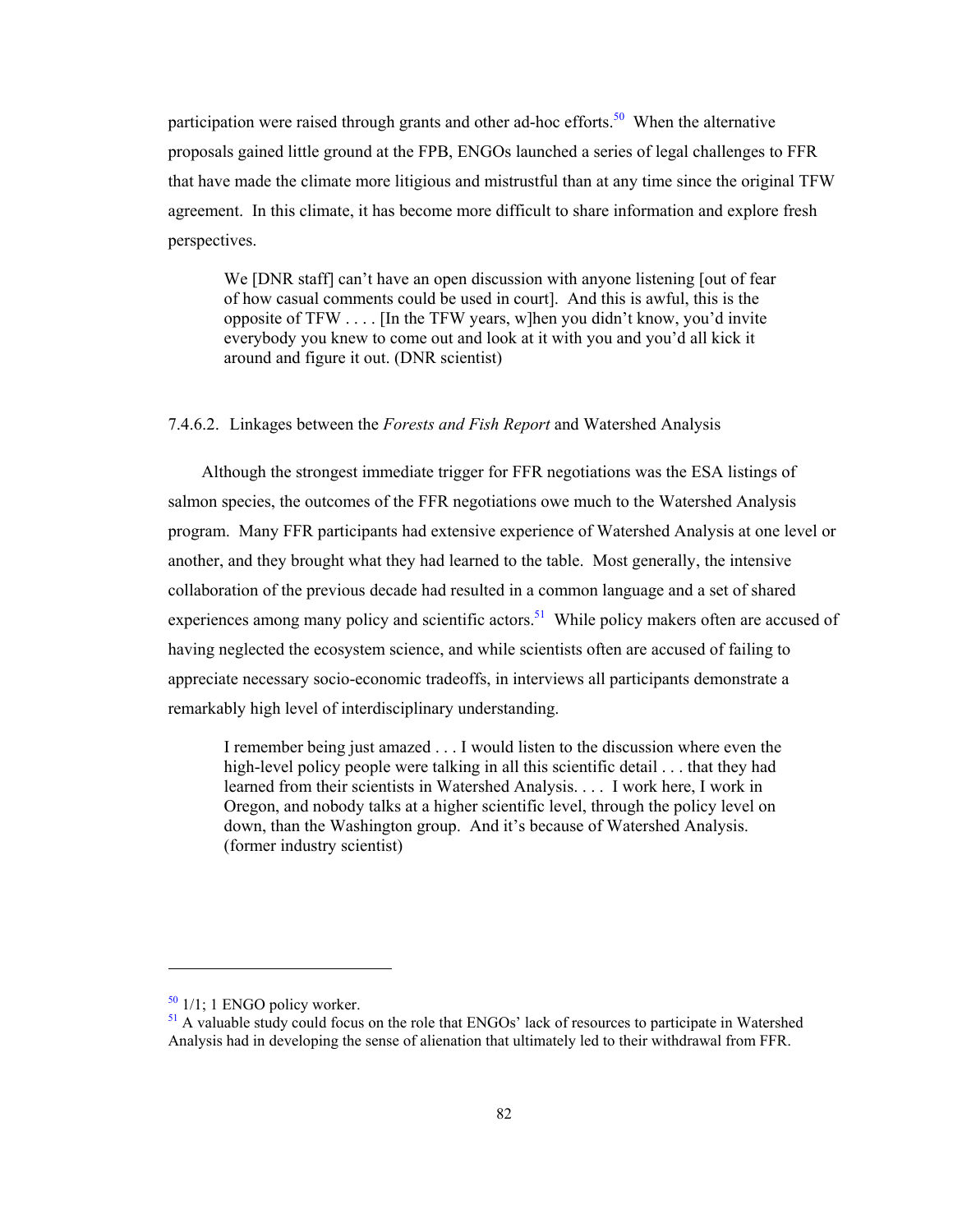participation were raised through grants and other ad-hoc efforts.[50] When the alternative proposals gained little ground at the FPB, ENGOs launched a series of legal challenges to FFR that have made the climate more litigious and mistrustful than at any time since the original TFW agreement. In this climate, it has become more difficult to share information and explore fresh perspectives.

> We [DNR staff] can't have an open discussion with anyone listening [out of fear of how casual comments could be used in court]. And this is awful, this is the opposite of TFW . . . . [In the TFW years, w]hen you didn't know, you'd invite everybody you knew to come out and look at it with you and you'd all kick it around and figure it out. (DNR scientist)

#### 7.4.6.2. Linkages between the *Forests and Fish Report* and Watershed Analysis

Although the strongest immediate trigger for FFR negotiations was the ESA listings of salmon species, the outcomes of the FFR negotiations owe much to the Watershed Analysis program. Many FFR participants had extensive experience of Watershed Analysis at one level or another, and they brought what they had learned to the table. Most generally, the intensive collaboration of the previous decade had resulted in a common language and a set of shared experiences among many policy and scientific actors.[51] While policy makers often are accused of having neglected the ecosystem science, and while scientists often are accused of failing to appreciate necessary socio-economic tradeoffs, in interviews all participants demonstrate a remarkably high level of interdisciplinary understanding.

> I remember being just amazed . . . I would listen to the discussion where even the high-level policy people were talking in all this scientific detail . . . that they had learned from their scientists in Watershed Analysis. . . . I work here, I work in Oregon, and nobody talks at a higher scientific level, through the policy level on down, than the Washington group. And it's because of Watershed Analysis. (former industry scientist)

---

[50] 1/1; 1 ENGO policy worker.

[51] A valuable study could focus on the role that ENGOs' lack of resources to participate in Watershed Analysis had in developing the sense of alienation that ultimately led to their withdrawal from FFR.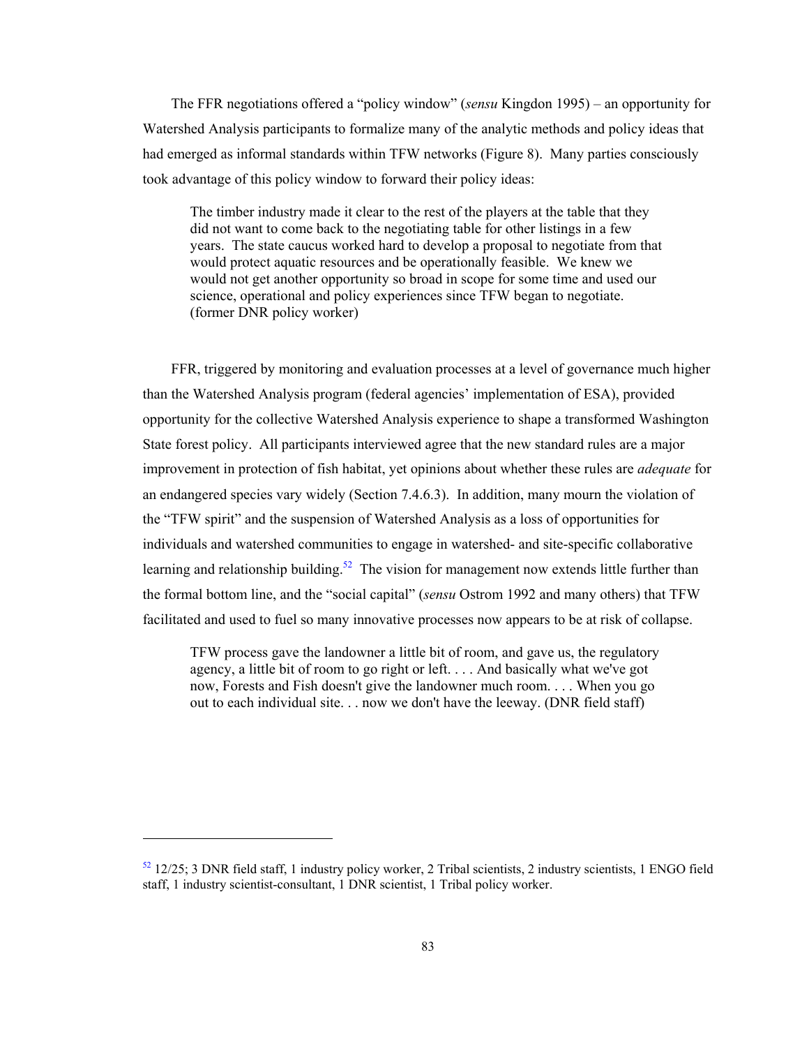The FFR negotiations offered a "policy window" (*sensu* Kingdon 1995) – an opportunity for Watershed Analysis participants to formalize many of the analytic methods and policy ideas that had emerged as informal standards within TFW networks (Figure 8). Many parties consciously took advantage of this policy window to forward their policy ideas:

> The timber industry made it clear to the rest of the players at the table that they did not want to come back to the negotiating table for other listings in a few years. The state caucus worked hard to develop a proposal to negotiate from that would protect aquatic resources and be operationally feasible. We knew we would not get another opportunity so broad in scope for some time and used our science, operational and policy experiences since TFW began to negotiate. (former DNR policy worker)

FFR, triggered by monitoring and evaluation processes at a level of governance much higher than the Watershed Analysis program (federal agencies' implementation of ESA), provided opportunity for the collective Watershed Analysis experience to shape a transformed Washington State forest policy. All participants interviewed agree that the new standard rules are a major improvement in protection of fish habitat, yet opinions about whether these rules are *adequate* for an endangered species vary widely (Section 7.4.6.3). In addition, many mourn the violation of the "TFW spirit" and the suspension of Watershed Analysis as a loss of opportunities for individuals and watershed communities to engage in watershed- and site-specific collaborative learning and relationship building.[52] The vision for management now extends little further than the formal bottom line, and the "social capital" (*sensu* Ostrom 1992 and many others) that TFW facilitated and used to fuel so many innovative processes now appears to be at risk of collapse.

> TFW process gave the landowner a little bit of room, and gave us, the regulatory agency, a little bit of room to go right or left. . . . And basically what we've got now, Forests and Fish doesn't give the landowner much room. . . . When you go out to each individual site. . . now we don't have the leeway. (DNR field staff)

---

[52] 12/25; 3 DNR field staff, 1 industry policy worker, 2 Tribal scientists, 2 industry scientists, 1 ENGO field staff, 1 industry scientist-consultant, 1 DNR scientist, 1 Tribal policy worker.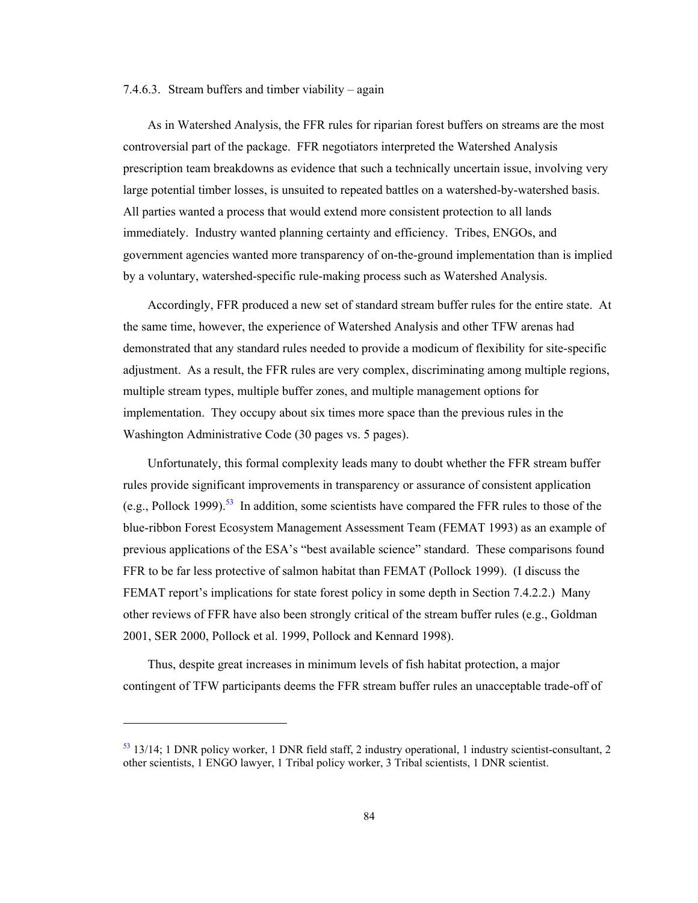#### 7.4.6.3. Stream buffers and timber viability – again

As in Watershed Analysis, the FFR rules for riparian forest buffers on streams are the most controversial part of the package. FFR negotiators interpreted the Watershed Analysis prescription team breakdowns as evidence that such a technically uncertain issue, involving very large potential timber losses, is unsuited to repeated battles on a watershed-by-watershed basis. All parties wanted a process that would extend more consistent protection to all lands immediately. Industry wanted planning certainty and efficiency. Tribes, ENGOs, and government agencies wanted more transparency of on-the-ground implementation than is implied by a voluntary, watershed-specific rule-making process such as Watershed Analysis.

Accordingly, FFR produced a new set of standard stream buffer rules for the entire state. At the same time, however, the experience of Watershed Analysis and other TFW arenas had demonstrated that any standard rules needed to provide a modicum of flexibility for site-specific adjustment. As a result, the FFR rules are very complex, discriminating among multiple regions, multiple stream types, multiple buffer zones, and multiple management options for implementation. They occupy about six times more space than the previous rules in the Washington Administrative Code (30 pages vs. 5 pages).

Unfortunately, this formal complexity leads many to doubt whether the FFR stream buffer rules provide significant improvements in transparency or assurance of consistent application (e.g., Pollock 1999).[53] In addition, some scientists have compared the FFR rules to those of the blue-ribbon Forest Ecosystem Management Assessment Team (FEMAT 1993) as an example of previous applications of the ESA's "best available science" standard. These comparisons found FFR to be far less protective of salmon habitat than FEMAT (Pollock 1999). (I discuss the FEMAT report's implications for state forest policy in some depth in Section 7.4.2.2.) Many other reviews of FFR have also been strongly critical of the stream buffer rules (e.g., Goldman 2001, SER 2000, Pollock et al. 1999, Pollock and Kennard 1998).

Thus, despite great increases in minimum levels of fish habitat protection, a major contingent of TFW participants deems the FFR stream buffer rules an unacceptable trade-off of

---

[53] 13/14; 1 DNR policy worker, 1 DNR field staff, 2 industry operational, 1 industry scientist-consultant, 2 other scientists, 1 ENGO lawyer, 1 Tribal policy worker, 3 Tribal scientists, 1 DNR scientist.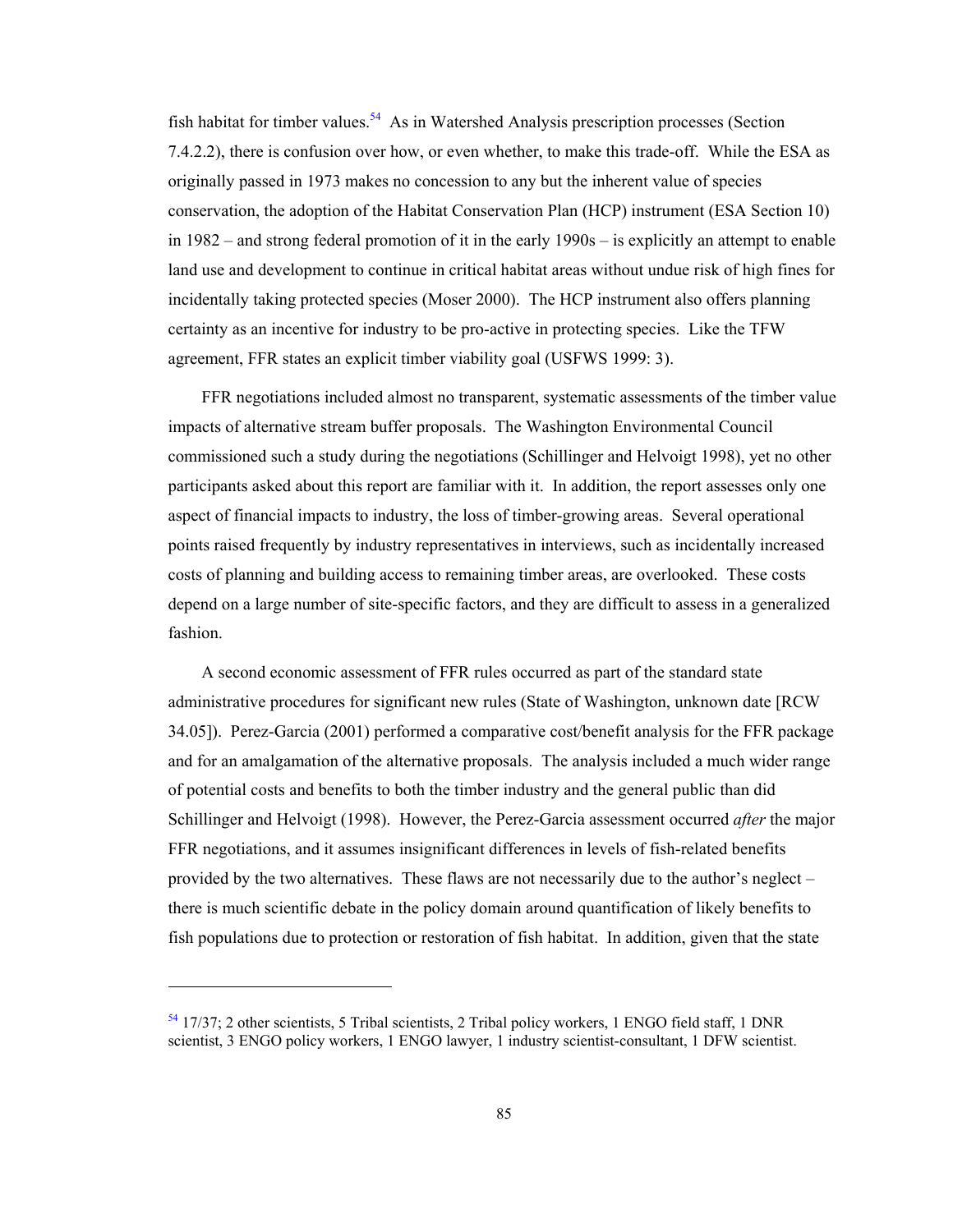fish habitat for timber values.[54] As in Watershed Analysis prescription processes (Section 7.4.2.2), there is confusion over how, or even whether, to make this trade-off. While the ESA as originally passed in 1973 makes no concession to any but the inherent value of species conservation, the adoption of the Habitat Conservation Plan (HCP) instrument (ESA Section 10) in 1982 – and strong federal promotion of it in the early 1990s – is explicitly an attempt to enable land use and development to continue in critical habitat areas without undue risk of high fines for incidentally taking protected species (Moser 2000). The HCP instrument also offers planning certainty as an incentive for industry to be pro-active in protecting species. Like the TFW agreement, FFR states an explicit timber viability goal (USFWS 1999: 3).

FFR negotiations included almost no transparent, systematic assessments of the timber value impacts of alternative stream buffer proposals. The Washington Environmental Council commissioned such a study during the negotiations (Schillinger and Helvoigt 1998), yet no other participants asked about this report are familiar with it. In addition, the report assesses only one aspect of financial impacts to industry, the loss of timber-growing areas. Several operational points raised frequently by industry representatives in interviews, such as incidentally increased costs of planning and building access to remaining timber areas, are overlooked. These costs depend on a large number of site-specific factors, and they are difficult to assess in a generalized fashion.

A second economic assessment of FFR rules occurred as part of the standard state administrative procedures for significant new rules (State of Washington, unknown date [RCW 34.05]). Perez-Garcia (2001) performed a comparative cost/benefit analysis for the FFR package and for an amalgamation of the alternative proposals. The analysis included a much wider range of potential costs and benefits to both the timber industry and the general public than did Schillinger and Helvoigt (1998). However, the Perez-Garcia assessment occurred *after* the major FFR negotiations, and it assumes insignificant differences in levels of fish-related benefits provided by the two alternatives. These flaws are not necessarily due to the author's neglect – there is much scientific debate in the policy domain around quantification of likely benefits to fish populations due to protection or restoration of fish habitat. In addition, given that the state

---

[54] 17/37; 2 other scientists, 5 Tribal scientists, 2 Tribal policy workers, 1 ENGO field staff, 1 DNR scientist, 3 ENGO policy workers, 1 ENGO lawyer, 1 industry scientist-consultant, 1 DFW scientist.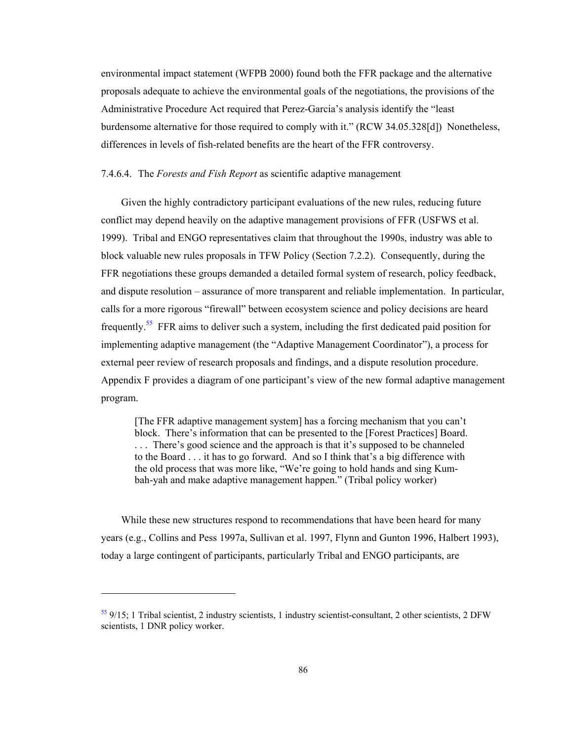environmental impact statement (WFPB 2000) found both the FFR package and the alternative proposals adequate to achieve the environmental goals of the negotiations, the provisions of the Administrative Procedure Act required that Perez-Garcia's analysis identify the "least burdensome alternative for those required to comply with it." (RCW 34.05.328[d]) Nonetheless, differences in levels of fish-related benefits are the heart of the FFR controversy.

#### 7.4.6.4. The *Forests and Fish Report* as scientific adaptive management

Given the highly contradictory participant evaluations of the new rules, reducing future conflict may depend heavily on the adaptive management provisions of FFR (USFWS et al. 1999). Tribal and ENGO representatives claim that throughout the 1990s, industry was able to block valuable new rules proposals in TFW Policy (Section 7.2.2). Consequently, during the FFR negotiations these groups demanded a detailed formal system of research, policy feedback, and dispute resolution – assurance of more transparent and reliable implementation. In particular, calls for a more rigorous "firewall" between ecosystem science and policy decisions are heard frequently.[55] FFR aims to deliver such a system, including the first dedicated paid position for implementing adaptive management (the "Adaptive Management Coordinator"), a process for external peer review of research proposals and findings, and a dispute resolution procedure. Appendix F provides a diagram of one participant's view of the new formal adaptive management program.

> [The FFR adaptive management system] has a forcing mechanism that you can't block. There's information that can be presented to the [Forest Practices] Board. . . . There's good science and the approach is that it's supposed to be channeled to the Board . . . it has to go forward. And so I think that's a big difference with the old process that was more like, "We're going to hold hands and sing Kum-bah-yah and make adaptive management happen." (Tribal policy worker)

While these new structures respond to recommendations that have been heard for many years (e.g., Collins and Pess 1997a, Sullivan et al. 1997, Flynn and Gunton 1996, Halbert 1993), today a large contingent of participants, particularly Tribal and ENGO participants, are

---

[55] 9/15; 1 Tribal scientist, 2 industry scientists, 1 industry scientist-consultant, 2 other scientists, 2 DFW scientists, 1 DNR policy worker.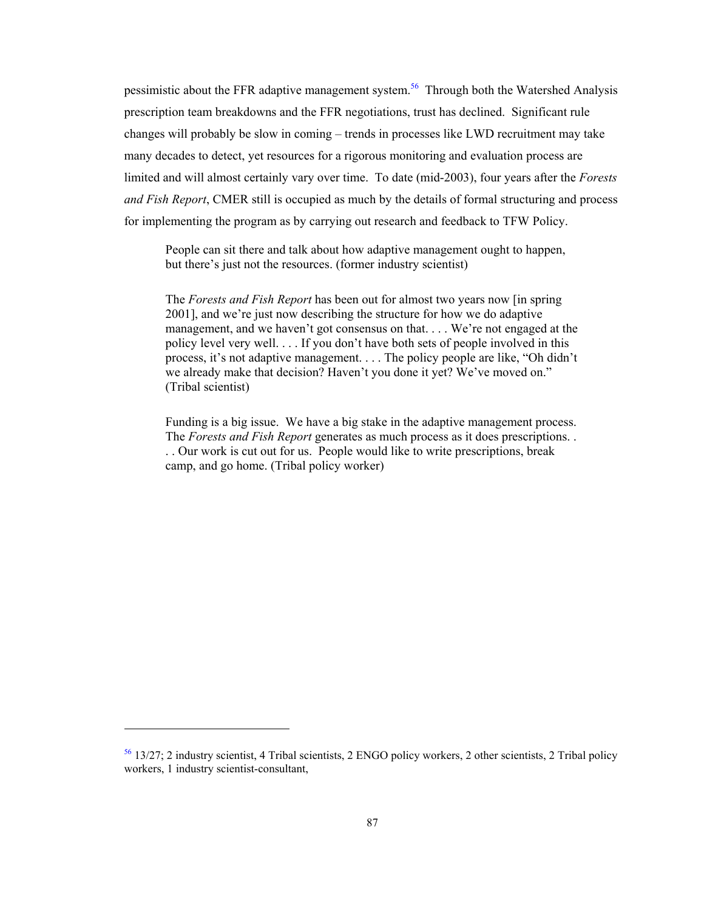pessimistic about the FFR adaptive management system.[56] Through both the Watershed Analysis prescription team breakdowns and the FFR negotiations, trust has declined. Significant rule changes will probably be slow in coming – trends in processes like LWD recruitment may take many decades to detect, yet resources for a rigorous monitoring and evaluation process are limited and will almost certainly vary over time. To date (mid-2003), four years after the *Forests and Fish Report*, CMER still is occupied as much by the details of formal structuring and process for implementing the program as by carrying out research and feedback to TFW Policy.

> People can sit there and talk about how adaptive management ought to happen, but there's just not the resources. (former industry scientist)

> The *Forests and Fish Report* has been out for almost two years now [in spring 2001], and we're just now describing the structure for how we do adaptive management, and we haven't got consensus on that. . . . We're not engaged at the policy level very well. . . . If you don't have both sets of people involved in this process, it's not adaptive management. . . . The policy people are like, "Oh didn't we already make that decision? Haven't you done it yet? We've moved on." (Tribal scientist)

> Funding is a big issue. We have a big stake in the adaptive management process. The *Forests and Fish Report* generates as much process as it does prescriptions. . . . Our work is cut out for us. People would like to write prescriptions, break camp, and go home. (Tribal policy worker)

---

[56] 13/27; 2 industry scientist, 4 Tribal scientists, 2 ENGO policy workers, 2 other scientists, 2 Tribal policy workers, 1 industry scientist-consultant,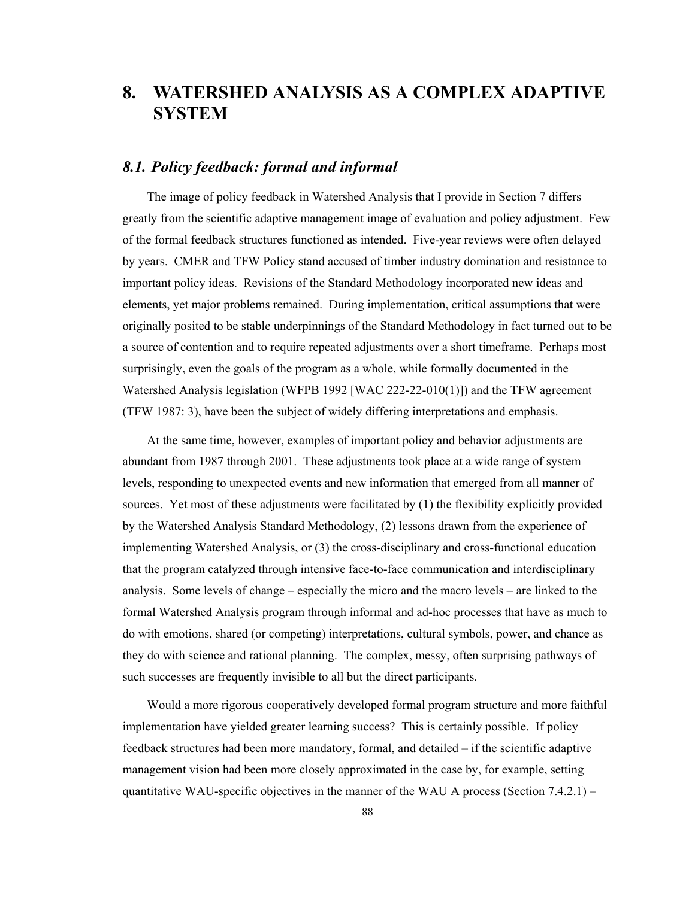# 8. WATERSHED ANALYSIS AS A COMPLEX ADAPTIVE SYSTEM

## *8.1. Policy feedback: formal and informal*

The image of policy feedback in Watershed Analysis that I provide in Section 7 differs greatly from the scientific adaptive management image of evaluation and policy adjustment. Few of the formal feedback structures functioned as intended. Five-year reviews were often delayed by years. CMER and TFW Policy stand accused of timber industry domination and resistance to important policy ideas. Revisions of the Standard Methodology incorporated new ideas and elements, yet major problems remained. During implementation, critical assumptions that were originally posited to be stable underpinnings of the Standard Methodology in fact turned out to be a source of contention and to require repeated adjustments over a short timeframe. Perhaps most surprisingly, even the goals of the program as a whole, while formally documented in the Watershed Analysis legislation (WFPB 1992 [WAC 222-22-010(1)]) and the TFW agreement (TFW 1987: 3), have been the subject of widely differing interpretations and emphasis.

At the same time, however, examples of important policy and behavior adjustments are abundant from 1987 through 2001. These adjustments took place at a wide range of system levels, responding to unexpected events and new information that emerged from all manner of sources. Yet most of these adjustments were facilitated by (1) the flexibility explicitly provided by the Watershed Analysis Standard Methodology, (2) lessons drawn from the experience of implementing Watershed Analysis, or (3) the cross-disciplinary and cross-functional education that the program catalyzed through intensive face-to-face communication and interdisciplinary analysis. Some levels of change – especially the micro and the macro levels – are linked to the formal Watershed Analysis program through informal and ad-hoc processes that have as much to do with emotions, shared (or competing) interpretations, cultural symbols, power, and chance as they do with science and rational planning. The complex, messy, often surprising pathways of such successes are frequently invisible to all but the direct participants.

Would a more rigorous cooperatively developed formal program structure and more faithful implementation have yielded greater learning success? This is certainly possible. If policy feedback structures had been more mandatory, formal, and detailed – if the scientific adaptive management vision had been more closely approximated in the case by, for example, setting quantitative WAU-specific objectives in the manner of the WAU A process (Section 7.4.2.1) –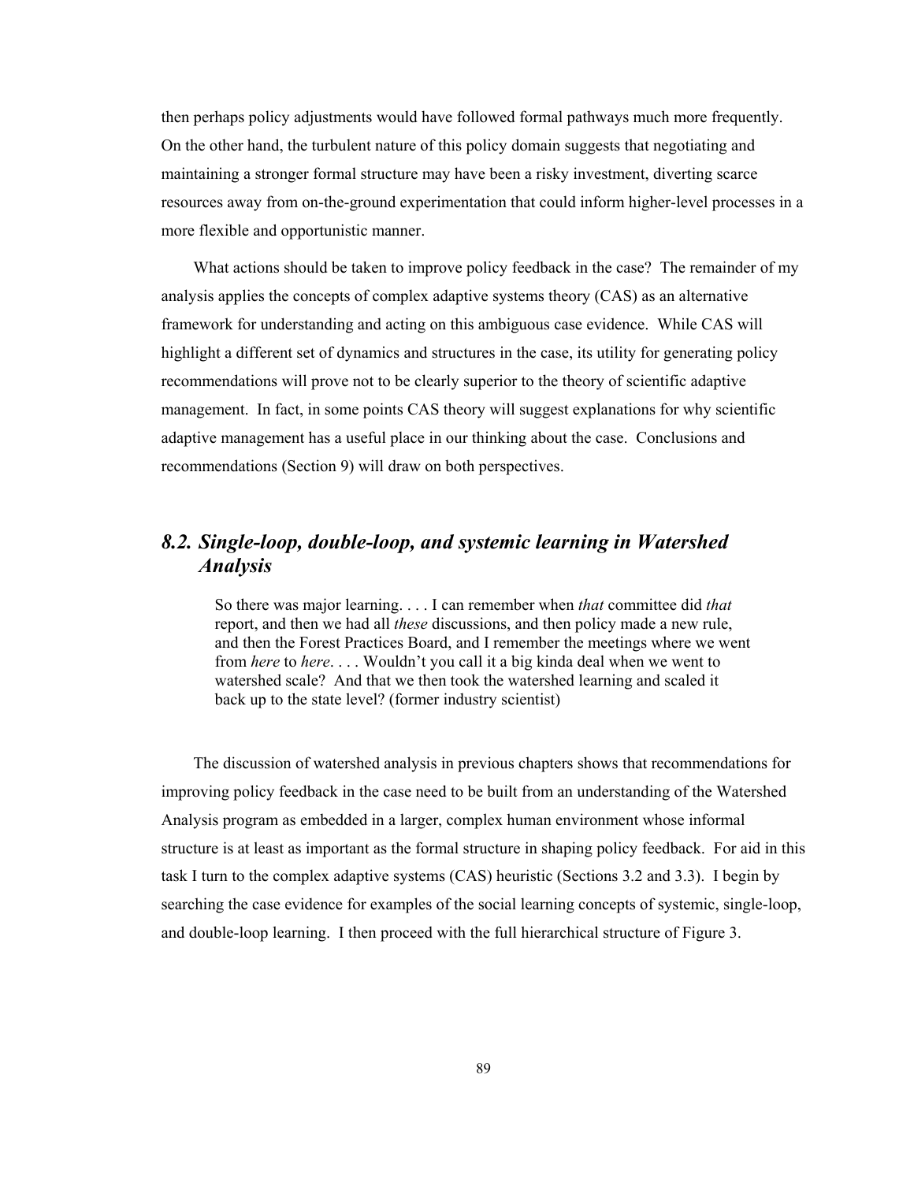then perhaps policy adjustments would have followed formal pathways much more frequently. On the other hand, the turbulent nature of this policy domain suggests that negotiating and maintaining a stronger formal structure may have been a risky investment, diverting scarce resources away from on-the-ground experimentation that could inform higher-level processes in a more flexible and opportunistic manner.

What actions should be taken to improve policy feedback in the case? The remainder of my analysis applies the concepts of complex adaptive systems theory (CAS) as an alternative framework for understanding and acting on this ambiguous case evidence. While CAS will highlight a different set of dynamics and structures in the case, its utility for generating policy recommendations will prove not to be clearly superior to the theory of scientific adaptive management. In fact, in some points CAS theory will suggest explanations for why scientific adaptive management has a useful place in our thinking about the case. Conclusions and recommendations (Section 9) will draw on both perspectives.

## *8.2. Single-loop, double-loop, and systemic learning in Watershed Analysis*

> So there was major learning. . . . I can remember when *that* committee did *that* report, and then we had all *these* discussions, and then policy made a new rule, and then the Forest Practices Board, and I remember the meetings where we went from *here* to *here*. . . . Wouldn't you call it a big kinda deal when we went to watershed scale? And that we then took the watershed learning and scaled it back up to the state level? (former industry scientist)

The discussion of watershed analysis in previous chapters shows that recommendations for improving policy feedback in the case need to be built from an understanding of the Watershed Analysis program as embedded in a larger, complex human environment whose informal structure is at least as important as the formal structure in shaping policy feedback. For aid in this task I turn to the complex adaptive systems (CAS) heuristic (Sections 3.2 and 3.3). I begin by searching the case evidence for examples of the social learning concepts of systemic, single-loop, and double-loop learning. I then proceed with the full hierarchical structure of Figure 3.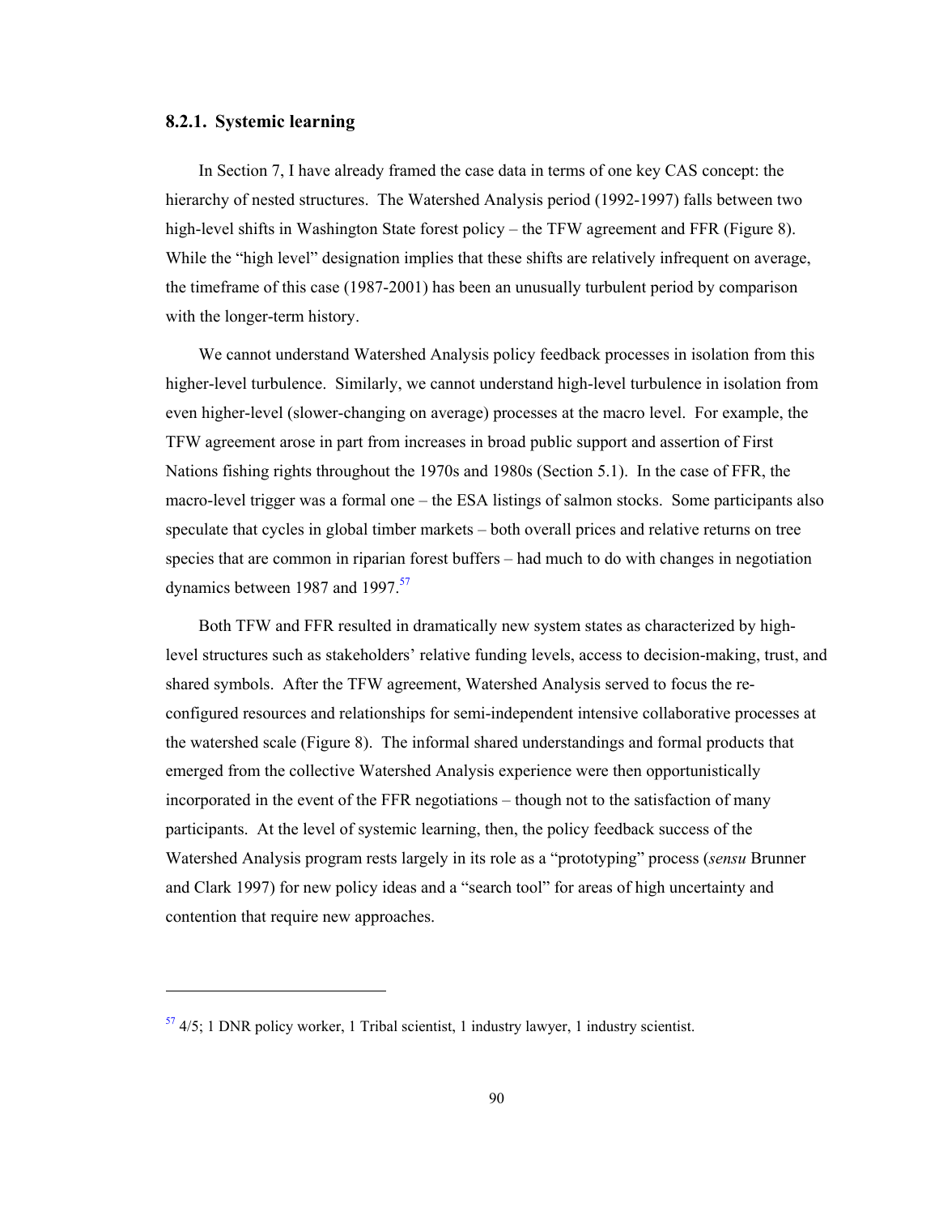### 8.2.1. Systemic learning

In Section 7, I have already framed the case data in terms of one key CAS concept: the hierarchy of nested structures. The Watershed Analysis period (1992-1997) falls between two high-level shifts in Washington State forest policy – the TFW agreement and FFR (Figure 8). While the "high level" designation implies that these shifts are relatively infrequent on average, the timeframe of this case (1987-2001) has been an unusually turbulent period by comparison with the longer-term history.

We cannot understand Watershed Analysis policy feedback processes in isolation from this higher-level turbulence. Similarly, we cannot understand high-level turbulence in isolation from even higher-level (slower-changing on average) processes at the macro level. For example, the TFW agreement arose in part from increases in broad public support and assertion of First Nations fishing rights throughout the 1970s and 1980s (Section 5.1). In the case of FFR, the macro-level trigger was a formal one – the ESA listings of salmon stocks. Some participants also speculate that cycles in global timber markets – both overall prices and relative returns on tree species that are common in riparian forest buffers – had much to do with changes in negotiation dynamics between 1987 and 1997.[57]

Both TFW and FFR resulted in dramatically new system states as characterized by high-level structures such as stakeholders' relative funding levels, access to decision-making, trust, and shared symbols. After the TFW agreement, Watershed Analysis served to focus the re-configured resources and relationships for semi-independent intensive collaborative processes at the watershed scale (Figure 8). The informal shared understandings and formal products that emerged from the collective Watershed Analysis experience were then opportunistically incorporated in the event of the FFR negotiations – though not to the satisfaction of many participants. At the level of systemic learning, then, the policy feedback success of the Watershed Analysis program rests largely in its role as a "prototyping" process (*sensu* Brunner and Clark 1997) for new policy ideas and a "search tool" for areas of high uncertainty and contention that require new approaches.

---

[57] 4/5; 1 DNR policy worker, 1 Tribal scientist, 1 industry lawyer, 1 industry scientist.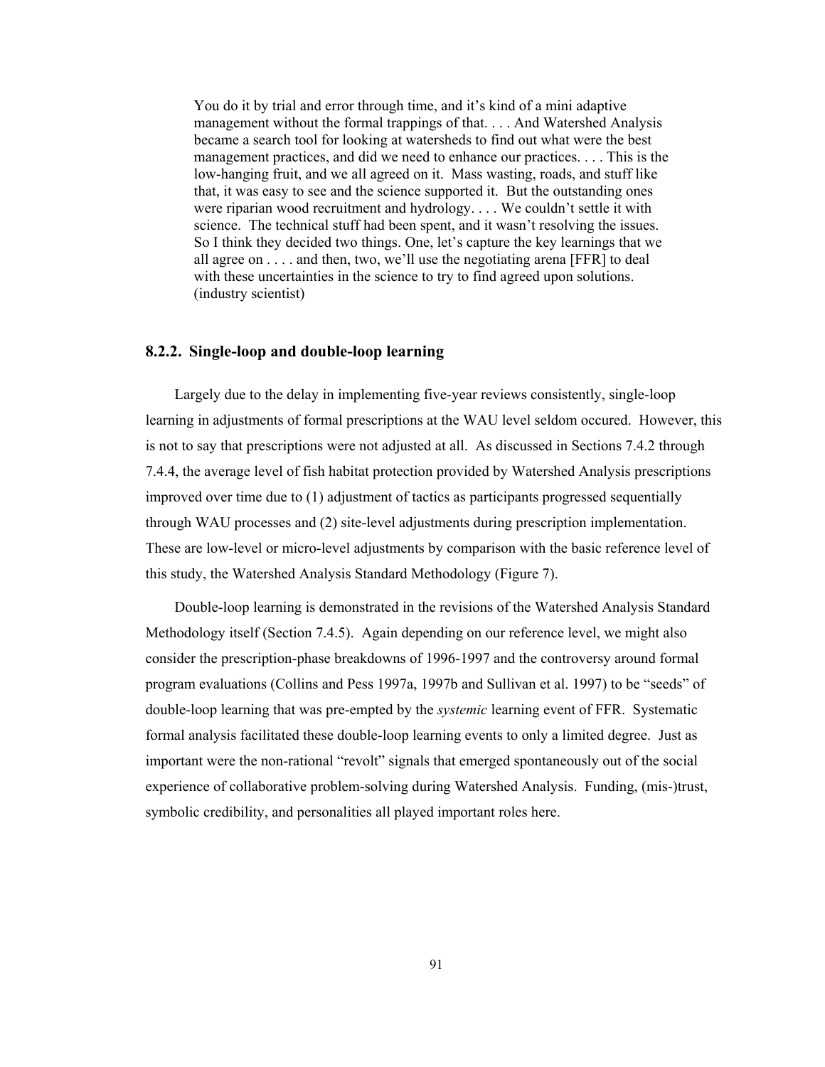> You do it by trial and error through time, and it's kind of a mini adaptive management without the formal trappings of that. . . . And Watershed Analysis became a search tool for looking at watersheds to find out what were the best management practices, and did we need to enhance our practices. . . . This is the low-hanging fruit, and we all agreed on it. Mass wasting, roads, and stuff like that, it was easy to see and the science supported it. But the outstanding ones were riparian wood recruitment and hydrology. . . . We couldn't settle it with science. The technical stuff had been spent, and it wasn't resolving the issues. So I think they decided two things. One, let's capture the key learnings that we all agree on . . . . and then, two, we'll use the negotiating arena [FFR] to deal with these uncertainties in the science to try to find agreed upon solutions. (industry scientist)

### 8.2.2. Single-loop and double-loop learning

Largely due to the delay in implementing five-year reviews consistently, single-loop learning in adjustments of formal prescriptions at the WAU level seldom occured. However, this is not to say that prescriptions were not adjusted at all. As discussed in Sections 7.4.2 through 7.4.4, the average level of fish habitat protection provided by Watershed Analysis prescriptions improved over time due to (1) adjustment of tactics as participants progressed sequentially through WAU processes and (2) site-level adjustments during prescription implementation. These are low-level or micro-level adjustments by comparison with the basic reference level of this study, the Watershed Analysis Standard Methodology (Figure 7).

Double-loop learning is demonstrated in the revisions of the Watershed Analysis Standard Methodology itself (Section 7.4.5). Again depending on our reference level, we might also consider the prescription-phase breakdowns of 1996-1997 and the controversy around formal program evaluations (Collins and Pess 1997a, 1997b and Sullivan et al. 1997) to be "seeds" of double-loop learning that was pre-empted by the *systemic* learning event of FFR. Systematic formal analysis facilitated these double-loop learning events to only a limited degree. Just as important were the non-rational "revolt" signals that emerged spontaneously out of the social experience of collaborative problem-solving during Watershed Analysis. Funding, (mis-)trust, symbolic credibility, and personalities all played important roles here.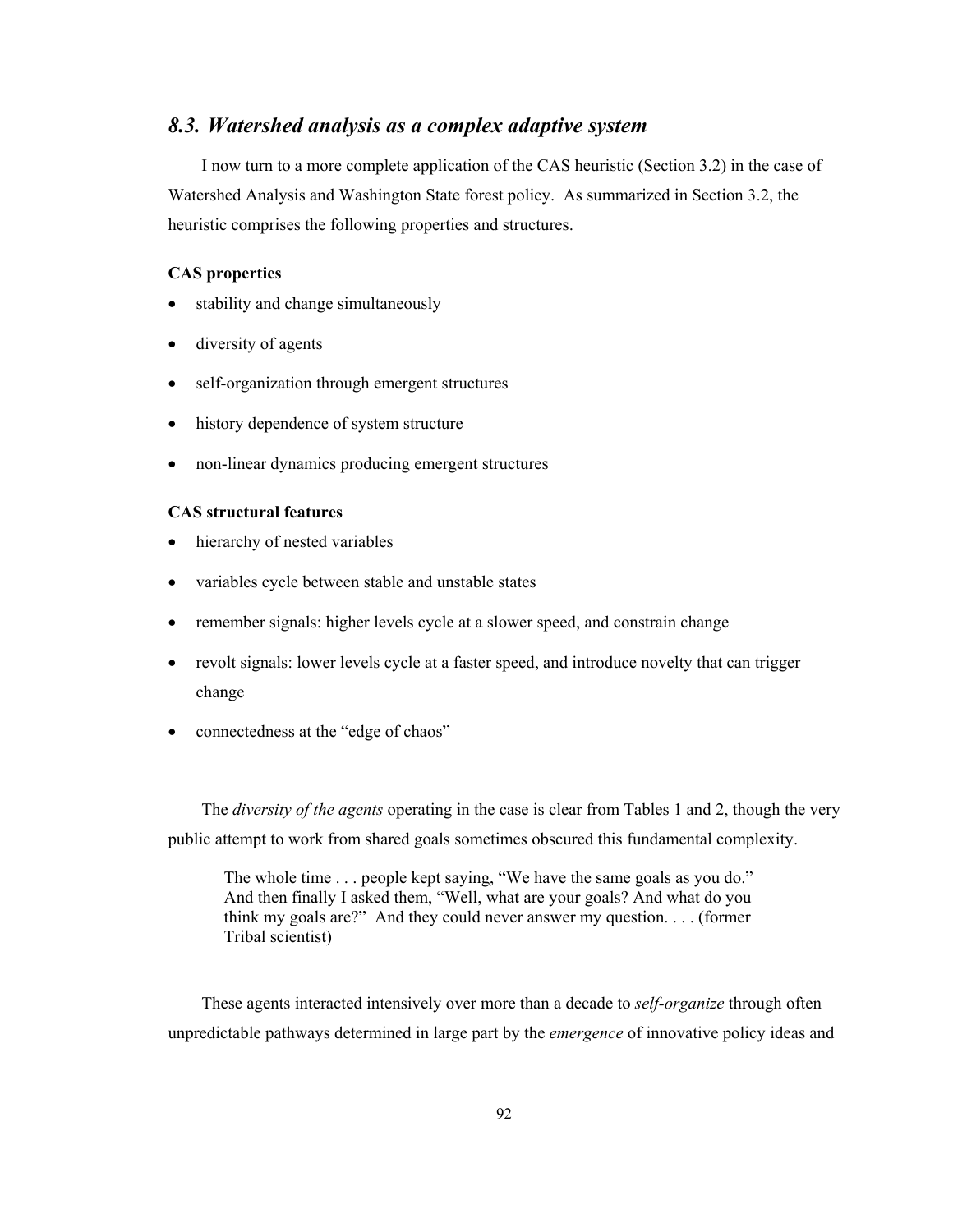## *8.3. Watershed analysis as a complex adaptive system*

I now turn to a more complete application of the CAS heuristic (Section 3.2) in the case of Watershed Analysis and Washington State forest policy. As summarized in Section 3.2, the heuristic comprises the following properties and structures.

**CAS properties**

- stability and change simultaneously
- diversity of agents
- self-organization through emergent structures
- history dependence of system structure
- non-linear dynamics producing emergent structures

**CAS structural features**

- hierarchy of nested variables
- variables cycle between stable and unstable states
- remember signals: higher levels cycle at a slower speed, and constrain change
- revolt signals: lower levels cycle at a faster speed, and introduce novelty that can trigger change
- connectedness at the "edge of chaos"

The *diversity of the agents* operating in the case is clear from Tables 1 and 2, though the very public attempt to work from shared goals sometimes obscured this fundamental complexity.

> The whole time . . . people kept saying, "We have the same goals as you do." And then finally I asked them, "Well, what are your goals? And what do you think my goals are?" And they could never answer my question. . . . (former Tribal scientist)

These agents interacted intensively over more than a decade to *self-organize* through often unpredictable pathways determined in large part by the *emergence* of innovative policy ideas and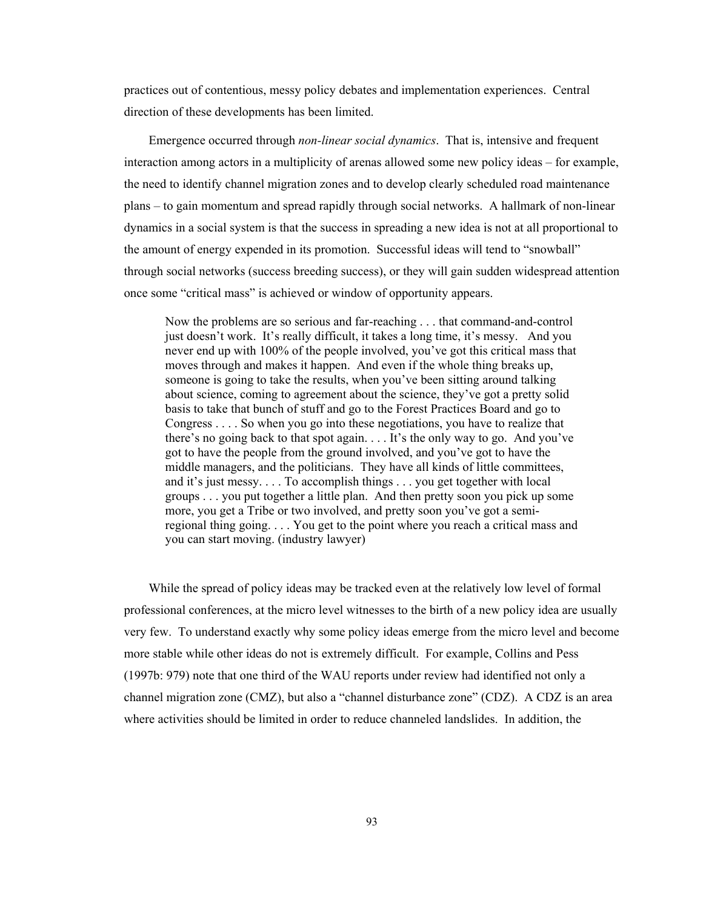practices out of contentious, messy policy debates and implementation experiences. Central direction of these developments has been limited.

Emergence occurred through *non-linear social dynamics*. That is, intensive and frequent interaction among actors in a multiplicity of arenas allowed some new policy ideas – for example, the need to identify channel migration zones and to develop clearly scheduled road maintenance plans – to gain momentum and spread rapidly through social networks. A hallmark of non-linear dynamics in a social system is that the success in spreading a new idea is not at all proportional to the amount of energy expended in its promotion. Successful ideas will tend to "snowball" through social networks (success breeding success), or they will gain sudden widespread attention once some "critical mass" is achieved or window of opportunity appears.

> Now the problems are so serious and far-reaching . . . that command-and-control just doesn't work. It's really difficult, it takes a long time, it's messy. And you never end up with 100% of the people involved, you've got this critical mass that moves through and makes it happen. And even if the whole thing breaks up, someone is going to take the results, when you've been sitting around talking about science, coming to agreement about the science, they've got a pretty solid basis to take that bunch of stuff and go to the Forest Practices Board and go to Congress . . . . So when you go into these negotiations, you have to realize that there's no going back to that spot again. . . . It's the only way to go. And you've got to have the people from the ground involved, and you've got to have the middle managers, and the politicians. They have all kinds of little committees, and it's just messy. . . . To accomplish things . . . you get together with local groups . . . you put together a little plan. And then pretty soon you pick up some more, you get a Tribe or two involved, and pretty soon you've got a semi-regional thing going. . . . You get to the point where you reach a critical mass and you can start moving. (industry lawyer)

While the spread of policy ideas may be tracked even at the relatively low level of formal professional conferences, at the micro level witnesses to the birth of a new policy idea are usually very few. To understand exactly why some policy ideas emerge from the micro level and become more stable while other ideas do not is extremely difficult. For example, Collins and Pess (1997b: 979) note that one third of the WAU reports under review had identified not only a channel migration zone (CMZ), but also a "channel disturbance zone" (CDZ). A CDZ is an area where activities should be limited in order to reduce channeled landslides. In addition, the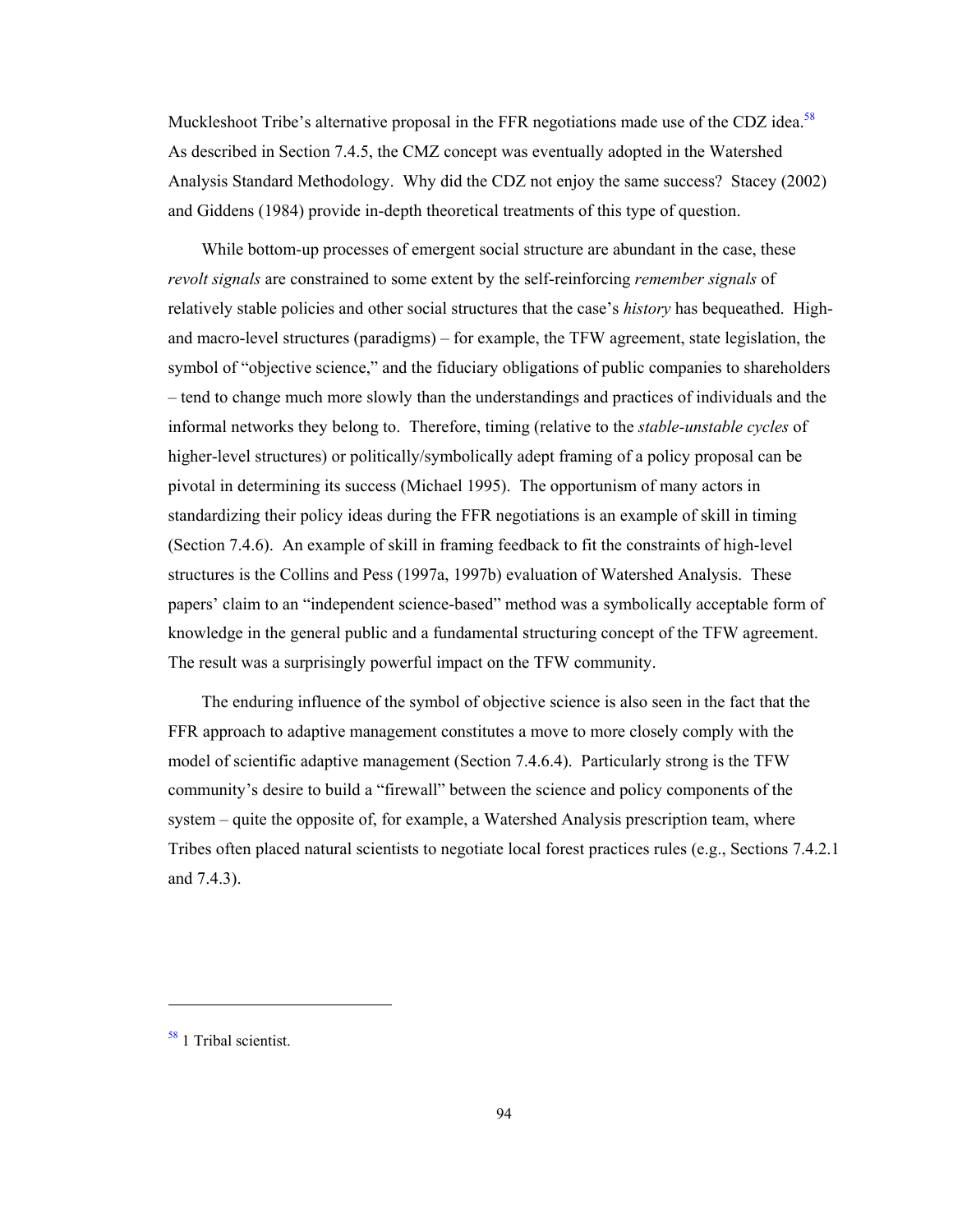Muckleshoot Tribe's alternative proposal in the FFR negotiations made use of the CDZ idea.[58] As described in Section 7.4.5, the CMZ concept was eventually adopted in the Watershed Analysis Standard Methodology. Why did the CDZ not enjoy the same success? Stacey (2002) and Giddens (1984) provide in-depth theoretical treatments of this type of question.

While bottom-up processes of emergent social structure are abundant in the case, these *revolt signals* are constrained to some extent by the self-reinforcing *remember signals* of relatively stable policies and other social structures that the case's *history* has bequeathed. High- and macro-level structures (paradigms) – for example, the TFW agreement, state legislation, the symbol of "objective science," and the fiduciary obligations of public companies to shareholders – tend to change much more slowly than the understandings and practices of individuals and the informal networks they belong to. Therefore, timing (relative to the *stable-unstable cycles* of higher-level structures) or politically/symbolically adept framing of a policy proposal can be pivotal in determining its success (Michael 1995). The opportunism of many actors in standardizing their policy ideas during the FFR negotiations is an example of skill in timing (Section 7.4.6). An example of skill in framing feedback to fit the constraints of high-level structures is the Collins and Pess (1997a, 1997b) evaluation of Watershed Analysis. These papers' claim to an "independent science-based" method was a symbolically acceptable form of knowledge in the general public and a fundamental structuring concept of the TFW agreement. The result was a surprisingly powerful impact on the TFW community.

The enduring influence of the symbol of objective science is also seen in the fact that the FFR approach to adaptive management constitutes a move to more closely comply with the model of scientific adaptive management (Section 7.4.6.4). Particularly strong is the TFW community's desire to build a "firewall" between the science and policy components of the system – quite the opposite of, for example, a Watershed Analysis prescription team, where Tribes often placed natural scientists to negotiate local forest practices rules (e.g., Sections 7.4.2.1 and 7.4.3).

---

[58] 1 Tribal scientist.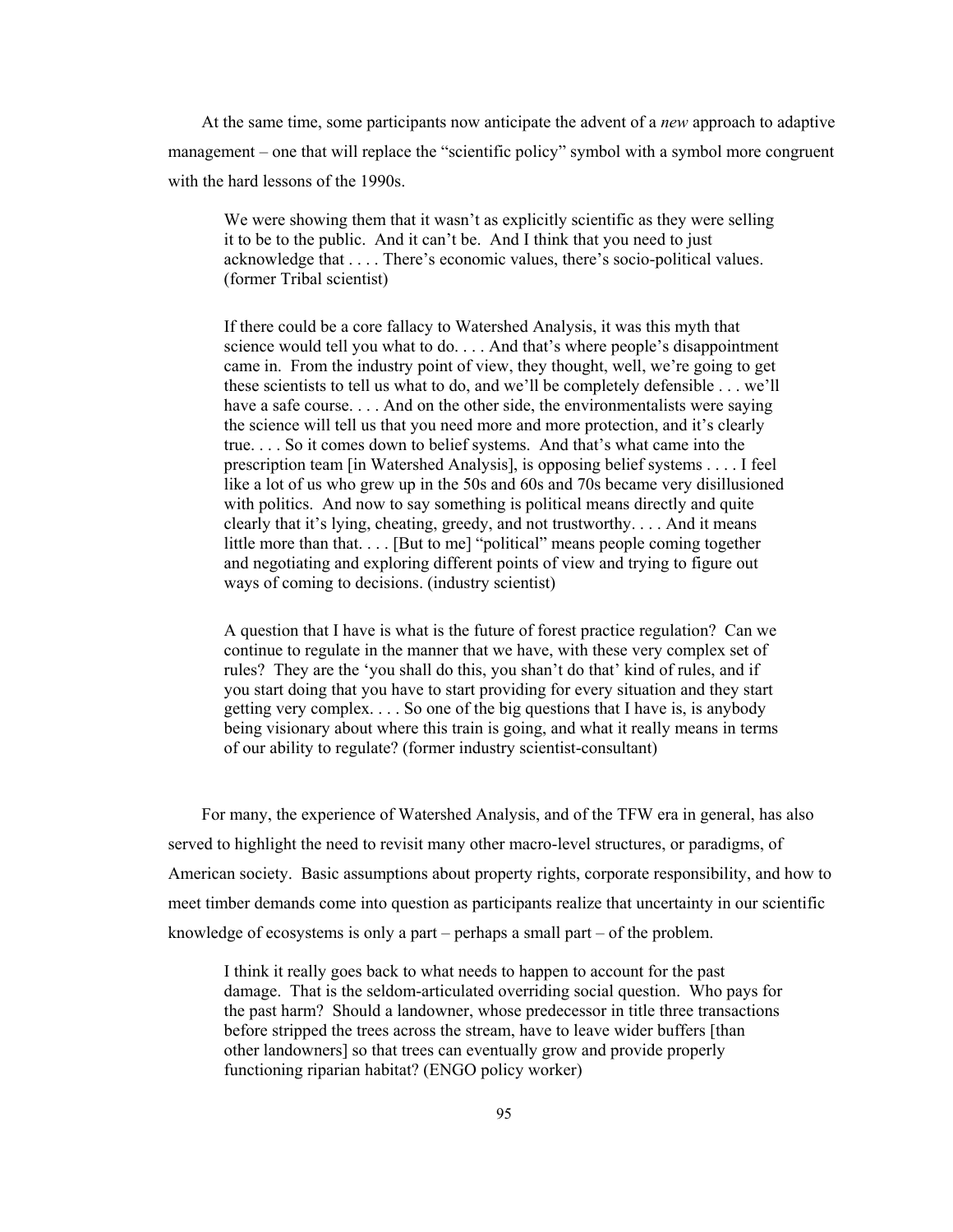At the same time, some participants now anticipate the advent of a *new* approach to adaptive management – one that will replace the "scientific policy" symbol with a symbol more congruent with the hard lessons of the 1990s.

> We were showing them that it wasn't as explicitly scientific as they were selling it to be to the public. And it can't be. And I think that you need to just acknowledge that . . . . There's economic values, there's socio-political values. (former Tribal scientist)

> If there could be a core fallacy to Watershed Analysis, it was this myth that science would tell you what to do. . . . And that's where people's disappointment came in. From the industry point of view, they thought, well, we're going to get these scientists to tell us what to do, and we'll be completely defensible . . . we'll have a safe course. . . . And on the other side, the environmentalists were saying the science will tell us that you need more and more protection, and it's clearly true. . . . So it comes down to belief systems. And that's what came into the prescription team [in Watershed Analysis], is opposing belief systems . . . . I feel like a lot of us who grew up in the 50s and 60s and 70s became very disillusioned with politics. And now to say something is political means directly and quite clearly that it's lying, cheating, greedy, and not trustworthy. . . . And it means little more than that. . . . [But to me] "political" means people coming together and negotiating and exploring different points of view and trying to figure out ways of coming to decisions. (industry scientist)

> A question that I have is what is the future of forest practice regulation? Can we continue to regulate in the manner that we have, with these very complex set of rules? They are the 'you shall do this, you shan't do that' kind of rules, and if you start doing that you have to start providing for every situation and they start getting very complex. . . . So one of the big questions that I have is, is anybody being visionary about where this train is going, and what it really means in terms of our ability to regulate? (former industry scientist-consultant)

For many, the experience of Watershed Analysis, and of the TFW era in general, has also served to highlight the need to revisit many other macro-level structures, or paradigms, of American society. Basic assumptions about property rights, corporate responsibility, and how to meet timber demands come into question as participants realize that uncertainty in our scientific knowledge of ecosystems is only a part – perhaps a small part – of the problem.

> I think it really goes back to what needs to happen to account for the past damage. That is the seldom-articulated overriding social question. Who pays for the past harm? Should a landowner, whose predecessor in title three transactions before stripped the trees across the stream, have to leave wider buffers [than other landowners] so that trees can eventually grow and provide properly functioning riparian habitat? (ENGO policy worker)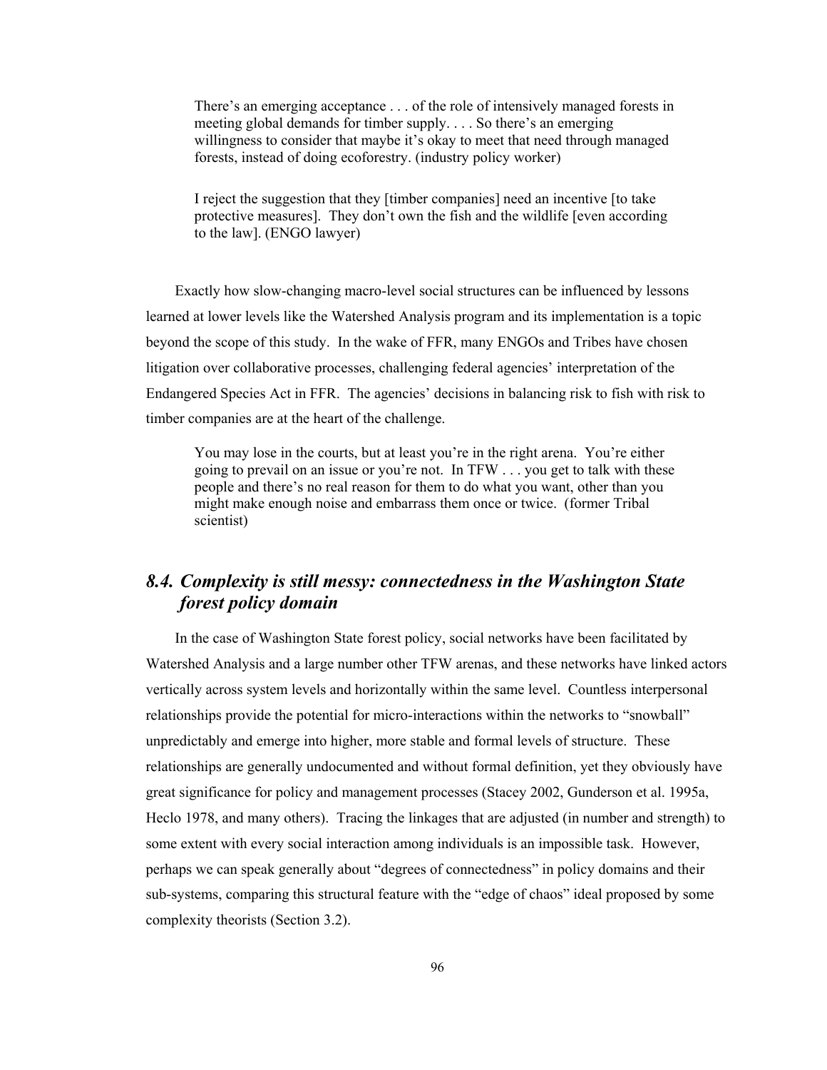> There's an emerging acceptance . . . of the role of intensively managed forests in meeting global demands for timber supply. . . . So there's an emerging willingness to consider that maybe it's okay to meet that need through managed forests, instead of doing ecoforestry. (industry policy worker)

> I reject the suggestion that they [timber companies] need an incentive [to take protective measures]. They don't own the fish and the wildlife [even according to the law]. (ENGO lawyer)

Exactly how slow-changing macro-level social structures can be influenced by lessons learned at lower levels like the Watershed Analysis program and its implementation is a topic beyond the scope of this study. In the wake of FFR, many ENGOs and Tribes have chosen litigation over collaborative processes, challenging federal agencies' interpretation of the Endangered Species Act in FFR. The agencies' decisions in balancing risk to fish with risk to timber companies are at the heart of the challenge.

> You may lose in the courts, but at least you're in the right arena. You're either going to prevail on an issue or you're not. In TFW . . . you get to talk with these people and there's no real reason for them to do what you want, other than you might make enough noise and embarrass them once or twice. (former Tribal scientist)

## *8.4. Complexity is still messy: connectedness in the Washington State forest policy domain*

In the case of Washington State forest policy, social networks have been facilitated by Watershed Analysis and a large number other TFW arenas, and these networks have linked actors vertically across system levels and horizontally within the same level. Countless interpersonal relationships provide the potential for micro-interactions within the networks to "snowball" unpredictably and emerge into higher, more stable and formal levels of structure. These relationships are generally undocumented and without formal definition, yet they obviously have great significance for policy and management processes (Stacey 2002, Gunderson et al. 1995a, Heclo 1978, and many others). Tracing the linkages that are adjusted (in number and strength) to some extent with every social interaction among individuals is an impossible task. However, perhaps we can speak generally about "degrees of connectedness" in policy domains and their sub-systems, comparing this structural feature with the "edge of chaos" ideal proposed by some complexity theorists (Section 3.2).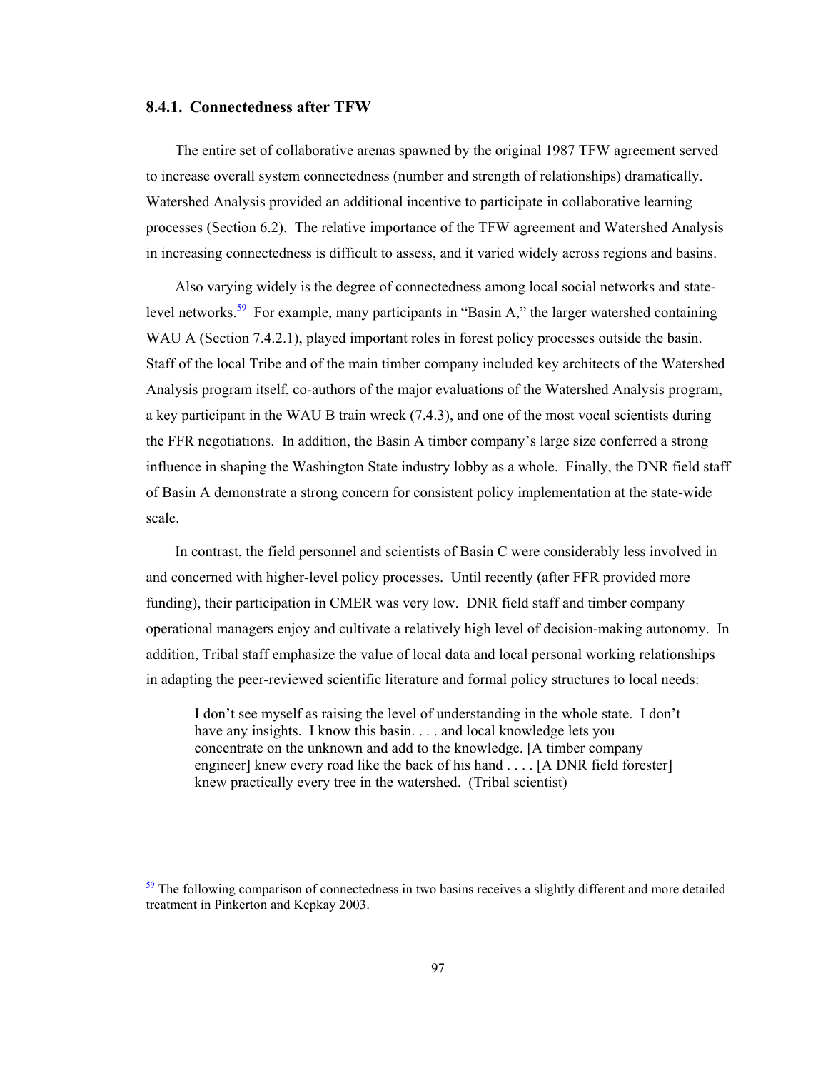### 8.4.1. Connectedness after TFW

The entire set of collaborative arenas spawned by the original 1987 TFW agreement served to increase overall system connectedness (number and strength of relationships) dramatically. Watershed Analysis provided an additional incentive to participate in collaborative learning processes (Section 6.2). The relative importance of the TFW agreement and Watershed Analysis in increasing connectedness is difficult to assess, and it varied widely across regions and basins.

Also varying widely is the degree of connectedness among local social networks and state-level networks.[59] For example, many participants in "Basin A," the larger watershed containing WAU A (Section 7.4.2.1), played important roles in forest policy processes outside the basin. Staff of the local Tribe and of the main timber company included key architects of the Watershed Analysis program itself, co-authors of the major evaluations of the Watershed Analysis program, a key participant in the WAU B train wreck (7.4.3), and one of the most vocal scientists during the FFR negotiations. In addition, the Basin A timber company's large size conferred a strong influence in shaping the Washington State industry lobby as a whole. Finally, the DNR field staff of Basin A demonstrate a strong concern for consistent policy implementation at the state-wide scale.

In contrast, the field personnel and scientists of Basin C were considerably less involved in and concerned with higher-level policy processes. Until recently (after FFR provided more funding), their participation in CMER was very low. DNR field staff and timber company operational managers enjoy and cultivate a relatively high level of decision-making autonomy. In addition, Tribal staff emphasize the value of local data and local personal working relationships in adapting the peer-reviewed scientific literature and formal policy structures to local needs:

> I don't see myself as raising the level of understanding in the whole state. I don't have any insights. I know this basin. . . . and local knowledge lets you concentrate on the unknown and add to the knowledge. [A timber company engineer] knew every road like the back of his hand . . . . [A DNR field forester] knew practically every tree in the watershed. (Tribal scientist)

---

[59] The following comparison of connectedness in two basins receives a slightly different and more detailed treatment in Pinkerton and Kepkay 2003.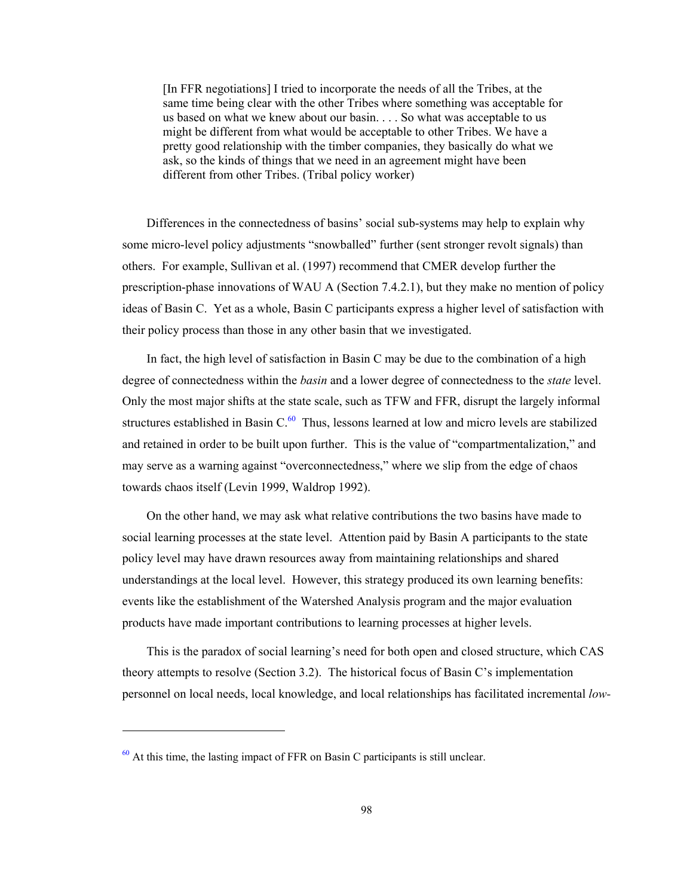> [In FFR negotiations] I tried to incorporate the needs of all the Tribes, at the same time being clear with the other Tribes where something was acceptable for us based on what we knew about our basin. . . . So what was acceptable to us might be different from what would be acceptable to other Tribes. We have a pretty good relationship with the timber companies, they basically do what we ask, so the kinds of things that we need in an agreement might have been different from other Tribes. (Tribal policy worker)

Differences in the connectedness of basins' social sub-systems may help to explain why some micro-level policy adjustments "snowballed" further (sent stronger revolt signals) than others. For example, Sullivan et al. (1997) recommend that CMER develop further the prescription-phase innovations of WAU A (Section 7.4.2.1), but they make no mention of policy ideas of Basin C. Yet as a whole, Basin C participants express a higher level of satisfaction with their policy process than those in any other basin that we investigated.

In fact, the high level of satisfaction in Basin C may be due to the combination of a high degree of connectedness within the *basin* and a lower degree of connectedness to the *state* level. Only the most major shifts at the state scale, such as TFW and FFR, disrupt the largely informal structures established in Basin C.[60] Thus, lessons learned at low and micro levels are stabilized and retained in order to be built upon further. This is the value of "compartmentalization," and may serve as a warning against "overconnectedness," where we slip from the edge of chaos towards chaos itself (Levin 1999, Waldrop 1992).

On the other hand, we may ask what relative contributions the two basins have made to social learning processes at the state level. Attention paid by Basin A participants to the state policy level may have drawn resources away from maintaining relationships and shared understandings at the local level. However, this strategy produced its own learning benefits: events like the establishment of the Watershed Analysis program and the major evaluation products have made important contributions to learning processes at higher levels.

This is the paradox of social learning's need for both open and closed structure, which CAS theory attempts to resolve (Section 3.2). The historical focus of Basin C's implementation personnel on local needs, local knowledge, and local relationships has facilitated incremental *low-*

---

[60] At this time, the lasting impact of FFR on Basin C participants is still unclear.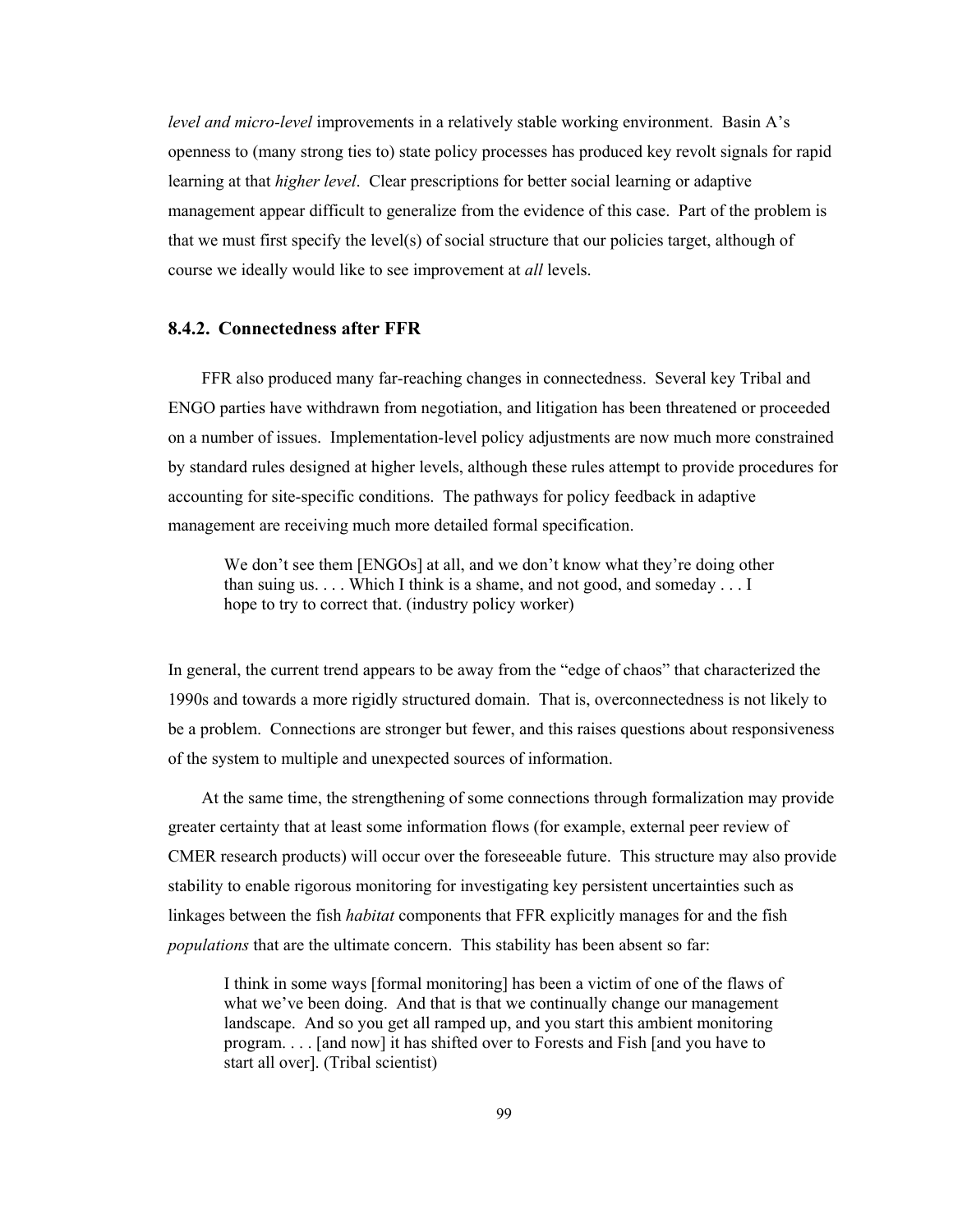*level and micro-level* improvements in a relatively stable working environment. Basin A's openness to (many strong ties to) state policy processes has produced key revolt signals for rapid learning at that *higher level*. Clear prescriptions for better social learning or adaptive management appear difficult to generalize from the evidence of this case. Part of the problem is that we must first specify the level(s) of social structure that our policies target, although of course we ideally would like to see improvement at *all* levels.

### 8.4.2. Connectedness after FFR

FFR also produced many far-reaching changes in connectedness. Several key Tribal and ENGO parties have withdrawn from negotiation, and litigation has been threatened or proceeded on a number of issues. Implementation-level policy adjustments are now much more constrained by standard rules designed at higher levels, although these rules attempt to provide procedures for accounting for site-specific conditions. The pathways for policy feedback in adaptive management are receiving much more detailed formal specification.

> We don't see them [ENGOs] at all, and we don't know what they're doing other than suing us. . . . Which I think is a shame, and not good, and someday . . . I hope to try to correct that. (industry policy worker)

In general, the current trend appears to be away from the "edge of chaos" that characterized the 1990s and towards a more rigidly structured domain. That is, overconnectedness is not likely to be a problem. Connections are stronger but fewer, and this raises questions about responsiveness of the system to multiple and unexpected sources of information.

At the same time, the strengthening of some connections through formalization may provide greater certainty that at least some information flows (for example, external peer review of CMER research products) will occur over the foreseeable future. This structure may also provide stability to enable rigorous monitoring for investigating key persistent uncertainties such as linkages between the fish *habitat* components that FFR explicitly manages for and the fish *populations* that are the ultimate concern. This stability has been absent so far:

> I think in some ways [formal monitoring] has been a victim of one of the flaws of what we've been doing. And that is that we continually change our management landscape. And so you get all ramped up, and you start this ambient monitoring program. . . . [and now] it has shifted over to Forests and Fish [and you have to start all over]. (Tribal scientist)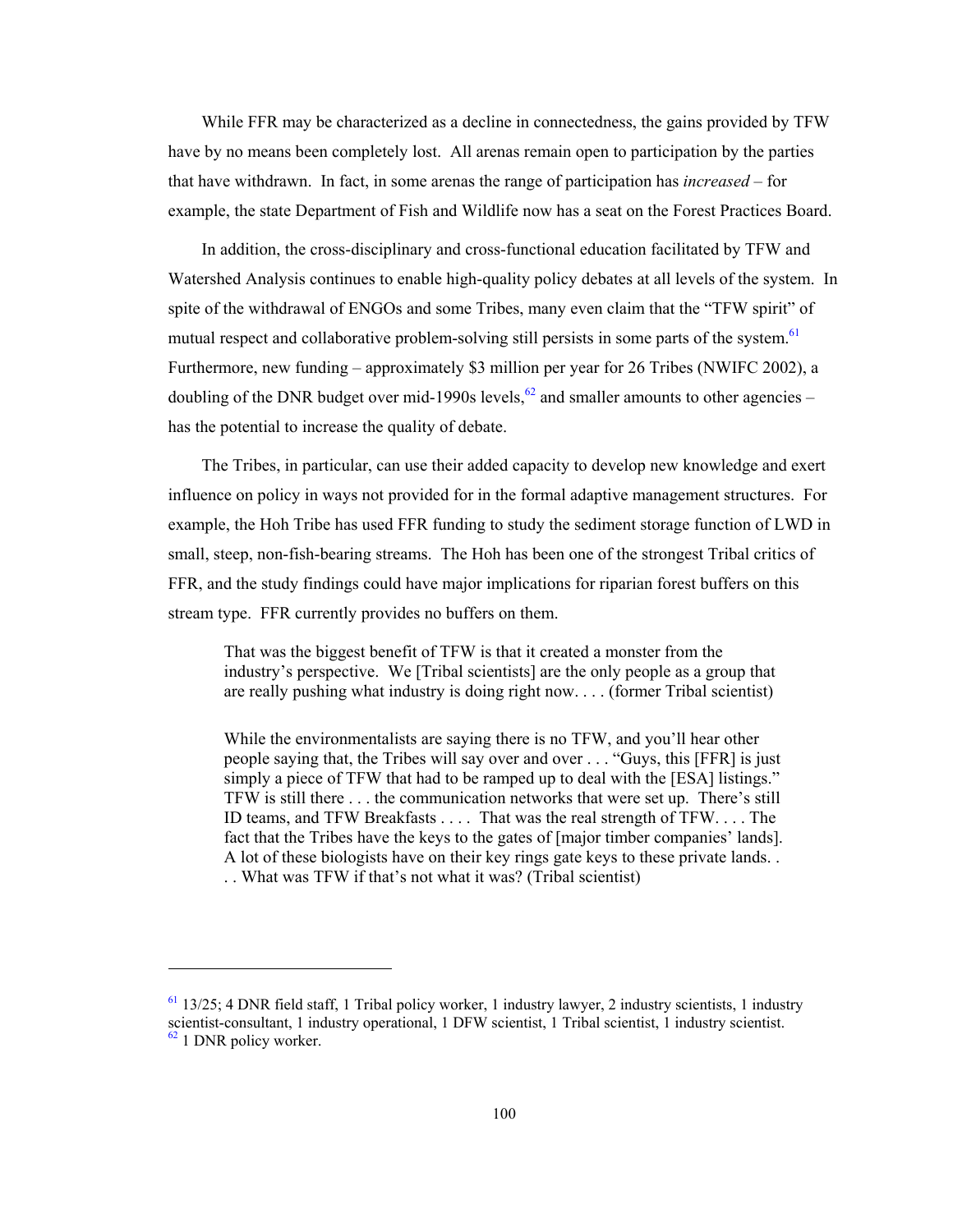While FFR may be characterized as a decline in connectedness, the gains provided by TFW have by no means been completely lost. All arenas remain open to participation by the parties that have withdrawn. In fact, in some arenas the range of participation has *increased* – for example, the state Department of Fish and Wildlife now has a seat on the Forest Practices Board.

In addition, the cross-disciplinary and cross-functional education facilitated by TFW and Watershed Analysis continues to enable high-quality policy debates at all levels of the system. In spite of the withdrawal of ENGOs and some Tribes, many even claim that the "TFW spirit" of mutual respect and collaborative problem-solving still persists in some parts of the system.[61] Furthermore, new funding – approximately $3 million per year for 26 Tribes (NWIFC 2002), a doubling of the DNR budget over mid-1990s levels,[62] and smaller amounts to other agencies – has the potential to increase the quality of debate.

The Tribes, in particular, can use their added capacity to develop new knowledge and exert influence on policy in ways not provided for in the formal adaptive management structures. For example, the Hoh Tribe has used FFR funding to study the sediment storage function of LWD in small, steep, non-fish-bearing streams. The Hoh has been one of the strongest Tribal critics of FFR, and the study findings could have major implications for riparian forest buffers on this stream type. FFR currently provides no buffers on them.

> That was the biggest benefit of TFW is that it created a monster from the industry's perspective. We [Tribal scientists] are the only people as a group that are really pushing what industry is doing right now. . . . (former Tribal scientist)

> While the environmentalists are saying there is no TFW, and you'll hear other people saying that, the Tribes will say over and over . . . "Guys, this [FFR] is just simply a piece of TFW that had to be ramped up to deal with the [ESA] listings." TFW is still there . . . the communication networks that were set up. There's still ID teams, and TFW Breakfasts . . . . That was the real strength of TFW. . . . The fact that the Tribes have the keys to the gates of [major timber companies' lands]. A lot of these biologists have on their key rings gate keys to these private lands. . . . What was TFW if that's not what it was? (Tribal scientist)

---

[61] 13/25; 4 DNR field staff, 1 Tribal policy worker, 1 industry lawyer, 2 industry scientists, 1 industry scientist-consultant, 1 industry operational, 1 DFW scientist, 1 Tribal scientist, 1 industry scientist.

[62] 1 DNR policy worker.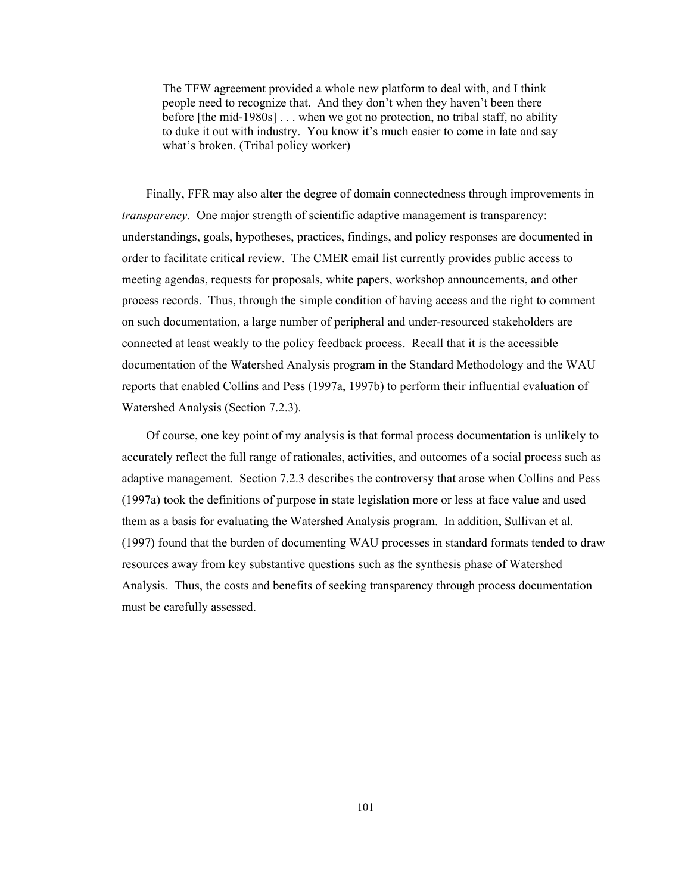> The TFW agreement provided a whole new platform to deal with, and I think people need to recognize that. And they don't when they haven't been there before [the mid-1980s] . . . when we got no protection, no tribal staff, no ability to duke it out with industry. You know it's much easier to come in late and say what's broken. (Tribal policy worker)

Finally, FFR may also alter the degree of domain connectedness through improvements in *transparency*. One major strength of scientific adaptive management is transparency: understandings, goals, hypotheses, practices, findings, and policy responses are documented in order to facilitate critical review. The CMER email list currently provides public access to meeting agendas, requests for proposals, white papers, workshop announcements, and other process records. Thus, through the simple condition of having access and the right to comment on such documentation, a large number of peripheral and under-resourced stakeholders are connected at least weakly to the policy feedback process. Recall that it is the accessible documentation of the Watershed Analysis program in the Standard Methodology and the WAU reports that enabled Collins and Pess (1997a, 1997b) to perform their influential evaluation of Watershed Analysis (Section 7.2.3).

Of course, one key point of my analysis is that formal process documentation is unlikely to accurately reflect the full range of rationales, activities, and outcomes of a social process such as adaptive management. Section 7.2.3 describes the controversy that arose when Collins and Pess (1997a) took the definitions of purpose in state legislation more or less at face value and used them as a basis for evaluating the Watershed Analysis program. In addition, Sullivan et al. (1997) found that the burden of documenting WAU processes in standard formats tended to draw resources away from key substantive questions such as the synthesis phase of Watershed Analysis. Thus, the costs and benefits of seeking transparency through process documentation must be carefully assessed.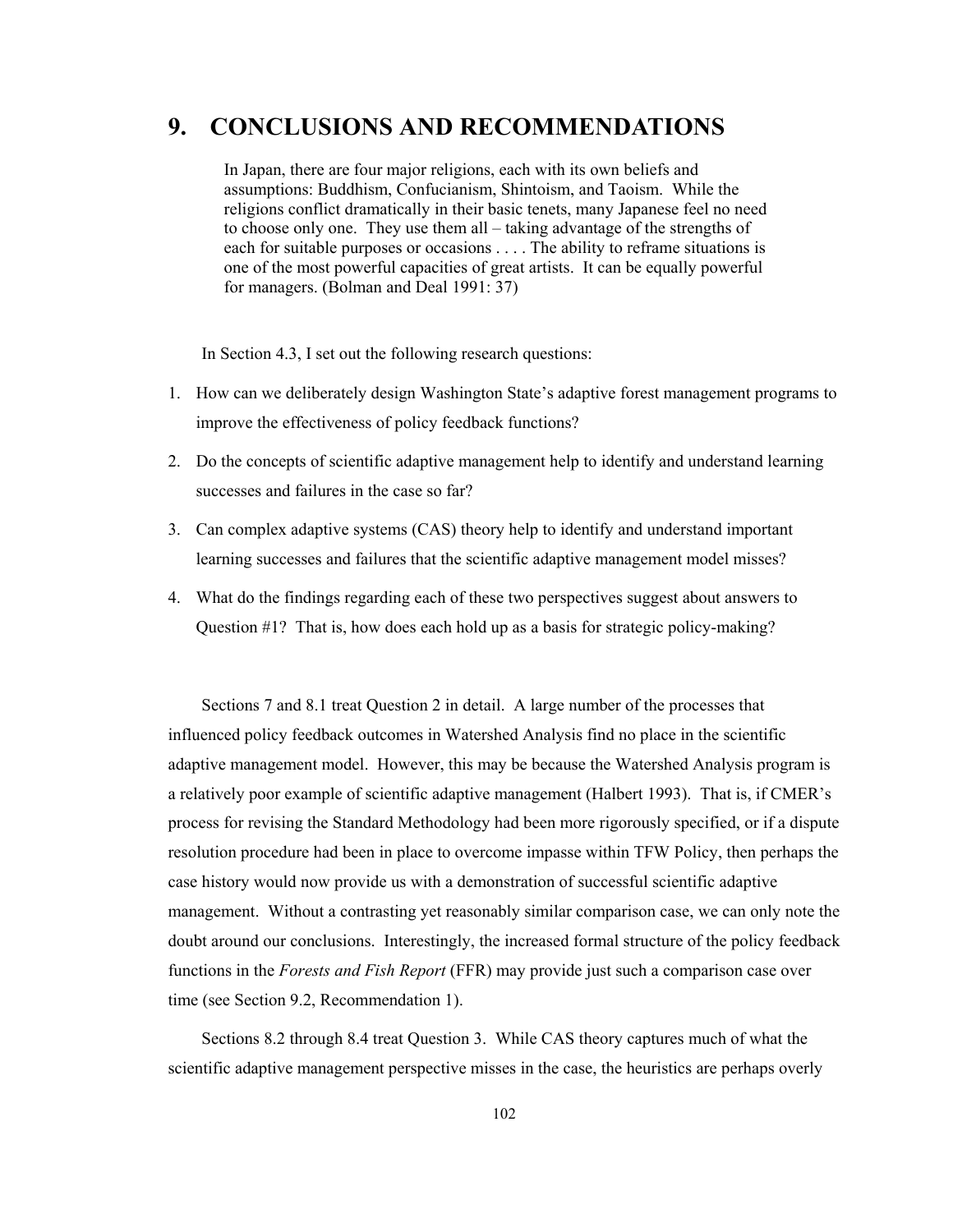# 9. CONCLUSIONS AND RECOMMENDATIONS

> In Japan, there are four major religions, each with its own beliefs and assumptions: Buddhism, Confucianism, Shintoism, and Taoism. While the religions conflict dramatically in their basic tenets, many Japanese feel no need to choose only one. They use them all – taking advantage of the strengths of each for suitable purposes or occasions . . . . The ability to reframe situations is one of the most powerful capacities of great artists. It can be equally powerful for managers. (Bolman and Deal 1991: 37)

In Section 4.3, I set out the following research questions:

1. How can we deliberately design Washington State's adaptive forest management programs to improve the effectiveness of policy feedback functions?
2. Do the concepts of scientific adaptive management help to identify and understand learning successes and failures in the case so far?
3. Can complex adaptive systems (CAS) theory help to identify and understand important learning successes and failures that the scientific adaptive management model misses?
4. What do the findings regarding each of these two perspectives suggest about answers to Question #1? That is, how does each hold up as a basis for strategic policy-making?

Sections 7 and 8.1 treat Question 2 in detail. A large number of the processes that influenced policy feedback outcomes in Watershed Analysis find no place in the scientific adaptive management model. However, this may be because the Watershed Analysis program is a relatively poor example of scientific adaptive management (Halbert 1993). That is, if CMER's process for revising the Standard Methodology had been more rigorously specified, or if a dispute resolution procedure had been in place to overcome impasse within TFW Policy, then perhaps the case history would now provide us with a demonstration of successful scientific adaptive management. Without a contrasting yet reasonably similar comparison case, we can only note the doubt around our conclusions. Interestingly, the increased formal structure of the policy feedback functions in the *Forests and Fish Report* (FFR) may provide just such a comparison case over time (see Section 9.2, Recommendation 1).

Sections 8.2 through 8.4 treat Question 3. While CAS theory captures much of what the scientific adaptive management perspective misses in the case, the heuristics are perhaps overly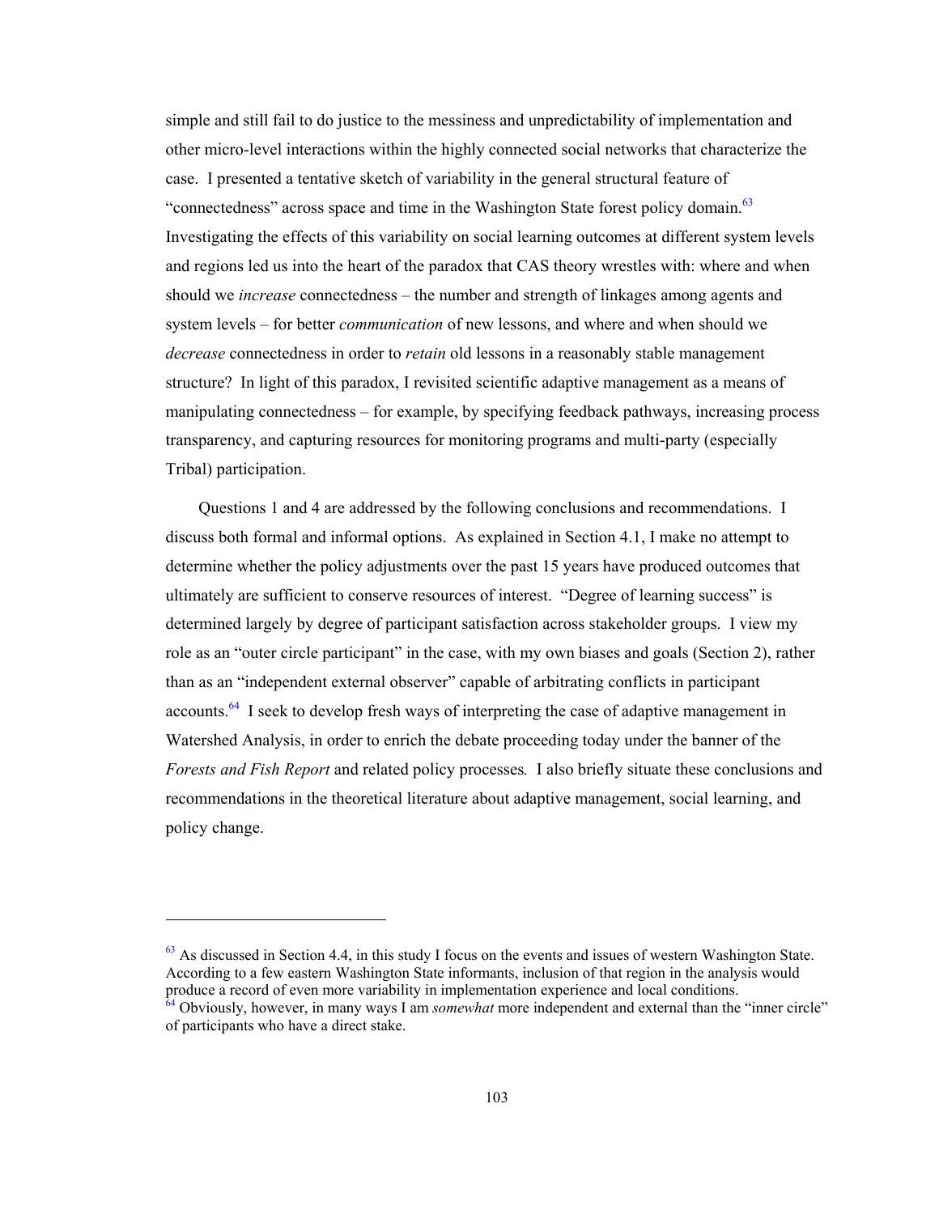simple and still fail to do justice to the messiness and unpredictability of implementation and other micro-level interactions within the highly connected social networks that characterize the case. I presented a tentative sketch of variability in the general structural feature of "connectedness" across space and time in the Washington State forest policy domain.[63] Investigating the effects of this variability on social learning outcomes at different system levels and regions led us into the heart of the paradox that CAS theory wrestles with: where and when should we *increase* connectedness – the number and strength of linkages among agents and system levels – for better *communication* of new lessons, and where and when should we *decrease* connectedness in order to *retain* old lessons in a reasonably stable management structure? In light of this paradox, I revisited scientific adaptive management as a means of manipulating connectedness – for example, by specifying feedback pathways, increasing process transparency, and capturing resources for monitoring programs and multi-party (especially Tribal) participation.

Questions 1 and 4 are addressed by the following conclusions and recommendations. I discuss both formal and informal options. As explained in Section 4.1, I make no attempt to determine whether the policy adjustments over the past 15 years have produced outcomes that ultimately are sufficient to conserve resources of interest. "Degree of learning success" is determined largely by degree of participant satisfaction across stakeholder groups. I view my role as an "outer circle participant" in the case, with my own biases and goals (Section 2), rather than as an "independent external observer" capable of arbitrating conflicts in participant accounts.[64] I seek to develop fresh ways of interpreting the case of adaptive management in Watershed Analysis, in order to enrich the debate proceeding today under the banner of the *Forests and Fish Report* and related policy processes*.* I also briefly situate these conclusions and recommendations in the theoretical literature about adaptive management, social learning, and policy change.

---

[63] As discussed in Section 4.4, in this study I focus on the events and issues of western Washington State. According to a few eastern Washington State informants, inclusion of that region in the analysis would produce a record of even more variability in implementation experience and local conditions.

[64] Obviously, however, in many ways I am *somewhat* more independent and external than the "inner circle" of participants who have a direct stake.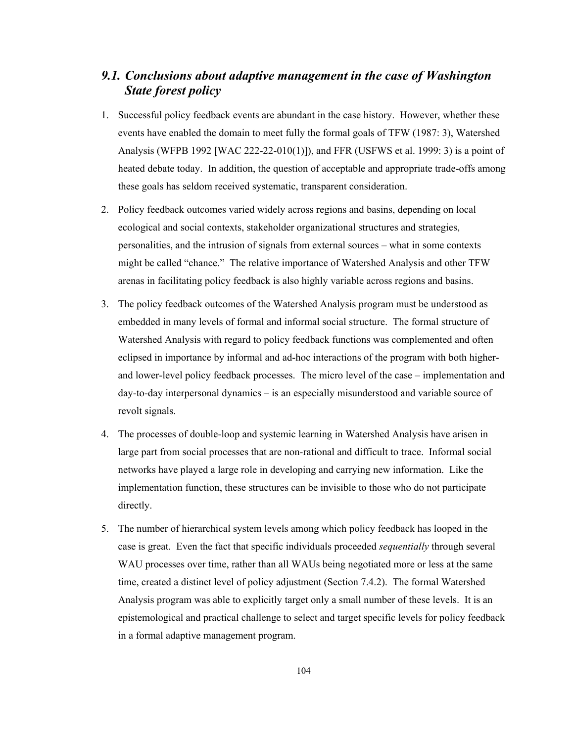## *9.1. Conclusions about adaptive management in the case of Washington State forest policy*

1. Successful policy feedback events are abundant in the case history. However, whether these events have enabled the domain to meet fully the formal goals of TFW (1987: 3), Watershed Analysis (WFPB 1992 [WAC 222-22-010(1)]), and FFR (USFWS et al. 1999: 3) is a point of heated debate today. In addition, the question of acceptable and appropriate trade-offs among these goals has seldom received systematic, transparent consideration.

2. Policy feedback outcomes varied widely across regions and basins, depending on local ecological and social contexts, stakeholder organizational structures and strategies, personalities, and the intrusion of signals from external sources – what in some contexts might be called "chance." The relative importance of Watershed Analysis and other TFW arenas in facilitating policy feedback is also highly variable across regions and basins.

3. The policy feedback outcomes of the Watershed Analysis program must be understood as embedded in many levels of formal and informal social structure. The formal structure of Watershed Analysis with regard to policy feedback functions was complemented and often eclipsed in importance by informal and ad-hoc interactions of the program with both higher- and lower-level policy feedback processes. The micro level of the case – implementation and day-to-day interpersonal dynamics – is an especially misunderstood and variable source of revolt signals.

4. The processes of double-loop and systemic learning in Watershed Analysis have arisen in large part from social processes that are non-rational and difficult to trace. Informal social networks have played a large role in developing and carrying new information. Like the implementation function, these structures can be invisible to those who do not participate directly.

5. The number of hierarchical system levels among which policy feedback has looped in the case is great. Even the fact that specific individuals proceeded *sequentially* through several WAU processes over time, rather than all WAUs being negotiated more or less at the same time, created a distinct level of policy adjustment (Section 7.4.2). The formal Watershed Analysis program was able to explicitly target only a small number of these levels. It is an epistemological and practical challenge to select and target specific levels for policy feedback in a formal adaptive management program.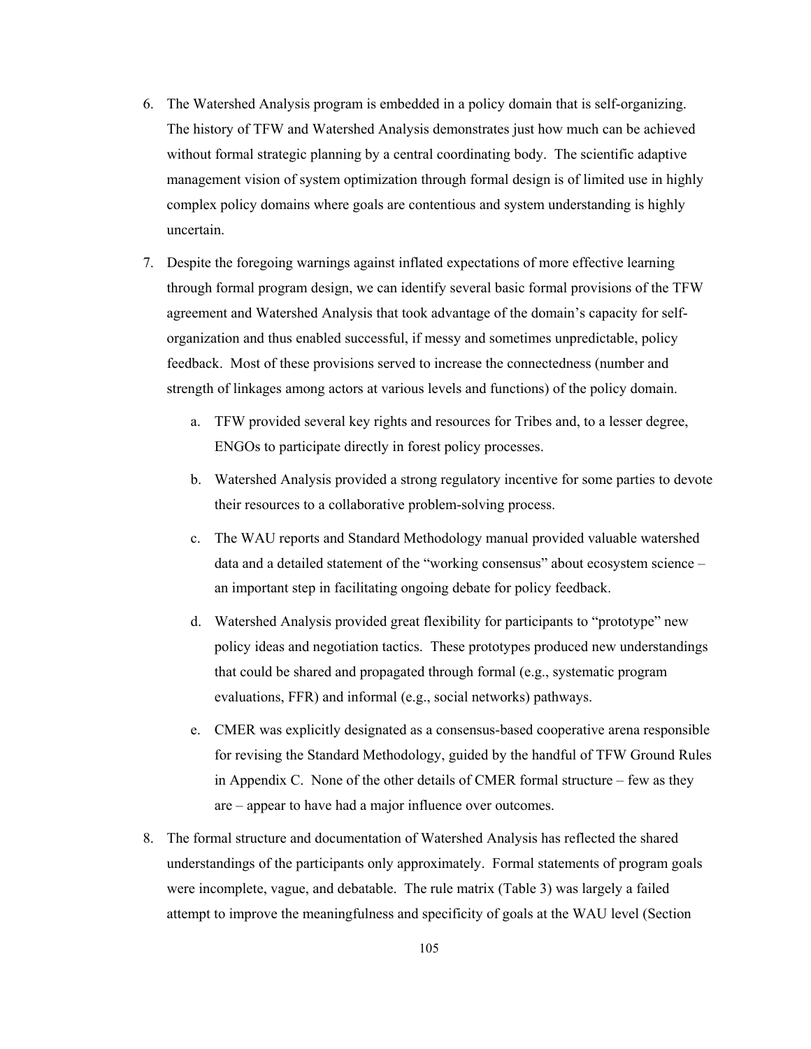6. The Watershed Analysis program is embedded in a policy domain that is self-organizing. The history of TFW and Watershed Analysis demonstrates just how much can be achieved without formal strategic planning by a central coordinating body. The scientific adaptive management vision of system optimization through formal design is of limited use in highly complex policy domains where goals are contentious and system understanding is highly uncertain.

7. Despite the foregoing warnings against inflated expectations of more effective learning through formal program design, we can identify several basic formal provisions of the TFW agreement and Watershed Analysis that took advantage of the domain's capacity for self-organization and thus enabled successful, if messy and sometimes unpredictable, policy feedback. Most of these provisions served to increase the connectedness (number and strength of linkages among actors at various levels and functions) of the policy domain.

    a. TFW provided several key rights and resources for Tribes and, to a lesser degree, ENGOs to participate directly in forest policy processes.

    b. Watershed Analysis provided a strong regulatory incentive for some parties to devote their resources to a collaborative problem-solving process.

    c. The WAU reports and Standard Methodology manual provided valuable watershed data and a detailed statement of the "working consensus" about ecosystem science – an important step in facilitating ongoing debate for policy feedback.

    d. Watershed Analysis provided great flexibility for participants to "prototype" new policy ideas and negotiation tactics. These prototypes produced new understandings that could be shared and propagated through formal (e.g., systematic program evaluations, FFR) and informal (e.g., social networks) pathways.

    e. CMER was explicitly designated as a consensus-based cooperative arena responsible for revising the Standard Methodology, guided by the handful of TFW Ground Rules in Appendix C. None of the other details of CMER formal structure – few as they are – appear to have had a major influence over outcomes.

8. The formal structure and documentation of Watershed Analysis has reflected the shared understandings of the participants only approximately. Formal statements of program goals were incomplete, vague, and debatable. The rule matrix (Table 3) was largely a failed attempt to improve the meaningfulness and specificity of goals at the WAU level (Section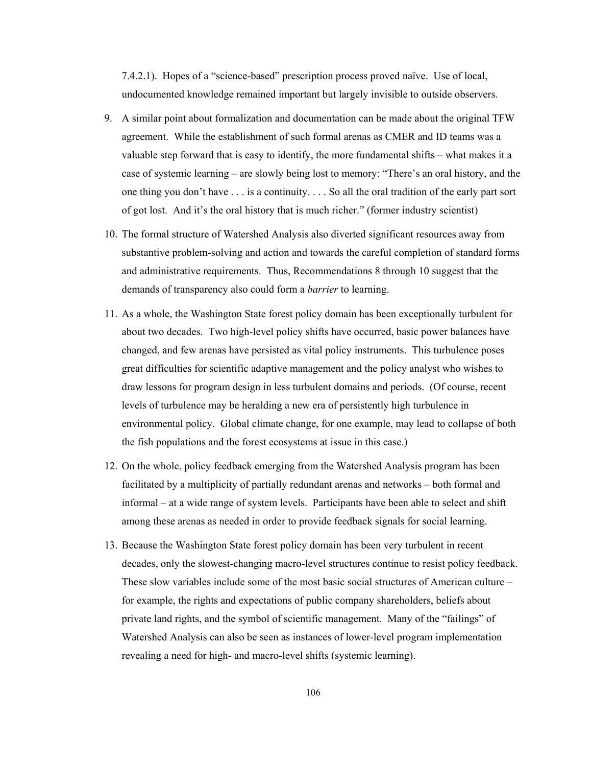7.4.2.1). Hopes of a "science-based" prescription process proved naïve. Use of local, undocumented knowledge remained important but largely invisible to outside observers.

9. A similar point about formalization and documentation can be made about the original TFW agreement. While the establishment of such formal arenas as CMER and ID teams was a valuable step forward that is easy to identify, the more fundamental shifts – what makes it a case of systemic learning – are slowly being lost to memory: "There's an oral history, and the one thing you don't have . . . is a continuity. . . . So all the oral tradition of the early part sort of got lost. And it's the oral history that is much richer." (former industry scientist)

10. The formal structure of Watershed Analysis also diverted significant resources away from substantive problem-solving and action and towards the careful completion of standard forms and administrative requirements. Thus, Recommendations 8 through 10 suggest that the demands of transparency also could form a *barrier* to learning.

11. As a whole, the Washington State forest policy domain has been exceptionally turbulent for about two decades. Two high-level policy shifts have occurred, basic power balances have changed, and few arenas have persisted as vital policy instruments. This turbulence poses great difficulties for scientific adaptive management and the policy analyst who wishes to draw lessons for program design in less turbulent domains and periods. (Of course, recent levels of turbulence may be heralding a new era of persistently high turbulence in environmental policy. Global climate change, for one example, may lead to collapse of both the fish populations and the forest ecosystems at issue in this case.)

12. On the whole, policy feedback emerging from the Watershed Analysis program has been facilitated by a multiplicity of partially redundant arenas and networks – both formal and informal – at a wide range of system levels. Participants have been able to select and shift among these arenas as needed in order to provide feedback signals for social learning.

13. Because the Washington State forest policy domain has been very turbulent in recent decades, only the slowest-changing macro-level structures continue to resist policy feedback. These slow variables include some of the most basic social structures of American culture – for example, the rights and expectations of public company shareholders, beliefs about private land rights, and the symbol of scientific management. Many of the "failings" of Watershed Analysis can also be seen as instances of lower-level program implementation revealing a need for high- and macro-level shifts (systemic learning).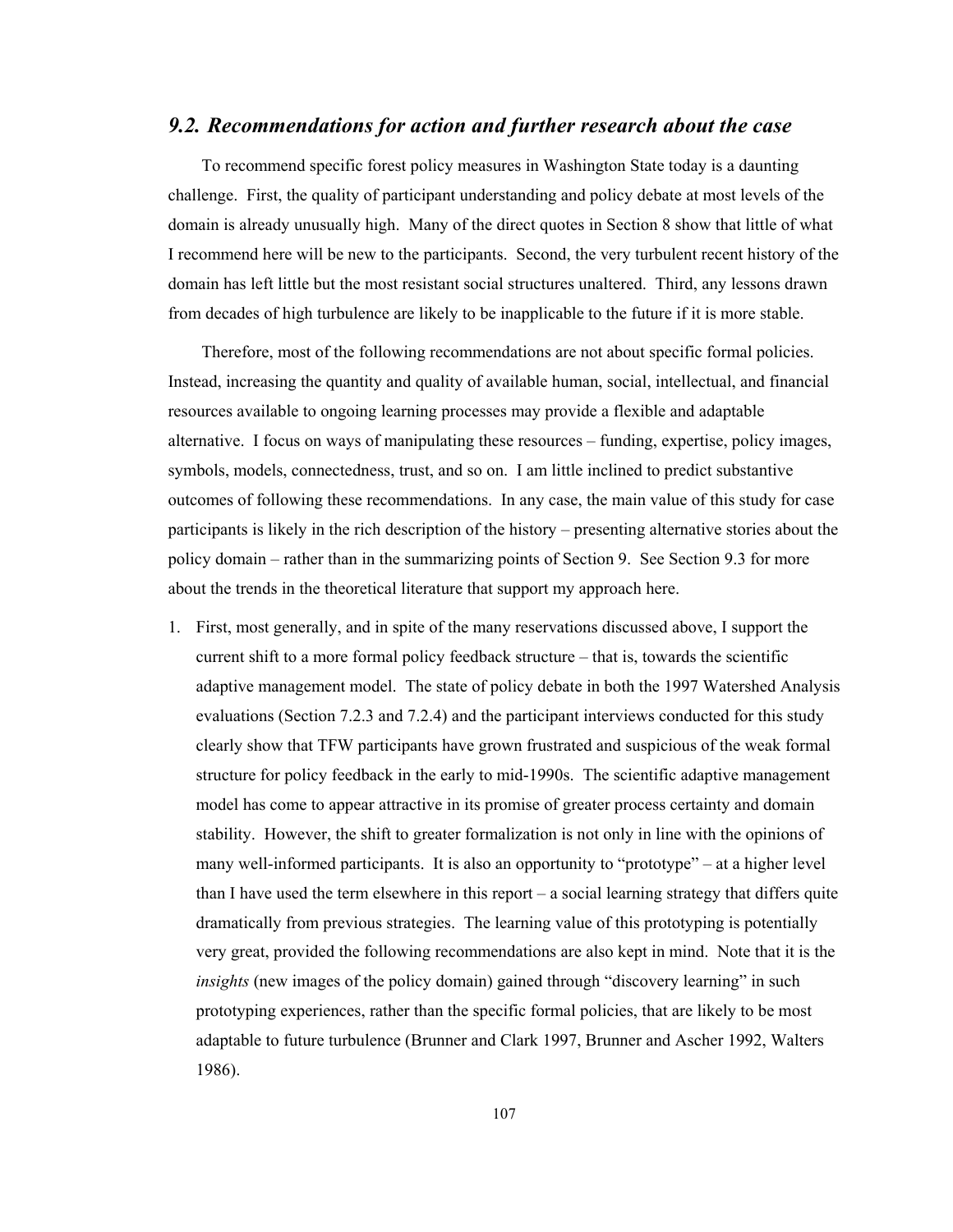## *9.2. Recommendations for action and further research about the case*

To recommend specific forest policy measures in Washington State today is a daunting challenge. First, the quality of participant understanding and policy debate at most levels of the domain is already unusually high. Many of the direct quotes in Section 8 show that little of what I recommend here will be new to the participants. Second, the very turbulent recent history of the domain has left little but the most resistant social structures unaltered. Third, any lessons drawn from decades of high turbulence are likely to be inapplicable to the future if it is more stable.

Therefore, most of the following recommendations are not about specific formal policies. Instead, increasing the quantity and quality of available human, social, intellectual, and financial resources available to ongoing learning processes may provide a flexible and adaptable alternative. I focus on ways of manipulating these resources – funding, expertise, policy images, symbols, models, connectedness, trust, and so on. I am little inclined to predict substantive outcomes of following these recommendations. In any case, the main value of this study for case participants is likely in the rich description of the history – presenting alternative stories about the policy domain – rather than in the summarizing points of Section 9. See Section 9.3 for more about the trends in the theoretical literature that support my approach here.

1. First, most generally, and in spite of the many reservations discussed above, I support the current shift to a more formal policy feedback structure – that is, towards the scientific adaptive management model. The state of policy debate in both the 1997 Watershed Analysis evaluations (Section 7.2.3 and 7.2.4) and the participant interviews conducted for this study clearly show that TFW participants have grown frustrated and suspicious of the weak formal structure for policy feedback in the early to mid-1990s. The scientific adaptive management model has come to appear attractive in its promise of greater process certainty and domain stability. However, the shift to greater formalization is not only in line with the opinions of many well-informed participants. It is also an opportunity to "prototype" – at a higher level than I have used the term elsewhere in this report – a social learning strategy that differs quite dramatically from previous strategies. The learning value of this prototyping is potentially very great, provided the following recommendations are also kept in mind. Note that it is the *insights* (new images of the policy domain) gained through "discovery learning" in such prototyping experiences, rather than the specific formal policies, that are likely to be most adaptable to future turbulence (Brunner and Clark 1997, Brunner and Ascher 1992, Walters 1986).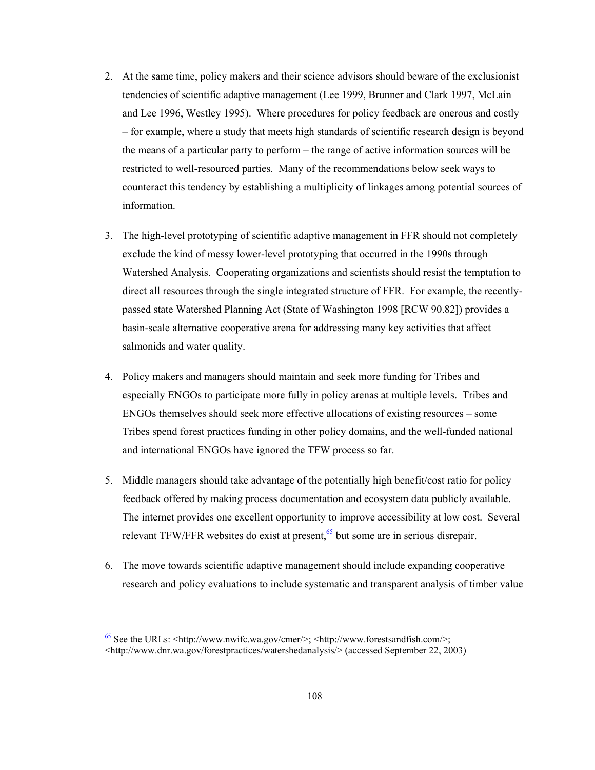2. At the same time, policy makers and their science advisors should beware of the exclusionist tendencies of scientific adaptive management (Lee 1999, Brunner and Clark 1997, McLain and Lee 1996, Westley 1995). Where procedures for policy feedback are onerous and costly – for example, where a study that meets high standards of scientific research design is beyond the means of a particular party to perform – the range of active information sources will be restricted to well-resourced parties. Many of the recommendations below seek ways to counteract this tendency by establishing a multiplicity of linkages among potential sources of information.

3. The high-level prototyping of scientific adaptive management in FFR should not completely exclude the kind of messy lower-level prototyping that occurred in the 1990s through Watershed Analysis. Cooperating organizations and scientists should resist the temptation to direct all resources through the single integrated structure of FFR. For example, the recently-passed state Watershed Planning Act (State of Washington 1998 [RCW 90.82]) provides a basin-scale alternative cooperative arena for addressing many key activities that affect salmonids and water quality.

4. Policy makers and managers should maintain and seek more funding for Tribes and especially ENGOs to participate more fully in policy arenas at multiple levels. Tribes and ENGOs themselves should seek more effective allocations of existing resources – some Tribes spend forest practices funding in other policy domains, and the well-funded national and international ENGOs have ignored the TFW process so far.

5. Middle managers should take advantage of the potentially high benefit/cost ratio for policy feedback offered by making process documentation and ecosystem data publicly available. The internet provides one excellent opportunity to improve accessibility at low cost. Several relevant TFW/FFR websites do exist at present,[65] but some are in serious disrepair.

6. The move towards scientific adaptive management should include expanding cooperative research and policy evaluations to include systematic and transparent analysis of timber value

[65] See the URLs: <http://www.nwifc.wa.gov/cmer/>; <http://www.forestsandfish.com/>; <http://www.dnr.wa.gov/forestpractices/watershedanalysis/> (accessed September 22, 2003)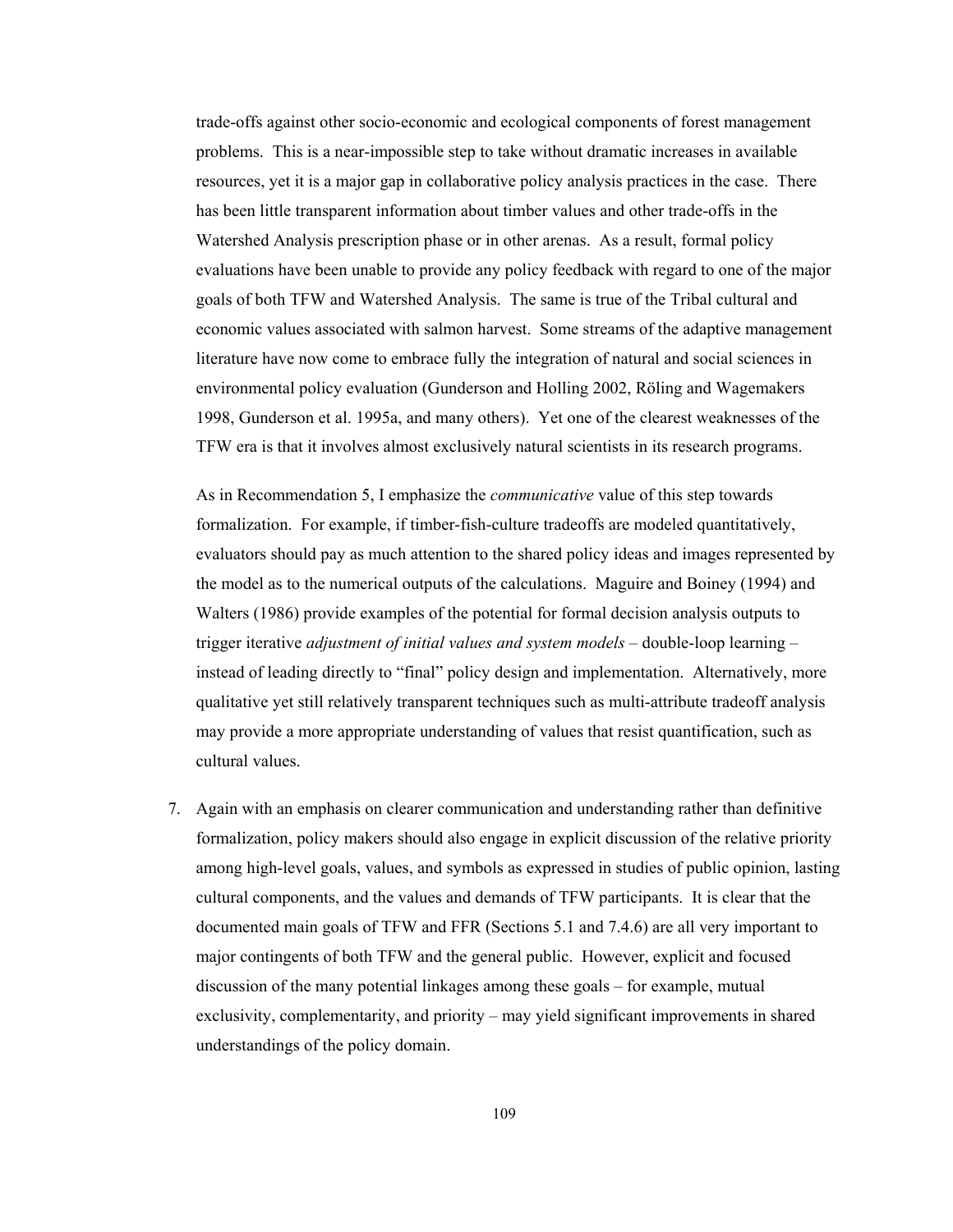trade-offs against other socio-economic and ecological components of forest management problems. This is a near-impossible step to take without dramatic increases in available resources, yet it is a major gap in collaborative policy analysis practices in the case. There has been little transparent information about timber values and other trade-offs in the Watershed Analysis prescription phase or in other arenas. As a result, formal policy evaluations have been unable to provide any policy feedback with regard to one of the major goals of both TFW and Watershed Analysis. The same is true of the Tribal cultural and economic values associated with salmon harvest. Some streams of the adaptive management literature have now come to embrace fully the integration of natural and social sciences in environmental policy evaluation (Gunderson and Holling 2002, Röling and Wagemakers 1998, Gunderson et al. 1995a, and many others). Yet one of the clearest weaknesses of the TFW era is that it involves almost exclusively natural scientists in its research programs.

As in Recommendation 5, I emphasize the *communicative* value of this step towards formalization. For example, if timber-fish-culture tradeoffs are modeled quantitatively, evaluators should pay as much attention to the shared policy ideas and images represented by the model as to the numerical outputs of the calculations. Maguire and Boiney (1994) and Walters (1986) provide examples of the potential for formal decision analysis outputs to trigger iterative *adjustment of initial values and system models* – double-loop learning – instead of leading directly to "final" policy design and implementation. Alternatively, more qualitative yet still relatively transparent techniques such as multi-attribute tradeoff analysis may provide a more appropriate understanding of values that resist quantification, such as cultural values.

7. Again with an emphasis on clearer communication and understanding rather than definitive formalization, policy makers should also engage in explicit discussion of the relative priority among high-level goals, values, and symbols as expressed in studies of public opinion, lasting cultural components, and the values and demands of TFW participants. It is clear that the documented main goals of TFW and FFR (Sections 5.1 and 7.4.6) are all very important to major contingents of both TFW and the general public. However, explicit and focused discussion of the many potential linkages among these goals – for example, mutual exclusivity, complementarity, and priority – may yield significant improvements in shared understandings of the policy domain.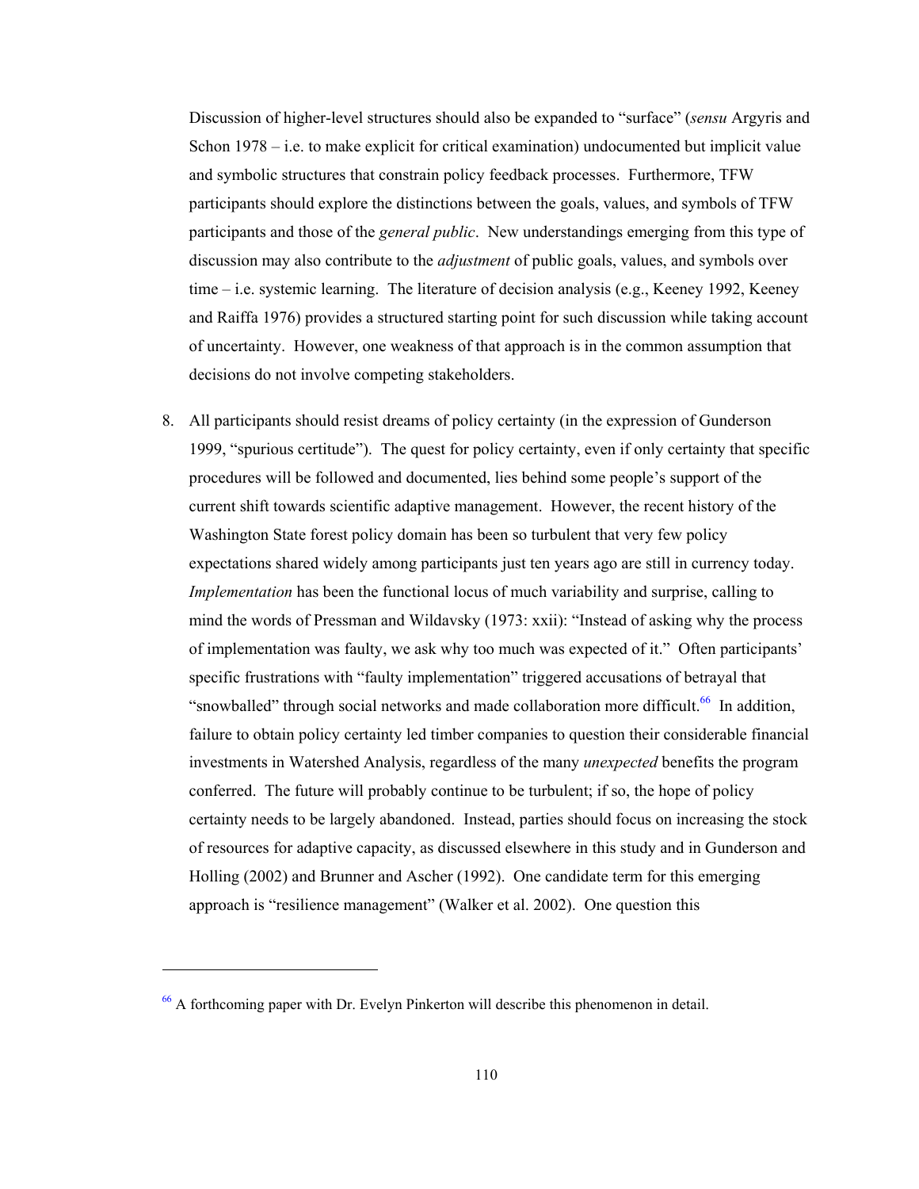Discussion of higher-level structures should also be expanded to "surface" (*sensu* Argyris and Schon 1978 – i.e. to make explicit for critical examination) undocumented but implicit value and symbolic structures that constrain policy feedback processes. Furthermore, TFW participants should explore the distinctions between the goals, values, and symbols of TFW participants and those of the *general public*. New understandings emerging from this type of discussion may also contribute to the *adjustment* of public goals, values, and symbols over time – i.e. systemic learning. The literature of decision analysis (e.g., Keeney 1992, Keeney and Raiffa 1976) provides a structured starting point for such discussion while taking account of uncertainty. However, one weakness of that approach is in the common assumption that decisions do not involve competing stakeholders.

8. All participants should resist dreams of policy certainty (in the expression of Gunderson 1999, "spurious certitude"). The quest for policy certainty, even if only certainty that specific procedures will be followed and documented, lies behind some people's support of the current shift towards scientific adaptive management. However, the recent history of the Washington State forest policy domain has been so turbulent that very few policy expectations shared widely among participants just ten years ago are still in currency today. *Implementation* has been the functional locus of much variability and surprise, calling to mind the words of Pressman and Wildavsky (1973: xxii): "Instead of asking why the process of implementation was faulty, we ask why too much was expected of it." Often participants' specific frustrations with "faulty implementation" triggered accusations of betrayal that "snowballed" through social networks and made collaboration more difficult.[66] In addition, failure to obtain policy certainty led timber companies to question their considerable financial investments in Watershed Analysis, regardless of the many *unexpected* benefits the program conferred. The future will probably continue to be turbulent; if so, the hope of policy certainty needs to be largely abandoned. Instead, parties should focus on increasing the stock of resources for adaptive capacity, as discussed elsewhere in this study and in Gunderson and Holling (2002) and Brunner and Ascher (1992). One candidate term for this emerging approach is "resilience management" (Walker et al. 2002). One question this

[66] A forthcoming paper with Dr. Evelyn Pinkerton will describe this phenomenon in detail.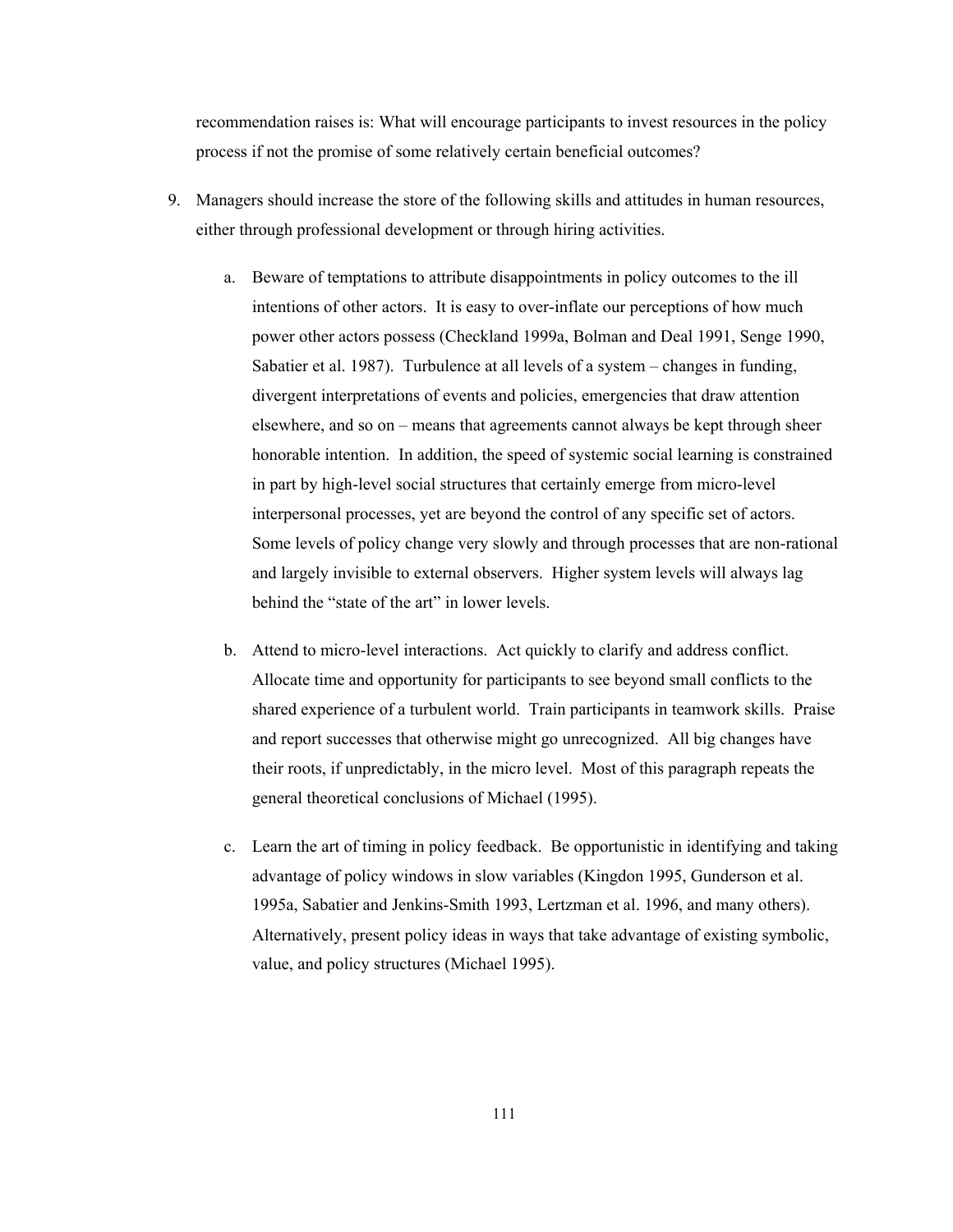recommendation raises is: What will encourage participants to invest resources in the policy process if not the promise of some relatively certain beneficial outcomes?

9. Managers should increase the store of the following skills and attitudes in human resources, either through professional development or through hiring activities.

    a. Beware of temptations to attribute disappointments in policy outcomes to the ill intentions of other actors. It is easy to over-inflate our perceptions of how much power other actors possess (Checkland 1999a, Bolman and Deal 1991, Senge 1990, Sabatier et al. 1987). Turbulence at all levels of a system – changes in funding, divergent interpretations of events and policies, emergencies that draw attention elsewhere, and so on – means that agreements cannot always be kept through sheer honorable intention. In addition, the speed of systemic social learning is constrained in part by high-level social structures that certainly emerge from micro-level interpersonal processes, yet are beyond the control of any specific set of actors. Some levels of policy change very slowly and through processes that are non-rational and largely invisible to external observers. Higher system levels will always lag behind the "state of the art" in lower levels.

    b. Attend to micro-level interactions. Act quickly to clarify and address conflict. Allocate time and opportunity for participants to see beyond small conflicts to the shared experience of a turbulent world. Train participants in teamwork skills. Praise and report successes that otherwise might go unrecognized. All big changes have their roots, if unpredictably, in the micro level. Most of this paragraph repeats the general theoretical conclusions of Michael (1995).

    c. Learn the art of timing in policy feedback. Be opportunistic in identifying and taking advantage of policy windows in slow variables (Kingdon 1995, Gunderson et al. 1995a, Sabatier and Jenkins-Smith 1993, Lertzman et al. 1996, and many others). Alternatively, present policy ideas in ways that take advantage of existing symbolic, value, and policy structures (Michael 1995).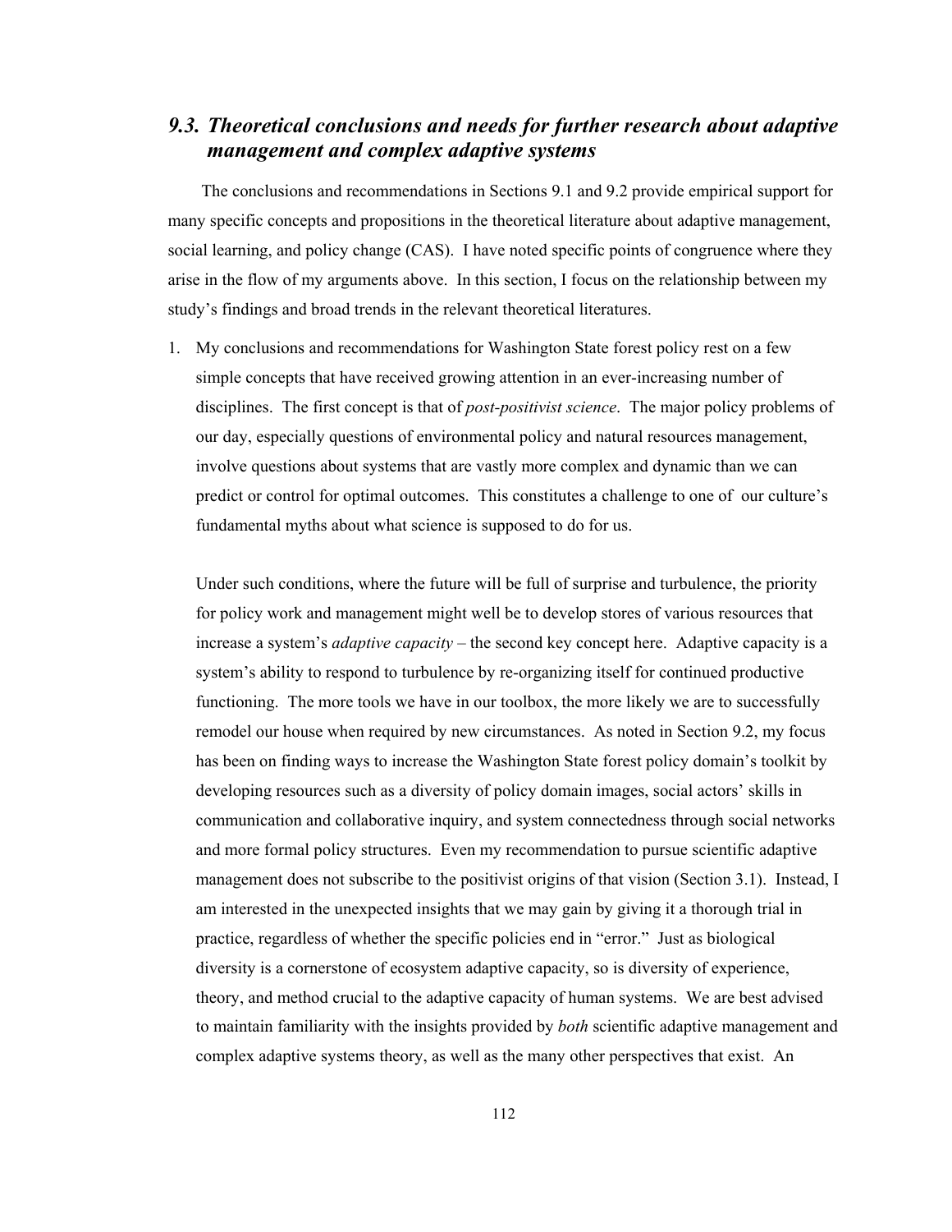## *9.3. Theoretical conclusions and needs for further research about adaptive management and complex adaptive systems*

The conclusions and recommendations in Sections 9.1 and 9.2 provide empirical support for many specific concepts and propositions in the theoretical literature about adaptive management, social learning, and policy change (CAS). I have noted specific points of congruence where they arise in the flow of my arguments above. In this section, I focus on the relationship between my study's findings and broad trends in the relevant theoretical literatures.

1. My conclusions and recommendations for Washington State forest policy rest on a few simple concepts that have received growing attention in an ever-increasing number of disciplines. The first concept is that of *post-positivist science*. The major policy problems of our day, especially questions of environmental policy and natural resources management, involve questions about systems that are vastly more complex and dynamic than we can predict or control for optimal outcomes. This constitutes a challenge to one of our culture's fundamental myths about what science is supposed to do for us.

   Under such conditions, where the future will be full of surprise and turbulence, the priority for policy work and management might well be to develop stores of various resources that increase a system's *adaptive capacity* – the second key concept here. Adaptive capacity is a system's ability to respond to turbulence by re-organizing itself for continued productive functioning. The more tools we have in our toolbox, the more likely we are to successfully remodel our house when required by new circumstances. As noted in Section 9.2, my focus has been on finding ways to increase the Washington State forest policy domain's toolkit by developing resources such as a diversity of policy domain images, social actors' skills in communication and collaborative inquiry, and system connectedness through social networks and more formal policy structures. Even my recommendation to pursue scientific adaptive management does not subscribe to the positivist origins of that vision (Section 3.1). Instead, I am interested in the unexpected insights that we may gain by giving it a thorough trial in practice, regardless of whether the specific policies end in "error." Just as biological diversity is a cornerstone of ecosystem adaptive capacity, so is diversity of experience, theory, and method crucial to the adaptive capacity of human systems. We are best advised to maintain familiarity with the insights provided by *both* scientific adaptive management and complex adaptive systems theory, as well as the many other perspectives that exist. An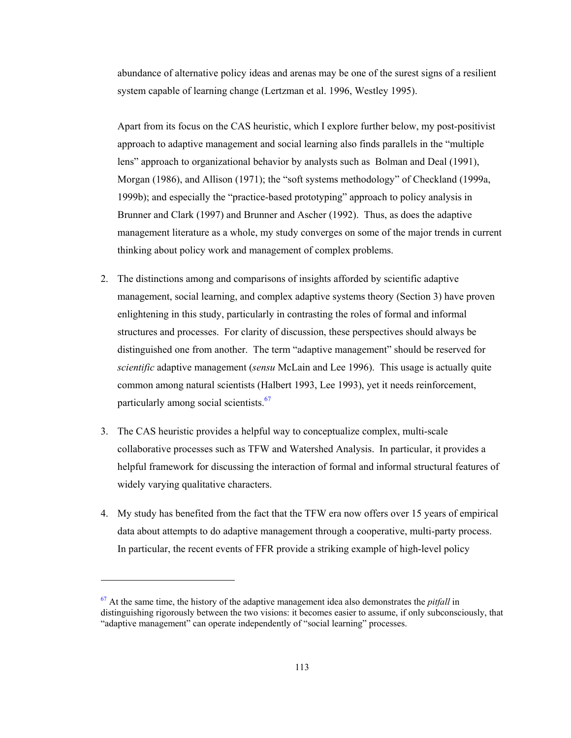abundance of alternative policy ideas and arenas may be one of the surest signs of a resilient system capable of learning change (Lertzman et al. 1996, Westley 1995).

Apart from its focus on the CAS heuristic, which I explore further below, my post-positivist approach to adaptive management and social learning also finds parallels in the "multiple lens" approach to organizational behavior by analysts such as Bolman and Deal (1991), Morgan (1986), and Allison (1971); the "soft systems methodology" of Checkland (1999a, 1999b); and especially the "practice-based prototyping" approach to policy analysis in Brunner and Clark (1997) and Brunner and Ascher (1992). Thus, as does the adaptive management literature as a whole, my study converges on some of the major trends in current thinking about policy work and management of complex problems.

2. The distinctions among and comparisons of insights afforded by scientific adaptive management, social learning, and complex adaptive systems theory (Section 3) have proven enlightening in this study, particularly in contrasting the roles of formal and informal structures and processes. For clarity of discussion, these perspectives should always be distinguished one from another. The term "adaptive management" should be reserved for *scientific* adaptive management (*sensu* McLain and Lee 1996). This usage is actually quite common among natural scientists (Halbert 1993, Lee 1993), yet it needs reinforcement, particularly among social scientists.[67]

3. The CAS heuristic provides a helpful way to conceptualize complex, multi-scale collaborative processes such as TFW and Watershed Analysis. In particular, it provides a helpful framework for discussing the interaction of formal and informal structural features of widely varying qualitative characters.

4. My study has benefited from the fact that the TFW era now offers over 15 years of empirical data about attempts to do adaptive management through a cooperative, multi-party process. In particular, the recent events of FFR provide a striking example of high-level policy

---

[67] At the same time, the history of the adaptive management idea also demonstrates the *pitfall* in distinguishing rigorously between the two visions: it becomes easier to assume, if only subconsciously, that "adaptive management" can operate independently of "social learning" processes.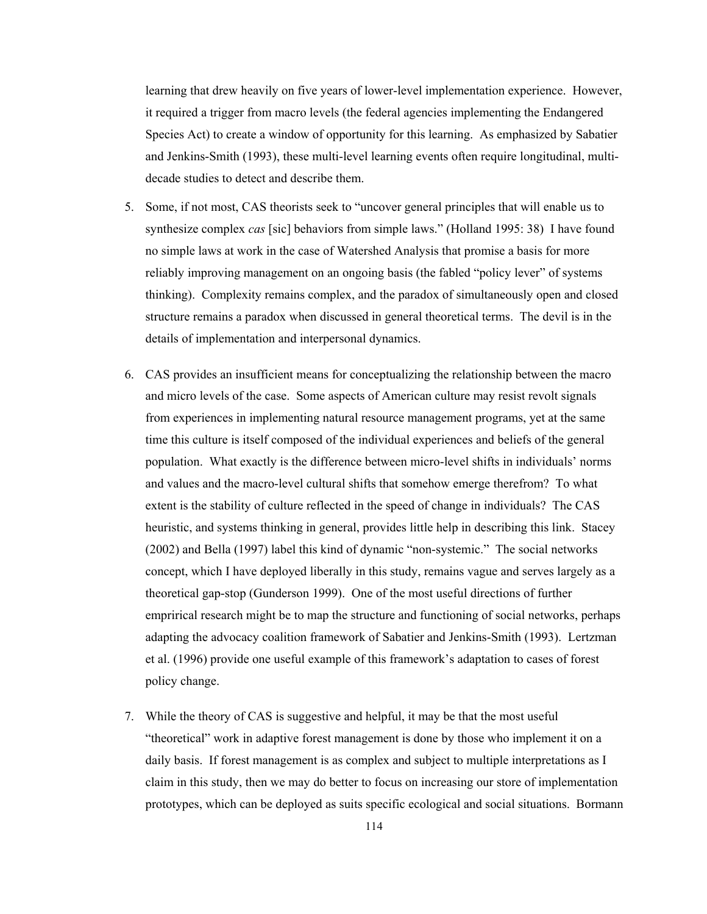learning that drew heavily on five years of lower-level implementation experience. However, it required a trigger from macro levels (the federal agencies implementing the Endangered Species Act) to create a window of opportunity for this learning. As emphasized by Sabatier and Jenkins-Smith (1993), these multi-level learning events often require longitudinal, multi-decade studies to detect and describe them.

5. Some, if not most, CAS theorists seek to "uncover general principles that will enable us to synthesize complex *cas* [sic] behaviors from simple laws." (Holland 1995: 38) I have found no simple laws at work in the case of Watershed Analysis that promise a basis for more reliably improving management on an ongoing basis (the fabled "policy lever" of systems thinking). Complexity remains complex, and the paradox of simultaneously open and closed structure remains a paradox when discussed in general theoretical terms. The devil is in the details of implementation and interpersonal dynamics.

6. CAS provides an insufficient means for conceptualizing the relationship between the macro and micro levels of the case. Some aspects of American culture may resist revolt signals from experiences in implementing natural resource management programs, yet at the same time this culture is itself composed of the individual experiences and beliefs of the general population. What exactly is the difference between micro-level shifts in individuals' norms and values and the macro-level cultural shifts that somehow emerge therefrom? To what extent is the stability of culture reflected in the speed of change in individuals? The CAS heuristic, and systems thinking in general, provides little help in describing this link. Stacey (2002) and Bella (1997) label this kind of dynamic "non-systemic." The social networks concept, which I have deployed liberally in this study, remains vague and serves largely as a theoretical gap-stop (Gunderson 1999). One of the most useful directions of further emprirical research might be to map the structure and functioning of social networks, perhaps adapting the advocacy coalition framework of Sabatier and Jenkins-Smith (1993). Lertzman et al. (1996) provide one useful example of this framework's adaptation to cases of forest policy change.

7. While the theory of CAS is suggestive and helpful, it may be that the most useful "theoretical" work in adaptive forest management is done by those who implement it on a daily basis. If forest management is as complex and subject to multiple interpretations as I claim in this study, then we may do better to focus on increasing our store of implementation prototypes, which can be deployed as suits specific ecological and social situations. Bormann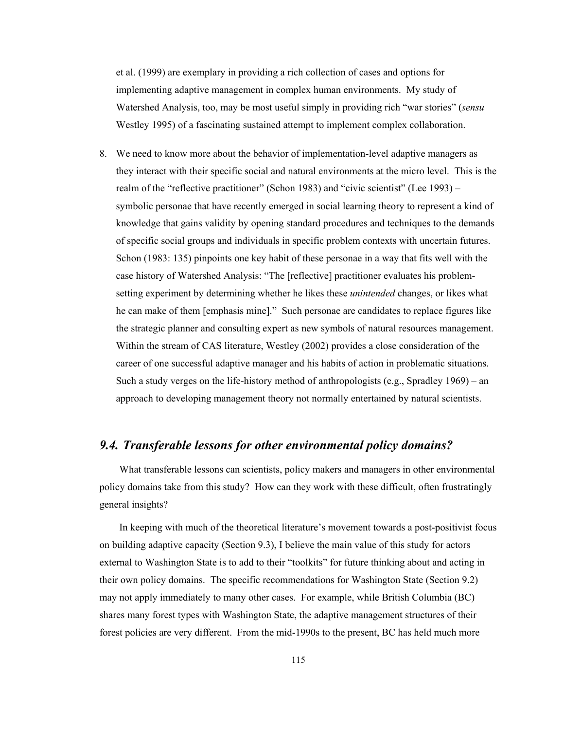et al. (1999) are exemplary in providing a rich collection of cases and options for implementing adaptive management in complex human environments. My study of Watershed Analysis, too, may be most useful simply in providing rich "war stories" (*sensu* Westley 1995) of a fascinating sustained attempt to implement complex collaboration.

8. We need to know more about the behavior of implementation-level adaptive managers as they interact with their specific social and natural environments at the micro level. This is the realm of the "reflective practitioner" (Schon 1983) and "civic scientist" (Lee 1993) – symbolic personae that have recently emerged in social learning theory to represent a kind of knowledge that gains validity by opening standard procedures and techniques to the demands of specific social groups and individuals in specific problem contexts with uncertain futures. Schon (1983: 135) pinpoints one key habit of these personae in a way that fits well with the case history of Watershed Analysis: "The [reflective] practitioner evaluates his problem-setting experiment by determining whether he likes these *unintended* changes, or likes what he can make of them [emphasis mine]." Such personae are candidates to replace figures like the strategic planner and consulting expert as new symbols of natural resources management. Within the stream of CAS literature, Westley (2002) provides a close consideration of the career of one successful adaptive manager and his habits of action in problematic situations. Such a study verges on the life-history method of anthropologists (e.g., Spradley 1969) – an approach to developing management theory not normally entertained by natural scientists.

## *9.4. Transferable lessons for other environmental policy domains?*

What transferable lessons can scientists, policy makers and managers in other environmental policy domains take from this study? How can they work with these difficult, often frustratingly general insights?

In keeping with much of the theoretical literature's movement towards a post-positivist focus on building adaptive capacity (Section 9.3), I believe the main value of this study for actors external to Washington State is to add to their "toolkits" for future thinking about and acting in their own policy domains. The specific recommendations for Washington State (Section 9.2) may not apply immediately to many other cases. For example, while British Columbia (BC) shares many forest types with Washington State, the adaptive management structures of their forest policies are very different. From the mid-1990s to the present, BC has held much more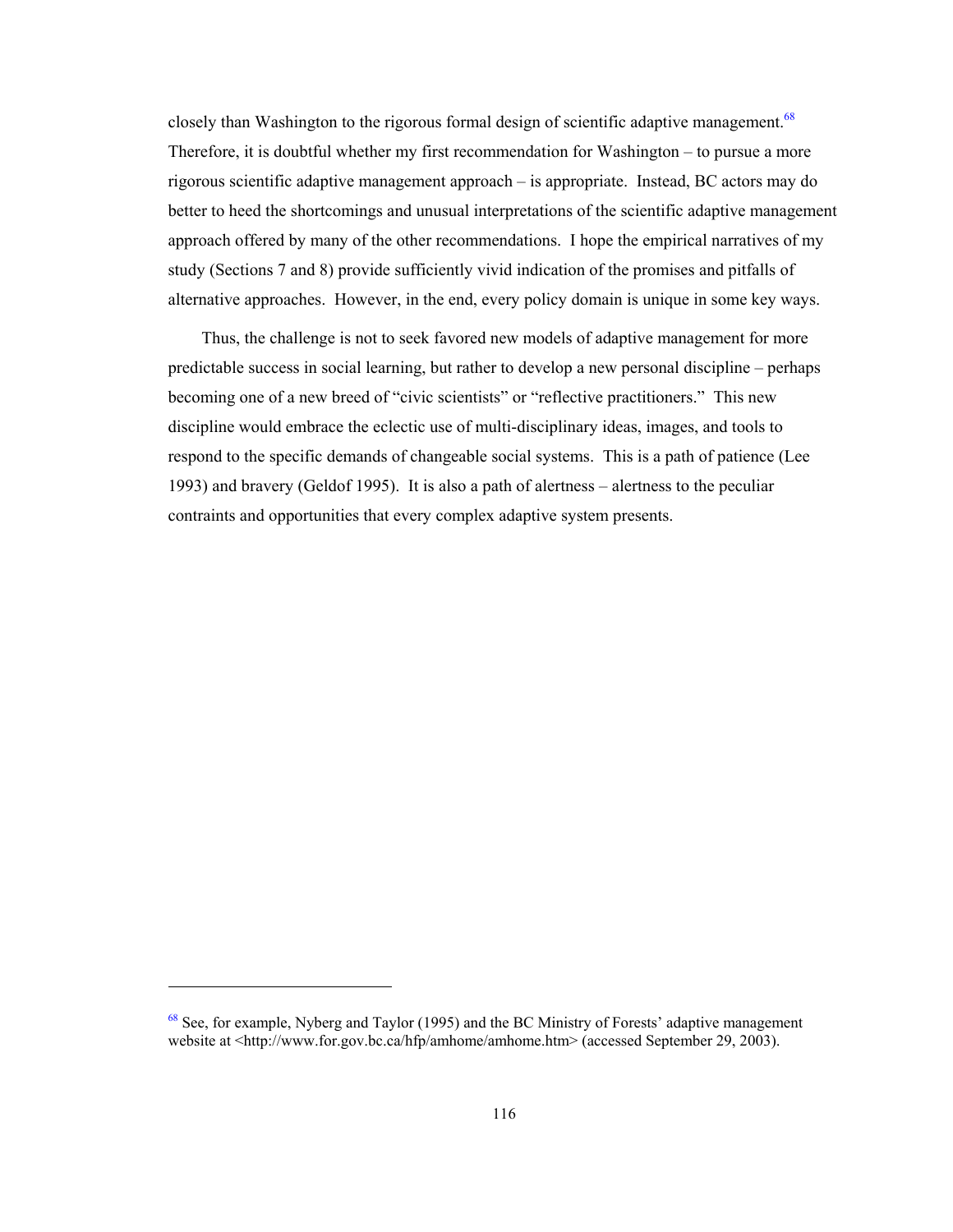closely than Washington to the rigorous formal design of scientific adaptive management.[68] Therefore, it is doubtful whether my first recommendation for Washington – to pursue a more rigorous scientific adaptive management approach – is appropriate. Instead, BC actors may do better to heed the shortcomings and unusual interpretations of the scientific adaptive management approach offered by many of the other recommendations. I hope the empirical narratives of my study (Sections 7 and 8) provide sufficiently vivid indication of the promises and pitfalls of alternative approaches. However, in the end, every policy domain is unique in some key ways.

Thus, the challenge is not to seek favored new models of adaptive management for more predictable success in social learning, but rather to develop a new personal discipline – perhaps becoming one of a new breed of "civic scientists" or "reflective practitioners." This new discipline would embrace the eclectic use of multi-disciplinary ideas, images, and tools to respond to the specific demands of changeable social systems. This is a path of patience (Lee 1993) and bravery (Geldof 1995). It is also a path of alertness – alertness to the peculiar contraints and opportunities that every complex adaptive system presents.

---

[68] See, for example, Nyberg and Taylor (1995) and the BC Ministry of Forests' adaptive management website at <http://www.for.gov.bc.ca/hfp/amhome/amhome.htm> (accessed September 29, 2003).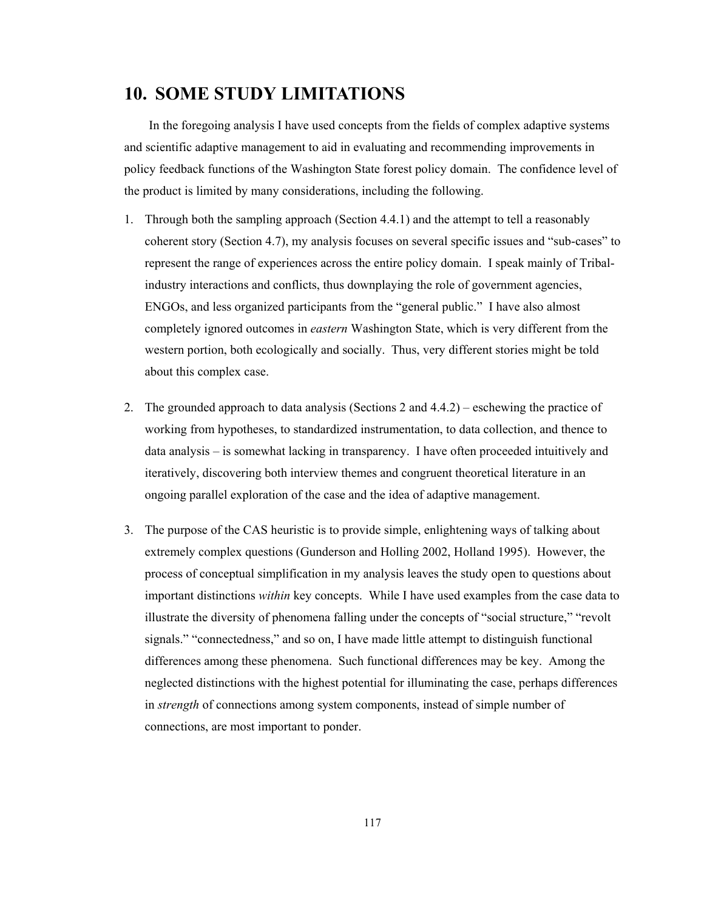# 10. SOME STUDY LIMITATIONS

In the foregoing analysis I have used concepts from the fields of complex adaptive systems and scientific adaptive management to aid in evaluating and recommending improvements in policy feedback functions of the Washington State forest policy domain. The confidence level of the product is limited by many considerations, including the following.

1. Through both the sampling approach (Section 4.4.1) and the attempt to tell a reasonably coherent story (Section 4.7), my analysis focuses on several specific issues and "sub-cases" to represent the range of experiences across the entire policy domain. I speak mainly of Tribal-industry interactions and conflicts, thus downplaying the role of government agencies, ENGOs, and less organized participants from the "general public." I have also almost completely ignored outcomes in *eastern* Washington State, which is very different from the western portion, both ecologically and socially. Thus, very different stories might be told about this complex case.

2. The grounded approach to data analysis (Sections 2 and 4.4.2) – eschewing the practice of working from hypotheses, to standardized instrumentation, to data collection, and thence to data analysis – is somewhat lacking in transparency. I have often proceeded intuitively and iteratively, discovering both interview themes and congruent theoretical literature in an ongoing parallel exploration of the case and the idea of adaptive management.

3. The purpose of the CAS heuristic is to provide simple, enlightening ways of talking about extremely complex questions (Gunderson and Holling 2002, Holland 1995). However, the process of conceptual simplification in my analysis leaves the study open to questions about important distinctions *within* key concepts. While I have used examples from the case data to illustrate the diversity of phenomena falling under the concepts of "social structure," "revolt signals." "connectedness," and so on, I have made little attempt to distinguish functional differences among these phenomena. Such functional differences may be key. Among the neglected distinctions with the highest potential for illuminating the case, perhaps differences in *strength* of connections among system components, instead of simple number of connections, are most important to ponder.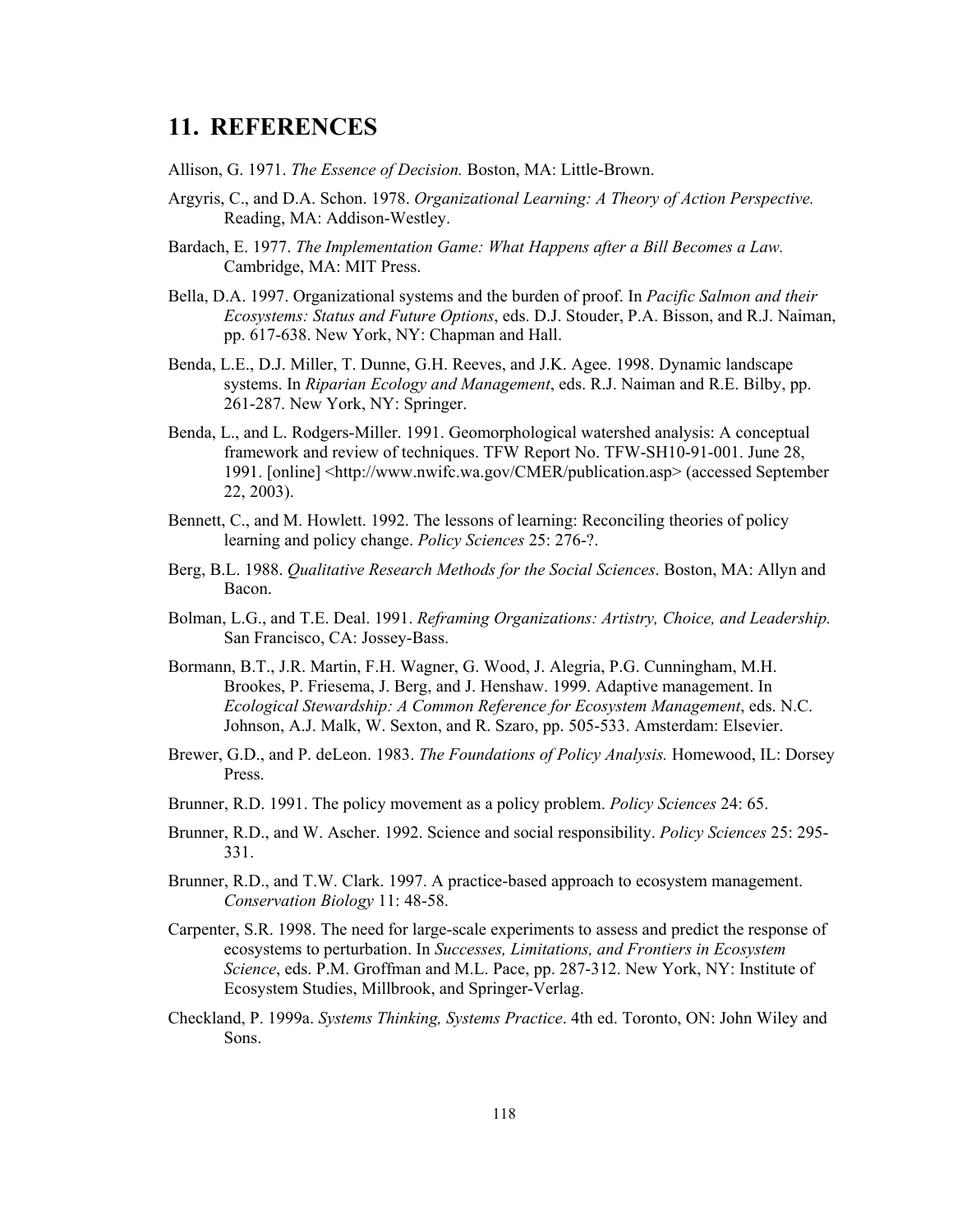# 11. REFERENCES

Allison, G. 1971. *The Essence of Decision.* Boston, MA: Little-Brown.

Argyris, C., and D.A. Schon. 1978. *Organizational Learning: A Theory of Action Perspective.* Reading, MA: Addison-Westley.

Bardach, E. 1977. *The Implementation Game: What Happens after a Bill Becomes a Law.* Cambridge, MA: MIT Press.

Bella, D.A. 1997. Organizational systems and the burden of proof. In *Pacific Salmon and their Ecosystems: Status and Future Options*, eds. D.J. Stouder, P.A. Bisson, and R.J. Naiman, pp. 617-638. New York, NY: Chapman and Hall.

Benda, L.E., D.J. Miller, T. Dunne, G.H. Reeves, and J.K. Agee. 1998. Dynamic landscape systems. In *Riparian Ecology and Management*, eds. R.J. Naiman and R.E. Bilby, pp. 261-287. New York, NY: Springer.

Benda, L., and L. Rodgers-Miller. 1991. Geomorphological watershed analysis: A conceptual framework and review of techniques. TFW Report No. TFW-SH10-91-001. June 28, 1991. [online] <http://www.nwifc.wa.gov/CMER/publication.asp> (accessed September 22, 2003).

Bennett, C., and M. Howlett. 1992. The lessons of learning: Reconciling theories of policy learning and policy change. *Policy Sciences* 25: 276-?.

Berg, B.L. 1988. *Qualitative Research Methods for the Social Sciences*. Boston, MA: Allyn and Bacon.

Bolman, L.G., and T.E. Deal. 1991. *Reframing Organizations: Artistry, Choice, and Leadership.* San Francisco, CA: Jossey-Bass.

Bormann, B.T., J.R. Martin, F.H. Wagner, G. Wood, J. Alegria, P.G. Cunningham, M.H. Brookes, P. Friesema, J. Berg, and J. Henshaw. 1999. Adaptive management. In *Ecological Stewardship: A Common Reference for Ecosystem Management*, eds. N.C. Johnson, A.J. Malk, W. Sexton, and R. Szaro, pp. 505-533. Amsterdam: Elsevier.

Brewer, G.D., and P. deLeon. 1983. *The Foundations of Policy Analysis.* Homewood, IL: Dorsey Press.

Brunner, R.D. 1991. The policy movement as a policy problem. *Policy Sciences* 24: 65.

Brunner, R.D., and W. Ascher. 1992. Science and social responsibility. *Policy Sciences* 25: 295-331.

Brunner, R.D., and T.W. Clark. 1997. A practice-based approach to ecosystem management. *Conservation Biology* 11: 48-58.

Carpenter, S.R. 1998. The need for large-scale experiments to assess and predict the response of ecosystems to perturbation. In *Successes, Limitations, and Frontiers in Ecosystem Science*, eds. P.M. Groffman and M.L. Pace, pp. 287-312. New York, NY: Institute of Ecosystem Studies, Millbrook, and Springer-Verlag.

Checkland, P. 1999a. *Systems Thinking, Systems Practice*. 4th ed. Toronto, ON: John Wiley and Sons.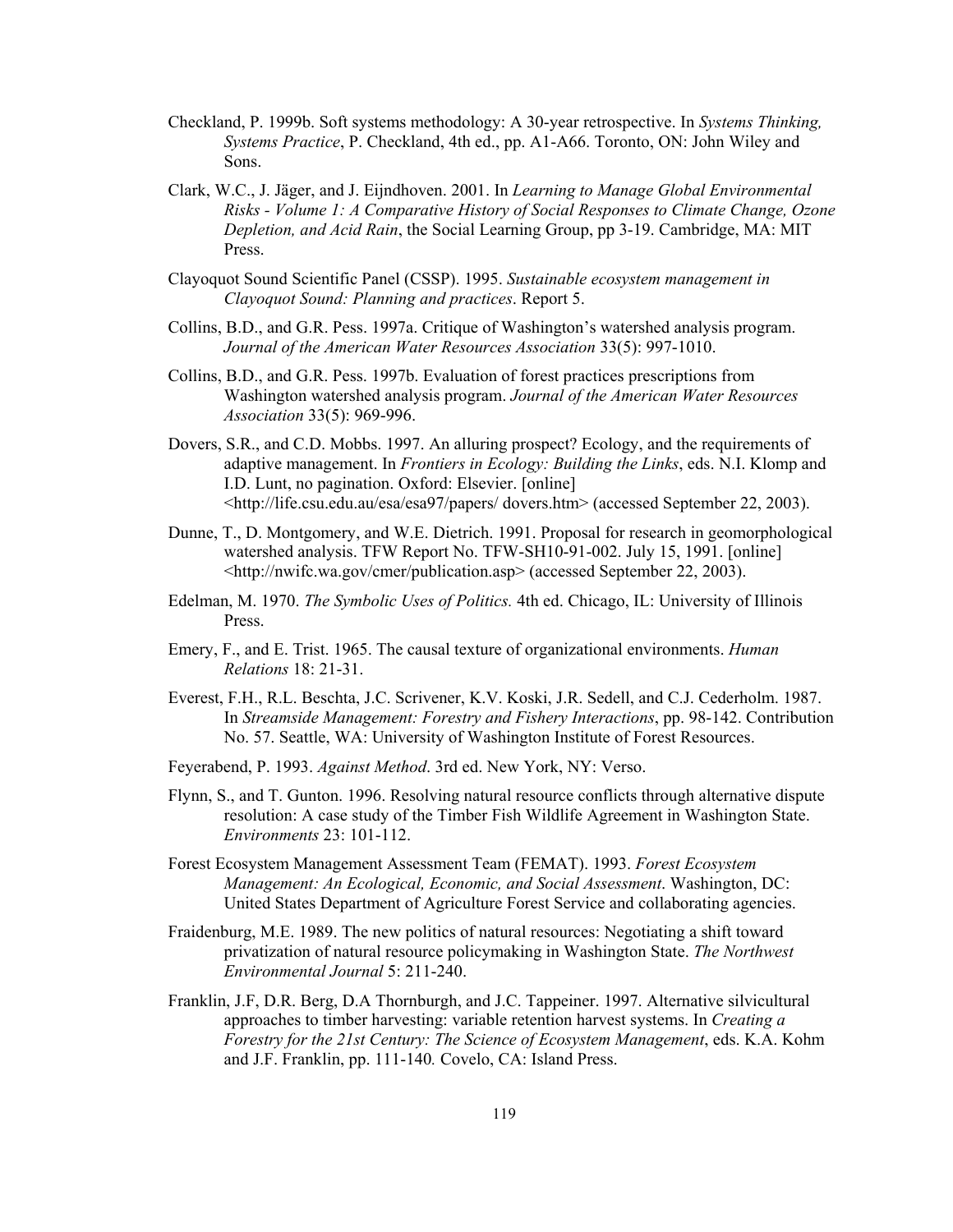Checkland, P. 1999b. Soft systems methodology: A 30-year retrospective. In *Systems Thinking, Systems Practice*, P. Checkland, 4th ed., pp. A1-A66. Toronto, ON: John Wiley and Sons.

Clark, W.C., J. Jäger, and J. Eijndhoven. 2001. In *Learning to Manage Global Environmental Risks - Volume 1: A Comparative History of Social Responses to Climate Change, Ozone Depletion, and Acid Rain*, the Social Learning Group, pp 3-19. Cambridge, MA: MIT Press.

Clayoquot Sound Scientific Panel (CSSP). 1995. *Sustainable ecosystem management in Clayoquot Sound: Planning and practices*. Report 5.

Collins, B.D., and G.R. Pess. 1997a. Critique of Washington's watershed analysis program. *Journal of the American Water Resources Association* 33(5): 997-1010.

Collins, B.D., and G.R. Pess. 1997b. Evaluation of forest practices prescriptions from Washington watershed analysis program. *Journal of the American Water Resources Association* 33(5): 969-996.

Dovers, S.R., and C.D. Mobbs. 1997. An alluring prospect? Ecology, and the requirements of adaptive management. In *Frontiers in Ecology: Building the Links*, eds. N.I. Klomp and I.D. Lunt, no pagination. Oxford: Elsevier. [online] <http://life.csu.edu.au/esa/esa97/papers/ dovers.htm> (accessed September 22, 2003).

Dunne, T., D. Montgomery, and W.E. Dietrich. 1991. Proposal for research in geomorphological watershed analysis. TFW Report No. TFW-SH10-91-002. July 15, 1991. [online] <http://nwifc.wa.gov/cmer/publication.asp> (accessed September 22, 2003).

Edelman, M. 1970. *The Symbolic Uses of Politics.* 4th ed. Chicago, IL: University of Illinois Press.

Emery, F., and E. Trist. 1965. The causal texture of organizational environments. *Human Relations* 18: 21-31.

Everest, F.H., R.L. Beschta, J.C. Scrivener, K.V. Koski, J.R. Sedell, and C.J. Cederholm. 1987. In *Streamside Management: Forestry and Fishery Interactions*, pp. 98-142. Contribution No. 57. Seattle, WA: University of Washington Institute of Forest Resources.

Feyerabend, P. 1993. *Against Method*. 3rd ed. New York, NY: Verso.

Flynn, S., and T. Gunton. 1996. Resolving natural resource conflicts through alternative dispute resolution: A case study of the Timber Fish Wildlife Agreement in Washington State. *Environments* 23: 101-112.

Forest Ecosystem Management Assessment Team (FEMAT). 1993. *Forest Ecosystem Management: An Ecological, Economic, and Social Assessment*. Washington, DC: United States Department of Agriculture Forest Service and collaborating agencies.

Fraidenburg, M.E. 1989. The new politics of natural resources: Negotiating a shift toward privatization of natural resource policymaking in Washington State. *The Northwest Environmental Journal* 5: 211-240.

Franklin, J.F, D.R. Berg, D.A Thornburgh, and J.C. Tappeiner. 1997. Alternative silvicultural approaches to timber harvesting: variable retention harvest systems. In *Creating a Forestry for the 21st Century: The Science of Ecosystem Management*, eds. K.A. Kohm and J.F. Franklin, pp. 111-140*.* Covelo, CA: Island Press.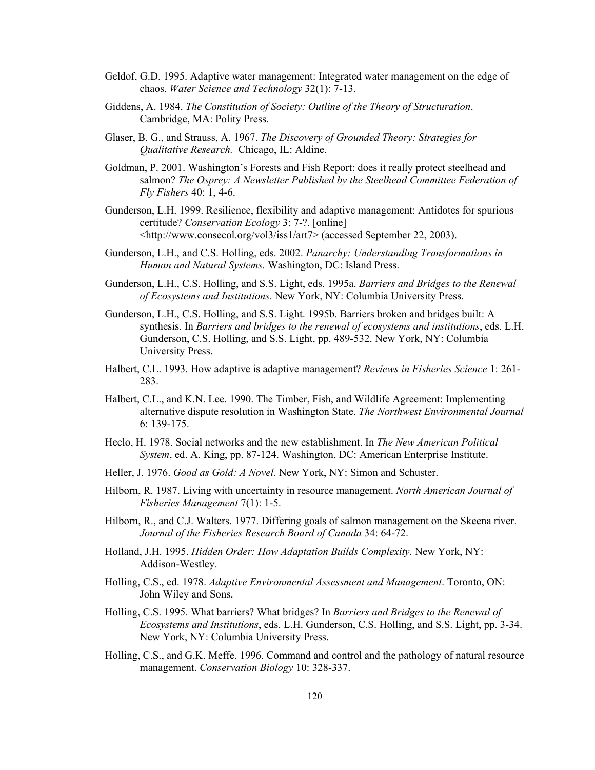Geldof, G.D. 1995. Adaptive water management: Integrated water management on the edge of chaos. *Water Science and Technology* 32(1): 7-13.

Giddens, A. 1984. *The Constitution of Society: Outline of the Theory of Structuration*. Cambridge, MA: Polity Press.

Glaser, B. G., and Strauss, A. 1967. *The Discovery of Grounded Theory: Strategies for Qualitative Research.* Chicago, IL: Aldine.

Goldman, P. 2001. Washington's Forests and Fish Report: does it really protect steelhead and salmon? *The Osprey: A Newsletter Published by the Steelhead Committee Federation of Fly Fishers* 40: 1, 4-6.

Gunderson, L.H. 1999. Resilience, flexibility and adaptive management: Antidotes for spurious certitude? *Conservation Ecology* 3: 7-?. [online] <http://www.consecol.org/vol3/iss1/art7> (accessed September 22, 2003).

Gunderson, L.H., and C.S. Holling, eds. 2002. *Panarchy: Understanding Transformations in Human and Natural Systems.* Washington, DC: Island Press.

Gunderson, L.H., C.S. Holling, and S.S. Light, eds. 1995a. *Barriers and Bridges to the Renewal of Ecosystems and Institutions*. New York, NY: Columbia University Press.

Gunderson, L.H., C.S. Holling, and S.S. Light. 1995b. Barriers broken and bridges built: A synthesis. In *Barriers and bridges to the renewal of ecosystems and institutions*, eds. L.H. Gunderson, C.S. Holling, and S.S. Light, pp. 489-532. New York, NY: Columbia University Press.

Halbert, C.L. 1993. How adaptive is adaptive management? *Reviews in Fisheries Science* 1: 261-283.

Halbert, C.L., and K.N. Lee. 1990. The Timber, Fish, and Wildlife Agreement: Implementing alternative dispute resolution in Washington State. *The Northwest Environmental Journal* 6: 139-175.

Heclo, H. 1978. Social networks and the new establishment. In *The New American Political System*, ed. A. King, pp. 87-124. Washington, DC: American Enterprise Institute.

Heller, J. 1976. *Good as Gold: A Novel.* New York, NY: Simon and Schuster.

Hilborn, R. 1987. Living with uncertainty in resource management. *North American Journal of Fisheries Management* 7(1): 1-5.

Hilborn, R., and C.J. Walters. 1977. Differing goals of salmon management on the Skeena river. *Journal of the Fisheries Research Board of Canada* 34: 64-72.

Holland, J.H. 1995. *Hidden Order: How Adaptation Builds Complexity.* New York, NY: Addison-Westley.

Holling, C.S., ed. 1978. *Adaptive Environmental Assessment and Management*. Toronto, ON: John Wiley and Sons.

Holling, C.S. 1995. What barriers? What bridges? In *Barriers and Bridges to the Renewal of Ecosystems and Institutions*, eds. L.H. Gunderson, C.S. Holling, and S.S. Light, pp. 3-34. New York, NY: Columbia University Press.

Holling, C.S., and G.K. Meffe. 1996. Command and control and the pathology of natural resource management. *Conservation Biology* 10: 328-337.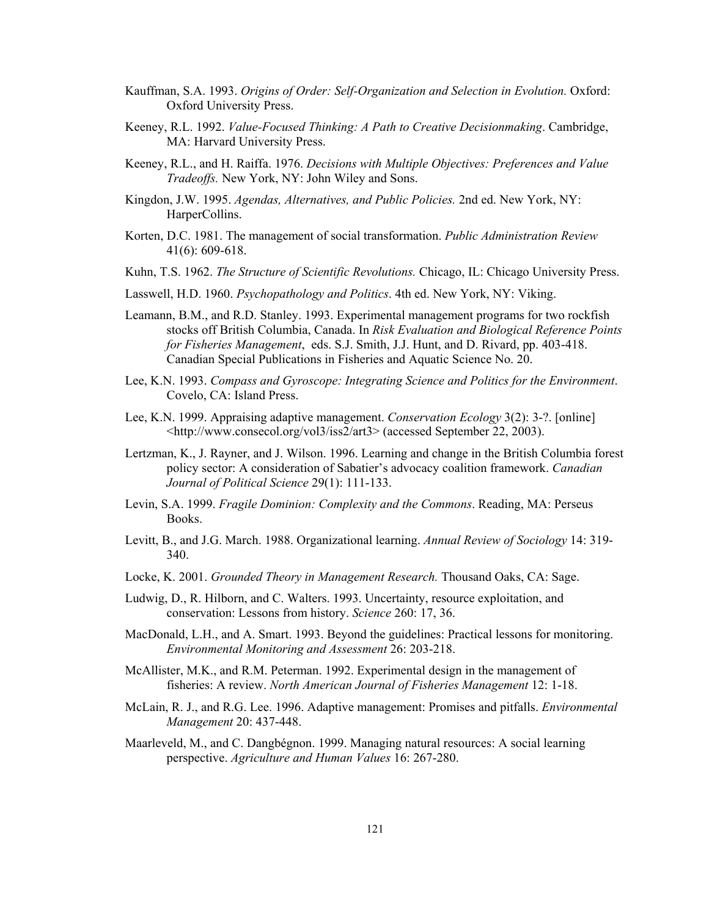Kauffman, S.A. 1993. *Origins of Order: Self-Organization and Selection in Evolution.* Oxford: Oxford University Press.

Keeney, R.L. 1992. *Value-Focused Thinking: A Path to Creative Decisionmaking*. Cambridge, MA: Harvard University Press.

Keeney, R.L., and H. Raiffa. 1976. *Decisions with Multiple Objectives: Preferences and Value Tradeoffs.* New York, NY: John Wiley and Sons.

Kingdon, J.W. 1995. *Agendas, Alternatives, and Public Policies.* 2nd ed. New York, NY: HarperCollins.

Korten, D.C. 1981. The management of social transformation. *Public Administration Review* 41(6): 609-618.

Kuhn, T.S. 1962. *The Structure of Scientific Revolutions.* Chicago, IL: Chicago University Press.

Lasswell, H.D. 1960. *Psychopathology and Politics*. 4th ed. New York, NY: Viking.

Leamann, B.M., and R.D. Stanley. 1993. Experimental management programs for two rockfish stocks off British Columbia, Canada. In *Risk Evaluation and Biological Reference Points for Fisheries Management*, eds. S.J. Smith, J.J. Hunt, and D. Rivard, pp. 403-418. Canadian Special Publications in Fisheries and Aquatic Science No. 20.

Lee, K.N. 1993. *Compass and Gyroscope: Integrating Science and Politics for the Environment*. Covelo, CA: Island Press.

Lee, K.N. 1999. Appraising adaptive management. *Conservation Ecology* 3(2): 3-?. [online] <http://www.consecol.org/vol3/iss2/art3> (accessed September 22, 2003).

Lertzman, K., J. Rayner, and J. Wilson. 1996. Learning and change in the British Columbia forest policy sector: A consideration of Sabatier's advocacy coalition framework. *Canadian Journal of Political Science* 29(1): 111-133.

Levin, S.A. 1999. *Fragile Dominion: Complexity and the Commons*. Reading, MA: Perseus Books.

Levitt, B., and J.G. March. 1988. Organizational learning. *Annual Review of Sociology* 14: 319-340.

Locke, K. 2001. *Grounded Theory in Management Research.* Thousand Oaks, CA: Sage.

Ludwig, D., R. Hilborn, and C. Walters. 1993. Uncertainty, resource exploitation, and conservation: Lessons from history. *Science* 260: 17, 36.

MacDonald, L.H., and A. Smart. 1993. Beyond the guidelines: Practical lessons for monitoring. *Environmental Monitoring and Assessment* 26: 203-218.

McAllister, M.K., and R.M. Peterman. 1992. Experimental design in the management of fisheries: A review. *North American Journal of Fisheries Management* 12: 1-18.

McLain, R. J., and R.G. Lee. 1996. Adaptive management: Promises and pitfalls. *Environmental Management* 20: 437-448.

Maarleveld, M., and C. Dangbégnon. 1999. Managing natural resources: A social learning perspective. *Agriculture and Human Values* 16: 267-280.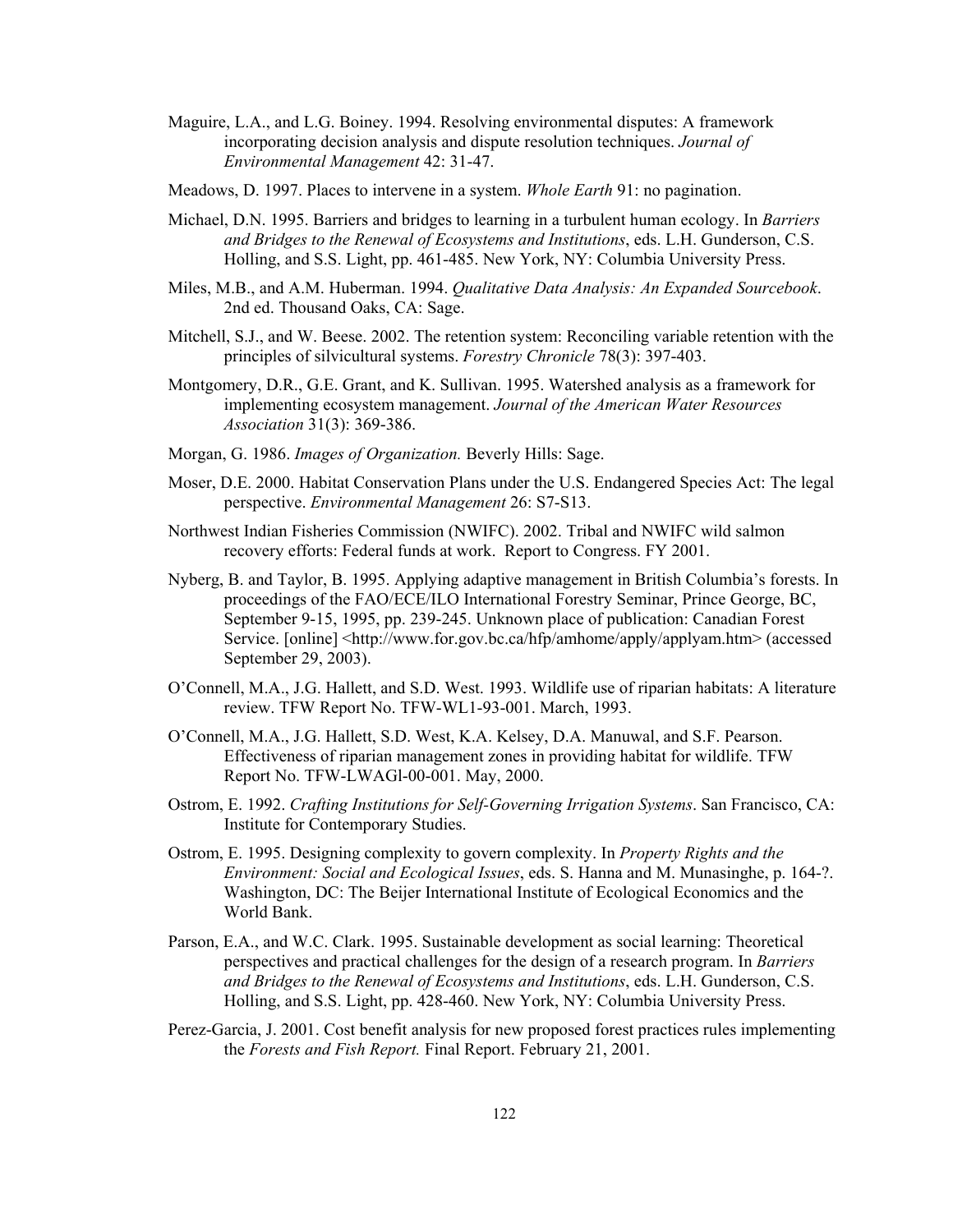Maguire, L.A., and L.G. Boiney. 1994. Resolving environmental disputes: A framework incorporating decision analysis and dispute resolution techniques. *Journal of Environmental Management* 42: 31-47.

Meadows, D. 1997. Places to intervene in a system. *Whole Earth* 91: no pagination.

Michael, D.N. 1995. Barriers and bridges to learning in a turbulent human ecology. In *Barriers and Bridges to the Renewal of Ecosystems and Institutions*, eds. L.H. Gunderson, C.S. Holling, and S.S. Light, pp. 461-485. New York, NY: Columbia University Press.

Miles, M.B., and A.M. Huberman. 1994. *Qualitative Data Analysis: An Expanded Sourcebook*. 2nd ed. Thousand Oaks, CA: Sage.

Mitchell, S.J., and W. Beese. 2002. The retention system: Reconciling variable retention with the principles of silvicultural systems. *Forestry Chronicle* 78(3): 397-403.

Montgomery, D.R., G.E. Grant, and K. Sullivan. 1995. Watershed analysis as a framework for implementing ecosystem management. *Journal of the American Water Resources Association* 31(3): 369-386.

Morgan, G. 1986. *Images of Organization.* Beverly Hills: Sage.

Moser, D.E. 2000. Habitat Conservation Plans under the U.S. Endangered Species Act: The legal perspective. *Environmental Management* 26: S7-S13.

Northwest Indian Fisheries Commission (NWIFC). 2002. Tribal and NWIFC wild salmon recovery efforts: Federal funds at work. Report to Congress. FY 2001.

Nyberg, B. and Taylor, B. 1995. Applying adaptive management in British Columbia's forests. In proceedings of the FAO/ECE/ILO International Forestry Seminar, Prince George, BC, September 9-15, 1995, pp. 239-245. Unknown place of publication: Canadian Forest Service. [online] <http://www.for.gov.bc.ca/hfp/amhome/apply/applyam.htm> (accessed September 29, 2003).

O'Connell, M.A., J.G. Hallett, and S.D. West. 1993. Wildlife use of riparian habitats: A literature review. TFW Report No. TFW-WL1-93-001. March, 1993.

O'Connell, M.A., J.G. Hallett, S.D. West, K.A. Kelsey, D.A. Manuwal, and S.F. Pearson. Effectiveness of riparian management zones in providing habitat for wildlife. TFW Report No. TFW-LWAGl-00-001. May, 2000.

Ostrom, E. 1992. *Crafting Institutions for Self-Governing Irrigation Systems*. San Francisco, CA: Institute for Contemporary Studies.

Ostrom, E. 1995. Designing complexity to govern complexity. In *Property Rights and the Environment: Social and Ecological Issues*, eds. S. Hanna and M. Munasinghe, p. 164-?. Washington, DC: The Beijer International Institute of Ecological Economics and the World Bank.

Parson, E.A., and W.C. Clark. 1995. Sustainable development as social learning: Theoretical perspectives and practical challenges for the design of a research program. In *Barriers and Bridges to the Renewal of Ecosystems and Institutions*, eds. L.H. Gunderson, C.S. Holling, and S.S. Light, pp. 428-460. New York, NY: Columbia University Press.

Perez-Garcia, J. 2001. Cost benefit analysis for new proposed forest practices rules implementing the *Forests and Fish Report.* Final Report. February 21, 2001.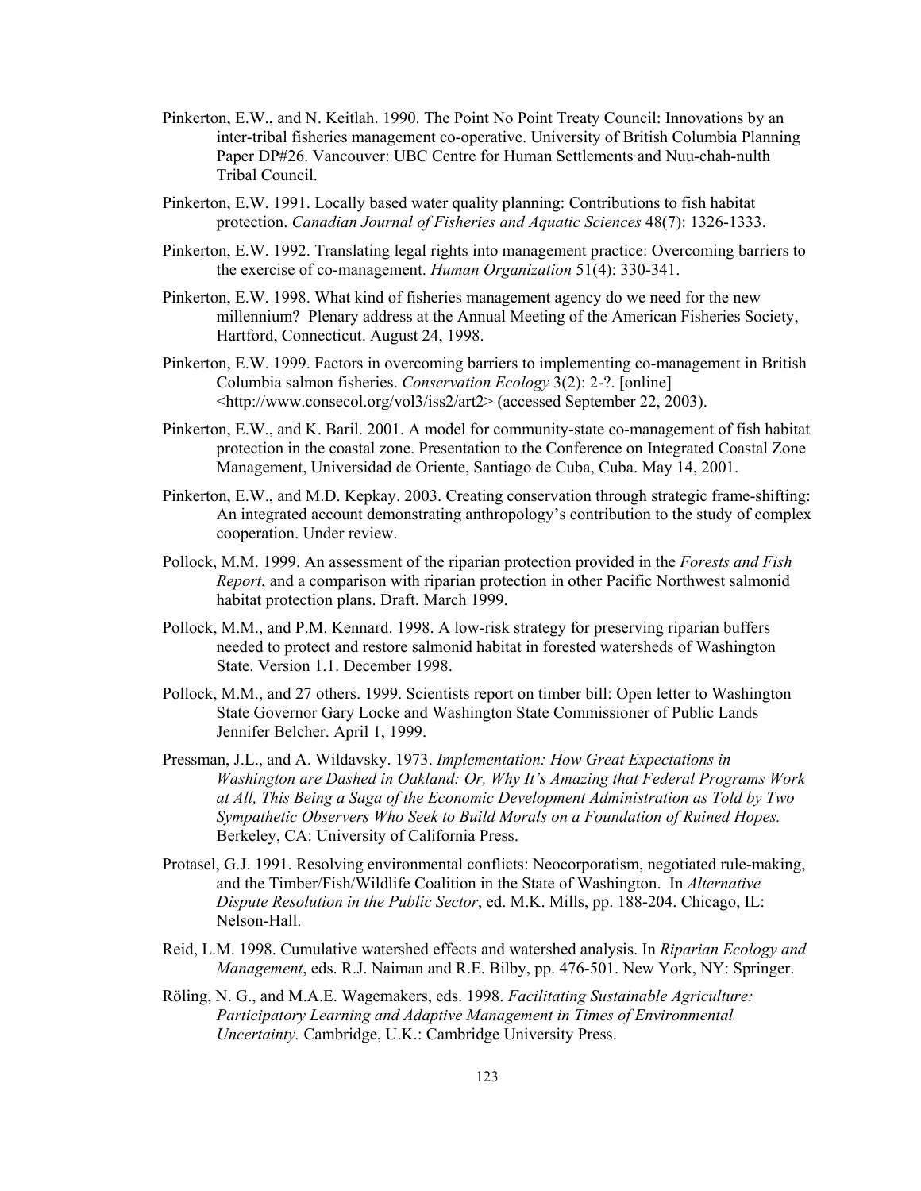Pinkerton, E.W., and N. Keitlah. 1990. The Point No Point Treaty Council: Innovations by an inter-tribal fisheries management co-operative. University of British Columbia Planning Paper DP#26. Vancouver: UBC Centre for Human Settlements and Nuu-chah-nulth Tribal Council.

Pinkerton, E.W. 1991. Locally based water quality planning: Contributions to fish habitat protection. *Canadian Journal of Fisheries and Aquatic Sciences* 48(7): 1326-1333.

Pinkerton, E.W. 1992. Translating legal rights into management practice: Overcoming barriers to the exercise of co-management. *Human Organization* 51(4): 330-341.

Pinkerton, E.W. 1998. What kind of fisheries management agency do we need for the new millennium? Plenary address at the Annual Meeting of the American Fisheries Society, Hartford, Connecticut. August 24, 1998.

Pinkerton, E.W. 1999. Factors in overcoming barriers to implementing co-management in British Columbia salmon fisheries. *Conservation Ecology* 3(2): 2-?. [online] <http://www.consecol.org/vol3/iss2/art2> (accessed September 22, 2003).

Pinkerton, E.W., and K. Baril. 2001. A model for community-state co-management of fish habitat protection in the coastal zone. Presentation to the Conference on Integrated Coastal Zone Management, Universidad de Oriente, Santiago de Cuba, Cuba. May 14, 2001.

Pinkerton, E.W., and M.D. Kepkay. 2003. Creating conservation through strategic frame-shifting: An integrated account demonstrating anthropology's contribution to the study of complex cooperation. Under review.

Pollock, M.M. 1999. An assessment of the riparian protection provided in the *Forests and Fish Report*, and a comparison with riparian protection in other Pacific Northwest salmonid habitat protection plans. Draft. March 1999.

Pollock, M.M., and P.M. Kennard. 1998. A low-risk strategy for preserving riparian buffers needed to protect and restore salmonid habitat in forested watersheds of Washington State. Version 1.1. December 1998.

Pollock, M.M., and 27 others. 1999. Scientists report on timber bill: Open letter to Washington State Governor Gary Locke and Washington State Commissioner of Public Lands Jennifer Belcher. April 1, 1999.

Pressman, J.L., and A. Wildavsky. 1973. *Implementation: How Great Expectations in Washington are Dashed in Oakland: Or, Why It's Amazing that Federal Programs Work at All, This Being a Saga of the Economic Development Administration as Told by Two Sympathetic Observers Who Seek to Build Morals on a Foundation of Ruined Hopes.* Berkeley, CA: University of California Press.

Protasel, G.J. 1991. Resolving environmental conflicts: Neocorporatism, negotiated rule-making, and the Timber/Fish/Wildlife Coalition in the State of Washington. In *Alternative Dispute Resolution in the Public Sector*, ed. M.K. Mills, pp. 188-204. Chicago, IL: Nelson-Hall.

Reid, L.M. 1998. Cumulative watershed effects and watershed analysis. In *Riparian Ecology and Management*, eds. R.J. Naiman and R.E. Bilby, pp. 476-501. New York, NY: Springer.

Röling, N. G., and M.A.E. Wagemakers, eds. 1998. *Facilitating Sustainable Agriculture: Participatory Learning and Adaptive Management in Times of Environmental Uncertainty.* Cambridge, U.K.: Cambridge University Press.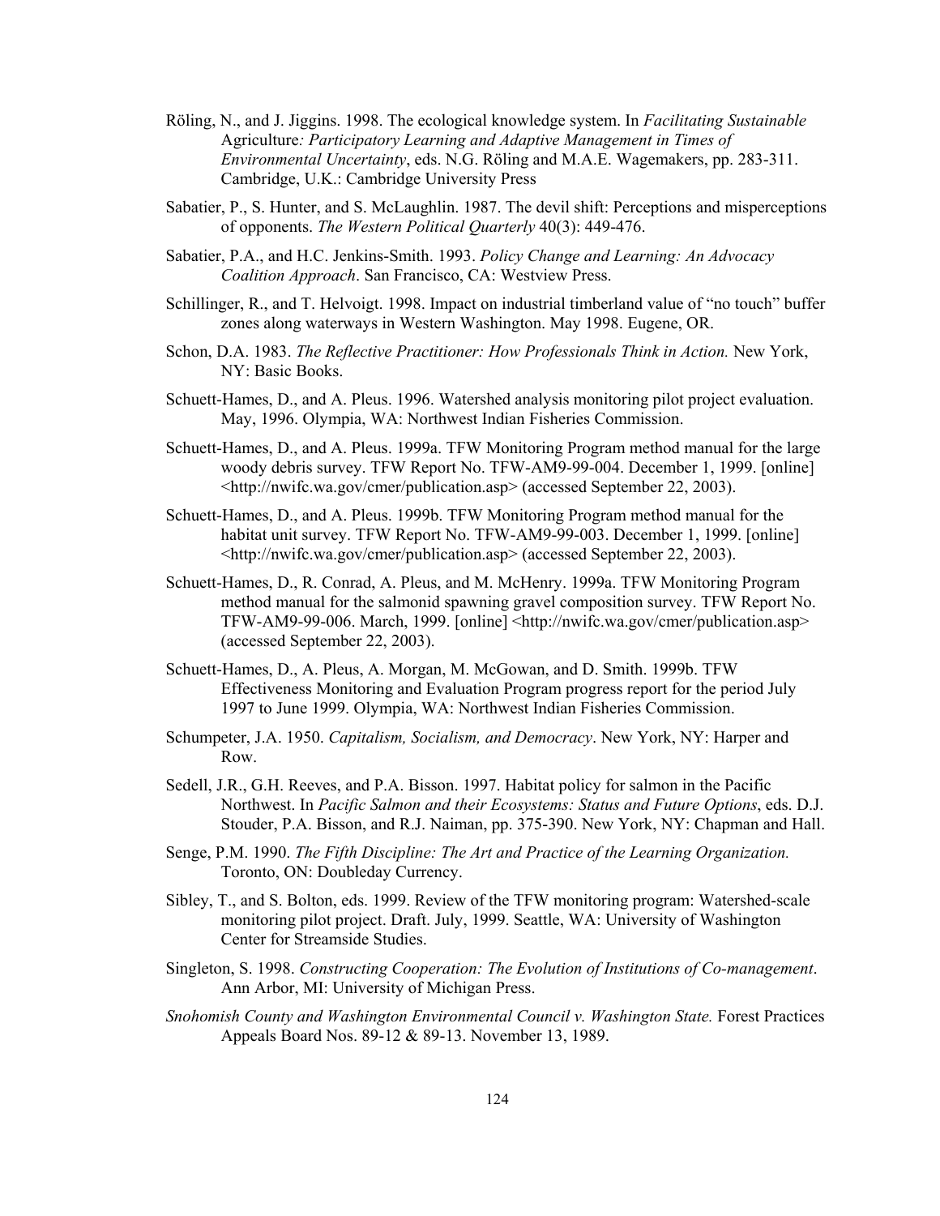Röling, N., and J. Jiggins. 1998. The ecological knowledge system. In *Facilitating Sustainable* Agriculture*: Participatory Learning and Adaptive Management in Times of Environmental Uncertainty*, eds. N.G. Röling and M.A.E. Wagemakers, pp. 283-311. Cambridge, U.K.: Cambridge University Press

Sabatier, P., S. Hunter, and S. McLaughlin. 1987. The devil shift: Perceptions and misperceptions of opponents. *The Western Political Quarterly* 40(3): 449-476.

Sabatier, P.A., and H.C. Jenkins-Smith. 1993. *Policy Change and Learning: An Advocacy Coalition Approach*. San Francisco, CA: Westview Press.

Schillinger, R., and T. Helvoigt. 1998. Impact on industrial timberland value of "no touch" buffer zones along waterways in Western Washington. May 1998. Eugene, OR.

Schon, D.A. 1983. *The Reflective Practitioner: How Professionals Think in Action.* New York, NY: Basic Books.

Schuett-Hames, D., and A. Pleus. 1996. Watershed analysis monitoring pilot project evaluation. May, 1996. Olympia, WA: Northwest Indian Fisheries Commission.

Schuett-Hames, D., and A. Pleus. 1999a. TFW Monitoring Program method manual for the large woody debris survey. TFW Report No. TFW-AM9-99-004. December 1, 1999. [online] <http://nwifc.wa.gov/cmer/publication.asp> (accessed September 22, 2003).

Schuett-Hames, D., and A. Pleus. 1999b. TFW Monitoring Program method manual for the habitat unit survey. TFW Report No. TFW-AM9-99-003. December 1, 1999. [online] <http://nwifc.wa.gov/cmer/publication.asp> (accessed September 22, 2003).

Schuett-Hames, D., R. Conrad, A. Pleus, and M. McHenry. 1999a. TFW Monitoring Program method manual for the salmonid spawning gravel composition survey. TFW Report No. TFW-AM9-99-006. March, 1999. [online] <http://nwifc.wa.gov/cmer/publication.asp> (accessed September 22, 2003).

Schuett-Hames, D., A. Pleus, A. Morgan, M. McGowan, and D. Smith. 1999b. TFW Effectiveness Monitoring and Evaluation Program progress report for the period July 1997 to June 1999. Olympia, WA: Northwest Indian Fisheries Commission.

Schumpeter, J.A. 1950. *Capitalism, Socialism, and Democracy*. New York, NY: Harper and Row.

Sedell, J.R., G.H. Reeves, and P.A. Bisson. 1997. Habitat policy for salmon in the Pacific Northwest. In *Pacific Salmon and their Ecosystems: Status and Future Options*, eds. D.J. Stouder, P.A. Bisson, and R.J. Naiman, pp. 375-390. New York, NY: Chapman and Hall.

Senge, P.M. 1990. *The Fifth Discipline: The Art and Practice of the Learning Organization.* Toronto, ON: Doubleday Currency.

Sibley, T., and S. Bolton, eds. 1999. Review of the TFW monitoring program: Watershed-scale monitoring pilot project. Draft. July, 1999. Seattle, WA: University of Washington Center for Streamside Studies.

Singleton, S. 1998. *Constructing Cooperation: The Evolution of Institutions of Co-management*. Ann Arbor, MI: University of Michigan Press.

*Snohomish County and Washington Environmental Council v. Washington State.* Forest Practices Appeals Board Nos. 89-12 & 89-13. November 13, 1989.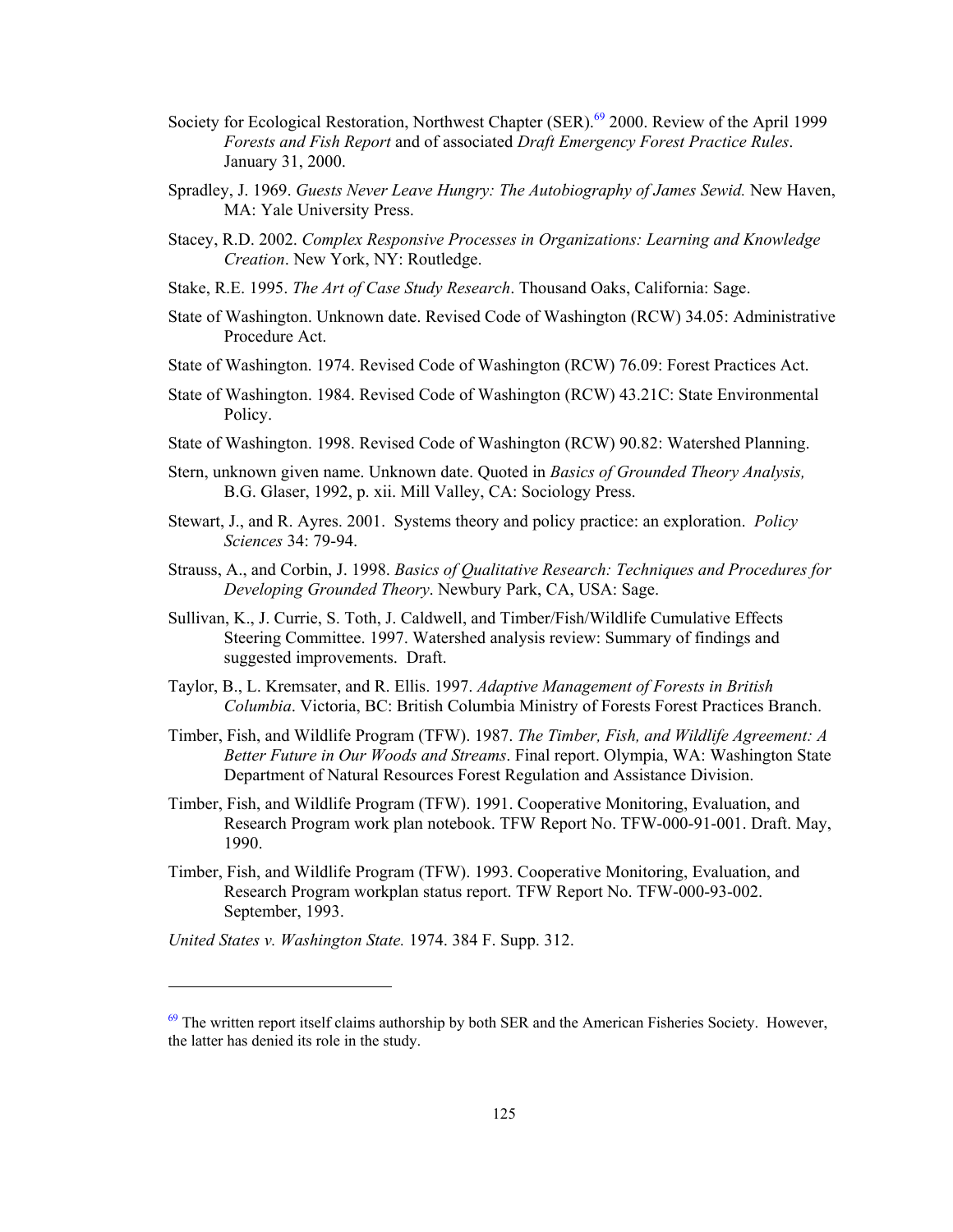Society for Ecological Restoration, Northwest Chapter (SER).[69] 2000. Review of the April 1999 *Forests and Fish Report* and of associated *Draft Emergency Forest Practice Rules*. January 31, 2000.

Spradley, J. 1969. *Guests Never Leave Hungry: The Autobiography of James Sewid.* New Haven, MA: Yale University Press.

Stacey, R.D. 2002. *Complex Responsive Processes in Organizations: Learning and Knowledge Creation*. New York, NY: Routledge.

Stake, R.E. 1995. *The Art of Case Study Research*. Thousand Oaks, California: Sage.

State of Washington. Unknown date. Revised Code of Washington (RCW) 34.05: Administrative Procedure Act.

State of Washington. 1974. Revised Code of Washington (RCW) 76.09: Forest Practices Act.

State of Washington. 1984. Revised Code of Washington (RCW) 43.21C: State Environmental Policy.

State of Washington. 1998. Revised Code of Washington (RCW) 90.82: Watershed Planning.

Stern, unknown given name. Unknown date. Quoted in *Basics of Grounded Theory Analysis,* B.G. Glaser, 1992, p. xii. Mill Valley, CA: Sociology Press.

Stewart, J., and R. Ayres. 2001. Systems theory and policy practice: an exploration. *Policy Sciences* 34: 79-94.

Strauss, A., and Corbin, J. 1998. *Basics of Qualitative Research: Techniques and Procedures for Developing Grounded Theory*. Newbury Park, CA, USA: Sage.

Sullivan, K., J. Currie, S. Toth, J. Caldwell, and Timber/Fish/Wildlife Cumulative Effects Steering Committee. 1997. Watershed analysis review: Summary of findings and suggested improvements. Draft.

Taylor, B., L. Kremsater, and R. Ellis. 1997. *Adaptive Management of Forests in British Columbia*. Victoria, BC: British Columbia Ministry of Forests Forest Practices Branch.

Timber, Fish, and Wildlife Program (TFW). 1987. *The Timber, Fish, and Wildlife Agreement: A Better Future in Our Woods and Streams*. Final report. Olympia, WA: Washington State Department of Natural Resources Forest Regulation and Assistance Division.

Timber, Fish, and Wildlife Program (TFW). 1991. Cooperative Monitoring, Evaluation, and Research Program work plan notebook. TFW Report No. TFW-000-91-001. Draft. May, 1990.

Timber, Fish, and Wildlife Program (TFW). 1993. Cooperative Monitoring, Evaluation, and Research Program workplan status report. TFW Report No. TFW-000-93-002. September, 1993.

*United States v. Washington State.* 1974. 384 F. Supp. 312.

---

[69] The written report itself claims authorship by both SER and the American Fisheries Society. However, the latter has denied its role in the study.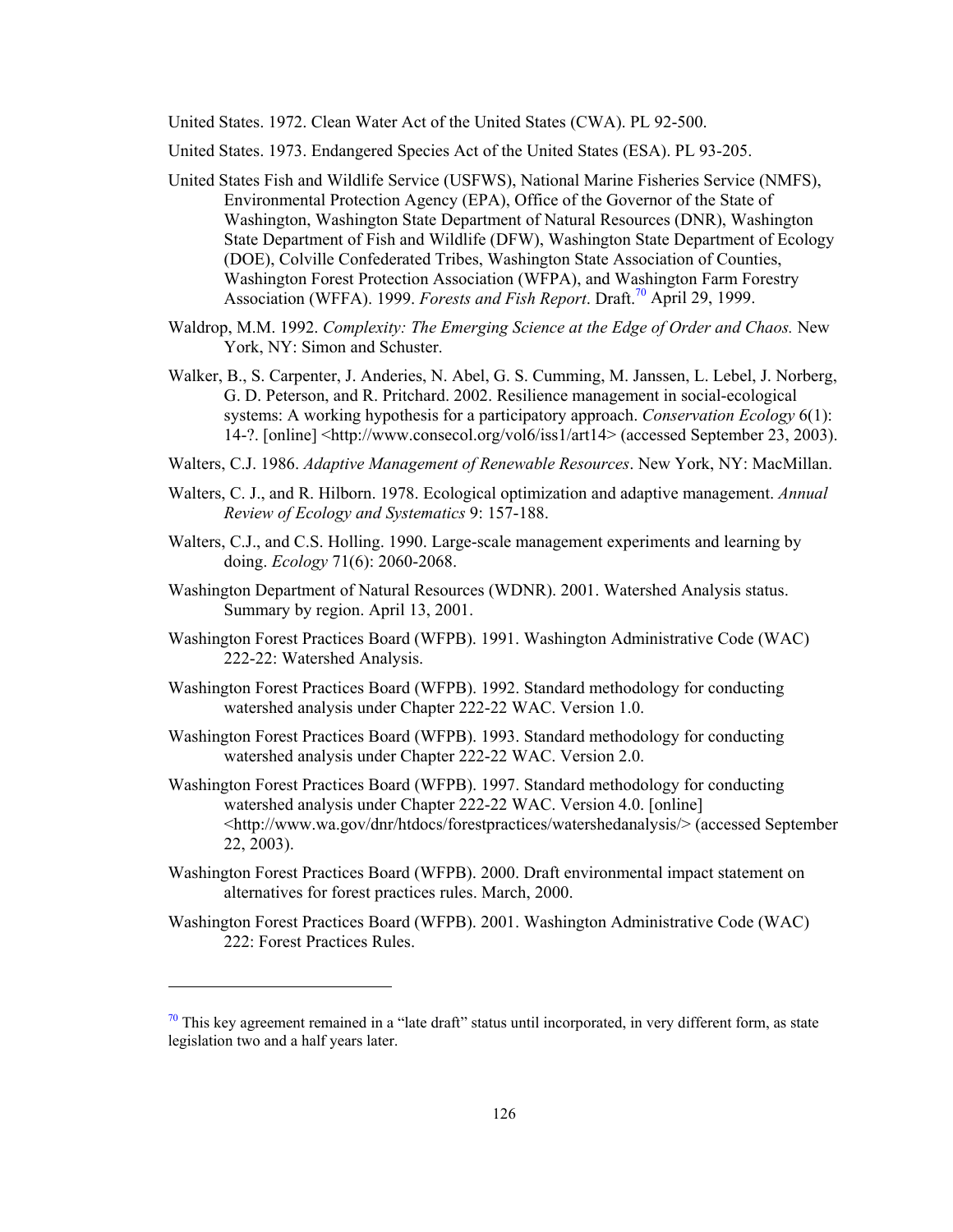United States. 1972. Clean Water Act of the United States (CWA). PL 92-500.

United States. 1973. Endangered Species Act of the United States (ESA). PL 93-205.

United States Fish and Wildlife Service (USFWS), National Marine Fisheries Service (NMFS), Environmental Protection Agency (EPA), Office of the Governor of the State of Washington, Washington State Department of Natural Resources (DNR), Washington State Department of Fish and Wildlife (DFW), Washington State Department of Ecology (DOE), Colville Confederated Tribes, Washington State Association of Counties, Washington Forest Protection Association (WFPA), and Washington Farm Forestry Association (WFFA). 1999. *Forests and Fish Report*. Draft.[70] April 29, 1999.

Waldrop, M.M. 1992. *Complexity: The Emerging Science at the Edge of Order and Chaos.* New York, NY: Simon and Schuster.

Walker, B., S. Carpenter, J. Anderies, N. Abel, G. S. Cumming, M. Janssen, L. Lebel, J. Norberg, G. D. Peterson, and R. Pritchard. 2002. Resilience management in social-ecological systems: A working hypothesis for a participatory approach. *Conservation Ecology* 6(1): 14-?. [online] <http://www.consecol.org/vol6/iss1/art14> (accessed September 23, 2003).

Walters, C.J. 1986. *Adaptive Management of Renewable Resources*. New York, NY: MacMillan.

Walters, C. J., and R. Hilborn. 1978. Ecological optimization and adaptive management. *Annual Review of Ecology and Systematics* 9: 157-188.

Walters, C.J., and C.S. Holling. 1990. Large-scale management experiments and learning by doing. *Ecology* 71(6): 2060-2068.

Washington Department of Natural Resources (WDNR). 2001. Watershed Analysis status. Summary by region. April 13, 2001.

Washington Forest Practices Board (WFPB). 1991. Washington Administrative Code (WAC) 222-22: Watershed Analysis.

Washington Forest Practices Board (WFPB). 1992. Standard methodology for conducting watershed analysis under Chapter 222-22 WAC. Version 1.0.

Washington Forest Practices Board (WFPB). 1993. Standard methodology for conducting watershed analysis under Chapter 222-22 WAC. Version 2.0.

Washington Forest Practices Board (WFPB). 1997. Standard methodology for conducting watershed analysis under Chapter 222-22 WAC. Version 4.0. [online] <http://www.wa.gov/dnr/htdocs/forestpractices/watershedanalysis/> (accessed September 22, 2003).

Washington Forest Practices Board (WFPB). 2000. Draft environmental impact statement on alternatives for forest practices rules. March, 2000.

Washington Forest Practices Board (WFPB). 2001. Washington Administrative Code (WAC) 222: Forest Practices Rules.

---

[70] This key agreement remained in a "late draft" status until incorporated, in very different form, as state legislation two and a half years later.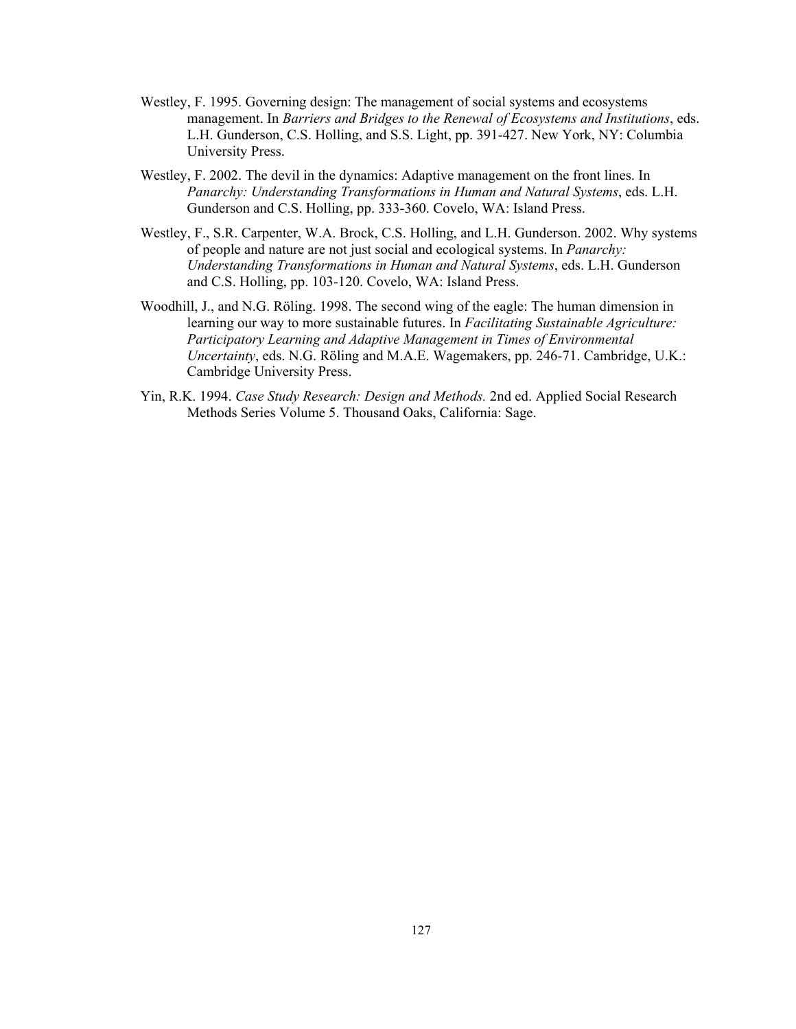Westley, F. 1995. Governing design: The management of social systems and ecosystems management. In *Barriers and Bridges to the Renewal of Ecosystems and Institutions*, eds. L.H. Gunderson, C.S. Holling, and S.S. Light, pp. 391-427. New York, NY: Columbia University Press.

Westley, F. 2002. The devil in the dynamics: Adaptive management on the front lines. In *Panarchy: Understanding Transformations in Human and Natural Systems*, eds. L.H. Gunderson and C.S. Holling, pp. 333-360. Covelo, WA: Island Press.

Westley, F., S.R. Carpenter, W.A. Brock, C.S. Holling, and L.H. Gunderson. 2002. Why systems of people and nature are not just social and ecological systems. In *Panarchy: Understanding Transformations in Human and Natural Systems*, eds. L.H. Gunderson and C.S. Holling, pp. 103-120. Covelo, WA: Island Press.

Woodhill, J., and N.G. Röling. 1998. The second wing of the eagle: The human dimension in learning our way to more sustainable futures. In *Facilitating Sustainable Agriculture: Participatory Learning and Adaptive Management in Times of Environmental Uncertainty*, eds. N.G. Röling and M.A.E. Wagemakers, pp. 246-71. Cambridge, U.K.: Cambridge University Press.

Yin, R.K. 1994. *Case Study Research: Design and Methods.* 2nd ed. Applied Social Research Methods Series Volume 5. Thousand Oaks, California: Sage.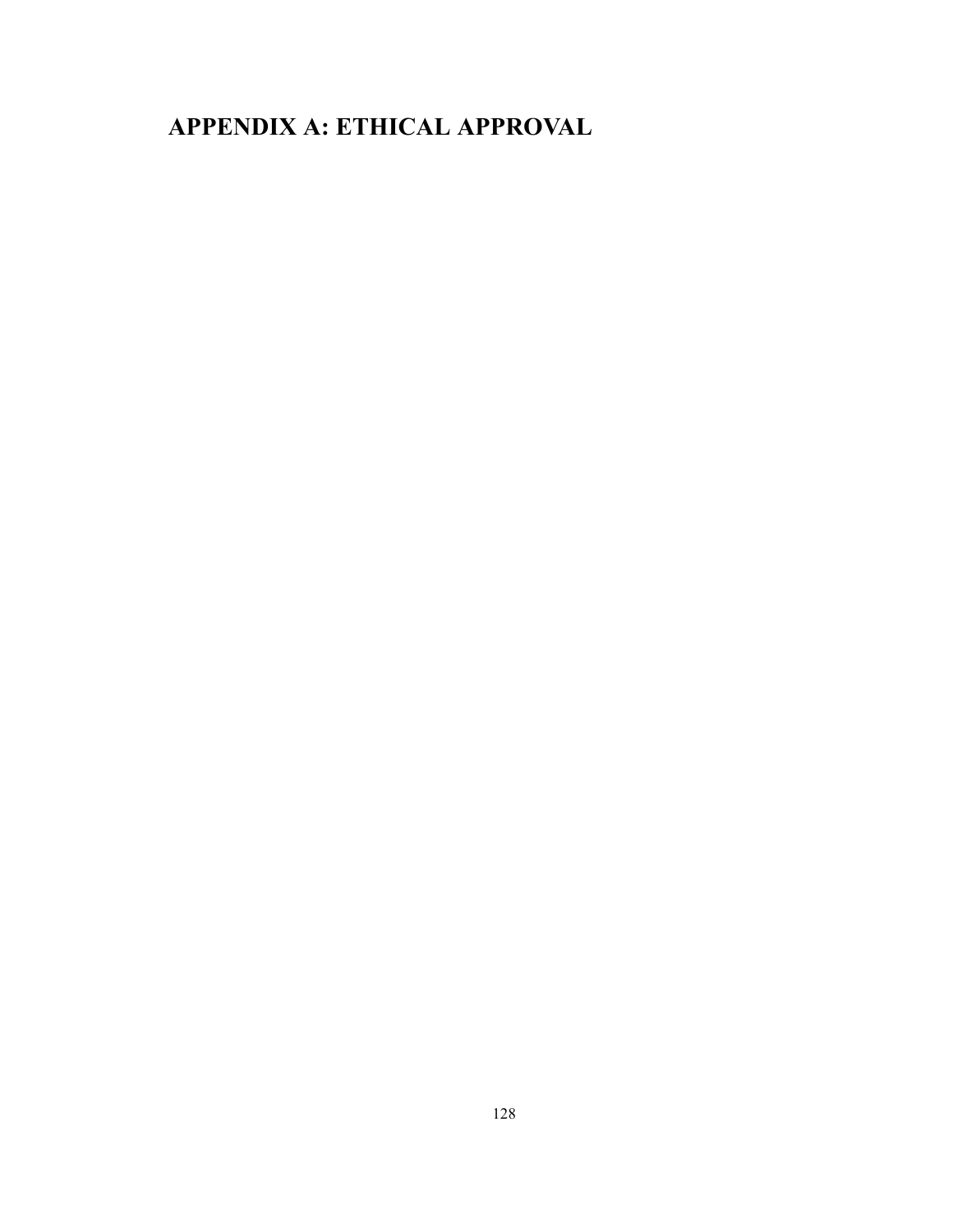# APPENDIX A: ETHICAL APPROVAL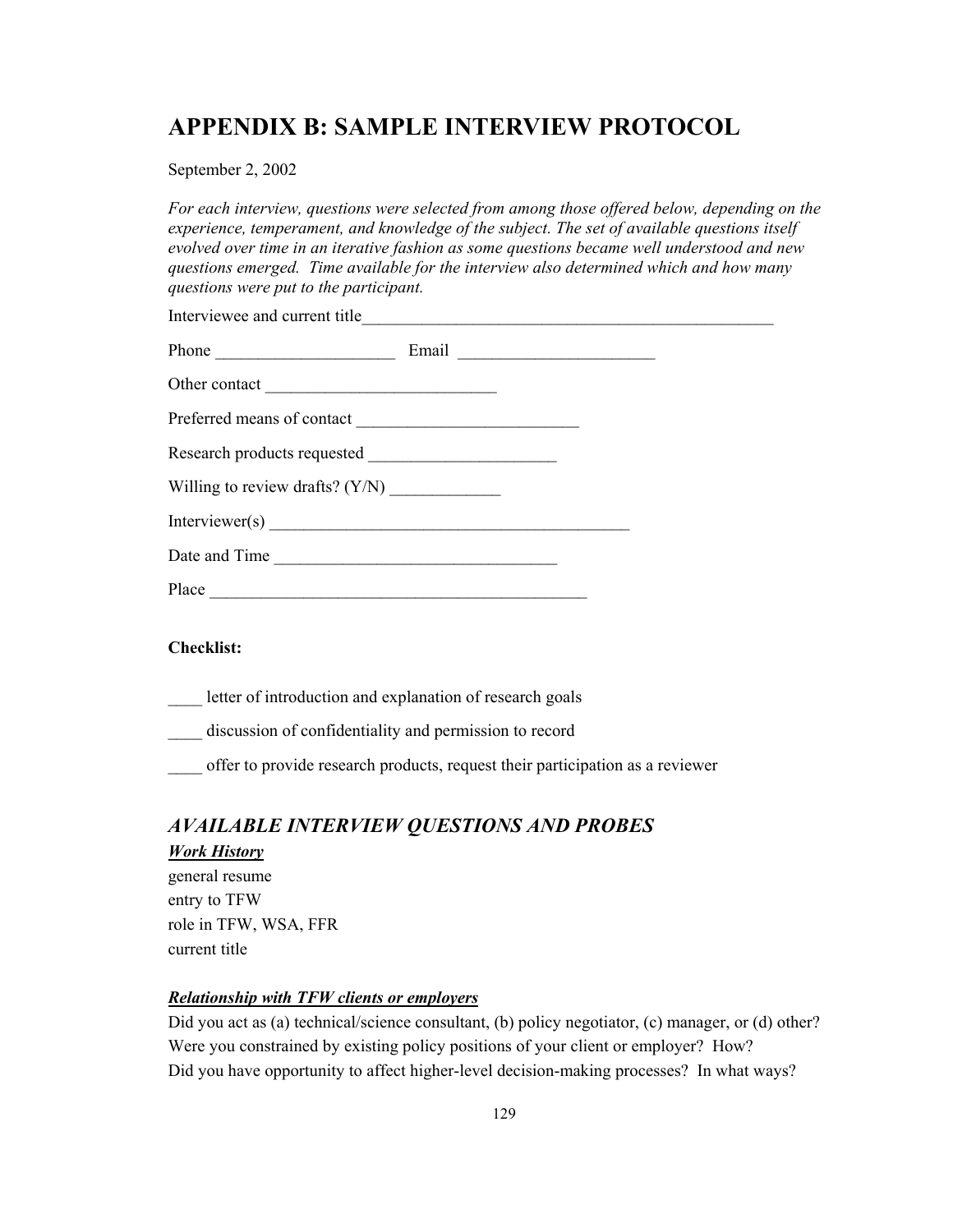# APPENDIX B: SAMPLE INTERVIEW PROTOCOL

September 2, 2002

*For each interview, questions were selected from among those offered below, depending on the experience, temperament, and knowledge of the subject. The set of available questions itself evolved over time in an iterative fashion as some questions became well understood and new questions emerged. Time available for the interview also determined which and how many questions were put to the participant.*

Interviewee and current title___________________________________________________

Phone _____________________ Email _______________________

Other contact ___________________________

Preferred means of contact __________________________

Research products requested ______________________

Willing to review drafts? (Y/N) _____________

Interviewer(s) ___________________________________________

Date and Time _________________________________

Place _____________________________________________

**Checklist:**

____ letter of introduction and explanation of research goals

____ discussion of confidentiality and permission to record

____ offer to provide research products, request their participation as a reviewer

## *AVAILABLE INTERVIEW QUESTIONS AND PROBES*

***Work History***

general resume
entry to TFW
role in TFW, WSA, FFR
current title

***Relationship with TFW clients or employers***

Did you act as (a) technical/science consultant, (b) policy negotiator, (c) manager, or (d) other?
Were you constrained by existing policy positions of your client or employer? How?
Did you have opportunity to affect higher-level decision-making processes? In what ways?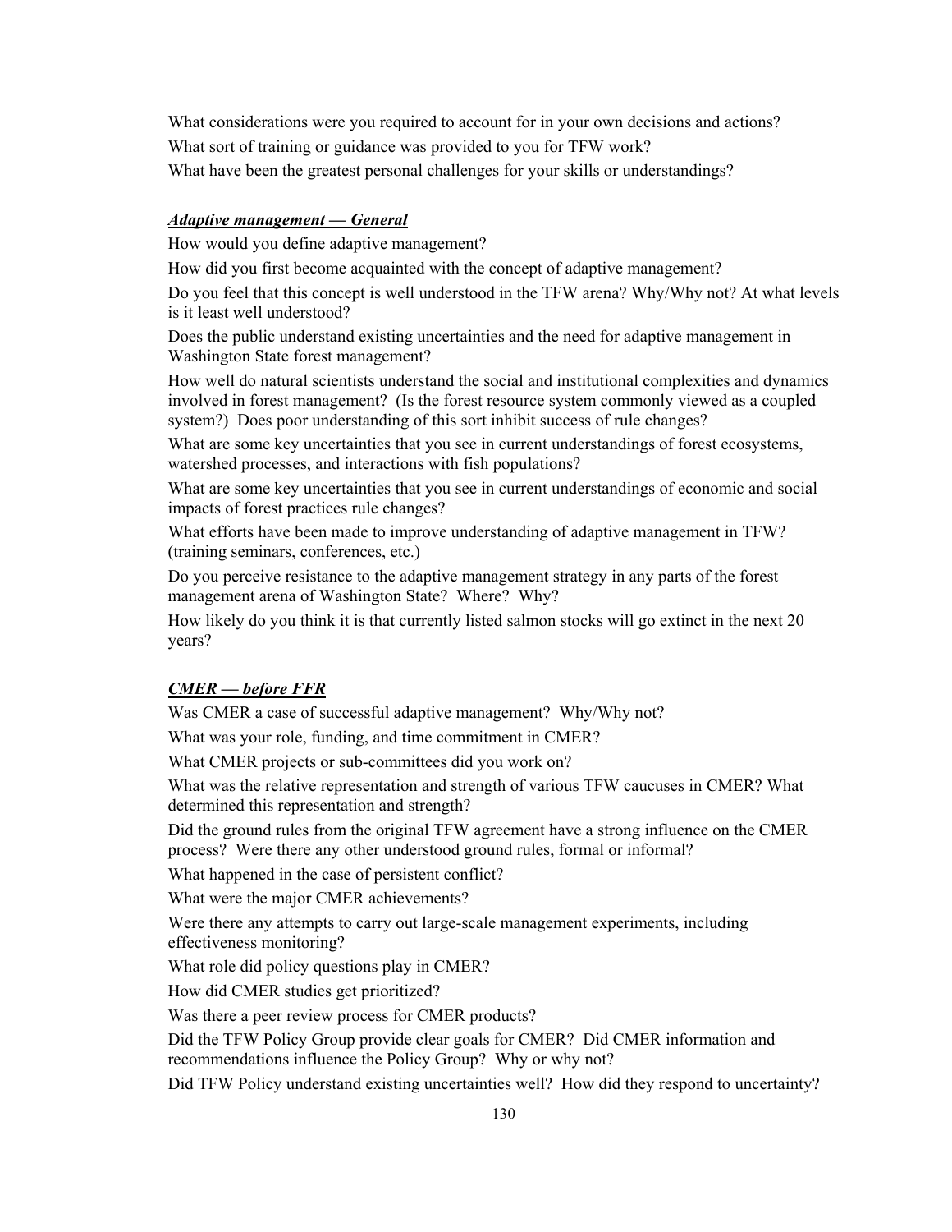What considerations were you required to account for in your own decisions and actions?

What sort of training or guidance was provided to you for TFW work?

What have been the greatest personal challenges for your skills or understandings?

***Adaptive management — General***

How would you define adaptive management?

How did you first become acquainted with the concept of adaptive management?

Do you feel that this concept is well understood in the TFW arena? Why/Why not? At what levels is it least well understood?

Does the public understand existing uncertainties and the need for adaptive management in Washington State forest management?

How well do natural scientists understand the social and institutional complexities and dynamics involved in forest management? (Is the forest resource system commonly viewed as a coupled system?) Does poor understanding of this sort inhibit success of rule changes?

What are some key uncertainties that you see in current understandings of forest ecosystems, watershed processes, and interactions with fish populations?

What are some key uncertainties that you see in current understandings of economic and social impacts of forest practices rule changes?

What efforts have been made to improve understanding of adaptive management in TFW? (training seminars, conferences, etc.)

Do you perceive resistance to the adaptive management strategy in any parts of the forest management arena of Washington State? Where? Why?

How likely do you think it is that currently listed salmon stocks will go extinct in the next 20 years?

***CMER — before FFR***

Was CMER a case of successful adaptive management? Why/Why not?

What was your role, funding, and time commitment in CMER?

What CMER projects or sub-committees did you work on?

What was the relative representation and strength of various TFW caucuses in CMER? What determined this representation and strength?

Did the ground rules from the original TFW agreement have a strong influence on the CMER process? Were there any other understood ground rules, formal or informal?

What happened in the case of persistent conflict?

What were the major CMER achievements?

Were there any attempts to carry out large-scale management experiments, including effectiveness monitoring?

What role did policy questions play in CMER?

How did CMER studies get prioritized?

Was there a peer review process for CMER products?

Did the TFW Policy Group provide clear goals for CMER? Did CMER information and recommendations influence the Policy Group? Why or why not?

Did TFW Policy understand existing uncertainties well? How did they respond to uncertainty?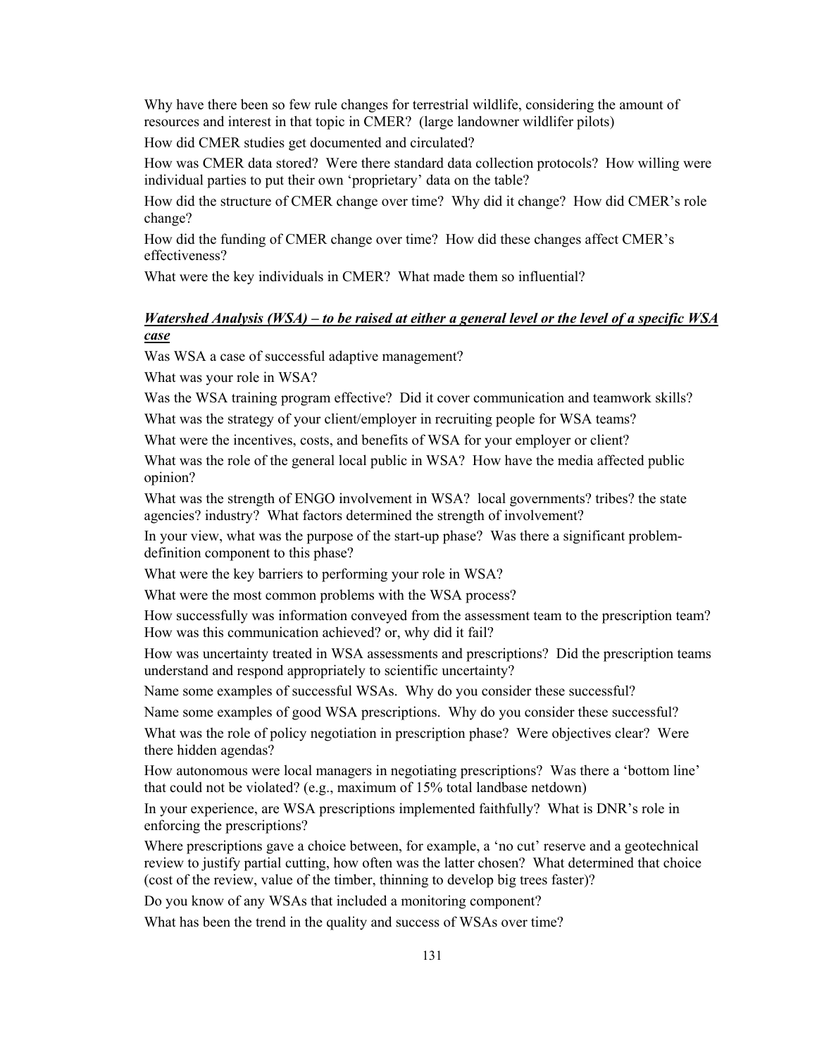Why have there been so few rule changes for terrestrial wildlife, considering the amount of resources and interest in that topic in CMER? (large landowner wildlifer pilots)

How did CMER studies get documented and circulated?

How was CMER data stored? Were there standard data collection protocols? How willing were individual parties to put their own 'proprietary' data on the table?

How did the structure of CMER change over time? Why did it change? How did CMER's role change?

How did the funding of CMER change over time? How did these changes affect CMER's effectiveness?

What were the key individuals in CMER? What made them so influential?

***<u>Watershed Analysis (WSA) – to be raised at either a general level or the level of a specific WSA case</u>***

Was WSA a case of successful adaptive management?

What was your role in WSA?

Was the WSA training program effective? Did it cover communication and teamwork skills?

What was the strategy of your client/employer in recruiting people for WSA teams?

What were the incentives, costs, and benefits of WSA for your employer or client?

What was the role of the general local public in WSA? How have the media affected public opinion?

What was the strength of ENGO involvement in WSA? local governments? tribes? the state agencies? industry? What factors determined the strength of involvement?

In your view, what was the purpose of the start-up phase? Was there a significant problem-definition component to this phase?

What were the key barriers to performing your role in WSA?

What were the most common problems with the WSA process?

How successfully was information conveyed from the assessment team to the prescription team? How was this communication achieved? or, why did it fail?

How was uncertainty treated in WSA assessments and prescriptions? Did the prescription teams understand and respond appropriately to scientific uncertainty?

Name some examples of successful WSAs. Why do you consider these successful?

Name some examples of good WSA prescriptions. Why do you consider these successful?

What was the role of policy negotiation in prescription phase? Were objectives clear? Were there hidden agendas?

How autonomous were local managers in negotiating prescriptions? Was there a 'bottom line' that could not be violated? (e.g., maximum of 15% total landbase netdown)

In your experience, are WSA prescriptions implemented faithfully? What is DNR's role in enforcing the prescriptions?

Where prescriptions gave a choice between, for example, a 'no cut' reserve and a geotechnical review to justify partial cutting, how often was the latter chosen? What determined that choice (cost of the review, value of the timber, thinning to develop big trees faster)?

Do you know of any WSAs that included a monitoring component?

What has been the trend in the quality and success of WSAs over time?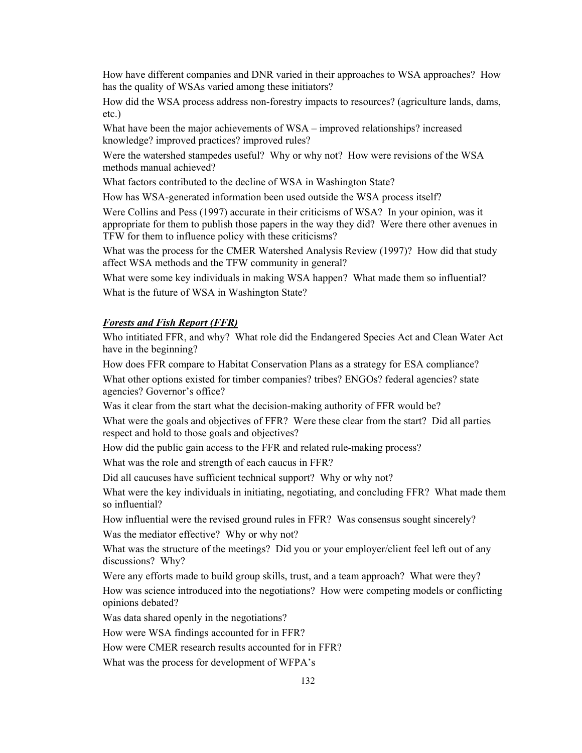How have different companies and DNR varied in their approaches to WSA approaches? How has the quality of WSAs varied among these initiators?

How did the WSA process address non-forestry impacts to resources? (agriculture lands, dams, etc.)

What have been the major achievements of WSA – improved relationships? increased knowledge? improved practices? improved rules?

Were the watershed stampedes useful? Why or why not? How were revisions of the WSA methods manual achieved?

What factors contributed to the decline of WSA in Washington State?

How has WSA-generated information been used outside the WSA process itself?

Were Collins and Pess (1997) accurate in their criticisms of WSA? In your opinion, was it appropriate for them to publish those papers in the way they did? Were there other avenues in TFW for them to influence policy with these criticisms?

What was the process for the CMER Watershed Analysis Review (1997)? How did that study affect WSA methods and the TFW community in general?

What were some key individuals in making WSA happen? What made them so influential?

What is the future of WSA in Washington State?

***Forests and Fish Report (FFR)***

Who intitiated FFR, and why? What role did the Endangered Species Act and Clean Water Act have in the beginning?

How does FFR compare to Habitat Conservation Plans as a strategy for ESA compliance?

What other options existed for timber companies? tribes? ENGOs? federal agencies? state agencies? Governor's office?

Was it clear from the start what the decision-making authority of FFR would be?

What were the goals and objectives of FFR? Were these clear from the start? Did all parties respect and hold to those goals and objectives?

How did the public gain access to the FFR and related rule-making process?

What was the role and strength of each caucus in FFR?

Did all caucuses have sufficient technical support? Why or why not?

What were the key individuals in initiating, negotiating, and concluding FFR? What made them so influential?

How influential were the revised ground rules in FFR? Was consensus sought sincerely?

Was the mediator effective? Why or why not?

What was the structure of the meetings? Did you or your employer/client feel left out of any discussions? Why?

Were any efforts made to build group skills, trust, and a team approach? What were they?

How was science introduced into the negotiations? How were competing models or conflicting opinions debated?

Was data shared openly in the negotiations?

How were WSA findings accounted for in FFR?

How were CMER research results accounted for in FFR?

What was the process for development of WFPA's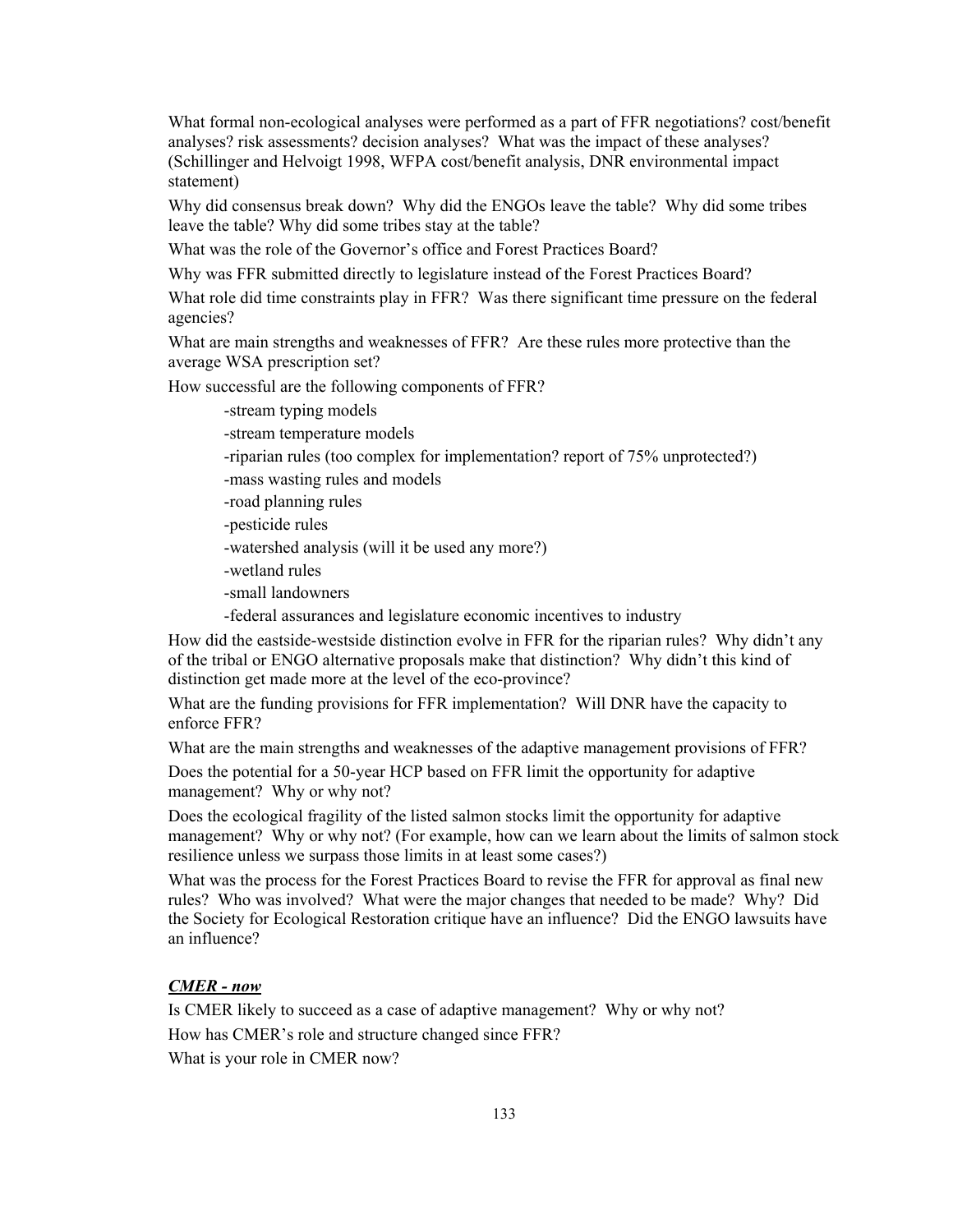What formal non-ecological analyses were performed as a part of FFR negotiations? cost/benefit analyses? risk assessments? decision analyses? What was the impact of these analyses? (Schillinger and Helvoigt 1998, WFPA cost/benefit analysis, DNR environmental impact statement)

Why did consensus break down? Why did the ENGOs leave the table? Why did some tribes leave the table? Why did some tribes stay at the table?

What was the role of the Governor's office and Forest Practices Board?

Why was FFR submitted directly to legislature instead of the Forest Practices Board?

What role did time constraints play in FFR? Was there significant time pressure on the federal agencies?

What are main strengths and weaknesses of FFR? Are these rules more protective than the average WSA prescription set?

How successful are the following components of FFR?

- -stream typing models
- -stream temperature models
- -riparian rules (too complex for implementation? report of 75% unprotected?)
- -mass wasting rules and models
- -road planning rules
- -pesticide rules
- -watershed analysis (will it be used any more?)
- -wetland rules
- -small landowners
- -federal assurances and legislature economic incentives to industry

How did the eastside-westside distinction evolve in FFR for the riparian rules? Why didn't any of the tribal or ENGO alternative proposals make that distinction? Why didn't this kind of distinction get made more at the level of the eco-province?

What are the funding provisions for FFR implementation? Will DNR have the capacity to enforce FFR?

What are the main strengths and weaknesses of the adaptive management provisions of FFR?

Does the potential for a 50-year HCP based on FFR limit the opportunity for adaptive management? Why or why not?

Does the ecological fragility of the listed salmon stocks limit the opportunity for adaptive management? Why or why not? (For example, how can we learn about the limits of salmon stock resilience unless we surpass those limits in at least some cases?)

What was the process for the Forest Practices Board to revise the FFR for approval as final new rules? Who was involved? What were the major changes that needed to be made? Why? Did the Society for Ecological Restoration critique have an influence? Did the ENGO lawsuits have an influence?

***<u>CMER - now</u>***

Is CMER likely to succeed as a case of adaptive management? Why or why not?

How has CMER's role and structure changed since FFR?

What is your role in CMER now?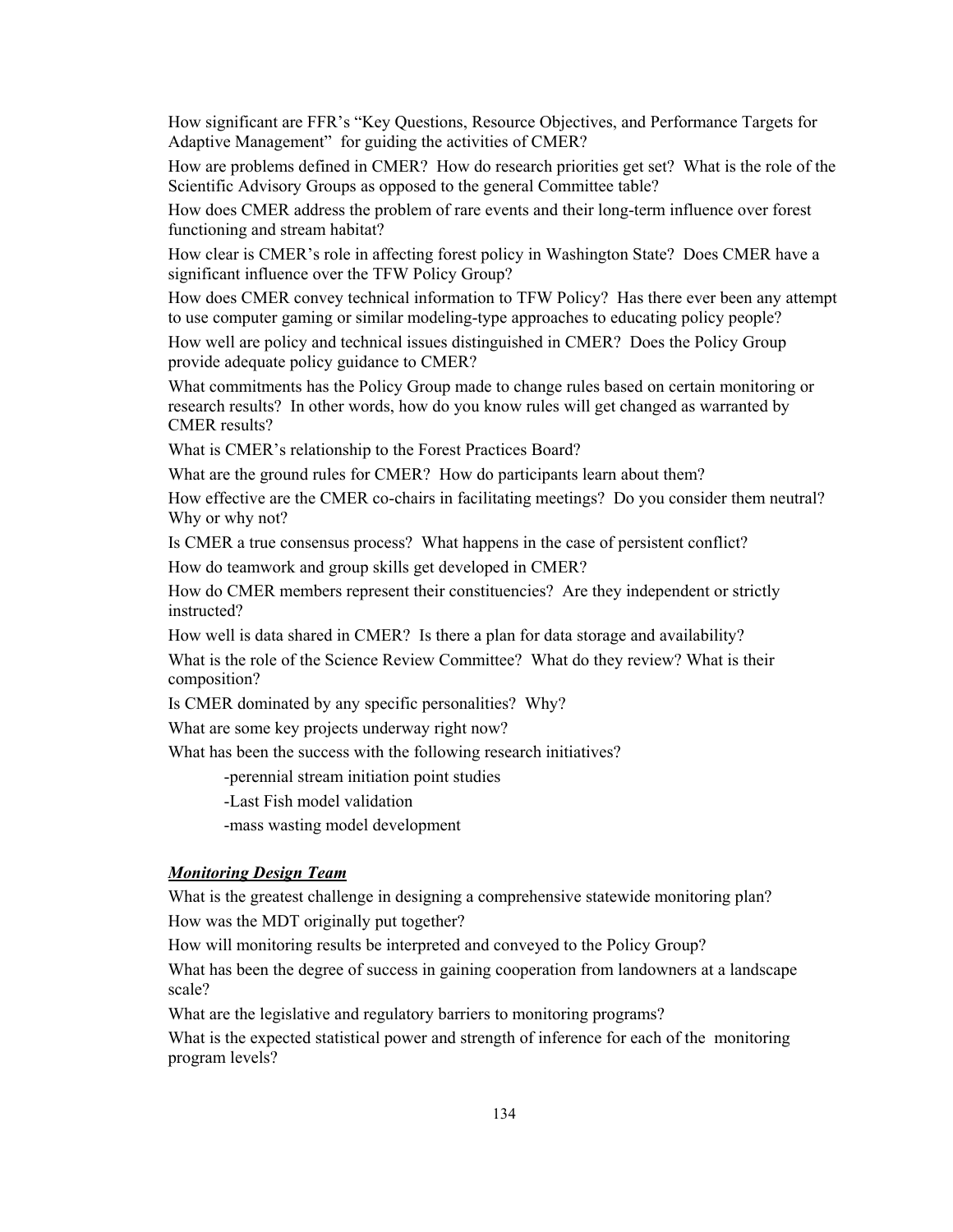How significant are FFR's "Key Questions, Resource Objectives, and Performance Targets for Adaptive Management" for guiding the activities of CMER?

How are problems defined in CMER? How do research priorities get set? What is the role of the Scientific Advisory Groups as opposed to the general Committee table?

How does CMER address the problem of rare events and their long-term influence over forest functioning and stream habitat?

How clear is CMER's role in affecting forest policy in Washington State? Does CMER have a significant influence over the TFW Policy Group?

How does CMER convey technical information to TFW Policy? Has there ever been any attempt to use computer gaming or similar modeling-type approaches to educating policy people?

How well are policy and technical issues distinguished in CMER? Does the Policy Group provide adequate policy guidance to CMER?

What commitments has the Policy Group made to change rules based on certain monitoring or research results? In other words, how do you know rules will get changed as warranted by CMER results?

What is CMER's relationship to the Forest Practices Board?

What are the ground rules for CMER? How do participants learn about them?

How effective are the CMER co-chairs in facilitating meetings? Do you consider them neutral? Why or why not?

Is CMER a true consensus process? What happens in the case of persistent conflict?

How do teamwork and group skills get developed in CMER?

How do CMER members represent their constituencies? Are they independent or strictly instructed?

How well is data shared in CMER? Is there a plan for data storage and availability?

What is the role of the Science Review Committee? What do they review? What is their composition?

Is CMER dominated by any specific personalities? Why?

What are some key projects underway right now?

What has been the success with the following research initiatives?

- perennial stream initiation point studies
- Last Fish model validation
- mass wasting model development

***Monitoring Design Team***

What is the greatest challenge in designing a comprehensive statewide monitoring plan?

How was the MDT originally put together?

How will monitoring results be interpreted and conveyed to the Policy Group?

What has been the degree of success in gaining cooperation from landowners at a landscape scale?

What are the legislative and regulatory barriers to monitoring programs?

What is the expected statistical power and strength of inference for each of the monitoring program levels?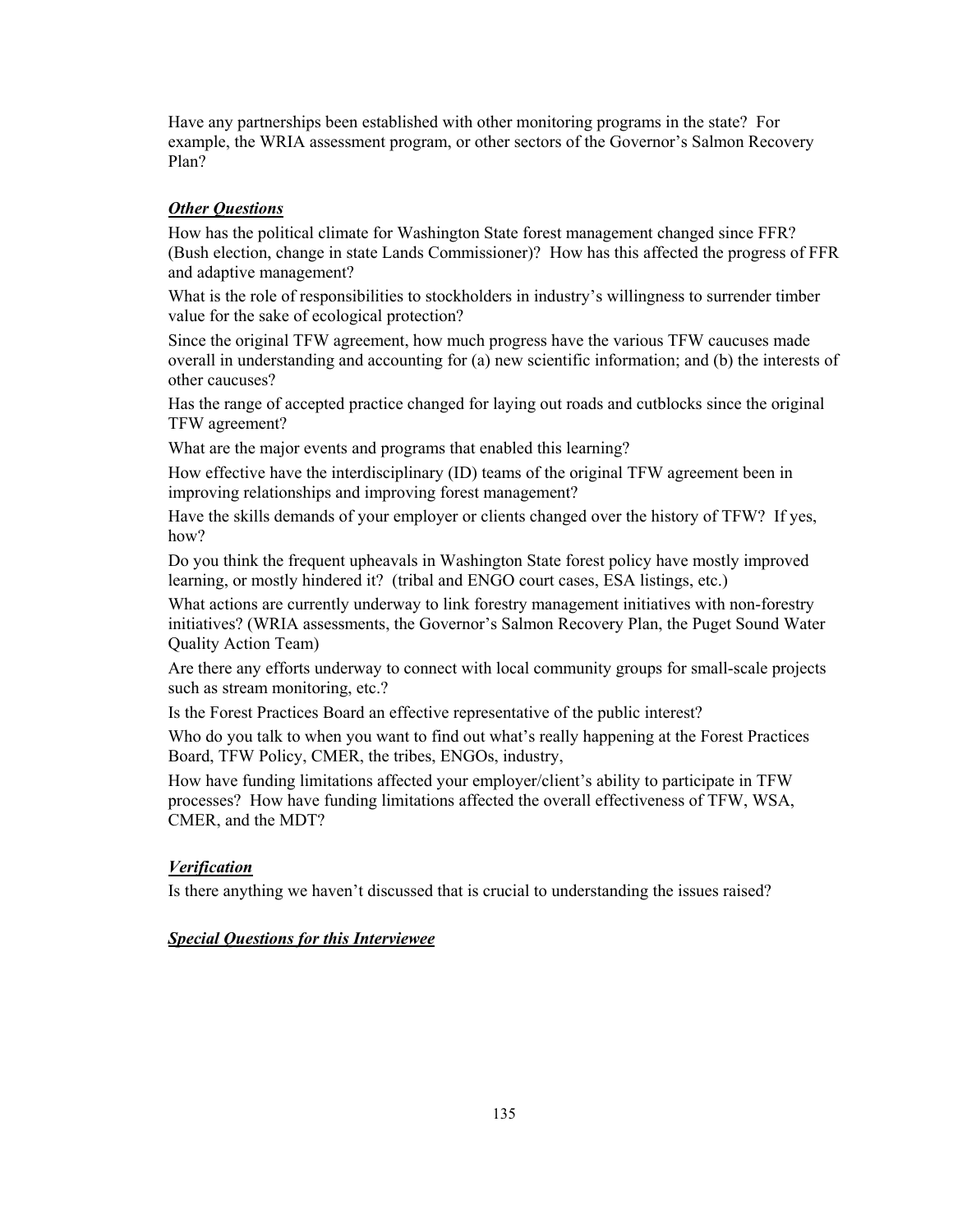Have any partnerships been established with other monitoring programs in the state? For example, the WRIA assessment program, or other sectors of the Governor's Salmon Recovery Plan?

### ***Other Questions***

How has the political climate for Washington State forest management changed since FFR? (Bush election, change in state Lands Commissioner)? How has this affected the progress of FFR and adaptive management?

What is the role of responsibilities to stockholders in industry's willingness to surrender timber value for the sake of ecological protection?

Since the original TFW agreement, how much progress have the various TFW caucuses made overall in understanding and accounting for (a) new scientific information; and (b) the interests of other caucuses?

Has the range of accepted practice changed for laying out roads and cutblocks since the original TFW agreement?

What are the major events and programs that enabled this learning?

How effective have the interdisciplinary (ID) teams of the original TFW agreement been in improving relationships and improving forest management?

Have the skills demands of your employer or clients changed over the history of TFW? If yes, how?

Do you think the frequent upheavals in Washington State forest policy have mostly improved learning, or mostly hindered it? (tribal and ENGO court cases, ESA listings, etc.)

What actions are currently underway to link forestry management initiatives with non-forestry initiatives? (WRIA assessments, the Governor's Salmon Recovery Plan, the Puget Sound Water Quality Action Team)

Are there any efforts underway to connect with local community groups for small-scale projects such as stream monitoring, etc.?

Is the Forest Practices Board an effective representative of the public interest?

Who do you talk to when you want to find out what's really happening at the Forest Practices Board, TFW Policy, CMER, the tribes, ENGOs, industry,

How have funding limitations affected your employer/client's ability to participate in TFW processes? How have funding limitations affected the overall effectiveness of TFW, WSA, CMER, and the MDT?

### ***Verification***

Is there anything we haven't discussed that is crucial to understanding the issues raised?

### ***Special Questions for this Interviewee***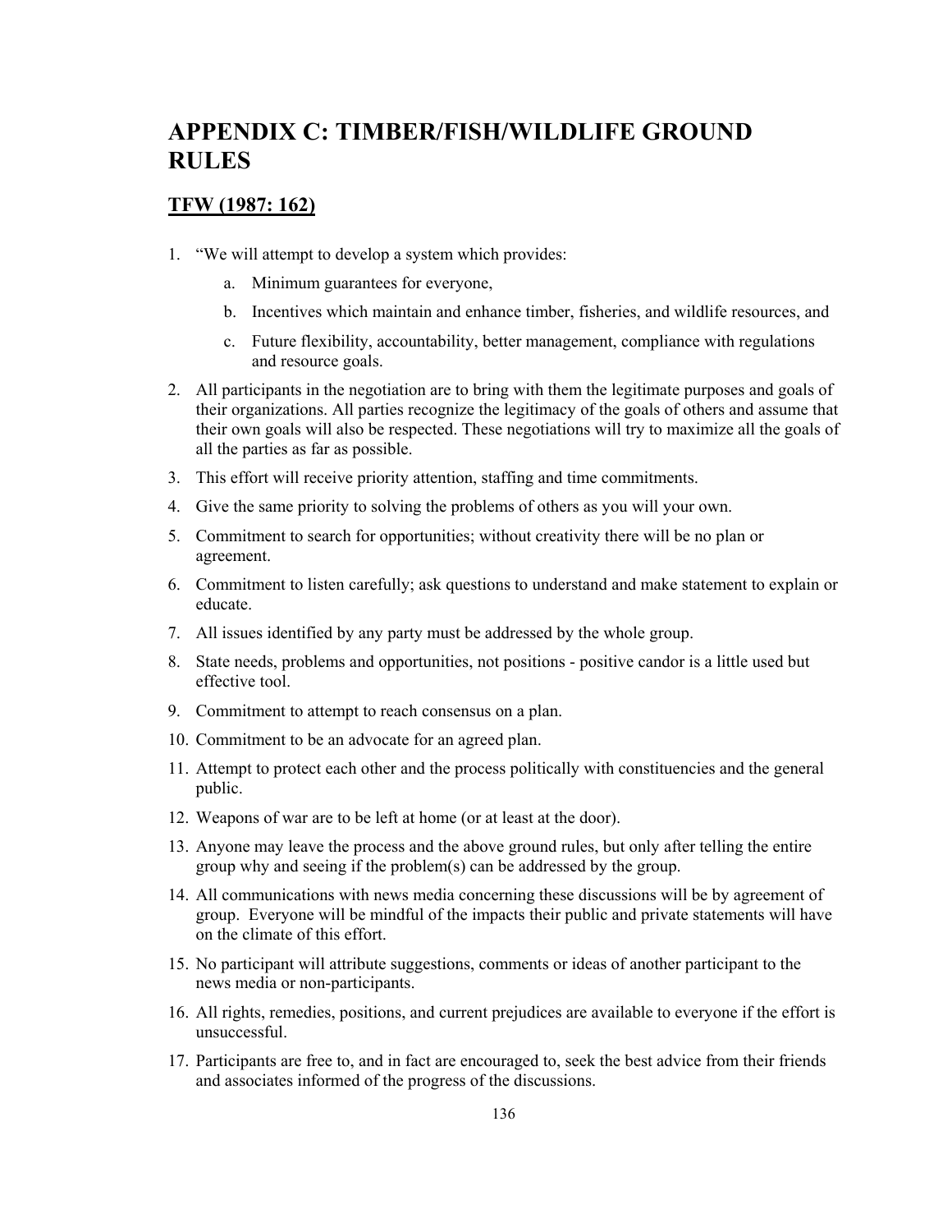# APPENDIX C: TIMBER/FISH/WILDLIFE GROUND RULES

## TFW (1987: 162)

1. "We will attempt to develop a system which provides:
    a. Minimum guarantees for everyone,
    b. Incentives which maintain and enhance timber, fisheries, and wildlife resources, and
    c. Future flexibility, accountability, better management, compliance with regulations and resource goals.
2. All participants in the negotiation are to bring with them the legitimate purposes and goals of their organizations. All parties recognize the legitimacy of the goals of others and assume that their own goals will also be respected. These negotiations will try to maximize all the goals of all the parties as far as possible.
3. This effort will receive priority attention, staffing and time commitments.
4. Give the same priority to solving the problems of others as you will your own.
5. Commitment to search for opportunities; without creativity there will be no plan or agreement.
6. Commitment to listen carefully; ask questions to understand and make statement to explain or educate.
7. All issues identified by any party must be addressed by the whole group.
8. State needs, problems and opportunities, not positions - positive candor is a little used but effective tool.
9. Commitment to attempt to reach consensus on a plan.
10. Commitment to be an advocate for an agreed plan.
11. Attempt to protect each other and the process politically with constituencies and the general public.
12. Weapons of war are to be left at home (or at least at the door).
13. Anyone may leave the process and the above ground rules, but only after telling the entire group why and seeing if the problem(s) can be addressed by the group.
14. All communications with news media concerning these discussions will be by agreement of group. Everyone will be mindful of the impacts their public and private statements will have on the climate of this effort.
15. No participant will attribute suggestions, comments or ideas of another participant to the news media or non-participants.
16. All rights, remedies, positions, and current prejudices are available to everyone if the effort is unsuccessful.
17. Participants are free to, and in fact are encouraged to, seek the best advice from their friends and associates informed of the progress of the discussions.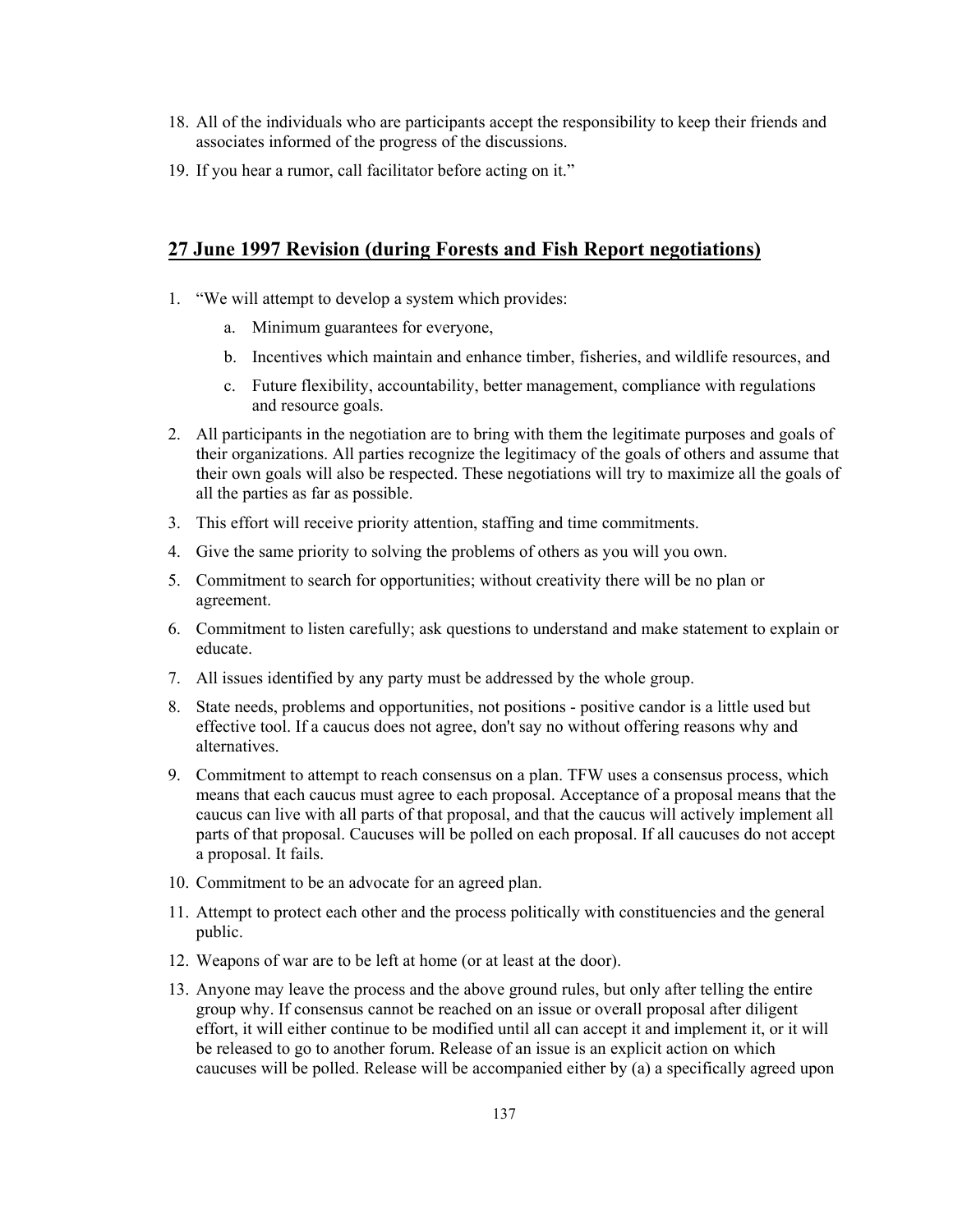18. All of the individuals who are participants accept the responsibility to keep their friends and associates informed of the progress of the discussions.
19. If you hear a rumor, call facilitator before acting on it."

## 27 June 1997 Revision (during Forests and Fish Report negotiations)

1. "We will attempt to develop a system which provides:
   a. Minimum guarantees for everyone,
   b. Incentives which maintain and enhance timber, fisheries, and wildlife resources, and
   c. Future flexibility, accountability, better management, compliance with regulations and resource goals.
2. All participants in the negotiation are to bring with them the legitimate purposes and goals of their organizations. All parties recognize the legitimacy of the goals of others and assume that their own goals will also be respected. These negotiations will try to maximize all the goals of all the parties as far as possible.
3. This effort will receive priority attention, staffing and time commitments.
4. Give the same priority to solving the problems of others as you will you own.
5. Commitment to search for opportunities; without creativity there will be no plan or agreement.
6. Commitment to listen carefully; ask questions to understand and make statement to explain or educate.
7. All issues identified by any party must be addressed by the whole group.
8. State needs, problems and opportunities, not positions - positive candor is a little used but effective tool. If a caucus does not agree, don't say no without offering reasons why and alternatives.
9. Commitment to attempt to reach consensus on a plan. TFW uses a consensus process, which means that each caucus must agree to each proposal. Acceptance of a proposal means that the caucus can live with all parts of that proposal, and that the caucus will actively implement all parts of that proposal. Caucuses will be polled on each proposal. If all caucuses do not accept a proposal. It fails.
10. Commitment to be an advocate for an agreed plan.
11. Attempt to protect each other and the process politically with constituencies and the general public.
12. Weapons of war are to be left at home (or at least at the door).
13. Anyone may leave the process and the above ground rules, but only after telling the entire group why. If consensus cannot be reached on an issue or overall proposal after diligent effort, it will either continue to be modified until all can accept it and implement it, or it will be released to go to another forum. Release of an issue is an explicit action on which caucuses will be polled. Release will be accompanied either by (a) a specifically agreed upon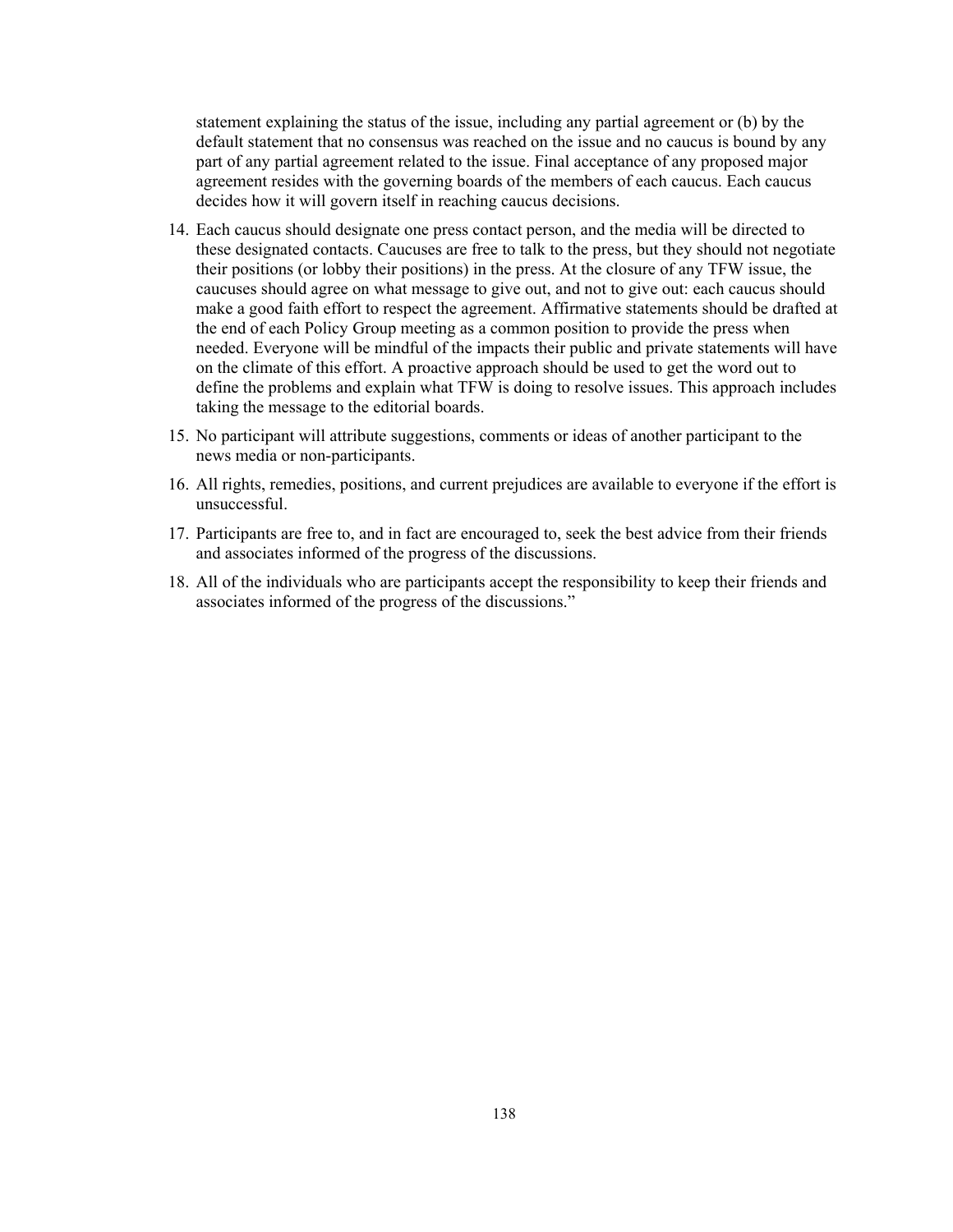statement explaining the status of the issue, including any partial agreement or (b) by the default statement that no consensus was reached on the issue and no caucus is bound by any part of any partial agreement related to the issue. Final acceptance of any proposed major agreement resides with the governing boards of the members of each caucus. Each caucus decides how it will govern itself in reaching caucus decisions.

14. Each caucus should designate one press contact person, and the media will be directed to these designated contacts. Caucuses are free to talk to the press, but they should not negotiate their positions (or lobby their positions) in the press. At the closure of any TFW issue, the caucuses should agree on what message to give out, and not to give out: each caucus should make a good faith effort to respect the agreement. Affirmative statements should be drafted at the end of each Policy Group meeting as a common position to provide the press when needed. Everyone will be mindful of the impacts their public and private statements will have on the climate of this effort. A proactive approach should be used to get the word out to define the problems and explain what TFW is doing to resolve issues. This approach includes taking the message to the editorial boards.
15. No participant will attribute suggestions, comments or ideas of another participant to the news media or non-participants.
16. All rights, remedies, positions, and current prejudices are available to everyone if the effort is unsuccessful.
17. Participants are free to, and in fact are encouraged to, seek the best advice from their friends and associates informed of the progress of the discussions.
18. All of the individuals who are participants accept the responsibility to keep their friends and associates informed of the progress of the discussions."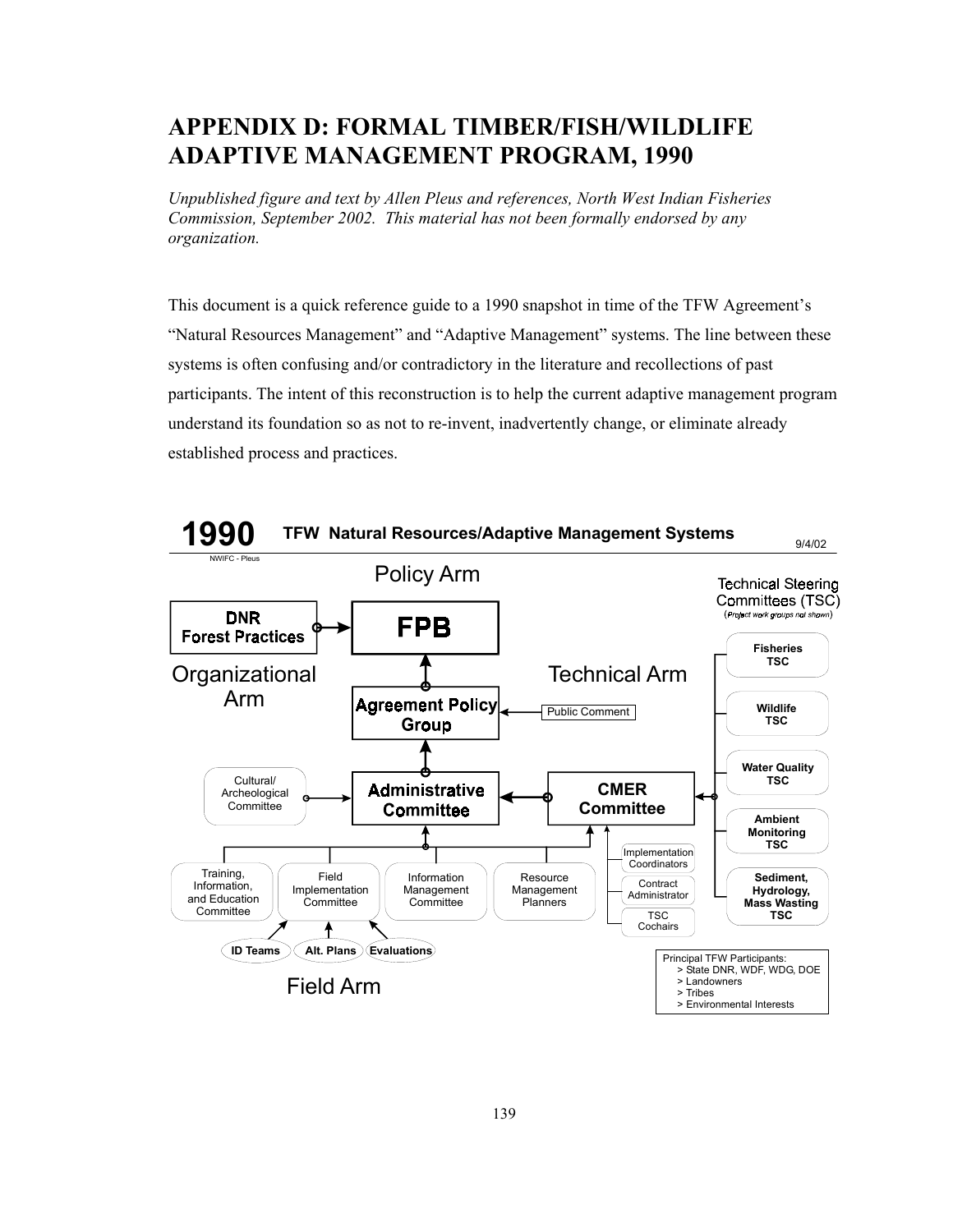# APPENDIX D: FORMAL TIMBER/FISH/WILDLIFE ADAPTIVE MANAGEMENT PROGRAM, 1990

*Unpublished figure and text by Allen Pleus and references, North West Indian Fisheries Commission, September 2002. This material has not been formally endorsed by any organization.*

This document is a quick reference guide to a 1990 snapshot in time of the TFW Agreement's "Natural Resources Management" and "Adaptive Management" systems. The line between these systems is often confusing and/or contradictory in the literature and recollections of past participants. The intent of this reconstruction is to help the current adaptive management program understand its foundation so as not to re-invent, inadvertently change, or eliminate already established process and practices.

**1990** **TFW Natural Resources/Adaptive Management Systems** 9/4/02

NWIFC - Pleus

Policy Arm

Organizational Arm

Technical Arm

Field Arm

- DNR Forest Practices → FPB
- Agreement Policy Group → FPB
- Public Comment → Agreement Policy Group
- Administrative Committee → Agreement Policy Group
- Cultural/Archeological Committee → Administrative Committee
- CMER Committee → Administrative Committee
- Technical Steering Committees (TSC) (*Project work groups not shown*) → CMER Committee
  - Fisheries TSC
  - Wildlife TSC
  - Water Quality TSC
  - Ambient Monitoring TSC
  - Sediment, Hydrology, Mass Wasting TSC
- Implementation Coordinators, Contract Administrator, TSC Cochairs → CMER Committee
- Training, Information, and Education Committee; Field Implementation Committee; Information Management Committee; Resource Management Planners → Administrative Committee / CMER Committee
- ID Teams, Alt. Plans, Evaluations → Field Implementation Committee

Principal TFW Participants:
> State DNR, WDF, WDG, DOE
> Landowners
> Tribes
> Environmental Interests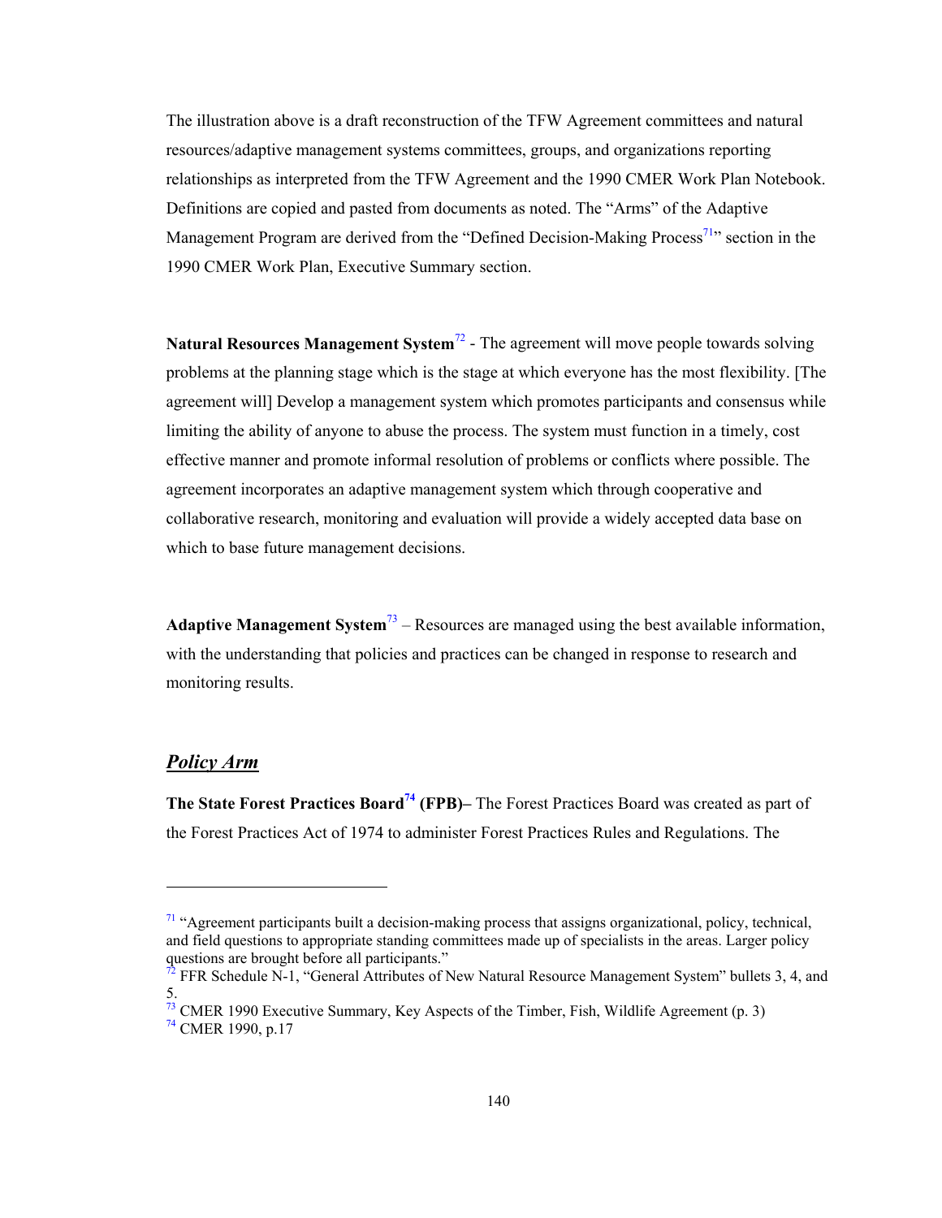The illustration above is a draft reconstruction of the TFW Agreement committees and natural resources/adaptive management systems committees, groups, and organizations reporting relationships as interpreted from the TFW Agreement and the 1990 CMER Work Plan Notebook. Definitions are copied and pasted from documents as noted. The "Arms" of the Adaptive Management Program are derived from the "Defined Decision-Making Process[71]" section in the 1990 CMER Work Plan, Executive Summary section.

**Natural Resources Management System**[72] - The agreement will move people towards solving problems at the planning stage which is the stage at which everyone has the most flexibility. [The agreement will] Develop a management system which promotes participants and consensus while limiting the ability of anyone to abuse the process. The system must function in a timely, cost effective manner and promote informal resolution of problems or conflicts where possible. The agreement incorporates an adaptive management system which through cooperative and collaborative research, monitoring and evaluation will provide a widely accepted data base on which to base future management decisions.

**Adaptive Management System**[73] – Resources are managed using the best available information, with the understanding that policies and practices can be changed in response to research and monitoring results.

## ***Policy Arm***

**The State Forest Practices Board[74] (FPB)–** The Forest Practices Board was created as part of the Forest Practices Act of 1974 to administer Forest Practices Rules and Regulations. The

---

[71] "Agreement participants built a decision-making process that assigns organizational, policy, technical, and field questions to appropriate standing committees made up of specialists in the areas. Larger policy questions are brought before all participants."

[72] FFR Schedule N-1, "General Attributes of New Natural Resource Management System" bullets 3, 4, and 5.

[73] CMER 1990 Executive Summary, Key Aspects of the Timber, Fish, Wildlife Agreement (p. 3)

[74] CMER 1990, p.17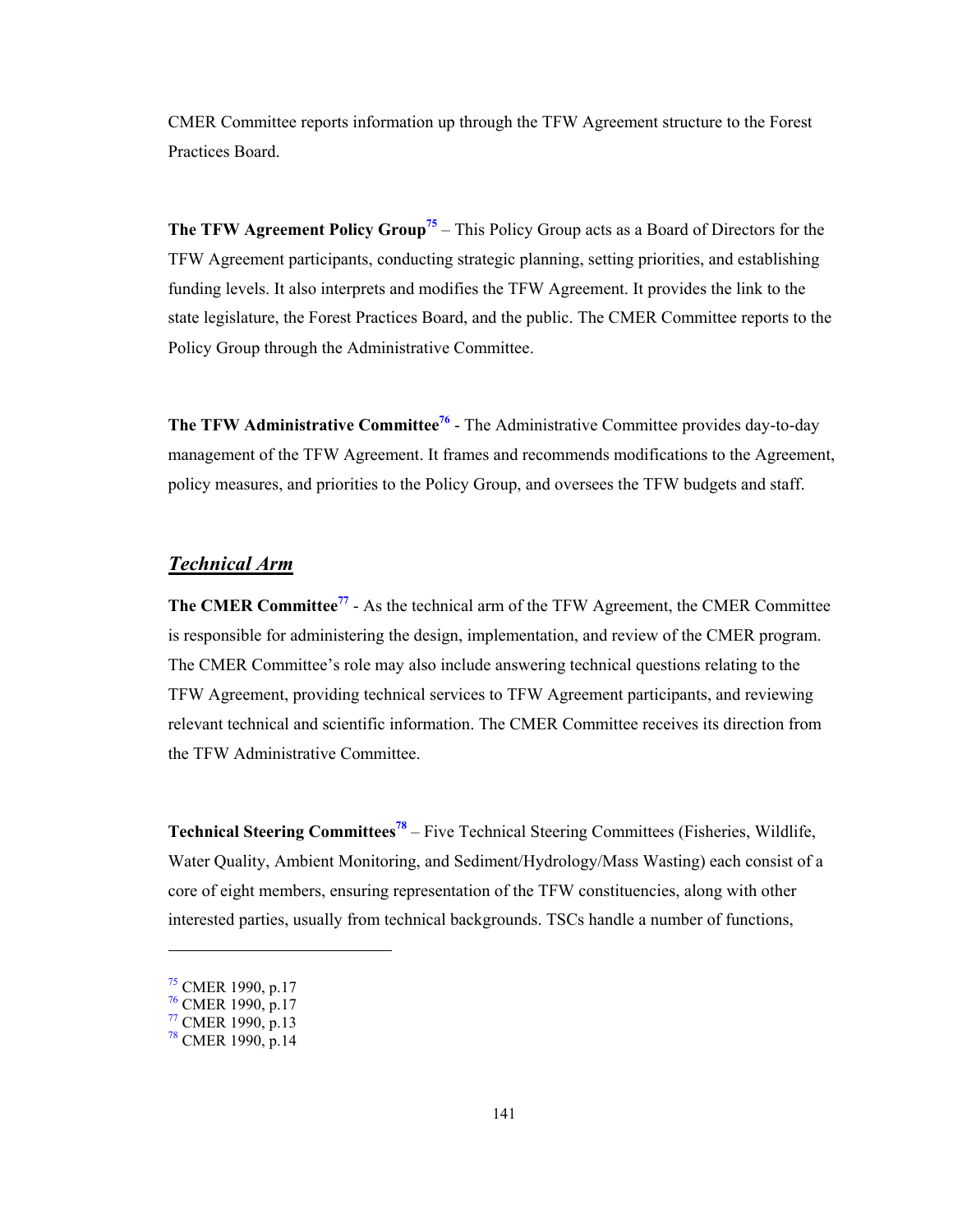CMER Committee reports information up through the TFW Agreement structure to the Forest Practices Board.

**The TFW Agreement Policy Group**[75] – This Policy Group acts as a Board of Directors for the TFW Agreement participants, conducting strategic planning, setting priorities, and establishing funding levels. It also interprets and modifies the TFW Agreement. It provides the link to the state legislature, the Forest Practices Board, and the public. The CMER Committee reports to the Policy Group through the Administrative Committee.

**The TFW Administrative Committee**[76] - The Administrative Committee provides day-to-day management of the TFW Agreement. It frames and recommends modifications to the Agreement, policy measures, and priorities to the Policy Group, and oversees the TFW budgets and staff.

## ***Technical Arm***

**The CMER Committee**[77] - As the technical arm of the TFW Agreement, the CMER Committee is responsible for administering the design, implementation, and review of the CMER program. The CMER Committee's role may also include answering technical questions relating to the TFW Agreement, providing technical services to TFW Agreement participants, and reviewing relevant technical and scientific information. The CMER Committee receives its direction from the TFW Administrative Committee.

**Technical Steering Committees**[78] – Five Technical Steering Committees (Fisheries, Wildlife, Water Quality, Ambient Monitoring, and Sediment/Hydrology/Mass Wasting) each consist of a core of eight members, ensuring representation of the TFW constituencies, along with other interested parties, usually from technical backgrounds. TSCs handle a number of functions,

---

[75] CMER 1990, p.17
[76] CMER 1990, p.17
[77] CMER 1990, p.13
[78] CMER 1990, p.14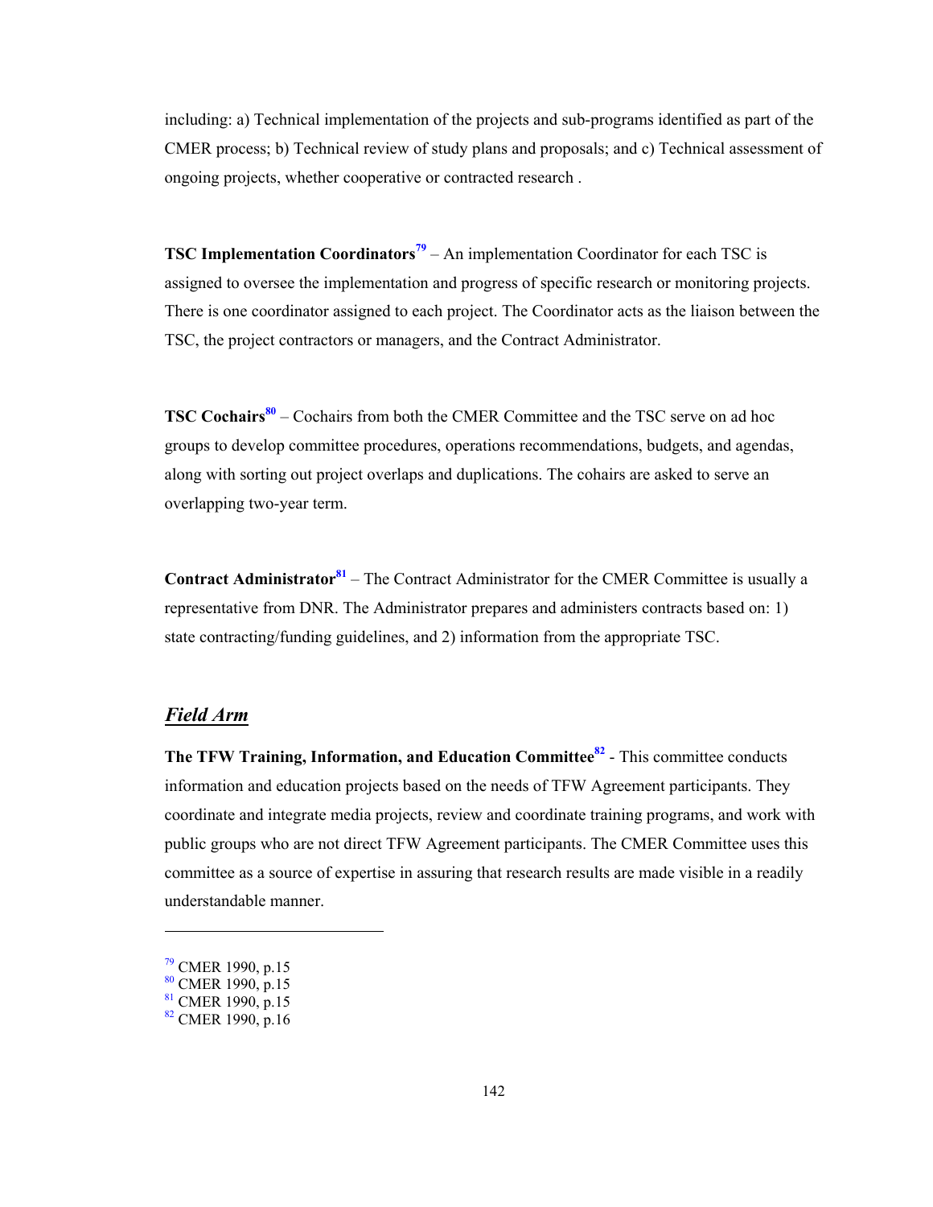including: a) Technical implementation of the projects and sub-programs identified as part of the CMER process; b) Technical review of study plans and proposals; and c) Technical assessment of ongoing projects, whether cooperative or contracted research .

**TSC Implementation Coordinators**[79] – An implementation Coordinator for each TSC is assigned to oversee the implementation and progress of specific research or monitoring projects. There is one coordinator assigned to each project. The Coordinator acts as the liaison between the TSC, the project contractors or managers, and the Contract Administrator.

**TSC Cochairs**[80] – Cochairs from both the CMER Committee and the TSC serve on ad hoc groups to develop committee procedures, operations recommendations, budgets, and agendas, along with sorting out project overlaps and duplications. The cohairs are asked to serve an overlapping two-year term.

**Contract Administrator**[81] – The Contract Administrator for the CMER Committee is usually a representative from DNR. The Administrator prepares and administers contracts based on: 1) state contracting/funding guidelines, and 2) information from the appropriate TSC.

## ***Field Arm***

**The TFW Training, Information, and Education Committee**[82] - This committee conducts information and education projects based on the needs of TFW Agreement participants. They coordinate and integrate media projects, review and coordinate training programs, and work with public groups who are not direct TFW Agreement participants. The CMER Committee uses this committee as a source of expertise in assuring that research results are made visible in a readily understandable manner.

---

[79] CMER 1990, p.15
[80] CMER 1990, p.15
[81] CMER 1990, p.15
[82] CMER 1990, p.16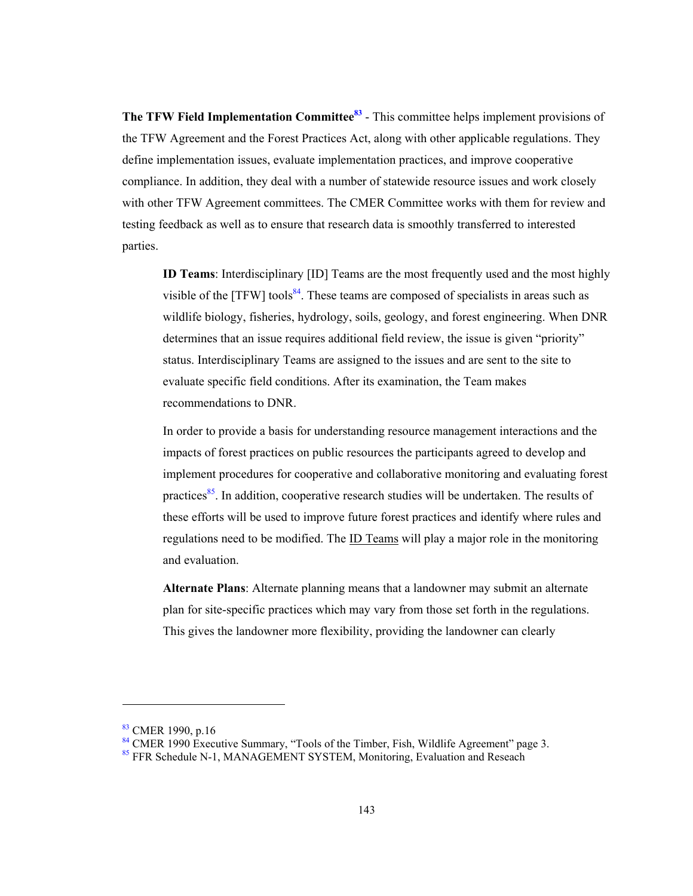**The TFW Field Implementation Committee**[83] - This committee helps implement provisions of the TFW Agreement and the Forest Practices Act, along with other applicable regulations. They define implementation issues, evaluate implementation practices, and improve cooperative compliance. In addition, they deal with a number of statewide resource issues and work closely with other TFW Agreement committees. The CMER Committee works with them for review and testing feedback as well as to ensure that research data is smoothly transferred to interested parties.

> **ID Teams**: Interdisciplinary [ID] Teams are the most frequently used and the most highly visible of the [TFW] tools[84]. These teams are composed of specialists in areas such as wildlife biology, fisheries, hydrology, soils, geology, and forest engineering. When DNR determines that an issue requires additional field review, the issue is given "priority" status. Interdisciplinary Teams are assigned to the issues and are sent to the site to evaluate specific field conditions. After its examination, the Team makes recommendations to DNR.
>
> In order to provide a basis for understanding resource management interactions and the impacts of forest practices on public resources the participants agreed to develop and implement procedures for cooperative and collaborative monitoring and evaluating forest practices[85]. In addition, cooperative research studies will be undertaken. The results of these efforts will be used to improve future forest practices and identify where rules and regulations need to be modified. The <u>ID Teams</u> will play a major role in the monitoring and evaluation.
>
> **Alternate Plans**: Alternate planning means that a landowner may submit an alternate plan for site-specific practices which may vary from those set forth in the regulations. This gives the landowner more flexibility, providing the landowner can clearly

---

[83] CMER 1990, p.16

[84] CMER 1990 Executive Summary, "Tools of the Timber, Fish, Wildlife Agreement" page 3.

[85] FFR Schedule N-1, MANAGEMENT SYSTEM, Monitoring, Evaluation and Reseach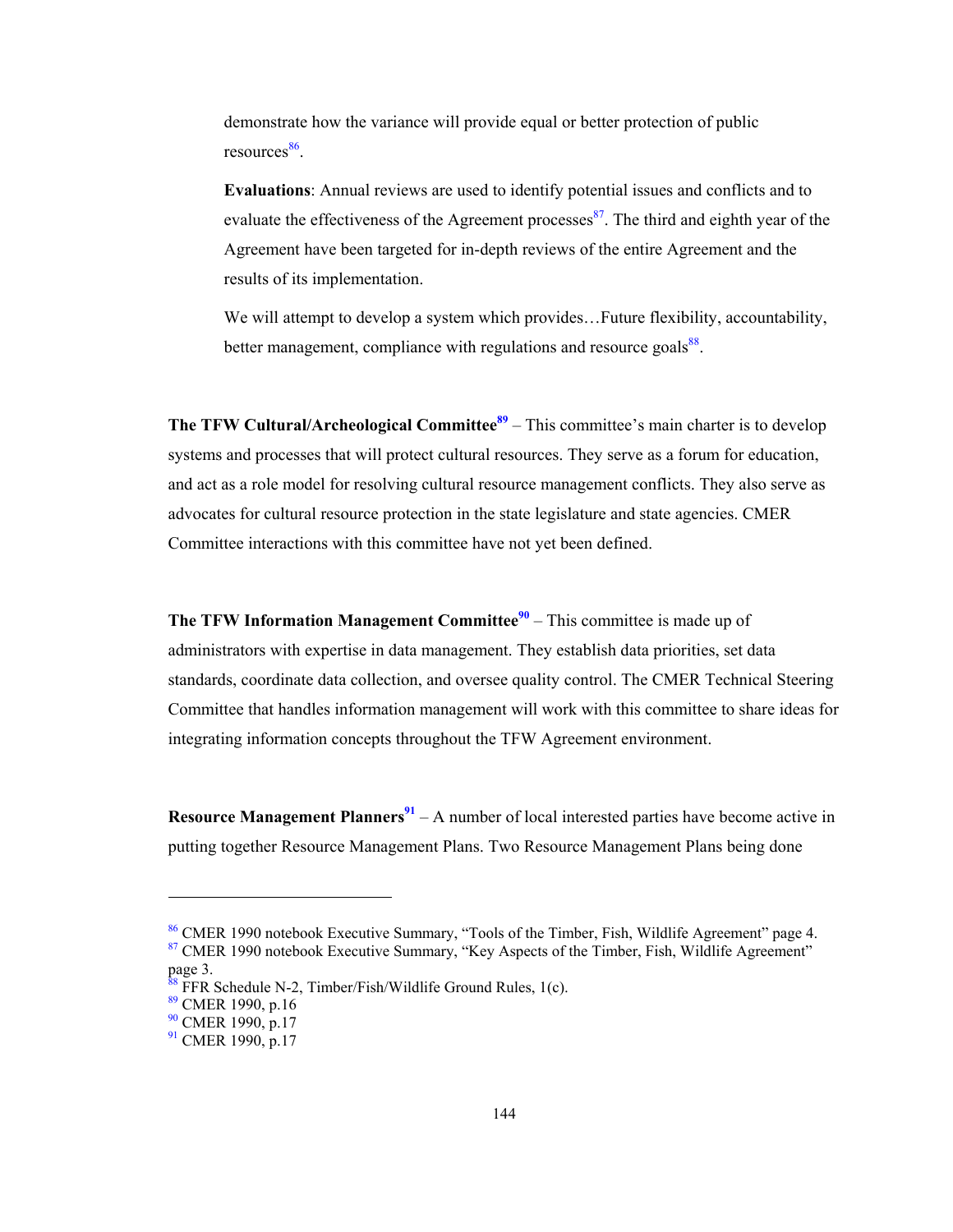demonstrate how the variance will provide equal or better protection of public resources[86].

**Evaluations**: Annual reviews are used to identify potential issues and conflicts and to evaluate the effectiveness of the Agreement processes[87]. The third and eighth year of the Agreement have been targeted for in-depth reviews of the entire Agreement and the results of its implementation.

We will attempt to develop a system which provides…Future flexibility, accountability, better management, compliance with regulations and resource goals[88].

**The TFW Cultural/Archeological Committee**[89] – This committee's main charter is to develop systems and processes that will protect cultural resources. They serve as a forum for education, and act as a role model for resolving cultural resource management conflicts. They also serve as advocates for cultural resource protection in the state legislature and state agencies. CMER Committee interactions with this committee have not yet been defined.

**The TFW Information Management Committee**[90] – This committee is made up of administrators with expertise in data management. They establish data priorities, set data standards, coordinate data collection, and oversee quality control. The CMER Technical Steering Committee that handles information management will work with this committee to share ideas for integrating information concepts throughout the TFW Agreement environment.

**Resource Management Planners**[91] – A number of local interested parties have become active in putting together Resource Management Plans. Two Resource Management Plans being done

---

[86] CMER 1990 notebook Executive Summary, "Tools of the Timber, Fish, Wildlife Agreement" page 4.

[87] CMER 1990 notebook Executive Summary, "Key Aspects of the Timber, Fish, Wildlife Agreement" page 3.

[88] FFR Schedule N-2, Timber/Fish/Wildlife Ground Rules, 1(c).

[89] CMER 1990, p.16

[90] CMER 1990, p.17

[91] CMER 1990, p.17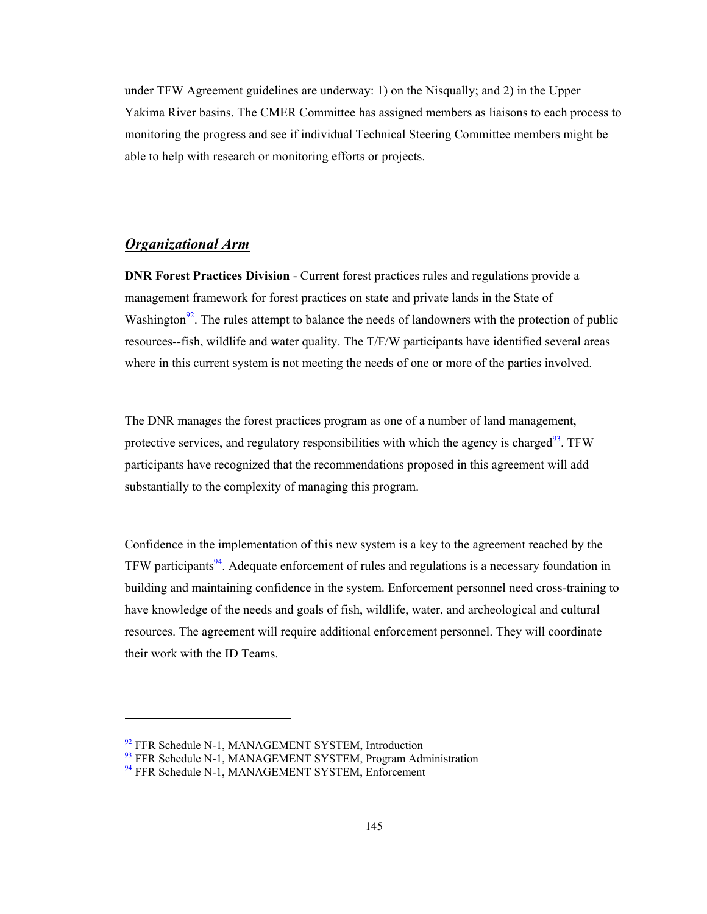under TFW Agreement guidelines are underway: 1) on the Nisqually; and 2) in the Upper Yakima River basins. The CMER Committee has assigned members as liaisons to each process to monitoring the progress and see if individual Technical Steering Committee members might be able to help with research or monitoring efforts or projects.

## ***Organizational Arm***

**DNR Forest Practices Division** - Current forest practices rules and regulations provide a management framework for forest practices on state and private lands in the State of Washington[92]. The rules attempt to balance the needs of landowners with the protection of public resources--fish, wildlife and water quality. The T/F/W participants have identified several areas where in this current system is not meeting the needs of one or more of the parties involved.

The DNR manages the forest practices program as one of a number of land management, protective services, and regulatory responsibilities with which the agency is charged[93]. TFW participants have recognized that the recommendations proposed in this agreement will add substantially to the complexity of managing this program.

Confidence in the implementation of this new system is a key to the agreement reached by the TFW participants[94]. Adequate enforcement of rules and regulations is a necessary foundation in building and maintaining confidence in the system. Enforcement personnel need cross-training to have knowledge of the needs and goals of fish, wildlife, water, and archeological and cultural resources. The agreement will require additional enforcement personnel. They will coordinate their work with the ID Teams.

---

[92] FFR Schedule N-1, MANAGEMENT SYSTEM, Introduction
[93] FFR Schedule N-1, MANAGEMENT SYSTEM, Program Administration
[94] FFR Schedule N-1, MANAGEMENT SYSTEM, Enforcement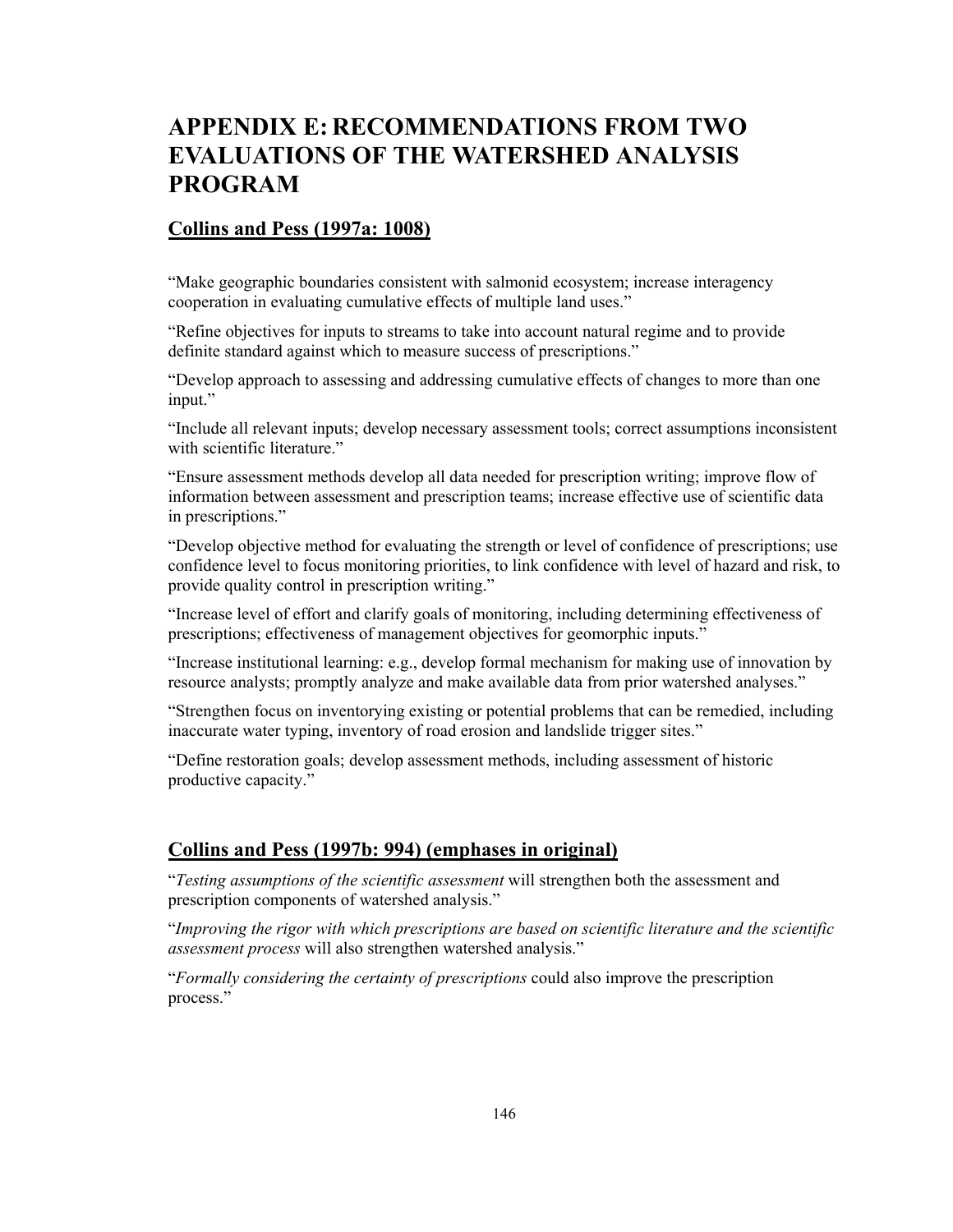# APPENDIX E: RECOMMENDATIONS FROM TWO EVALUATIONS OF THE WATERSHED ANALYSIS PROGRAM

## Collins and Pess (1997a: 1008)

"Make geographic boundaries consistent with salmonid ecosystem; increase interagency cooperation in evaluating cumulative effects of multiple land uses."

"Refine objectives for inputs to streams to take into account natural regime and to provide definite standard against which to measure success of prescriptions."

"Develop approach to assessing and addressing cumulative effects of changes to more than one input."

"Include all relevant inputs; develop necessary assessment tools; correct assumptions inconsistent with scientific literature."

"Ensure assessment methods develop all data needed for prescription writing; improve flow of information between assessment and prescription teams; increase effective use of scientific data in prescriptions."

"Develop objective method for evaluating the strength or level of confidence of prescriptions; use confidence level to focus monitoring priorities, to link confidence with level of hazard and risk, to provide quality control in prescription writing."

"Increase level of effort and clarify goals of monitoring, including determining effectiveness of prescriptions; effectiveness of management objectives for geomorphic inputs."

"Increase institutional learning: e.g., develop formal mechanism for making use of innovation by resource analysts; promptly analyze and make available data from prior watershed analyses."

"Strengthen focus on inventorying existing or potential problems that can be remedied, including inaccurate water typing, inventory of road erosion and landslide trigger sites."

"Define restoration goals; develop assessment methods, including assessment of historic productive capacity."

## Collins and Pess (1997b: 994) (emphases in original)

"*Testing assumptions of the scientific assessment* will strengthen both the assessment and prescription components of watershed analysis."

"*Improving the rigor with which prescriptions are based on scientific literature and the scientific assessment process* will also strengthen watershed analysis."

"*Formally considering the certainty of prescriptions* could also improve the prescription process."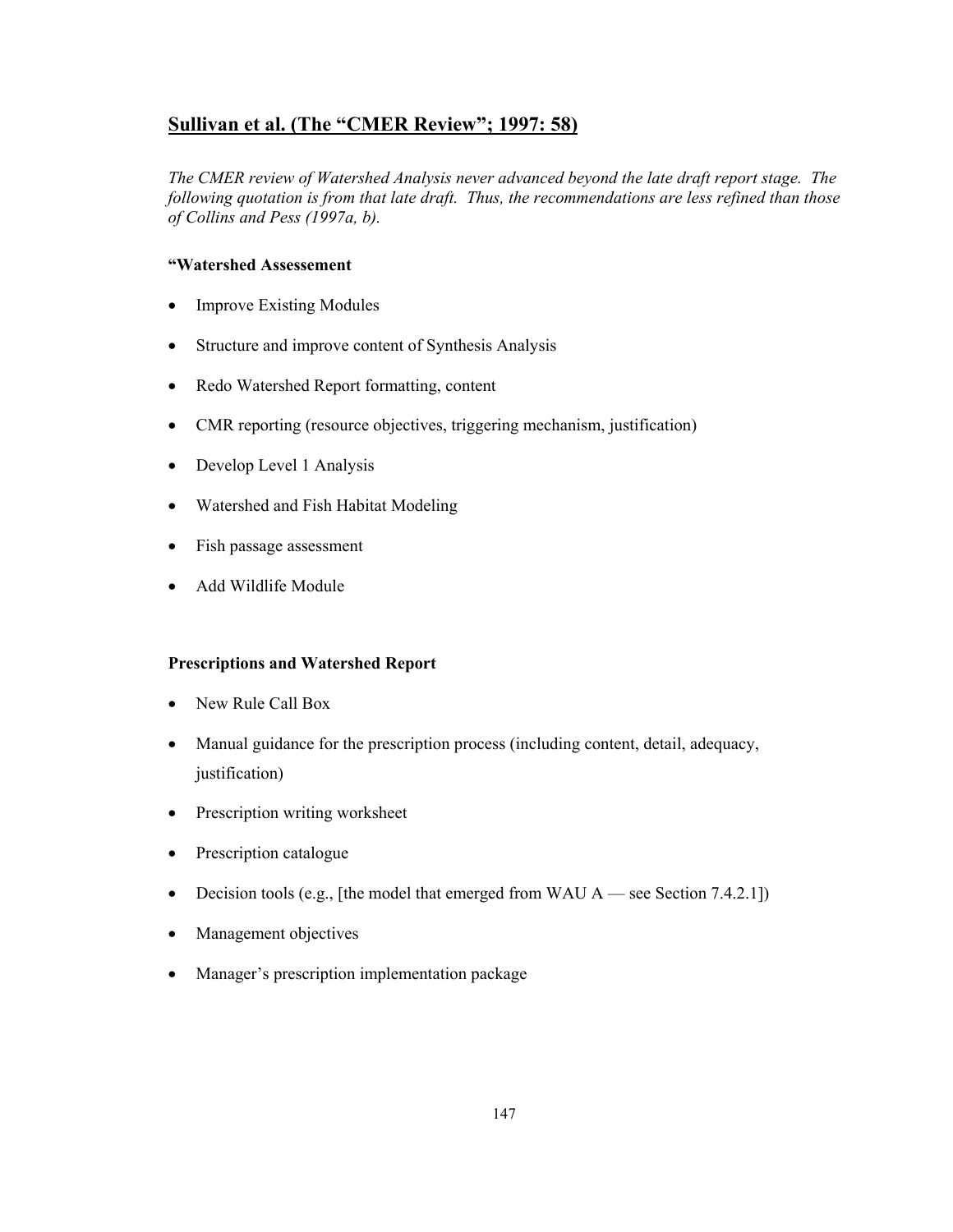## Sullivan et al. (The "CMER Review"; 1997: 58)

*The CMER review of Watershed Analysis never advanced beyond the late draft report stage. The following quotation is from that late draft. Thus, the recommendations are less refined than those of Collins and Pess (1997a, b).*

**"Watershed Assesement**

- Improve Existing Modules
- Structure and improve content of Synthesis Analysis
- Redo Watershed Report formatting, content
- CMR reporting (resource objectives, triggering mechanism, justification)
- Develop Level 1 Analysis
- Watershed and Fish Habitat Modeling
- Fish passage assessment
- Add Wildlife Module

**Prescriptions and Watershed Report**

- New Rule Call Box
- Manual guidance for the prescription process (including content, detail, adequacy, justification)
- Prescription writing worksheet
- Prescription catalogue
- Decision tools (e.g., [the model that emerged from WAU A — see Section 7.4.2.1])
- Management objectives
- Manager's prescription implementation package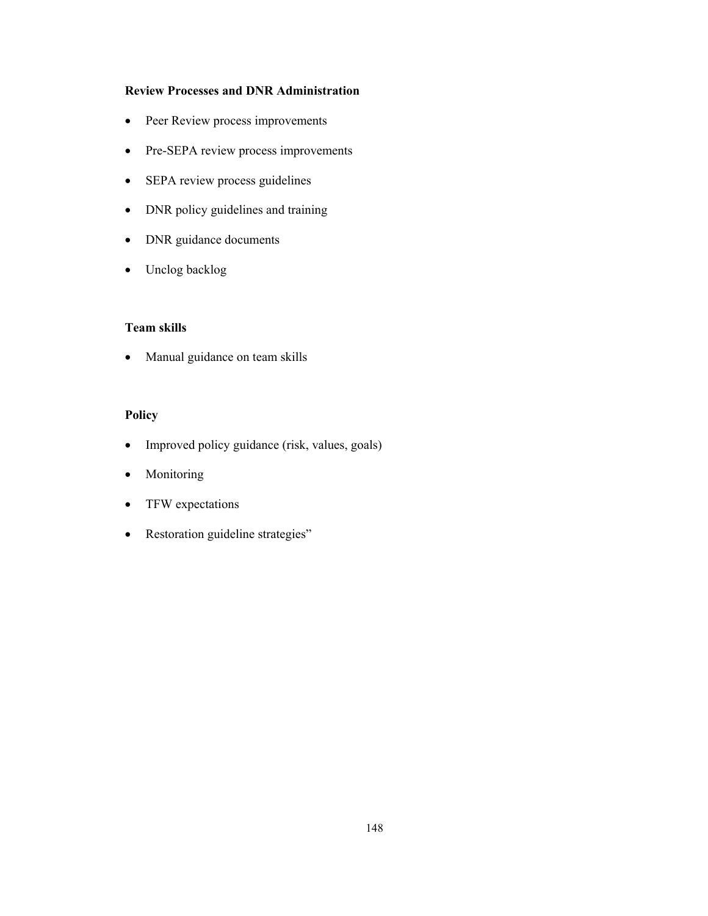**Review Processes and DNR Administration**

- Peer Review process improvements
- Pre-SEPA review process improvements
- SEPA review process guidelines
- DNR policy guidelines and training
- DNR guidance documents
- Unclog backlog

**Team skills**

- Manual guidance on team skills

**Policy**

- Improved policy guidance (risk, values, goals)
- Monitoring
- TFW expectations
- Restoration guideline strategies”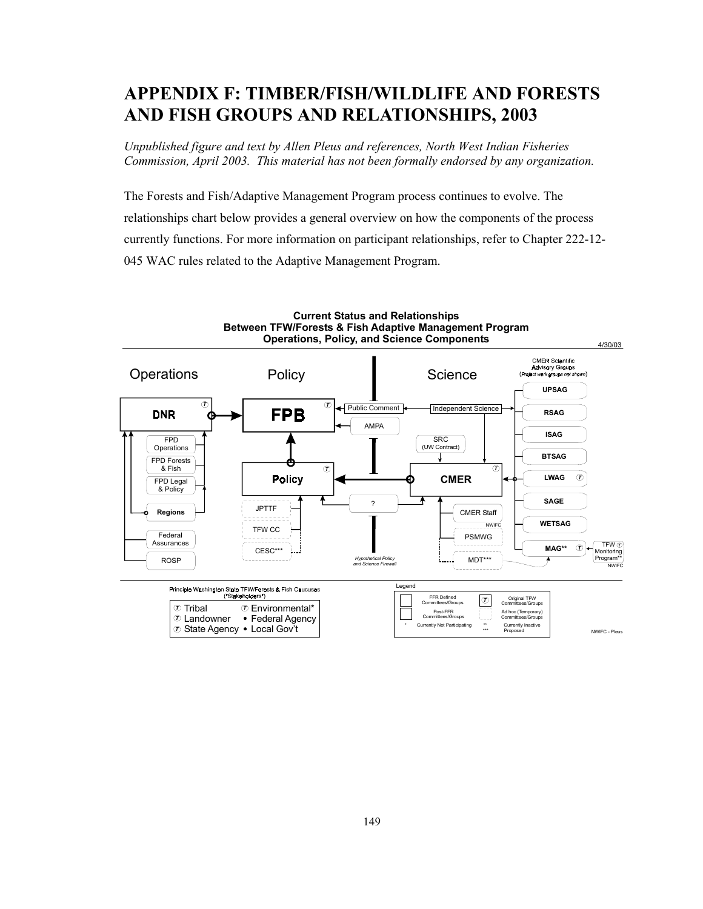# APPENDIX F: TIMBER/FISH/WILDLIFE AND FORESTS AND FISH GROUPS AND RELATIONSHIPS, 2003

*Unpublished figure and text by Allen Pleus and references, North West Indian Fisheries Commission, April 2003. This material has not been formally endorsed by any organization.*

The Forests and Fish/Adaptive Management Program process continues to evolve. The relationships chart below provides a general overview on how the components of the process currently functions. For more information on participant relationships, refer to Chapter 222-12-045 WAC rules related to the Adaptive Management Program.

**Current Status and Relationships Between TFW/Forests & Fish Adaptive Management Program Operations, Policy, and Science Components**

4/30/03

Operations | Policy | Science

CMER Scientific Advisory Groups (*Project work groups not shown*)

UPSAG, RSAG, ISAG, BTSAG, LWAG, SAGE, WETSAG, MAG**

DNR, FPB, Public Comment, Independent Science, AMPA, SRC (UW Contract), FPD Operations, FPD Forests & Fish, FPD Legal & Policy, Policy, CMER, Regions, JPTTF, ?, CMER Staff, TFW CC, NWIFC, PSMWG, Federal Assurances, CESC***, ROSP, *Hypothetical Policy and Science Firewall*, MDT***, TFW Monitoring Program**, NWIFC

Principle Washington State TFW/Forests & Fish Caucuses (*Stakeholders*)

- Tribal
- Landowner
- State Agency
- Environmental*
- Federal Agency
- Local Gov't

Legend

- FFR Defined Committees/Groups
- Post-FFR Committees/Groups
- Original TFW Committees/Groups
- Ad hoc (Temporary) Committees/Groups
- \* Currently Not Participating
- \*\* Currently Inactive
- \*\*\* Proposed

NWIFC - Pleus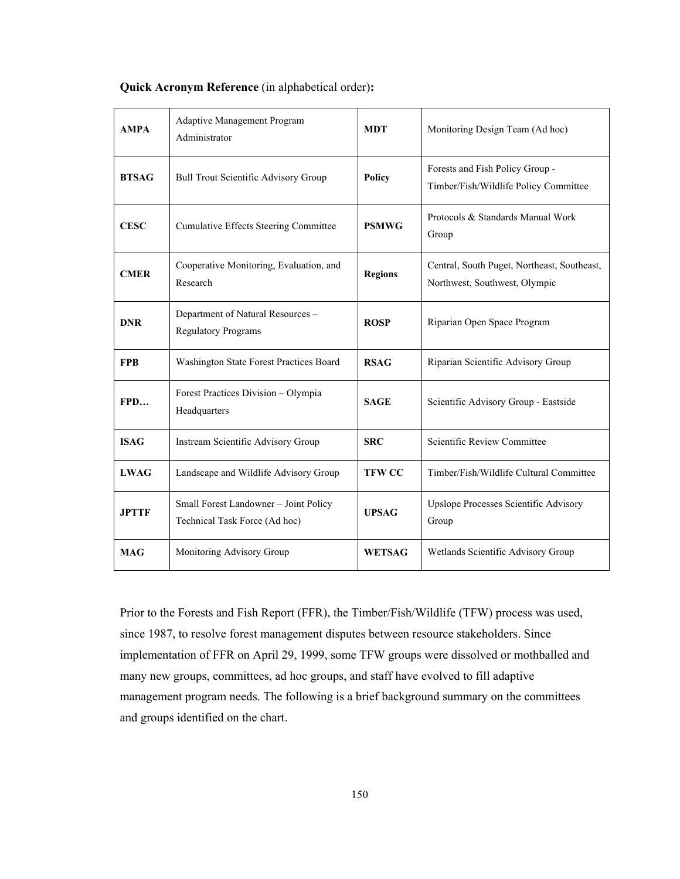**Quick Acronym Reference** (in alphabetical order)**:**

| | | | |
|---|---|---|---|
| **AMPA** | Adaptive Management Program Administrator | **MDT** | Monitoring Design Team (Ad hoc) |
| **BTSAG** | Bull Trout Scientific Advisory Group | **Policy** | Forests and Fish Policy Group - Timber/Fish/Wildlife Policy Committee |
| **CESC** | Cumulative Effects Steering Committee | **PSMWG** | Protocols & Standards Manual Work Group |
| **CMER** | Cooperative Monitoring, Evaluation, and Research | **Regions** | Central, South Puget, Northeast, Southeast, Northwest, Southwest, Olympic |
| **DNR** | Department of Natural Resources – Regulatory Programs | **ROSP** | Riparian Open Space Program |
| **FPB** | Washington State Forest Practices Board | **RSAG** | Riparian Scientific Advisory Group |
| **FPD…** | Forest Practices Division – Olympia Headquarters | **SAGE** | Scientific Advisory Group - Eastside |
| **ISAG** | Instream Scientific Advisory Group | **SRC** | Scientific Review Committee |
| **LWAG** | Landscape and Wildlife Advisory Group | **TFW CC** | Timber/Fish/Wildlife Cultural Committee |
| **JPTTF** | Small Forest Landowner – Joint Policy Technical Task Force (Ad hoc) | **UPSAG** | Upslope Processes Scientific Advisory Group |
| **MAG** | Monitoring Advisory Group | **WETSAG** | Wetlands Scientific Advisory Group |

Prior to the Forests and Fish Report (FFR), the Timber/Fish/Wildlife (TFW) process was used, since 1987, to resolve forest management disputes between resource stakeholders. Since implementation of FFR on April 29, 1999, some TFW groups were dissolved or mothballed and many new groups, committees, ad hoc groups, and staff have evolved to fill adaptive management program needs. The following is a brief background summary on the committees and groups identified on the chart.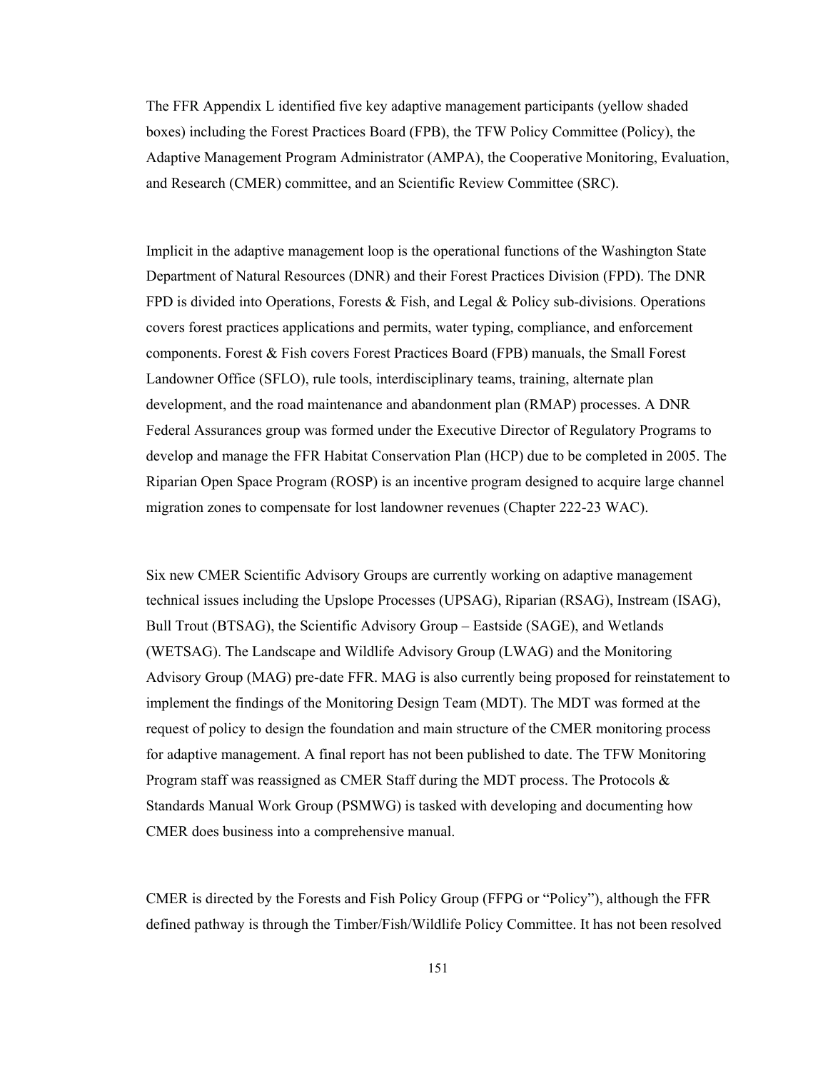The FFR Appendix L identified five key adaptive management participants (yellow shaded boxes) including the Forest Practices Board (FPB), the TFW Policy Committee (Policy), the Adaptive Management Program Administrator (AMPA), the Cooperative Monitoring, Evaluation, and Research (CMER) committee, and an Scientific Review Committee (SRC).

Implicit in the adaptive management loop is the operational functions of the Washington State Department of Natural Resources (DNR) and their Forest Practices Division (FPD). The DNR FPD is divided into Operations, Forests & Fish, and Legal & Policy sub-divisions. Operations covers forest practices applications and permits, water typing, compliance, and enforcement components. Forest & Fish covers Forest Practices Board (FPB) manuals, the Small Forest Landowner Office (SFLO), rule tools, interdisciplinary teams, training, alternate plan development, and the road maintenance and abandonment plan (RMAP) processes. A DNR Federal Assurances group was formed under the Executive Director of Regulatory Programs to develop and manage the FFR Habitat Conservation Plan (HCP) due to be completed in 2005. The Riparian Open Space Program (ROSP) is an incentive program designed to acquire large channel migration zones to compensate for lost landowner revenues (Chapter 222-23 WAC).

Six new CMER Scientific Advisory Groups are currently working on adaptive management technical issues including the Upslope Processes (UPSAG), Riparian (RSAG), Instream (ISAG), Bull Trout (BTSAG), the Scientific Advisory Group – Eastside (SAGE), and Wetlands (WETSAG). The Landscape and Wildlife Advisory Group (LWAG) and the Monitoring Advisory Group (MAG) pre-date FFR. MAG is also currently being proposed for reinstatement to implement the findings of the Monitoring Design Team (MDT). The MDT was formed at the request of policy to design the foundation and main structure of the CMER monitoring process for adaptive management. A final report has not been published to date. The TFW Monitoring Program staff was reassigned as CMER Staff during the MDT process. The Protocols & Standards Manual Work Group (PSMWG) is tasked with developing and documenting how CMER does business into a comprehensive manual.

CMER is directed by the Forests and Fish Policy Group (FFPG or "Policy"), although the FFR defined pathway is through the Timber/Fish/Wildlife Policy Committee. It has not been resolved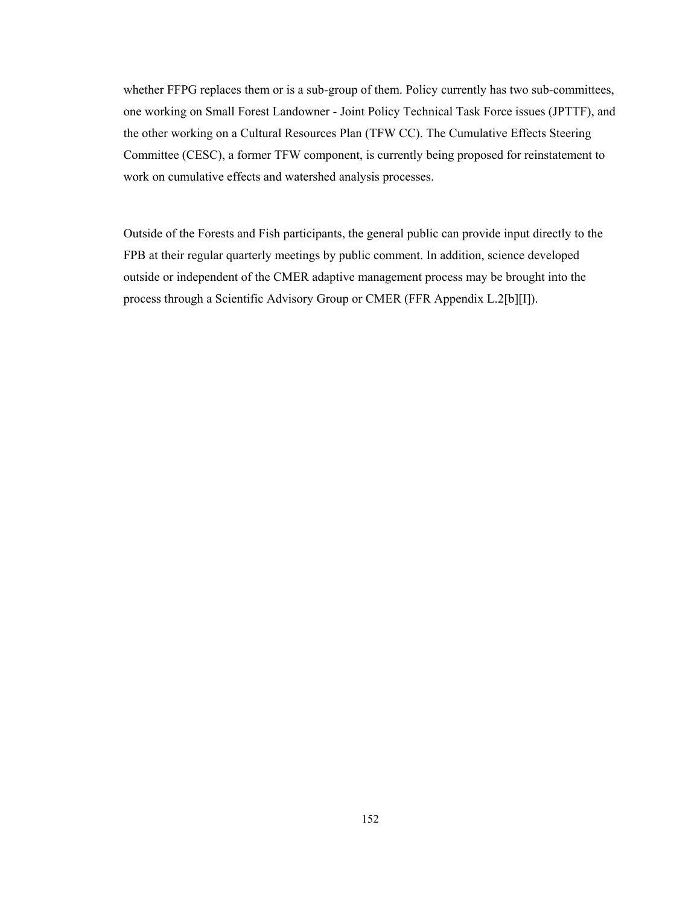whether FFPG replaces them or is a sub-group of them. Policy currently has two sub-committees, one working on Small Forest Landowner - Joint Policy Technical Task Force issues (JPTTF), and the other working on a Cultural Resources Plan (TFW CC). The Cumulative Effects Steering Committee (CESC), a former TFW component, is currently being proposed for reinstatement to work on cumulative effects and watershed analysis processes.

Outside of the Forests and Fish participants, the general public can provide input directly to the FPB at their regular quarterly meetings by public comment. In addition, science developed outside or independent of the CMER adaptive management process may be brought into the process through a Scientific Advisory Group or CMER (FFR Appendix L.2[b][I]).